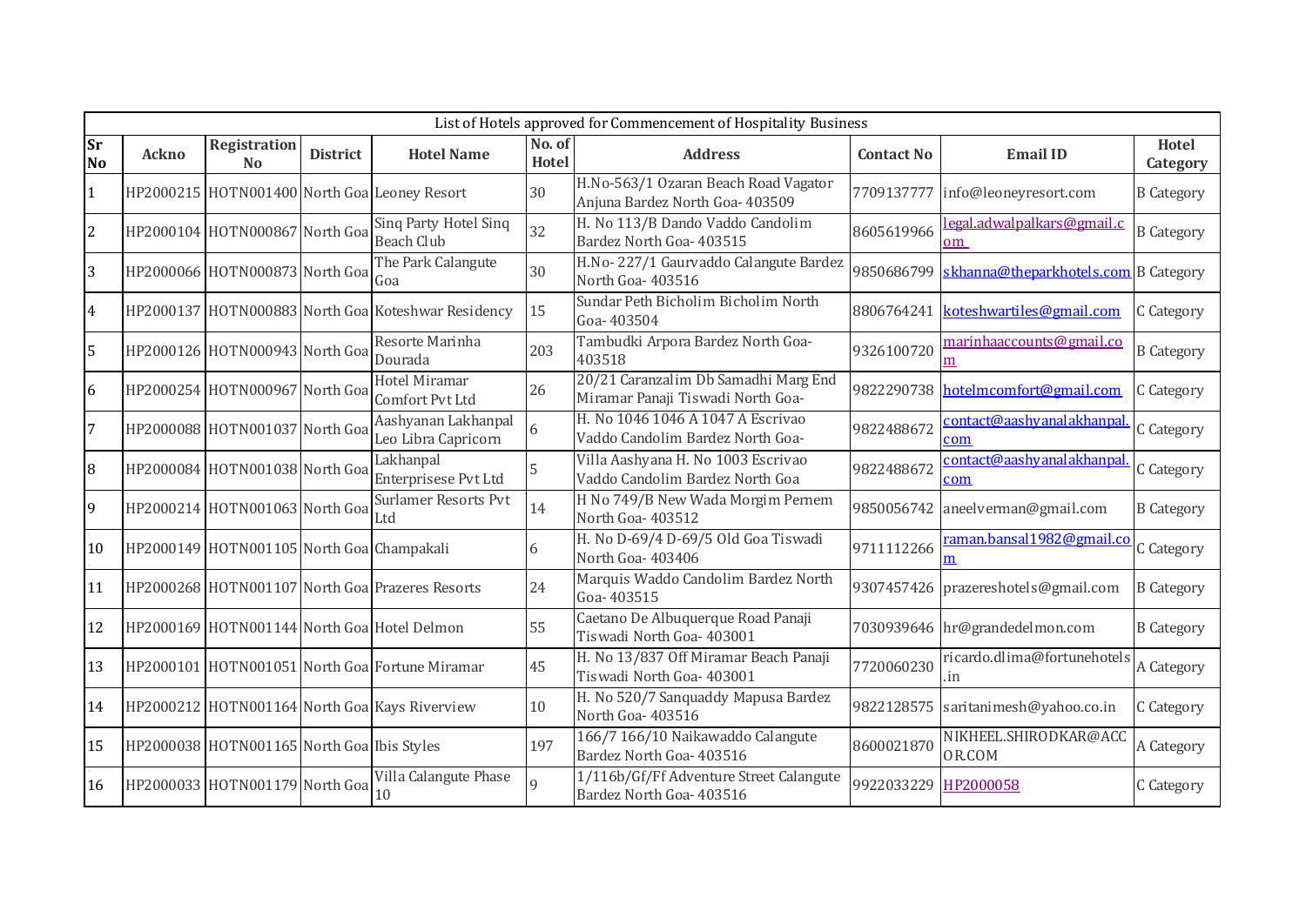| List of Hotels approved for Commencement of Hospitality Business | | | | | | | | | |
|---|---|---|---|---|---|---|---|---|---|
| **Sr No** | **Ackno** | **Registration No** | **District** | **Hotel Name** | **No. of Hotel** | **Address** | **Contact No** | **Email ID** | **Hotel Category** |
| 1 | HP2000215 | HOTN001400 | North Goa | Leoney Resort | 30 | H.No-563/1 Ozaran Beach Road Vagator Anjuna Bardez North Goa- 403509 | 7709137777 | info@leoneyresort.com | B Category |
| 2 | HP2000104 | HOTN000867 | North Goa | Sinq Party Hotel Sinq Beach Club | 32 | H. No 113/B Dando Vaddo Candolim Bardez North Goa- 403515 | 8605619966 | legal.adwalpalkars@gmail.com | B Category |
| 3 | HP2000066 | HOTN000873 | North Goa | The Park Calangute Goa | 30 | H.No- 227/1 Gaurvaddo Calangute Bardez North Goa- 403516 | 9850686799 | skhanna@theparkhotels.com | B Category |
| 4 | HP2000137 | HOTN000883 | North Goa | Koteshwar Residency | 15 | Sundar Peth Bicholim Bicholim North Goa- 403504 | 8806764241 | koteshwartiles@gmail.com | C Category |
| 5 | HP2000126 | HOTN000943 | North Goa | Resorte Marinha Dourada | 203 | Tambudki Arpora Bardez North Goa- 403518 | 9326100720 | marinhaaccounts@gmail.com | B Category |
| 6 | HP2000254 | HOTN000967 | North Goa | Hotel Miramar Comfort Pvt Ltd | 26 | 20/21 Caranzalim Db Samadhi Marg End Miramar Panaji Tiswadi North Goa- | 9822290738 | hotelmcomfort@gmail.com | C Category |
| 7 | HP2000088 | HOTN001037 | North Goa | Aashyanan Lakhanpal Leo Libra Capricorn | 6 | H. No 1046 1046 A 1047 A Escrivao Vaddo Candolim Bardez North Goa- | 9822488672 | contact@aashyanalakhanpal.com | C Category |
| 8 | HP2000084 | HOTN001038 | North Goa | Lakhanpal Enterprisese Pvt Ltd | 5 | Villa Aashyana H. No 1003 Escrivao Vaddo Candolim Bardez North Goa | 9822488672 | contact@aashyanalakhanpal.com | C Category |
| 9 | HP2000214 | HOTN001063 | North Goa | Surlamer Resorts Pvt Ltd | 14 | H No 749/B New Wada Morgim Pernem North Goa- 403512 | 9850056742 | aneelverman@gmail.com | B Category |
| 10 | HP2000149 | HOTN001105 | North Goa | Champakali | 6 | H. No D-69/4 D-69/5 Old Goa Tiswadi North Goa- 403406 | 9711112266 | raman.bansal1982@gmail.com | C Category |
| 11 | HP2000268 | HOTN001107 | North Goa | Prazeres Resorts | 24 | Marquis Waddo Candolim Bardez North Goa- 403515 | 9307457426 | prazereshotels@gmail.com | B Category |
| 12 | HP2000169 | HOTN001144 | North Goa | Hotel Delmon | 55 | Caetano De Albuquerque Road Panaji Tiswadi North Goa- 403001 | 7030939646 | hr@grandedelmon.com | B Category |
| 13 | HP2000101 | HOTN001051 | North Goa | Fortune Miramar | 45 | H. No 13/837 Off Miramar Beach Panaji Tiswadi North Goa- 403001 | 7720060230 | ricardo.dlima@fortunehotels.in | A Category |
| 14 | HP2000212 | HOTN001164 | North Goa | Kays Riverview | 10 | H. No 520/7 Sanquaddy Mapusa Bardez North Goa- 403516 | 9822128575 | saritanimesh@yahoo.co.in | C Category |
| 15 | HP2000038 | HOTN001165 | North Goa | Ibis Styles | 197 | 166/7 166/10 Naikawaddo Calangute Bardez North Goa- 403516 | 8600021870 | NIKHEEL.SHIRODKAR@ACCOR.COM | A Category |
| 16 | HP2000033 | HOTN001179 | North Goa | Villa Calangute Phase 10 | 9 | 1/116b/Gf/Ff Adventure Street Calangute Bardez North Goa- 403516 | 9922033229 | HP2000058 | C Category |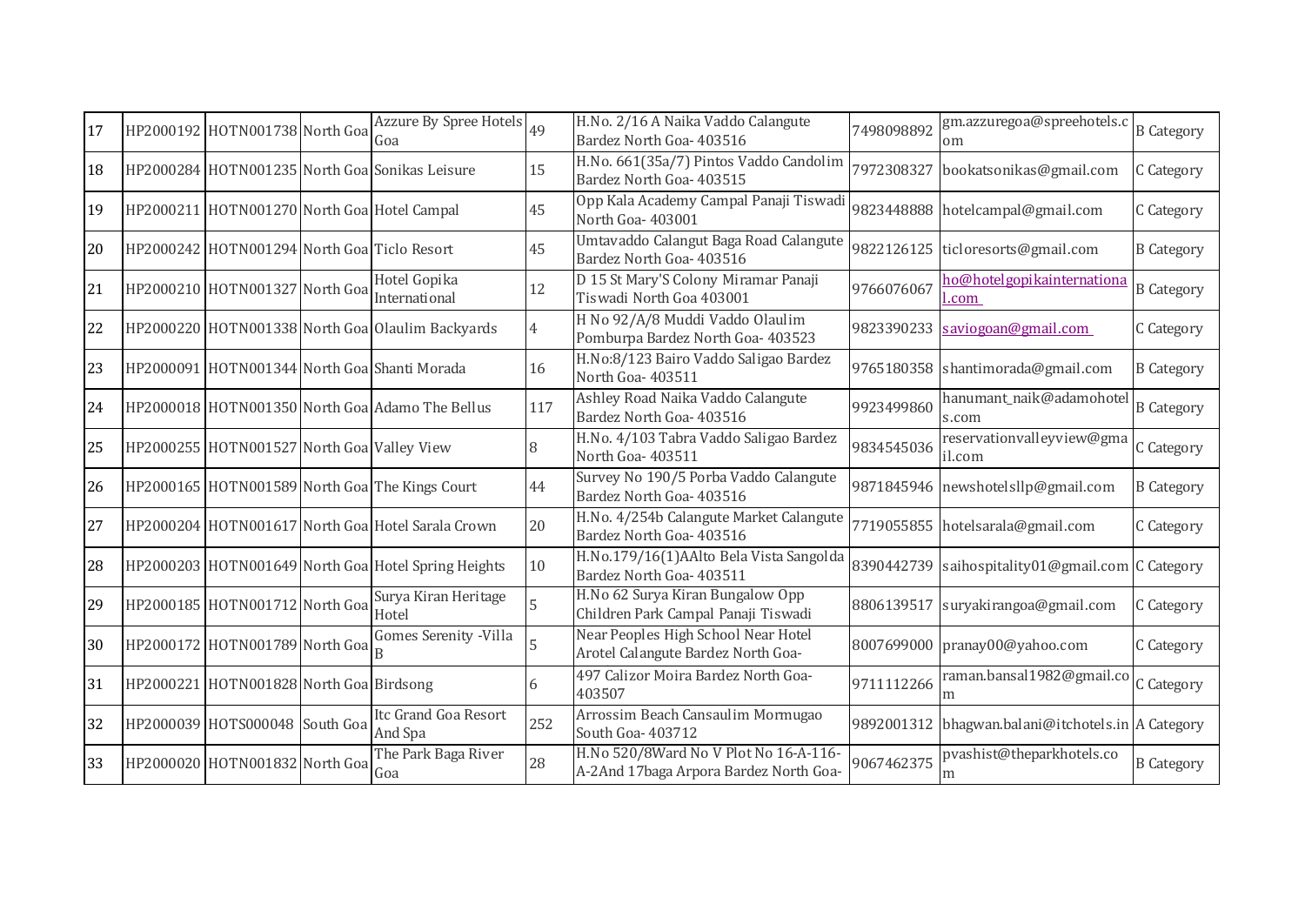| 17 | HP2000192 | HOTN001738 | North Goa | Azzure By Spree Hotels Goa | 49 | H.No. 2/16 A Naika Vaddo Calangute Bardez North Goa- 403516 | 7498098892 | gm.azzuregoa@spreehotels.com | B Category |
|---|---|---|---|---|---|---|---|---|---|
| 18 | HP2000284 | HOTN001235 | North Goa | Sonikas Leisure | 15 | H.No. 661(35a/7) Pintos Vaddo Candolim Bardez North Goa- 403515 | 7972308327 | bookatsonikas@gmail.com | C Category |
| 19 | HP2000211 | HOTN001270 | North Goa | Hotel Campal | 45 | Opp Kala Academy Campal Panaji Tiswadi North Goa- 403001 | 9823448888 | hotelcampal@gmail.com | C Category |
| 20 | HP2000242 | HOTN001294 | North Goa | Ticlo Resort | 45 | Umtavaddo Calangut Baga Road Calangute Bardez North Goa- 403516 | 9822126125 | ticloresorts@gmail.com | B Category |
| 21 | HP2000210 | HOTN001327 | North Goa | Hotel Gopika International | 12 | D 15 St Mary'S Colony Miramar Panaji Tiswadi North Goa 403001 | 9766076067 | ho@hotelgopikainternational.com | B Category |
| 22 | HP2000220 | HOTN001338 | North Goa | Olaulim Backyards | 4 | H No 92/A/8 Muddi Vaddo Olaulim Pomburpa Bardez North Goa- 403523 | 9823390233 | saviogoan@gmail.com | C Category |
| 23 | HP2000091 | HOTN001344 | North Goa | Shanti Morada | 16 | H.No:8/123 Bairo Vaddo Saligao Bardez North Goa- 403511 | 9765180358 | shantimorada@gmail.com | B Category |
| 24 | HP2000018 | HOTN001350 | North Goa | Adamo The Bellus | 117 | Ashley Road Naika Vaddo Calangute Bardez North Goa- 403516 | 9923499860 | hanumant_naik@adamohotels.com | B Category |
| 25 | HP2000255 | HOTN001527 | North Goa | Valley View | 8 | H.No. 4/103 Tabra Vaddo Saligao Bardez North Goa- 403511 | 9834545036 | reservationvalleyview@gmail.com | C Category |
| 26 | HP2000165 | HOTN001589 | North Goa | The Kings Court | 44 | Survey No 190/5 Porba Vaddo Calangute Bardez North Goa- 403516 | 9871845946 | newshotelsllp@gmail.com | B Category |
| 27 | HP2000204 | HOTN001617 | North Goa | Hotel Sarala Crown | 20 | H.No. 4/254b Calangute Market Calangute Bardez North Goa- 403516 | 7719055855 | hotelsarala@gmail.com | C Category |
| 28 | HP2000203 | HOTN001649 | North Goa | Hotel Spring Heights | 10 | H.No.179/16(1)AAlto Bela Vista Sangolda Bardez North Goa- 403511 | 8390442739 | saihospitality01@gmail.com | C Category |
| 29 | HP2000185 | HOTN001712 | North Goa | Surya Kiran Heritage Hotel | 5 | H.No 62 Surya Kiran Bungalow Opp Children Park Campal Panaji Tiswadi | 8806139517 | suryakirangoa@gmail.com | C Category |
| 30 | HP2000172 | HOTN001789 | North Goa | Gomes Serenity -Villa B | 5 | Near Peoples High School Near Hotel Arotel Calangute Bardez North Goa- | 8007699000 | pranay00@yahoo.com | C Category |
| 31 | HP2000221 | HOTN001828 | North Goa | Birdsong | 6 | 497 Calizor Moira Bardez North Goa- 403507 | 9711112266 | raman.bansal1982@gmail.com | C Category |
| 32 | HP2000039 | HOTS000048 | South Goa | Itc Grand Goa Resort And Spa | 252 | Arrossim Beach Cansaulim Mormugao South Goa- 403712 | 9892001312 | bhagwan.balani@itchotels.in | A Category |
| 33 | HP2000020 | HOTN001832 | North Goa | The Park Baga River Goa | 28 | H.No 520/8Ward No V Plot No 16-A-116-A-2And 17baga Arpora Bardez North Goa- | 9067462375 | pvashist@theparkhotels.com | B Category |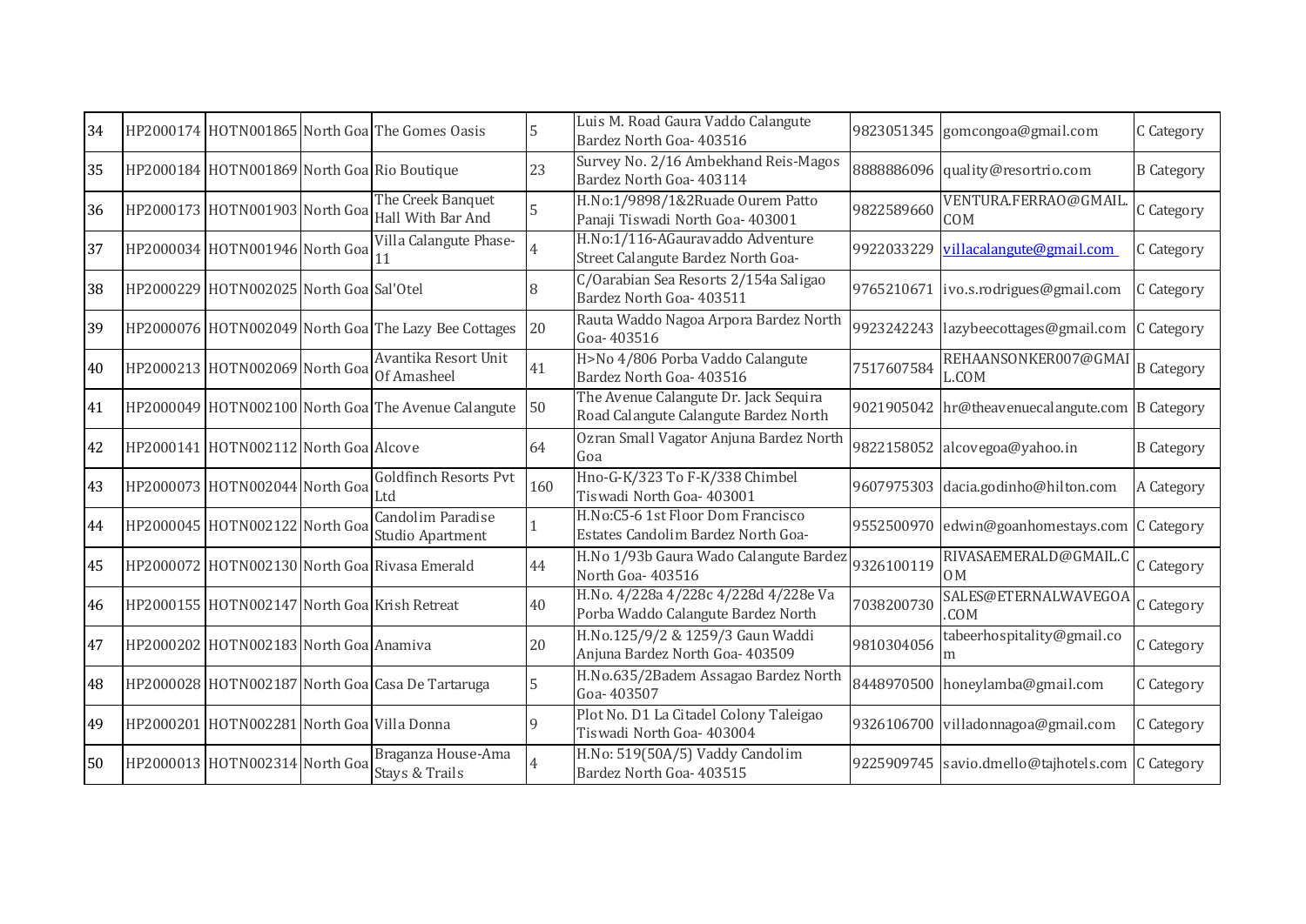| 34 | HP2000174 | HOTN001865 | North Goa | The Gomes Oasis | 5 | Luis M. Road Gaura Vaddo Calangute Bardez North Goa- 403516 | 9823051345 | gomcongoa@gmail.com | C Category |
|---|---|---|---|---|---|---|---|---|---|
| 35 | HP2000184 | HOTN001869 | North Goa | Rio Boutique | 23 | Survey No. 2/16 Ambekhand Reis-Magos Bardez North Goa- 403114 | 8888886096 | quality@resortrio.com | B Category |
| 36 | HP2000173 | HOTN001903 | North Goa | The Creek Banquet Hall With Bar And | 5 | H.No:1/9898/1&2Ruade Ourem Patto Panaji Tiswadi North Goa- 403001 | 9822589660 | VENTURA.FERRAO@GMAIL.COM | C Category |
| 37 | HP2000034 | HOTN001946 | North Goa | Villa Calangute Phase-11 | 4 | H.No:1/116-AGauravaddo Adventure Street Calangute Bardez North Goa- | 9922033229 | villacalangute@gmail.com | C Category |
| 38 | HP2000229 | HOTN002025 | North Goa | Sal'Otel | 8 | C/Oarabian Sea Resorts 2/154a Saligao Bardez North Goa- 403511 | 9765210671 | ivo.s.rodrigues@gmail.com | C Category |
| 39 | HP2000076 | HOTN002049 | North Goa | The Lazy Bee Cottages | 20 | Rauta Waddo Nagoa Arpora Bardez North Goa- 403516 | 9923242243 | lazybeecottages@gmail.com | C Category |
| 40 | HP2000213 | HOTN002069 | North Goa | Avantika Resort Unit Of Amasheel | 41 | H>No 4/806 Porba Vaddo Calangute Bardez North Goa- 403516 | 7517607584 | REHAANSONKER007@GMAIL.COM | B Category |
| 41 | HP2000049 | HOTN002100 | North Goa | The Avenue Calangute | 50 | The Avenue Calangute Dr. Jack Sequira Road Calangute Calangute Bardez North | 9021905042 | hr@theavenuecalangute.com | B Category |
| 42 | HP2000141 | HOTN002112 | North Goa | Alcove | 64 | Ozran Small Vagator Anjuna Bardez North Goa | 9822158052 | alcovegoa@yahoo.in | B Category |
| 43 | HP2000073 | HOTN002044 | North Goa | Goldfinch Resorts Pvt Ltd | 160 | Hno-G-K/323 To F-K/338 Chimbel Tiswadi North Goa- 403001 | 9607975303 | dacia.godinho@hilton.com | A Category |
| 44 | HP2000045 | HOTN002122 | North Goa | Candolim Paradise Studio Apartment | 1 | H.No:C5-6 1st Floor Dom Francisco Estates Candolim Bardez North Goa- | 9552500970 | edwin@goanhomestays.com | C Category |
| 45 | HP2000072 | HOTN002130 | North Goa | Rivasa Emerald | 44 | H.No 1/93b Gaura Wado Calangute Bardez North Goa- 403516 | 9326100119 | RIVASAEMERALD@GMAIL.COM | C Category |
| 46 | HP2000155 | HOTN002147 | North Goa | Krish Retreat | 40 | H.No. 4/228a 4/228c 4/228d 4/228e Va Porba Waddo Calangute Bardez North | 7038200730 | SALES@ETERNALWAVEGOA.COM | C Category |
| 47 | HP2000202 | HOTN002183 | North Goa | Anamiva | 20 | H.No.125/9/2 & 1259/3 Gaun Waddi Anjuna Bardez North Goa- 403509 | 9810304056 | tabeerhospitality@gmail.com | C Category |
| 48 | HP2000028 | HOTN002187 | North Goa | Casa De Tartaruga | 5 | H.No.635/2Badem Assagao Bardez North Goa- 403507 | 8448970500 | honeylamba@gmail.com | C Category |
| 49 | HP2000201 | HOTN002281 | North Goa | Villa Donna | 9 | Plot No. D1 La Citadel Colony Taleigao Tiswadi North Goa- 403004 | 9326106700 | villadonnagoa@gmail.com | C Category |
| 50 | HP2000013 | HOTN002314 | North Goa | Braganza House-Ama Stays & Trails | 4 | H.No: 519(50A/5) Vaddy Candolim Bardez North Goa- 403515 | 9225909745 | savio.dmello@tajhotels.com | C Category |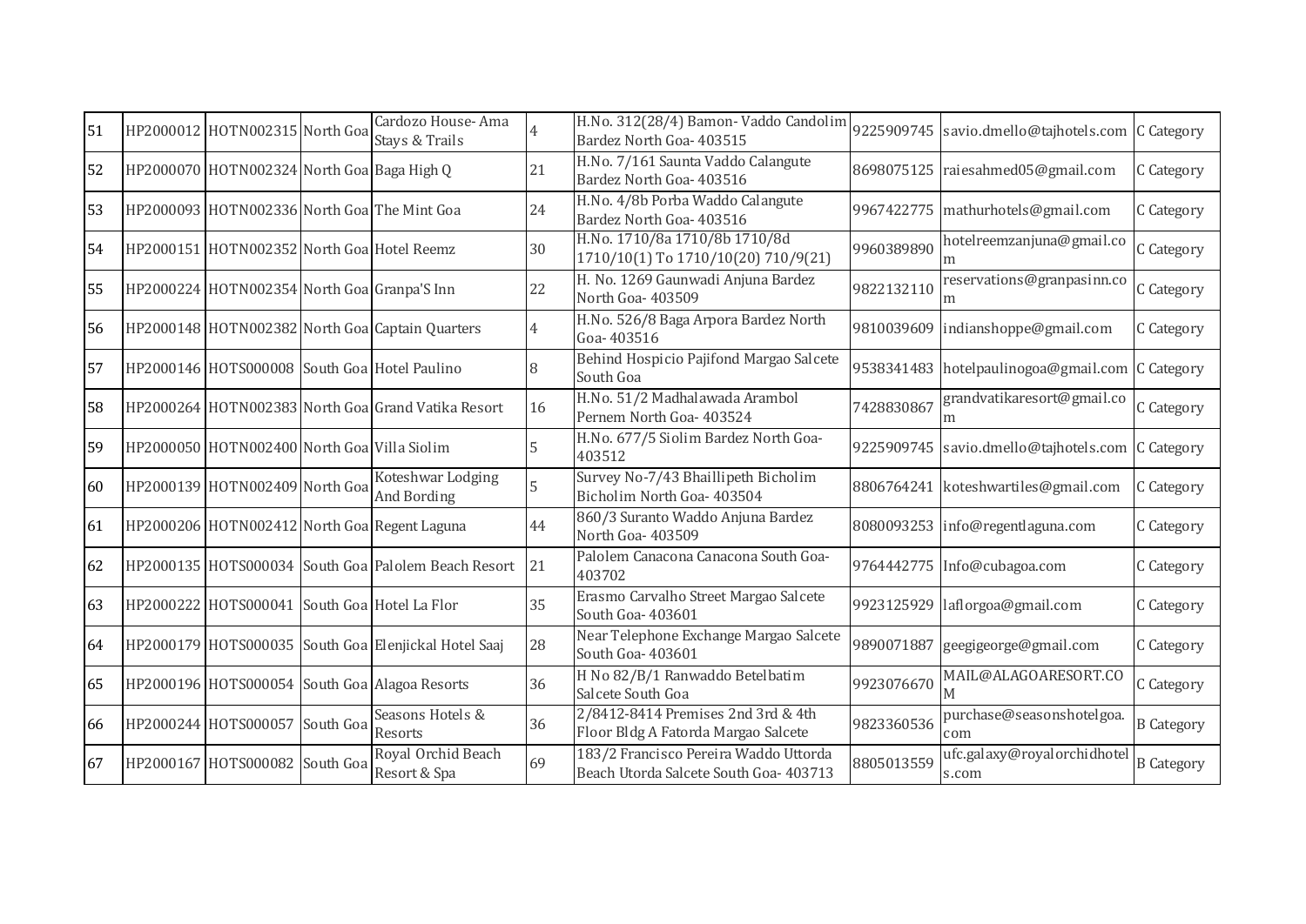| 51 | HP2000012 | HOTN002315 | North Goa | Cardozo House- Ama Stays & Trails | 4 | H.No. 312(28/4) Bamon- Vaddo Candolim Bardez North Goa- 403515 | 9225909745 | savio.dmello@tajhotels.com | C Category |
|---|---|---|---|---|---|---|---|---|---|
| 52 | HP2000070 | HOTN002324 | North Goa | Baga High Q | 21 | H.No. 7/161 Saunta Vaddo Calangute Bardez North Goa- 403516 | 8698075125 | raiesahmed05@gmail.com | C Category |
| 53 | HP2000093 | HOTN002336 | North Goa | The Mint Goa | 24 | H.No. 4/8b Porba Waddo Calangute Bardez North Goa- 403516 | 9967422775 | mathurhotels@gmail.com | C Category |
| 54 | HP2000151 | HOTN002352 | North Goa | Hotel Reemz | 30 | H.No. 1710/8a 1710/8b 1710/8d 1710/10(1) To 1710/10(20) 710/9(21) | 9960389890 | hotelreemzanjuna@gmail.com | C Category |
| 55 | HP2000224 | HOTN002354 | North Goa | Granpa'S Inn | 22 | H. No. 1269 Gaunwadi Anjuna Bardez North Goa- 403509 | 9822132110 | reservations@granpasinn.com | C Category |
| 56 | HP2000148 | HOTN002382 | North Goa | Captain Quarters | 4 | H.No. 526/8 Baga Arpora Bardez North Goa- 403516 | 9810039609 | indianshoppe@gmail.com | C Category |
| 57 | HP2000146 | HOTS000008 | South Goa | Hotel Paulino | 8 | Behind Hospicio Pajifond Margao Salcete South Goa | 9538341483 | hotelpaulinogoa@gmail.com | C Category |
| 58 | HP2000264 | HOTN002383 | North Goa | Grand Vatika Resort | 16 | H.No. 51/2 Madhalawada Arambol Pernem North Goa- 403524 | 7428830867 | grandvatikaresort@gmail.com | C Category |
| 59 | HP2000050 | HOTN002400 | North Goa | Villa Siolim | 5 | H.No. 677/5 Siolim Bardez North Goa- 403512 | 9225909745 | savio.dmello@tajhotels.com | C Category |
| 60 | HP2000139 | HOTN002409 | North Goa | Koteshwar Lodging And Bording | 5 | Survey No-7/43 Bhaillipeth Bicholim Bicholim North Goa- 403504 | 8806764241 | koteshwartiles@gmail.com | C Category |
| 61 | HP2000206 | HOTN002412 | North Goa | Regent Laguna | 44 | 860/3 Suranto Waddo Anjuna Bardez North Goa- 403509 | 8080093253 | info@regentlaguna.com | C Category |
| 62 | HP2000135 | HOTS000034 | South Goa | Palolem Beach Resort | 21 | Palolem Canacona Canacona South Goa- 403702 | 9764442775 | Info@cubagoa.com | C Category |
| 63 | HP2000222 | HOTS000041 | South Goa | Hotel La Flor | 35 | Erasmo Carvalho Street Margao Salcete South Goa- 403601 | 9923125929 | laflorgoa@gmail.com | C Category |
| 64 | HP2000179 | HOTS000035 | South Goa | Elenjickal Hotel Saaj | 28 | Near Telephone Exchange Margao Salcete South Goa- 403601 | 9890071887 | geegigeorge@gmail.com | C Category |
| 65 | HP2000196 | HOTS000054 | South Goa | Alagoa Resorts | 36 | H No 82/B/1 Ranwaddo Betelbatim Salcete South Goa | 9923076670 | MAIL@ALAGOARESORT.COM | C Category |
| 66 | HP2000244 | HOTS000057 | South Goa | Seasons Hotels & Resorts | 36 | 2/8412-8414 Premises 2nd 3rd & 4th Floor Bldg A Fatorda Margao Salcete | 9823360536 | purchase@seasonshotelgoa.com | B Category |
| 67 | HP2000167 | HOTS000082 | South Goa | Royal Orchid Beach Resort & Spa | 69 | 183/2 Francisco Pereira Waddo Uttorda Beach Utorda Salcete South Goa- 403713 | 8805013559 | ufc.galaxy@royalorchidhotels.com | B Category |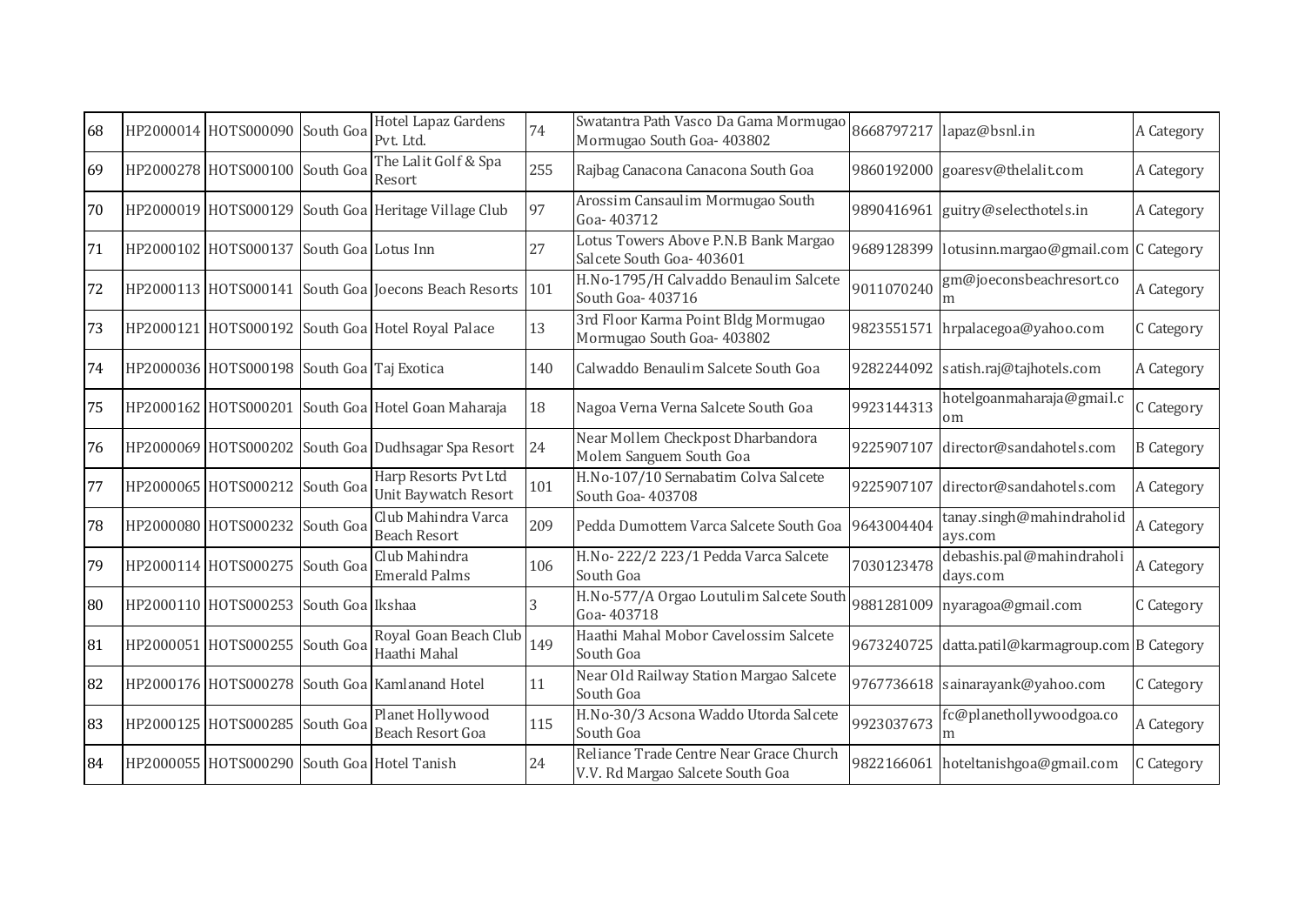| | | | | | | | | | |
|---|---|---|---|---|---|---|---|---|---|
| 68 | HP2000014 | HOTS000090 | South Goa | Hotel Lapaz Gardens Pvt. Ltd. | 74 | Swatantra Path Vasco Da Gama Mormugao Mormugao South Goa- 403802 | 8668797217 | lapaz@bsnl.in | A Category |
| 69 | HP2000278 | HOTS000100 | South Goa | The Lalit Golf & Spa Resort | 255 | Rajbag Canacona Canacona South Goa | 9860192000 | goaresv@thelalit.com | A Category |
| 70 | HP2000019 | HOTS000129 | South Goa | Heritage Village Club | 97 | Arossim Cansaulim Mormugao South Goa- 403712 | 9890416961 | guitry@selecthotels.in | A Category |
| 71 | HP2000102 | HOTS000137 | South Goa | Lotus Inn | 27 | Lotus Towers Above P.N.B Bank Margao Salcete South Goa- 403601 | 9689128399 | lotusinn.margao@gmail.com | C Category |
| 72 | HP2000113 | HOTS000141 | South Goa | Joecons Beach Resorts | 101 | H.No-1795/H Calvaddo Benaulim Salcete South Goa- 403716 | 9011070240 | gm@joeconsbeachresort.com | A Category |
| 73 | HP2000121 | HOTS000192 | South Goa | Hotel Royal Palace | 13 | 3rd Floor Karma Point Bldg Mormugao Mormugao South Goa- 403802 | 9823551571 | hrpalacegoa@yahoo.com | C Category |
| 74 | HP2000036 | HOTS000198 | South Goa | Taj Exotica | 140 | Calwaddo Benaulim Salcete South Goa | 9282244092 | satish.raj@tajhotels.com | A Category |
| 75 | HP2000162 | HOTS000201 | South Goa | Hotel Goan Maharaja | 18 | Nagoa Verna Verna Salcete South Goa | 9923144313 | hotelgoanmaharaja@gmail.com | C Category |
| 76 | HP2000069 | HOTS000202 | South Goa | Dudhsagar Spa Resort | 24 | Near Mollem Checkpost Dharbandora Molem Sanguem South Goa | 9225907107 | director@sandahotels.com | B Category |
| 77 | HP2000065 | HOTS000212 | South Goa | Harp Resorts Pvt Ltd Unit Baywatch Resort | 101 | H.No-107/10 Sernabatim Colva Salcete South Goa- 403708 | 9225907107 | director@sandahotels.com | A Category |
| 78 | HP2000080 | HOTS000232 | South Goa | Club Mahindra Varca Beach Resort | 209 | Pedda Dumottem Varca Salcete South Goa | 9643004404 | tanay.singh@mahindraholidays.com | A Category |
| 79 | HP2000114 | HOTS000275 | South Goa | Club Mahindra Emerald Palms | 106 | H.No- 222/2 223/1 Pedda Varca Salcete South Goa | 7030123478 | debashis.pal@mahindraholidays.com | A Category |
| 80 | HP2000110 | HOTS000253 | South Goa | Ikshaa | 3 | H.No-577/A Orgao Loutulim Salcete South Goa- 403718 | 9881281009 | nyaragoa@gmail.com | C Category |
| 81 | HP2000051 | HOTS000255 | South Goa | Royal Goan Beach Club Haathi Mahal | 149 | Haathi Mahal Mobor Cavelossim Salcete South Goa | 9673240725 | datta.patil@karmagroup.com | B Category |
| 82 | HP2000176 | HOTS000278 | South Goa | Kamlanand Hotel | 11 | Near Old Railway Station Margao Salcete South Goa | 9767736618 | sainarayank@yahoo.com | C Category |
| 83 | HP2000125 | HOTS000285 | South Goa | Planet Hollywood Beach Resort Goa | 115 | H.No-30/3 Acsona Waddo Utorda Salcete South Goa | 9923037673 | fc@planethollywoodgoa.com | A Category |
| 84 | HP2000055 | HOTS000290 | South Goa | Hotel Tanish | 24 | Reliance Trade Centre Near Grace Church V.V. Rd Margao Salcete South Goa | 9822166061 | hoteltanishgoa@gmail.com | C Category |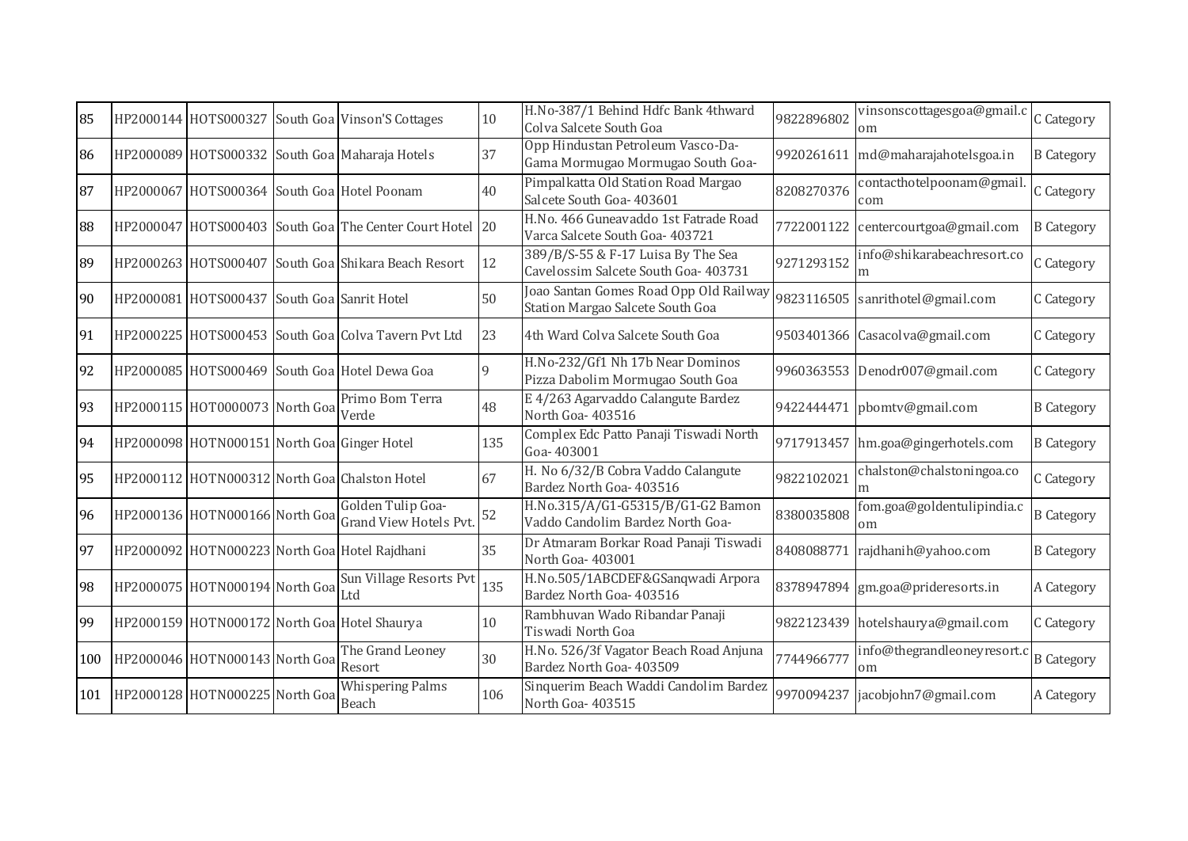| | | | | | | | | | |
|---|---|---|---|---|---|---|---|---|---|
| 85 | HP2000144 | HOTS000327 | South Goa | Vinson'S Cottages | 10 | H.No-387/1 Behind Hdfc Bank 4thward Colva Salcete South Goa | 9822896802 | vinsonscottagesgoa@gmail.com | C Category |
| 86 | HP2000089 | HOTS000332 | South Goa | Maharaja Hotels | 37 | Opp Hindustan Petroleum Vasco-Da-Gama Mormugao Mormugao South Goa- | 9920261611 | md@maharajahotelsgoa.in | B Category |
| 87 | HP2000067 | HOTS000364 | South Goa | Hotel Poonam | 40 | Pimpalkatta Old Station Road Margao Salcete South Goa- 403601 | 8208270376 | contacthotelpoonam@gmail.com | C Category |
| 88 | HP2000047 | HOTS000403 | South Goa | The Center Court Hotel | 20 | H.No. 466 Guneavaddo 1st Fatrade Road Varca Salcete South Goa- 403721 | 7722001122 | centercourtgoa@gmail.com | B Category |
| 89 | HP2000263 | HOTS000407 | South Goa | Shikara Beach Resort | 12 | 389/B/S-55 & F-17 Luisa By The Sea Cavelossim Salcete South Goa- 403731 | 9271293152 | info@shikarabeachresort.com | C Category |
| 90 | HP2000081 | HOTS000437 | South Goa | Sanrit Hotel | 50 | Joao Santan Gomes Road Opp Old Railway Station Margao Salcete South Goa | 9823116505 | sanrithotel@gmail.com | C Category |
| 91 | HP2000225 | HOTS000453 | South Goa | Colva Tavern Pvt Ltd | 23 | 4th Ward Colva Salcete South Goa | 9503401366 | Casacolva@gmail.com | C Category |
| 92 | HP2000085 | HOTS000469 | South Goa | Hotel Dewa Goa | 9 | H.No-232/Gf1 Nh 17b Near Dominos Pizza Dabolim Mormugao South Goa | 9960363553 | Denodr007@gmail.com | C Category |
| 93 | HP2000115 | HOT0000073 | North Goa | Primo Bom Terra Verde | 48 | E 4/263 Agarvaddo Calangute Bardez North Goa- 403516 | 9422444471 | pbomtv@gmail.com | B Category |
| 94 | HP2000098 | HOTN000151 | North Goa | Ginger Hotel | 135 | Complex Edc Patto Panaji Tiswadi North Goa- 403001 | 9717913457 | hm.goa@gingerhotels.com | B Category |
| 95 | HP2000112 | HOTN000312 | North Goa | Chalston Hotel | 67 | H. No 6/32/B Cobra Vaddo Calangute Bardez North Goa- 403516 | 9822102021 | chalston@chalstoningoa.com | C Category |
| 96 | HP2000136 | HOTN000166 | North Goa | Golden Tulip Goa-Grand View Hotels Pvt. | 52 | H.No.315/A/G1-G5315/B/G1-G2 Bamon Vaddo Candolim Bardez North Goa- | 8380035808 | fom.goa@goldentulipindia.com | B Category |
| 97 | HP2000092 | HOTN000223 | North Goa | Hotel Rajdhani | 35 | Dr Atmaram Borkar Road Panaji Tiswadi North Goa- 403001 | 8408088771 | rajdhanih@yahoo.com | B Category |
| 98 | HP2000075 | HOTN000194 | North Goa | Sun Village Resorts Pvt Ltd | 135 | H.No.505/1ABCDEF&GSanqwadi Arpora Bardez North Goa- 403516 | 8378947894 | gm.goa@prideresorts.in | A Category |
| 99 | HP2000159 | HOTN000172 | North Goa | Hotel Shaurya | 10 | Rambhuvan Wado Ribandar Panaji Tiswadi North Goa | 9822123439 | hotelshaurya@gmail.com | C Category |
| 100 | HP2000046 | HOTN000143 | North Goa | The Grand Leoney Resort | 30 | H.No. 526/3f Vagator Beach Road Anjuna Bardez North Goa- 403509 | 7744966777 | info@thegrandleoneyresort.com | B Category |
| 101 | HP2000128 | HOTN000225 | North Goa | Whispering Palms Beach | 106 | Sinquerim Beach Waddi Candolim Bardez North Goa- 403515 | 9970094237 | jacobjohn7@gmail.com | A Category |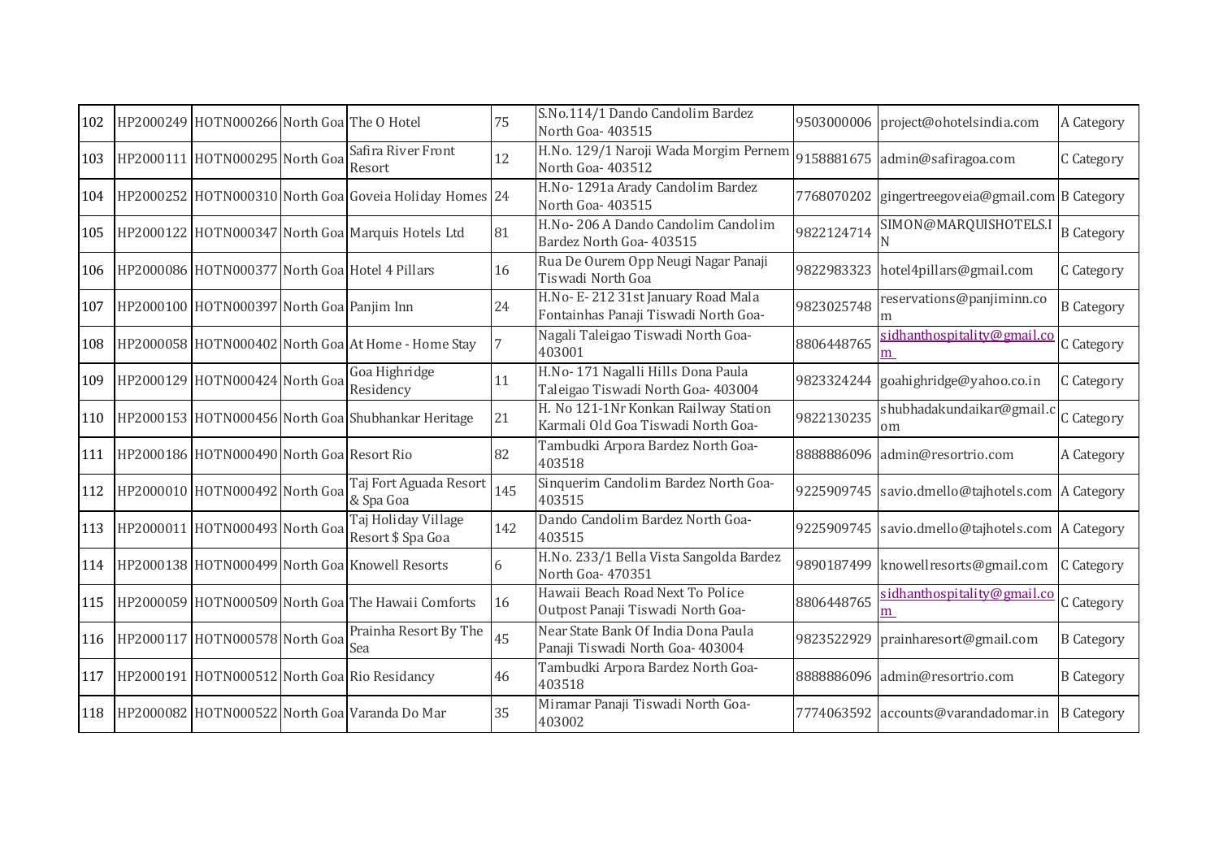| 102 | HP2000249 | HOTN000266 | North Goa | The O Hotel | 75 | S.No.114/1 Dando Candolim Bardez North Goa- 403515 | 9503000006 | project@ohotelsindia.com | A Category |
|---|---|---|---|---|---|---|---|---|---|
| 103 | HP2000111 | HOTN000295 | North Goa | Safira River Front Resort | 12 | H.No. 129/1 Naroji Wada Morgim Pernem North Goa- 403512 | 9158881675 | admin@safiragoa.com | C Category |
| 104 | HP2000252 | HOTN000310 | North Goa | Goveia Holiday Homes | 24 | H.No- 1291a Arady Candolim Bardez North Goa- 403515 | 7768070202 | gingertreegoveia@gmail.com | B Category |
| 105 | HP2000122 | HOTN000347 | North Goa | Marquis Hotels Ltd | 81 | H.No- 206 A Dando Candolim Candolim Bardez North Goa- 403515 | 9822124714 | SIMON@MARQUISHOTELS.IN | B Category |
| 106 | HP2000086 | HOTN000377 | North Goa | Hotel 4 Pillars | 16 | Rua De Ourem Opp Neugi Nagar Panaji Tiswadi North Goa | 9822983323 | hotel4pillars@gmail.com | C Category |
| 107 | HP2000100 | HOTN000397 | North Goa | Panjim Inn | 24 | H.No- E- 212 31st January Road Mala Fontainhas Panaji Tiswadi North Goa- | 9823025748 | reservations@panjiminn.com | B Category |
| 108 | HP2000058 | HOTN000402 | North Goa | At Home - Home Stay | 7 | Nagali Taleigao Tiswadi North Goa- 403001 | 8806448765 | sidhanthospitality@gmail.com | C Category |
| 109 | HP2000129 | HOTN000424 | North Goa | Goa Highridge Residency | 11 | H.No- 171 Nagalli Hills Dona Paula Taleigao Tiswadi North Goa- 403004 | 9823324244 | goahighridge@yahoo.co.in | C Category |
| 110 | HP2000153 | HOTN000456 | North Goa | Shubhankar Heritage | 21 | H. No 121-1Nr Konkan Railway Station Karmali Old Goa Tiswadi North Goa- | 9822130235 | shubhadakundaikar@gmail.com | C Category |
| 111 | HP2000186 | HOTN000490 | North Goa | Resort Rio | 82 | Tambudki Arpora Bardez North Goa- 403518 | 8888886096 | admin@resortrio.com | A Category |
| 112 | HP2000010 | HOTN000492 | North Goa | Taj Fort Aguada Resort & Spa Goa | 145 | Sinquerim Candolim Bardez North Goa- 403515 | 9225909745 | savio.dmello@tajhotels.com | A Category |
| 113 | HP2000011 | HOTN000493 | North Goa | Taj Holiday Village Resort $ Spa Goa | 142 | Dando Candolim Bardez North Goa- 403515 | 9225909745 | savio.dmello@tajhotels.com | A Category |
| 114 | HP2000138 | HOTN000499 | North Goa | Knowell Resorts | 6 | H.No. 233/1 Bella Vista Sangolda Bardez North Goa- 470351 | 9890187499 | knowellresorts@gmail.com | C Category |
| 115 | HP2000059 | HOTN000509 | North Goa | The Hawaii Comforts | 16 | Hawaii Beach Road Next To Police Outpost Panaji Tiswadi North Goa- | 8806448765 | sidhanthospitality@gmail.com | C Category |
| 116 | HP2000117 | HOTN000578 | North Goa | Prainha Resort By The Sea | 45 | Near State Bank Of India Dona Paula Panaji Tiswadi North Goa- 403004 | 9823522929 | prainharesort@gmail.com | B Category |
| 117 | HP2000191 | HOTN000512 | North Goa | Rio Residancy | 46 | Tambudki Arpora Bardez North Goa- 403518 | 8888886096 | admin@resortrio.com | B Category |
| 118 | HP2000082 | HOTN000522 | North Goa | Varanda Do Mar | 35 | Miramar Panaji Tiswadi North Goa- 403002 | 7774063592 | accounts@varandadomar.in | B Category |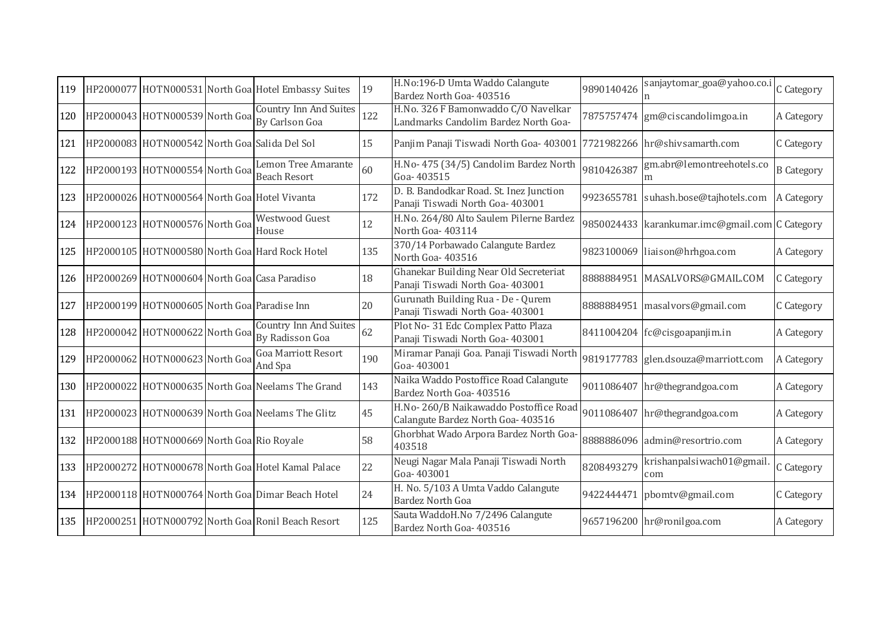| 119 | HP2000077 | HOTN000531 | North Goa | Hotel Embassy Suites | 19 | H.No:196-D Umta Waddo Calangute Bardez North Goa- 403516 | 9890140426 | sanjaytomar_goa@yahoo.co.in | C Category |
|---|---|---|---|---|---|---|---|---|---|
| 120 | HP2000043 | HOTN000539 | North Goa | Country Inn And Suites By Carlson Goa | 122 | H.No. 326 F Bamonwaddo C/O Navelkar Landmarks Candolim Bardez North Goa- | 7875757474 | gm@ciscandolimgoa.in | A Category |
| 121 | HP2000083 | HOTN000542 | North Goa | Salida Del Sol | 15 | Panjim Panaji Tiswadi North Goa- 403001 | 7721982266 | hr@shivsamarth.com | C Category |
| 122 | HP2000193 | HOTN000554 | North Goa | Lemon Tree Amarante Beach Resort | 60 | H.No- 475 (34/5) Candolim Bardez North Goa- 403515 | 9810426387 | gm.abr@lemontreehotels.com | B Category |
| 123 | HP2000026 | HOTN000564 | North Goa | Hotel Vivanta | 172 | D. B. Bandodkar Road. St. Inez Junction Panaji Tiswadi North Goa- 403001 | 9923655781 | suhash.bose@tajhotels.com | A Category |
| 124 | HP2000123 | HOTN000576 | North Goa | Westwood Guest House | 12 | H.No. 264/80 Alto Saulem Pilerne Bardez North Goa- 403114 | 9850024433 | karankumar.imc@gmail.com | C Category |
| 125 | HP2000105 | HOTN000580 | North Goa | Hard Rock Hotel | 135 | 370/14 Porbawado Calangute Bardez North Goa- 403516 | 9823100069 | liaison@hrhgoa.com | A Category |
| 126 | HP2000269 | HOTN000604 | North Goa | Casa Paradiso | 18 | Ghanekar Building Near Old Secreteriat Panaji Tiswadi North Goa- 403001 | 8888884951 | MASALVORS@GMAIL.COM | C Category |
| 127 | HP2000199 | HOTN000605 | North Goa | Paradise Inn | 20 | Gurunath Building Rua - De - Qurem Panaji Tiswadi North Goa- 403001 | 8888884951 | masalvors@gmail.com | C Category |
| 128 | HP2000042 | HOTN000622 | North Goa | Country Inn And Suites By Radisson Goa | 62 | Plot No- 31 Edc Complex Patto Plaza Panaji Tiswadi North Goa- 403001 | 8411004204 | fc@cisgoapanjim.in | A Category |
| 129 | HP2000062 | HOTN000623 | North Goa | Goa Marriott Resort And Spa | 190 | Miramar Panaji Goa. Panaji Tiswadi North Goa- 403001 | 9819177783 | glen.dsouza@marriott.com | A Category |
| 130 | HP2000022 | HOTN000635 | North Goa | Neelams The Grand | 143 | Naika Waddo Postoffice Road Calangute Bardez North Goa- 403516 | 9011086407 | hr@thegrandgoa.com | A Category |
| 131 | HP2000023 | HOTN000639 | North Goa | Neelams The Glitz | 45 | H.No- 260/B Naikawaddo Postoffice Road Calangute Bardez North Goa- 403516 | 9011086407 | hr@thegrandgoa.com | A Category |
| 132 | HP2000188 | HOTN000669 | North Goa | Rio Royale | 58 | Ghorbhat Wado Arpora Bardez North Goa- 403518 | 8888886096 | admin@resortrio.com | A Category |
| 133 | HP2000272 | HOTN000678 | North Goa | Hotel Kamal Palace | 22 | Neugi Nagar Mala Panaji Tiswadi North Goa- 403001 | 8208493279 | krishanpalsiwach01@gmail.com | C Category |
| 134 | HP2000118 | HOTN000764 | North Goa | Dimar Beach Hotel | 24 | H. No. 5/103 A Umta Vaddo Calangute Bardez North Goa | 9422444471 | pbomtv@gmail.com | C Category |
| 135 | HP2000251 | HOTN000792 | North Goa | Ronil Beach Resort | 125 | Sauta WaddoH.No 7/2496 Calangute Bardez North Goa- 403516 | 9657196200 | hr@ronilgoa.com | A Category |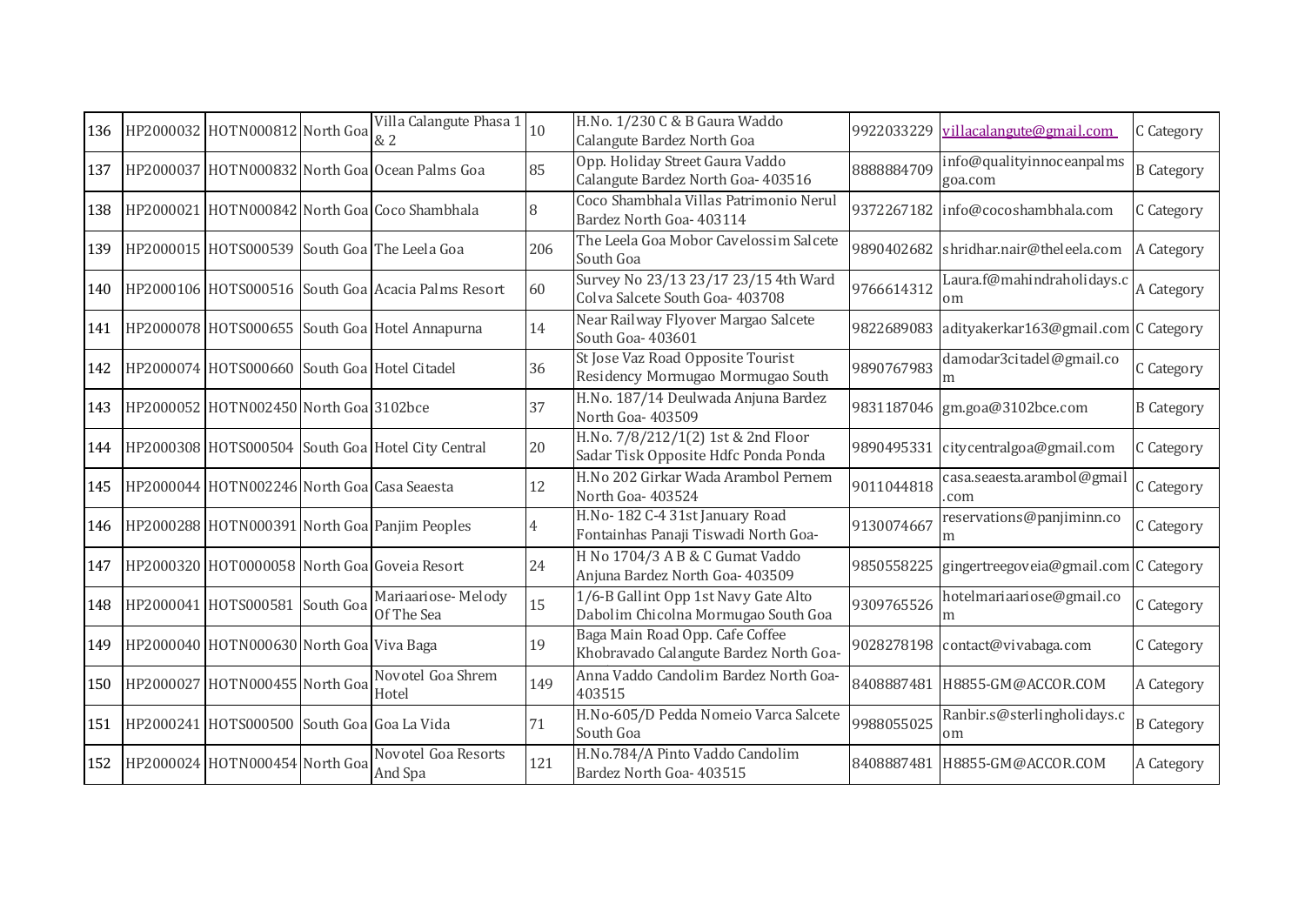| 136 | HP2000032 | HOTN000812 | North Goa | Villa Calangute Phasa 1 & 2 | 10 | H.No. 1/230 C & B Gaura Waddo Calangute Bardez North Goa | 9922033229 | villacalangute@gmail.com | C Category |
|---|---|---|---|---|---|---|---|---|---|
| 137 | HP2000037 | HOTN000832 | North Goa | Ocean Palms Goa | 85 | Opp. Holiday Street Gaura Vaddo Calangute Bardez North Goa- 403516 | 8888884709 | info@qualityinnoceanpalmsgoa.com | B Category |
| 138 | HP2000021 | HOTN000842 | North Goa | Coco Shambhala | 8 | Coco Shambhala Villas Patrimonio Nerul Bardez North Goa- 403114 | 9372267182 | info@cocoshambhala.com | C Category |
| 139 | HP2000015 | HOTS000539 | South Goa | The Leela Goa | 206 | The Leela Goa Mobor Cavelossim Salcete South Goa | 9890402682 | shridhar.nair@theleela.com | A Category |
| 140 | HP2000106 | HOTS000516 | South Goa | Acacia Palms Resort | 60 | Survey No 23/13 23/17 23/15 4th Ward Colva Salcete South Goa- 403708 | 9766614312 | Laura.f@mahindraholidays.com | A Category |
| 141 | HP2000078 | HOTS000655 | South Goa | Hotel Annapurna | 14 | Near Railway Flyover Margao Salcete South Goa- 403601 | 9822689083 | adityakerkar163@gmail.com | C Category |
| 142 | HP2000074 | HOTS000660 | South Goa | Hotel Citadel | 36 | St Jose Vaz Road Opposite Tourist Residency Mormugao Mormugao South | 9890767983 | damodar3citadel@gmail.com | C Category |
| 143 | HP2000052 | HOTN002450 | North Goa | 3102bce | 37 | H.No. 187/14 Deulwada Anjuna Bardez North Goa- 403509 | 9831187046 | gm.goa@3102bce.com | B Category |
| 144 | HP2000308 | HOTS000504 | South Goa | Hotel City Central | 20 | H.No. 7/8/212/1(2) 1st & 2nd Floor Sadar Tisk Opposite Hdfc Ponda Ponda | 9890495331 | citycentralgoa@gmail.com | C Category |
| 145 | HP2000044 | HOTN002246 | North Goa | Casa Seaesta | 12 | H.No 202 Girkar Wada Arambol Pernem North Goa- 403524 | 9011044818 | casa.seaesta.arambol@gmail.com | C Category |
| 146 | HP2000288 | HOTN000391 | North Goa | Panjim Peoples | 4 | H.No- 182 C-4 31st January Road Fontainhas Panaji Tiswadi North Goa- | 9130074667 | reservations@panjiminn.com | C Category |
| 147 | HP2000320 | HOT0000058 | North Goa | Goveia Resort | 24 | H No 1704/3 A B & C Gumat Vaddo Anjuna Bardez North Goa- 403509 | 9850558225 | gingertreegoveia@gmail.com | C Category |
| 148 | HP2000041 | HOTS000581 | South Goa | Mariaariose- Melody Of The Sea | 15 | 1/6-B Gallint Opp 1st Navy Gate Alto Dabolim Chicolna Mormugao South Goa | 9309765526 | hotelmariaariose@gmail.com | C Category |
| 149 | HP2000040 | HOTN000630 | North Goa | Viva Baga | 19 | Baga Main Road Opp. Cafe Coffee Khobravado Calangute Bardez North Goa- | 9028278198 | contact@vivabaga.com | C Category |
| 150 | HP2000027 | HOTN000455 | North Goa | Novotel Goa Shrem Hotel | 149 | Anna Vaddo Candolim Bardez North Goa- 403515 | 8408887481 | H8855-GM@ACCOR.COM | A Category |
| 151 | HP2000241 | HOTS000500 | South Goa | Goa La Vida | 71 | H.No-605/D Pedda Nomeio Varca Salcete South Goa | 9988055025 | Ranbir.s@sterlingholidays.com | B Category |
| 152 | HP2000024 | HOTN000454 | North Goa | Novotel Goa Resorts And Spa | 121 | H.No.784/A Pinto Vaddo Candolim Bardez North Goa- 403515 | 8408887481 | H8855-GM@ACCOR.COM | A Category |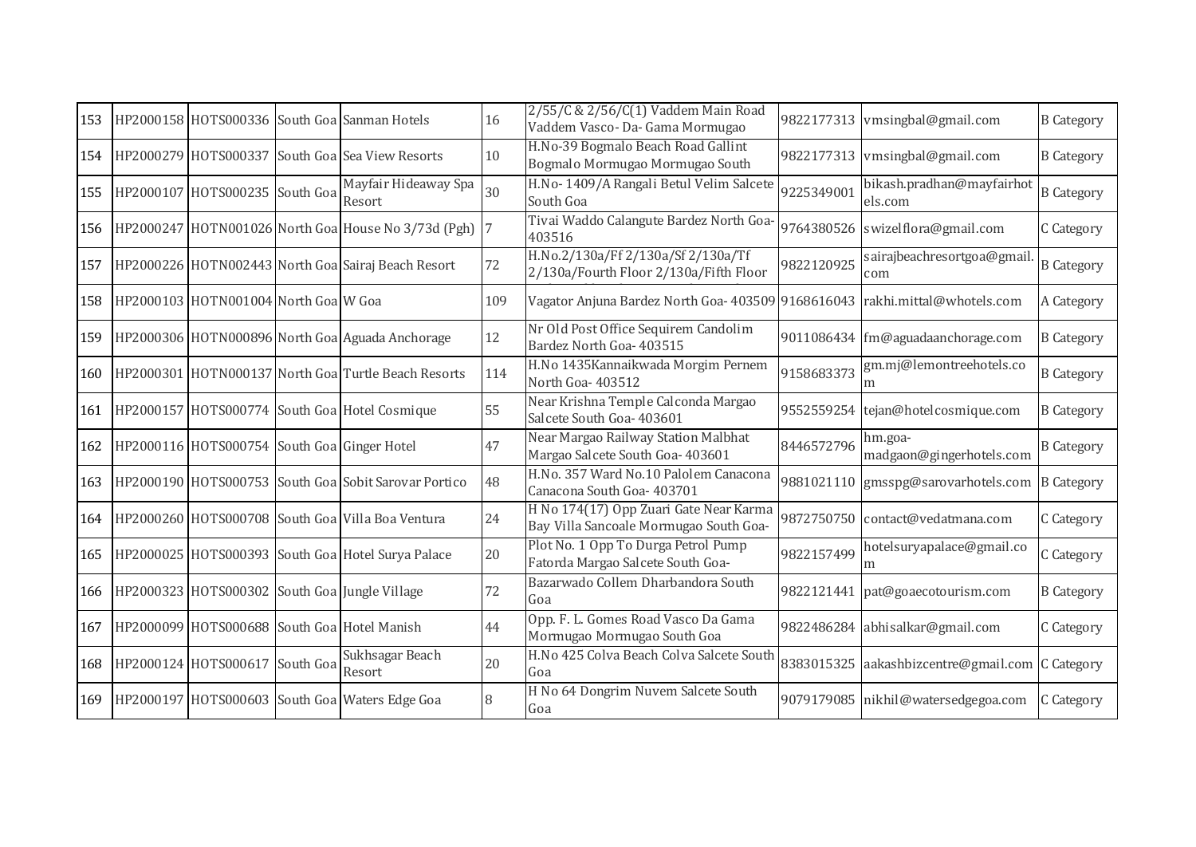| 153 | HP2000158 | HOTS000336 | South Goa | Sanman Hotels | 16 | 2/55/C & 2/56/C(1) Vaddem Main Road Vaddem Vasco- Da- Gama Mormugao | 9822177313 | vmsingbal@gmail.com | B Category |
|---|---|---|---|---|---|---|---|---|---|
| 154 | HP2000279 | HOTS000337 | South Goa | Sea View Resorts | 10 | H.No-39 Bogmalo Beach Road Gallint Bogmalo Mormugao Mormugao South | 9822177313 | vmsingbal@gmail.com | B Category |
| 155 | HP2000107 | HOTS000235 | South Goa | Mayfair Hideaway Spa Resort | 30 | H.No- 1409/A Rangali Betul Velim Salcete South Goa | 9225349001 | bikash.pradhan@mayfairhotels.com | B Category |
| 156 | HP2000247 | HOTN001026 | North Goa | House No 3/73d (Pgh) | 7 | Tivai Waddo Calangute Bardez North Goa-403516 | 9764380526 | swizelflora@gmail.com | C Category |
| 157 | HP2000226 | HOTN002443 | North Goa | Sairaj Beach Resort | 72 | H.No.2/130a/Ff 2/130a/Sf 2/130a/Tf 2/130a/Fourth Floor 2/130a/Fifth Floor | 9822120925 | sairajbeachresortgoa@gmail.com | B Category |
| 158 | HP2000103 | HOTN001004 | North Goa | W Goa | 109 | Vagator Anjuna Bardez North Goa- 403509 | 9168616043 | rakhi.mittal@whotels.com | A Category |
| 159 | HP2000306 | HOTN000896 | North Goa | Aguada Anchorage | 12 | Nr Old Post Office Sequirem Candolim Bardez North Goa- 403515 | 9011086434 | fm@aguadaanchorage.com | B Category |
| 160 | HP2000301 | HOTN000137 | North Goa | Turtle Beach Resorts | 114 | H.No 1435Kannaikwada Morgim Pernem North Goa- 403512 | 9158683373 | gm.mj@lemontreehotels.com | B Category |
| 161 | HP2000157 | HOTS000774 | South Goa | Hotel Cosmique | 55 | Near Krishna Temple Calconda Margao Salcete South Goa- 403601 | 9552559254 | tejan@hotelcosmique.com | B Category |
| 162 | HP2000116 | HOTS000754 | South Goa | Ginger Hotel | 47 | Near Margao Railway Station Malbhat Margao Salcete South Goa- 403601 | 8446572796 | hm.goa-madgaon@gingerhotels.com | B Category |
| 163 | HP2000190 | HOTS000753 | South Goa | Sobit Sarovar Portico | 48 | H.No. 357 Ward No.10 Palolem Canacona Canacona South Goa- 403701 | 9881021110 | gmsspg@sarovarhotels.com | B Category |
| 164 | HP2000260 | HOTS000708 | South Goa | Villa Boa Ventura | 24 | H No 174(17) Opp Zuari Gate Near Karma Bay Villa Sancoale Mormugao South Goa- | 9872750750 | contact@vedatmana.com | C Category |
| 165 | HP2000025 | HOTS000393 | South Goa | Hotel Surya Palace | 20 | Plot No. 1 Opp To Durga Petrol Pump Fatorda Margao Salcete South Goa- | 9822157499 | hotelsuryapalace@gmail.com | C Category |
| 166 | HP2000323 | HOTS000302 | South Goa | Jungle Village | 72 | Bazarwado Collem Dharbandora South Goa | 9822121441 | pat@goaecotourism.com | B Category |
| 167 | HP2000099 | HOTS000688 | South Goa | Hotel Manish | 44 | Opp. F. L. Gomes Road Vasco Da Gama Mormugao Mormugao South Goa | 9822486284 | abhisalkar@gmail.com | C Category |
| 168 | HP2000124 | HOTS000617 | South Goa | Sukhsagar Beach Resort | 20 | H.No 425 Colva Beach Colva Salcete South Goa | 8383015325 | aakashbizcentre@gmail.com | C Category |
| 169 | HP2000197 | HOTS000603 | South Goa | Waters Edge Goa | 8 | H No 64 Dongrim Nuvem Salcete South Goa | 9079179085 | nikhil@watersedgegoa.com | C Category |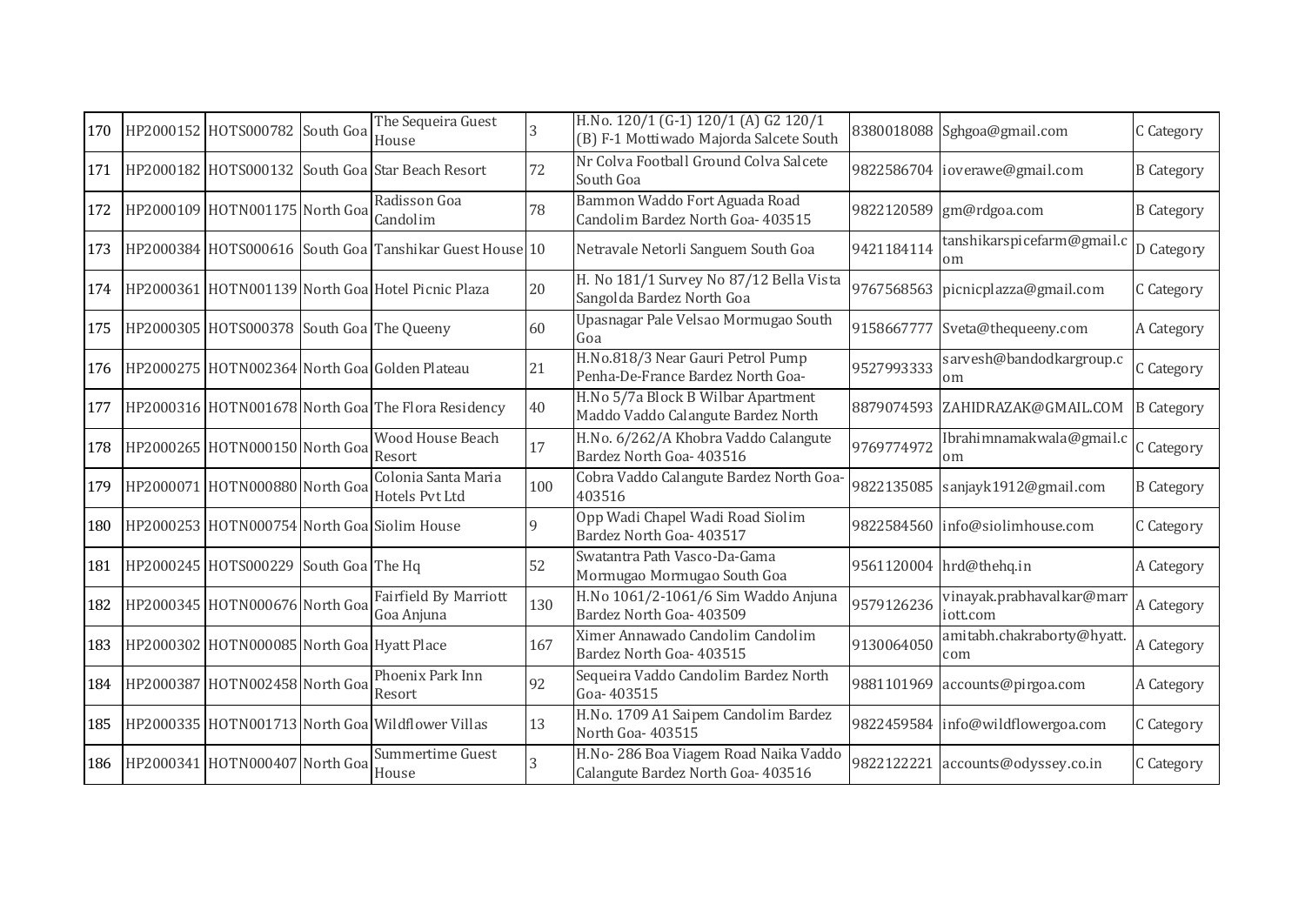| 170 | HP2000152 | HOTS000782 | South Goa | The Sequeira Guest House | 3 | H.No. 120/1 (G-1) 120/1 (A) G2 120/1 (B) F-1 Mottiwado Majorda Salcete South | 8380018088 | Sghgoa@gmail.com | C Category |
|---|---|---|---|---|---|---|---|---|---|
| 171 | HP2000182 | HOTS000132 | South Goa | Star Beach Resort | 72 | Nr Colva Football Ground Colva Salcete South Goa | 9822586704 | ioverawe@gmail.com | B Category |
| 172 | HP2000109 | HOTN001175 | North Goa | Radisson Goa Candolim | 78 | Bammon Waddo Fort Aguada Road Candolim Bardez North Goa- 403515 | 9822120589 | gm@rdgoa.com | B Category |
| 173 | HP2000384 | HOTS000616 | South Goa | Tanshikar Guest House | 10 | Netravale Netorli Sanguem South Goa | 9421184114 | tanshikarspicefarm@gmail.com | D Category |
| 174 | HP2000361 | HOTN001139 | North Goa | Hotel Picnic Plaza | 20 | H. No 181/1 Survey No 87/12 Bella Vista Sangolda Bardez North Goa | 9767568563 | picnicplazza@gmail.com | C Category |
| 175 | HP2000305 | HOTS000378 | South Goa | The Queeny | 60 | Upasnagar Pale Velsao Mormugao South Goa | 9158667777 | Sveta@thequeeny.com | A Category |
| 176 | HP2000275 | HOTN002364 | North Goa | Golden Plateau | 21 | H.No.818/3 Near Gauri Petrol Pump Penha-De-France Bardez North Goa- | 9527993333 | sarvesh@bandodkargroup.com | C Category |
| 177 | HP2000316 | HOTN001678 | North Goa | The Flora Residency | 40 | H.No 5/7a Block B Wilbar Apartment Maddo Vaddo Calangute Bardez North | 8879074593 | ZAHIDRAZAK@GMAIL.COM | B Category |
| 178 | HP2000265 | HOTN000150 | North Goa | Wood House Beach Resort | 17 | H.No. 6/262/A Khobra Vaddo Calangute Bardez North Goa- 403516 | 9769774972 | Ibrahimnamakwala@gmail.com | C Category |
| 179 | HP2000071 | HOTN000880 | North Goa | Colonia Santa Maria Hotels Pvt Ltd | 100 | Cobra Vaddo Calangute Bardez North Goa-403516 | 9822135085 | sanjayk1912@gmail.com | B Category |
| 180 | HP2000253 | HOTN000754 | North Goa | Siolim House | 9 | Opp Wadi Chapel Wadi Road Siolim Bardez North Goa- 403517 | 9822584560 | info@siolimhouse.com | C Category |
| 181 | HP2000245 | HOTS000229 | South Goa | The Hq | 52 | Swatantra Path Vasco-Da-Gama Mormugao Mormugao South Goa | 9561120004 | hrd@thehq.in | A Category |
| 182 | HP2000345 | HOTN000676 | North Goa | Fairfield By Marriott Goa Anjuna | 130 | H.No 1061/2-1061/6 Sim Waddo Anjuna Bardez North Goa- 403509 | 9579126236 | vinayak.prabhavalkar@marriott.com | A Category |
| 183 | HP2000302 | HOTN000085 | North Goa | Hyatt Place | 167 | Ximer Annawado Candolim Candolim Bardez North Goa- 403515 | 9130064050 | amitabh.chakraborty@hyatt.com | A Category |
| 184 | HP2000387 | HOTN002458 | North Goa | Phoenix Park Inn Resort | 92 | Sequeira Vaddo Candolim Bardez North Goa- 403515 | 9881101969 | accounts@pirgoa.com | A Category |
| 185 | HP2000335 | HOTN001713 | North Goa | Wildflower Villas | 13 | H.No. 1709 A1 Saipem Candolim Bardez North Goa- 403515 | 9822459584 | info@wildflowergoa.com | C Category |
| 186 | HP2000341 | HOTN000407 | North Goa | Summertime Guest House | 3 | H.No- 286 Boa Viagem Road Naika Vaddo Calangute Bardez North Goa- 403516 | 9822122221 | accounts@odyssey.co.in | C Category |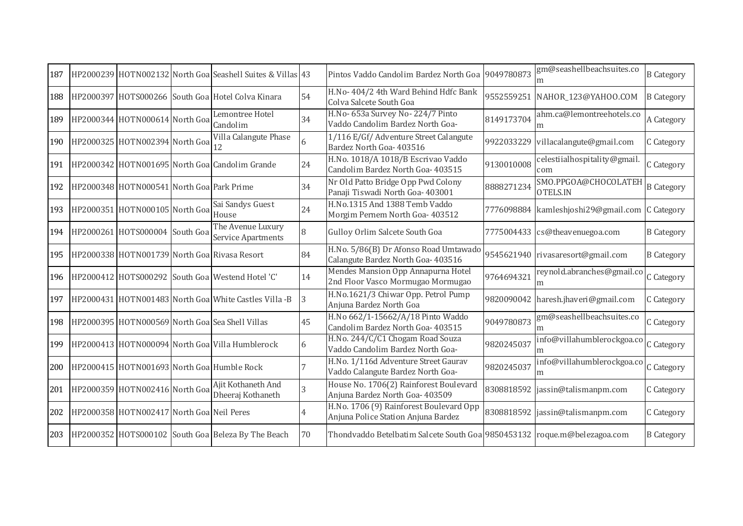| 187 | HP2000239 | HOTN002132 | North Goa | Seashell Suites & Villas | 43 | Pintos Vaddo Candolim Bardez North Goa | 9049780873 | gm@seashellbeachsuites.com | B Category |
|---|---|---|---|---|---|---|---|---|---|
| 188 | HP2000397 | HOTS000266 | South Goa | Hotel Colva Kinara | 54 | H.No- 404/2 4th Ward Behind Hdfc Bank Colva Salcete South Goa | 9552559251 | NAHOR_123@YAHOO.COM | B Category |
| 189 | HP2000344 | HOTN000614 | North Goa | Lemontree Hotel Candolim | 34 | H.No- 653a Survey No- 224/7 Pinto Vaddo Candolim Bardez North Goa- | 8149173704 | ahm.ca@lemontreehotels.com | A Category |
| 190 | HP2000325 | HOTN002394 | North Goa | Villa Calangute Phase 12 | 6 | 1/116 E/Gf/ Adventure Street Calangute Bardez North Goa- 403516 | 9922033229 | villacalangute@gmail.com | C Category |
| 191 | HP2000342 | HOTN001695 | North Goa | Candolim Grande | 24 | H.No. 1018/A 1018/B Escrivao Vaddo Candolim Bardez North Goa- 403515 | 9130010008 | celestiialhospitality@gmail.com | C Category |
| 192 | HP2000348 | HOTN000541 | North Goa | Park Prime | 34 | Nr Old Patto Bridge Opp Pwd Colony Panaji Tiswadi North Goa- 403001 | 8888271234 | SMO.PPGOA@CHOCOLATEHOTELS.IN | B Category |
| 193 | HP2000351 | HOTN000105 | North Goa | Sai Sandys Guest House | 24 | H.No.1315 And 1388 Temb Vaddo Morgim Pernem North Goa- 403512 | 7776098884 | kamleshjoshi29@gmail.com | C Category |
| 194 | HP2000261 | HOTS000004 | South Goa | The Avenue Luxury Service Apartments | 8 | Gulloy Orlim Salcete South Goa | 7775004433 | cs@theavenuegoa.com | B Category |
| 195 | HP2000338 | HOTN001739 | North Goa | Rivasa Resort | 84 | H.No. 5/86(B) Dr Afonso Road Umtawado Calangute Bardez North Goa- 403516 | 9545621940 | rivasaresort@gmail.com | B Category |
| 196 | HP2000412 | HOTS000292 | South Goa | Westend Hotel 'C' | 14 | Mendes Mansion Opp Annapurna Hotel 2nd Floor Vasco Mormugao Mormugao | 9764694321 | reynold.abranches@gmail.com | C Category |
| 197 | HP2000431 | HOTN001483 | North Goa | White Castles Villa -B | 3 | H.No.1621/3 Chiwar Opp. Petrol Pump Anjuna Bardez North Goa | 9820090042 | haresh.jhaveri@gmail.com | C Category |
| 198 | HP2000395 | HOTN000569 | North Goa | Sea Shell Villas | 45 | H.No 662/1-15662/A/18 Pinto Waddo Candolim Bardez North Goa- 403515 | 9049780873 | gm@seashellbeachsuites.com | C Category |
| 199 | HP2000413 | HOTN000094 | North Goa | Villa Humblerock | 6 | H.No. 244/C/C1 Chogam Road Souza Vaddo Candolim Bardez North Goa- | 9820245037 | info@villahumblerockgoa.com | C Category |
| 200 | HP2000415 | HOTN001693 | North Goa | Humble Rock | 7 | H.No. 1/116d Adventure Street Gaurav Vaddo Calangute Bardez North Goa- | 9820245037 | info@villahumblerockgoa.com | C Category |
| 201 | HP2000359 | HOTN002416 | North Goa | Ajit Kothaneth And Dheeraj Kothaneth | 3 | House No. 1706(2) Rainforest Boulevard Anjuna Bardez North Goa- 403509 | 8308818592 | jassin@talismanpm.com | C Category |
| 202 | HP2000358 | HOTN002417 | North Goa | Neil Peres | 4 | H.No. 1706 (9) Rainforest Boulevard Opp Anjuna Police Station Anjuna Bardez | 8308818592 | jassin@talismanpm.com | C Category |
| 203 | HP2000352 | HOTS000102 | South Goa | Beleza By The Beach | 70 | Thondvaddo Betelbatim Salcete South Goa | 9850453132 | roque.m@belezagoa.com | B Category |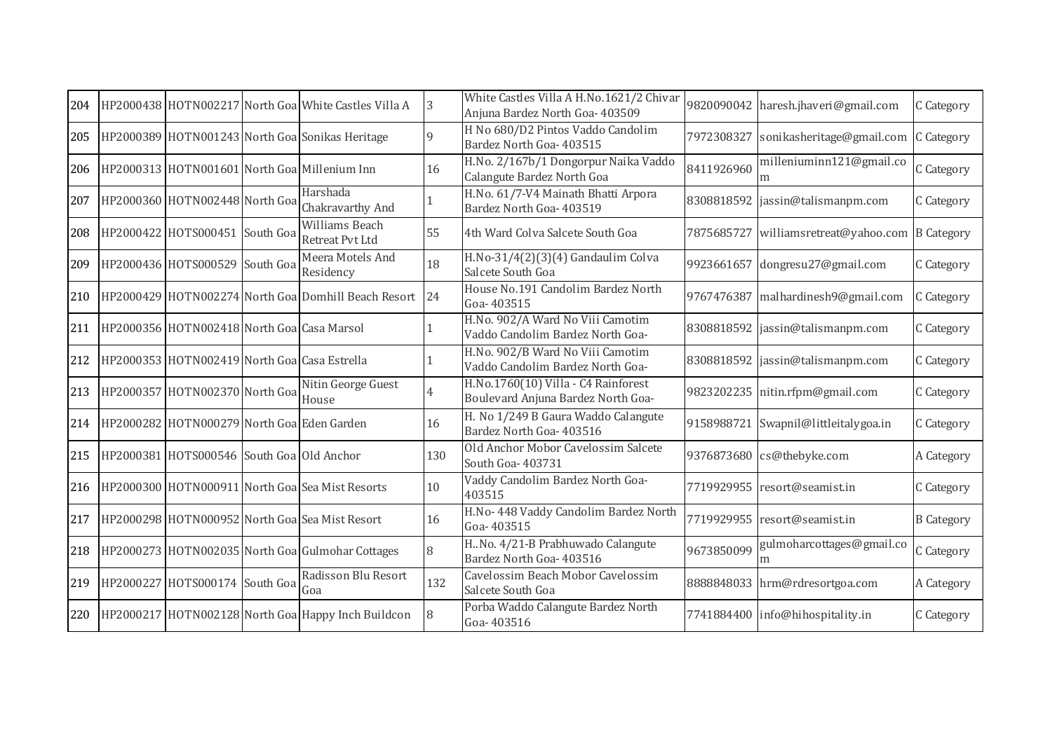| 204 | HP2000438 | HOTN002217 | North Goa | White Castles Villa A | 3 | White Castles Villa A H.No.1621/2 Chivar Anjuna Bardez North Goa- 403509 | 9820090042 | haresh.jhaveri@gmail.com | C Category |
|---|---|---|---|---|---|---|---|---|---|
| 205 | HP2000389 | HOTN001243 | North Goa | Sonikas Heritage | 9 | H No 680/D2 Pintos Vaddo Candolim Bardez North Goa- 403515 | 7972308327 | sonikasheritage@gmail.com | C Category |
| 206 | HP2000313 | HOTN001601 | North Goa | Millenium Inn | 16 | H.No. 2/167b/1 Dongorpur Naika Vaddo Calangute Bardez North Goa | 8411926960 | milleniuminn121@gmail.com | C Category |
| 207 | HP2000360 | HOTN002448 | North Goa | Harshada Chakravarthy And | 1 | H.No. 61/7-V4 Mainath Bhatti Arpora Bardez North Goa- 403519 | 8308818592 | jassin@talismanpm.com | C Category |
| 208 | HP2000422 | HOTS000451 | South Goa | Williams Beach Retreat Pvt Ltd | 55 | 4th Ward Colva Salcete South Goa | 7875685727 | williamsretreat@yahoo.com | B Category |
| 209 | HP2000436 | HOTS000529 | South Goa | Meera Motels And Residency | 18 | H.No-31/4(2)(3)(4) Gandaulim Colva Salcete South Goa | 9923661657 | dongresu27@gmail.com | C Category |
| 210 | HP2000429 | HOTN002274 | North Goa | Domhill Beach Resort | 24 | House No.191 Candolim Bardez North Goa- 403515 | 9767476387 | malhardinesh9@gmail.com | C Category |
| 211 | HP2000356 | HOTN002418 | North Goa | Casa Marsol | 1 | H.No. 902/A Ward No Viii Camotim Vaddo Candolim Bardez North Goa- | 8308818592 | jassin@talismanpm.com | C Category |
| 212 | HP2000353 | HOTN002419 | North Goa | Casa Estrella | 1 | H.No. 902/B Ward No Viii Camotim Vaddo Candolim Bardez North Goa- | 8308818592 | jassin@talismanpm.com | C Category |
| 213 | HP2000357 | HOTN002370 | North Goa | Nitin George Guest House | 4 | H.No.1760(10) Villa - C4 Rainforest Boulevard Anjuna Bardez North Goa- | 9823202235 | nitin.rfpm@gmail.com | C Category |
| 214 | HP2000282 | HOTN000279 | North Goa | Eden Garden | 16 | H. No 1/249 B Gaura Waddo Calangute Bardez North Goa- 403516 | 9158988721 | Swapnil@littleitalygoa.in | C Category |
| 215 | HP2000381 | HOTS000546 | South Goa | Old Anchor | 130 | Old Anchor Mobor Cavelossim Salcete South Goa- 403731 | 9376873680 | cs@thebyke.com | A Category |
| 216 | HP2000300 | HOTN000911 | North Goa | Sea Mist Resorts | 10 | Vaddy Candolim Bardez North Goa- 403515 | 7719929955 | resort@seamist.in | C Category |
| 217 | HP2000298 | HOTN000952 | North Goa | Sea Mist Resort | 16 | H.No- 448 Vaddy Candolim Bardez North Goa- 403515 | 7719929955 | resort@seamist.in | B Category |
| 218 | HP2000273 | HOTN002035 | North Goa | Gulmohar Cottages | 8 | H..No. 4/21-B Prabhuwado Calangute Bardez North Goa- 403516 | 9673850099 | gulmoharcottages@gmail.com | C Category |
| 219 | HP2000227 | HOTS000174 | South Goa | Radisson Blu Resort Goa | 132 | Cavelossim Beach Mobor Cavelossim Salcete South Goa | 8888848033 | hrm@rdresortgoa.com | A Category |
| 220 | HP2000217 | HOTN002128 | North Goa | Happy Inch Buildcon | 8 | Porba Waddo Calangute Bardez North Goa- 403516 | 7741884400 | info@hihospitality.in | C Category |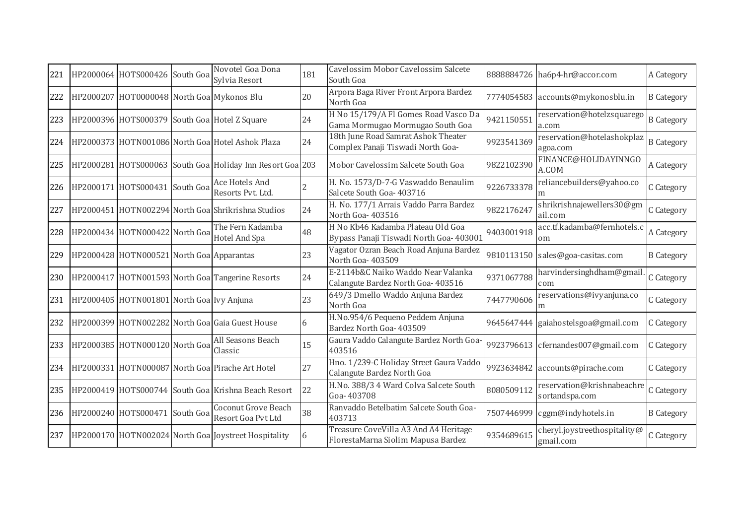| 221 | HP2000064 | HOTS000426 | South Goa | Novotel Goa Dona Sylvia Resort | 181 | Cavelossim Mobor Cavelossim Salcete South Goa | 8888884726 | ha6p4-hr@accor.com | A Category |
|---|---|---|---|---|---|---|---|---|---|
| 222 | HP2000207 | HOT0000048 | North Goa | Mykonos Blu | 20 | Arpora Baga River Front Arpora Bardez North Goa | 7774054583 | accounts@mykonosblu.in | B Category |
| 223 | HP2000396 | HOTS000379 | South Goa | Hotel Z Square | 24 | H No 15/179/A Fl Gomes Road Vasco Da Gama Mormugao Mormugao South Goa | 9421150551 | reservation@hotelzsquaregoa.com | B Category |
| 224 | HP2000373 | HOTN001086 | North Goa | Hotel Ashok Plaza | 24 | 18th June Road Samrat Ashok Theater Complex Panaji Tiswadi North Goa- | 9923541369 | reservation@hotelashokplazagoa.com | B Category |
| 225 | HP2000281 | HOTS000063 | South Goa | Holiday Inn Resort Goa | 203 | Mobor Cavelossim Salcete South Goa | 9822102390 | FINANCE@HOLIDAYINNGOA.COM | A Category |
| 226 | HP2000171 | HOTS000431 | South Goa | Ace Hotels And Resorts Pvt. Ltd. | 2 | H. No. 1573/D-7-G Vaswaddo Benaulim Salcete South Goa- 403716 | 9226733378 | reliancebuilders@yahoo.com | C Category |
| 227 | HP2000451 | HOTN002294 | North Goa | Shrikrishna Studios | 24 | H. No. 177/1 Arrais Vaddo Parra Bardez North Goa- 403516 | 9822176247 | shrikrishnajewellers30@gmail.com | C Category |
| 228 | HP2000434 | HOTN000422 | North Goa | The Fern Kadamba Hotel And Spa | 48 | H No Kb46 Kadamba Plateau Old Goa Bypass Panaji Tiswadi North Goa- 403001 | 9403001918 | acc.tf.kadamba@fernhotels.com | A Category |
| 229 | HP2000428 | HOTN000521 | North Goa | Apparantas | 23 | Vagator Ozran Beach Road Anjuna Bardez North Goa- 403509 | 9810113150 | sales@goa-casitas.com | B Category |
| 230 | HP2000417 | HOTN001593 | North Goa | Tangerine Resorts | 24 | E-2114b&C Naiko Waddo Near Valanka Calangute Bardez North Goa- 403516 | 9371067788 | harvindersinghdham@gmail.com | C Category |
| 231 | HP2000405 | HOTN001801 | North Goa | Ivy Anjuna | 23 | 649/3 Dmello Waddo Anjuna Bardez North Goa | 7447790606 | reservations@ivyanjuna.com | C Category |
| 232 | HP2000399 | HOTN002282 | North Goa | Gaia Guest House | 6 | H.No.954/6 Pequeno Peddem Anjuna Bardez North Goa- 403509 | 9645647444 | gaiahostelsgoa@gmail.com | C Category |
| 233 | HP2000385 | HOTN000120 | North Goa | All Seasons Beach Classic | 15 | Gaura Vaddo Calangute Bardez North Goa- 403516 | 9923796613 | cfernandes007@gmail.com | C Category |
| 234 | HP2000331 | HOTN000087 | North Goa | Pirache Art Hotel | 27 | Hno. 1/239-C Holiday Street Gaura Vaddo Calangute Bardez North Goa | 9923634842 | accounts@pirache.com | C Category |
| 235 | HP2000419 | HOTS000744 | South Goa | Krishna Beach Resort | 22 | H.No. 388/3 4 Ward Colva Salcete South Goa- 403708 | 8080509112 | reservation@krishnabeachresortandspa.com | C Category |
| 236 | HP2000240 | HOTS000471 | South Goa | Coconut Grove Beach Resort Goa Pvt Ltd | 38 | Ranvaddo Betelbatim Salcete South Goa- 403713 | 7507446999 | cggm@indyhotels.in | B Category |
| 237 | HP2000170 | HOTN002024 | North Goa | Joystreet Hospitality | 6 | Treasure CoveVilla A3 And A4 Heritage FlorestaMarna Siolim Mapusa Bardez | 9354689615 | cheryl.joystreethospitality@gmail.com | C Category |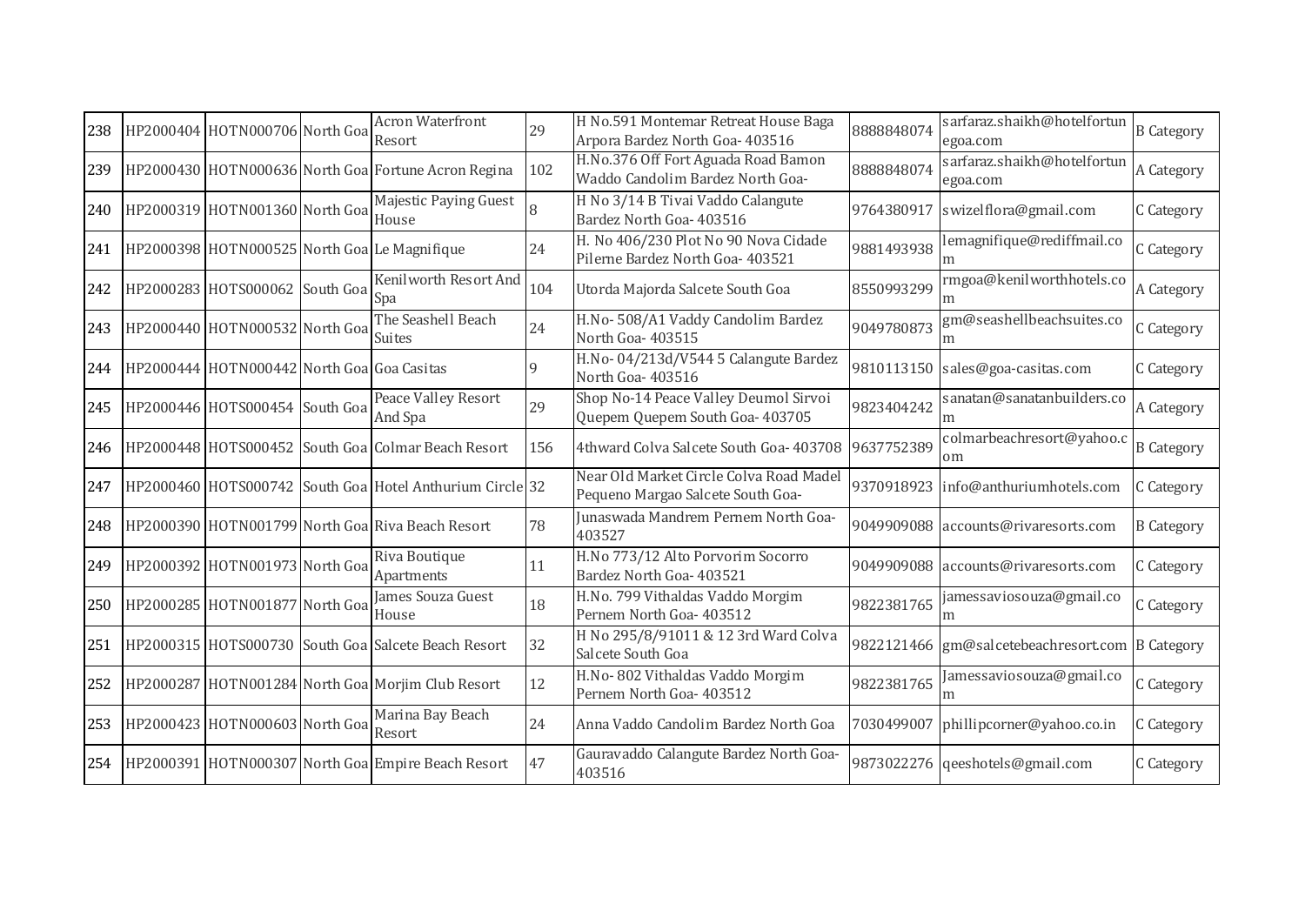| 238 | HP2000404 | HOTN000706 | North Goa | Acron Waterfront Resort | 29 | H No.591 Montemar Retreat House Baga Arpora Bardez North Goa- 403516 | 8888848074 | sarfaraz.shaikh@hotelfortunegoa.com | B Category |
|---|---|---|---|---|---|---|---|---|---|
| 239 | HP2000430 | HOTN000636 | North Goa | Fortune Acron Regina | 102 | H.No.376 Off Fort Aguada Road Bamon Waddo Candolim Bardez North Goa- | 8888848074 | sarfaraz.shaikh@hotelfortunegoa.com | A Category |
| 240 | HP2000319 | HOTN001360 | North Goa | Majestic Paying Guest House | 8 | H No 3/14 B Tivai Vaddo Calangute Bardez North Goa- 403516 | 9764380917 | swizelflora@gmail.com | C Category |
| 241 | HP2000398 | HOTN000525 | North Goa | Le Magnifique | 24 | H. No 406/230 Plot No 90 Nova Cidade Pilerne Bardez North Goa- 403521 | 9881493938 | lemagnifique@rediffmail.com | C Category |
| 242 | HP2000283 | HOTS000062 | South Goa | Kenilworth Resort And Spa | 104 | Utorda Majorda Salcete South Goa | 8550993299 | rmgoa@kenilworthhotels.com | A Category |
| 243 | HP2000440 | HOTN000532 | North Goa | The Seashell Beach Suites | 24 | H.No- 508/A1 Vaddy Candolim Bardez North Goa- 403515 | 9049780873 | gm@seashellbeachsuites.com | C Category |
| 244 | HP2000444 | HOTN000442 | North Goa | Goa Casitas | 9 | H.No- 04/213d/V544 5 Calangute Bardez North Goa- 403516 | 9810113150 | sales@goa-casitas.com | C Category |
| 245 | HP2000446 | HOTS000454 | South Goa | Peace Valley Resort And Spa | 29 | Shop No-14 Peace Valley Deumol Sirvoi Quepem Quepem South Goa- 403705 | 9823404242 | sanatan@sanatanbuilders.com | A Category |
| 246 | HP2000448 | HOTS000452 | South Goa | Colmar Beach Resort | 156 | 4thward Colva Salcete South Goa- 403708 | 9637752389 | colmarbeachresort@yahoo.com | B Category |
| 247 | HP2000460 | HOTS000742 | South Goa | Hotel Anthurium Circle | 32 | Near Old Market Circle Colva Road Madel Pequeno Margao Salcete South Goa- | 9370918923 | info@anthuriumhotels.com | C Category |
| 248 | HP2000390 | HOTN001799 | North Goa | Riva Beach Resort | 78 | Junaswada Mandrem Pernem North Goa- 403527 | 9049909088 | accounts@rivaresorts.com | B Category |
| 249 | HP2000392 | HOTN001973 | North Goa | Riva Boutique Apartments | 11 | H.No 773/12 Alto Porvorim Socorro Bardez North Goa- 403521 | 9049909088 | accounts@rivaresorts.com | C Category |
| 250 | HP2000285 | HOTN001877 | North Goa | James Souza Guest House | 18 | H.No. 799 Vithaldas Vaddo Morgim Pernem North Goa- 403512 | 9822381765 | jamessaviosouza@gmail.com | C Category |
| 251 | HP2000315 | HOTS000730 | South Goa | Salcete Beach Resort | 32 | H No 295/8/91011 & 12 3rd Ward Colva Salcete South Goa | 9822121466 | gm@salcetebeachresort.com | B Category |
| 252 | HP2000287 | HOTN001284 | North Goa | Morjim Club Resort | 12 | H.No- 802 Vithaldas Vaddo Morgim Pernem North Goa- 403512 | 9822381765 | Jamessaviosouza@gmail.com | C Category |
| 253 | HP2000423 | HOTN000603 | North Goa | Marina Bay Beach Resort | 24 | Anna Vaddo Candolim Bardez North Goa | 7030499007 | phillipcorner@yahoo.co.in | C Category |
| 254 | HP2000391 | HOTN000307 | North Goa | Empire Beach Resort | 47 | Gauravaddo Calangute Bardez North Goa- 403516 | 9873022276 | qeeshotels@gmail.com | C Category |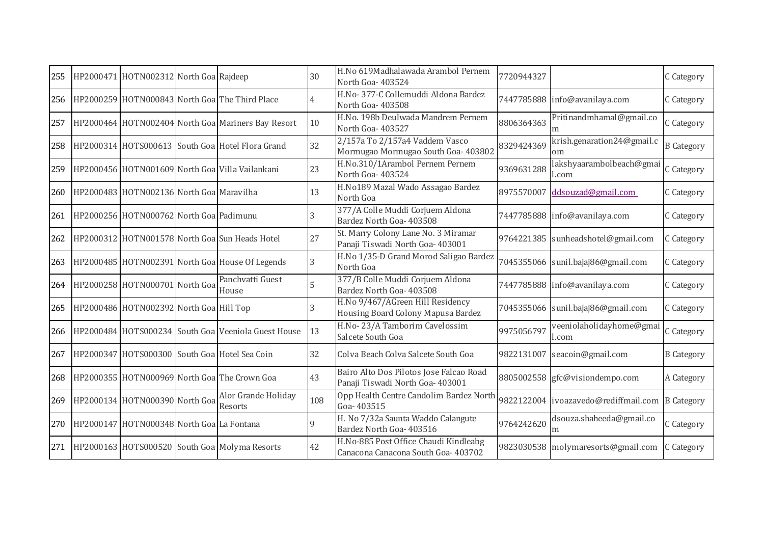| 255 | HP2000471 | HOTN002312 | North Goa | Rajdeep | 30 | H.No 619Madhalawada Arambol Pernem North Goa- 403524 | 7720944327 | | C Category |
|---|---|---|---|---|---|---|---|---|---|
| 256 | HP2000259 | HOTN000843 | North Goa | The Third Place | 4 | H.No- 377-C Collemuddi Aldona Bardez North Goa- 403508 | 7447785888 | info@avanilaya.com | C Category |
| 257 | HP2000464 | HOTN002404 | North Goa | Mariners Bay Resort | 10 | H.No. 198b Deulwada Mandrem Pernem North Goa- 403527 | 8806364363 | Pritinandmhamal@gmail.com | C Category |
| 258 | HP2000314 | HOTS000613 | South Goa | Hotel Flora Grand | 32 | 2/157a To 2/157a4 Vaddem Vasco Mormugao Mormugao South Goa- 403802 | 8329424369 | krish.genaration24@gmail.com | B Category |
| 259 | HP2000456 | HOTN001609 | North Goa | Villa Vailankani | 23 | H.No.310/1Arambol Pernem Pernem North Goa- 403524 | 9369631288 | lakshyaarambolbeach@gmail.com | C Category |
| 260 | HP2000483 | HOTN002136 | North Goa | Maravilha | 13 | H.No189 Mazal Wado Assagao Bardez North Goa | 8975570007 | ddsouzad@gmail.com | C Category |
| 261 | HP2000256 | HOTN000762 | North Goa | Padimunu | 3 | 377/A Colle Muddi Corjuem Aldona Bardez North Goa- 403508 | 7447785888 | info@avanilaya.com | C Category |
| 262 | HP2000312 | HOTN001578 | North Goa | Sun Heads Hotel | 27 | St. Marry Colony Lane No. 3 Miramar Panaji Tiswadi North Goa- 403001 | 9764221385 | sunheadshotel@gmail.com | C Category |
| 263 | HP2000485 | HOTN002391 | North Goa | House Of Legends | 3 | H.No 1/35-D Grand Morod Saligao Bardez North Goa | 7045355066 | sunil.bajaj86@gmail.com | C Category |
| 264 | HP2000258 | HOTN000701 | North Goa | Panchvatti Guest House | 5 | 377/B Colle Muddi Corjuem Aldona Bardez North Goa- 403508 | 7447785888 | info@avanilaya.com | C Category |
| 265 | HP2000486 | HOTN002392 | North Goa | Hill Top | 3 | H.No 9/467/AGreen Hill Residency Housing Board Colony Mapusa Bardez | 7045355066 | sunil.bajaj86@gmail.com | C Category |
| 266 | HP2000484 | HOTS000234 | South Goa | Veeniola Guest House | 13 | H.No- 23/A Tamborim Cavelossim Salcete South Goa | 9975056797 | veeniolaholidayhome@gmail.com | C Category |
| 267 | HP2000347 | HOTS000300 | South Goa | Hotel Sea Coin | 32 | Colva Beach Colva Salcete South Goa | 9822131007 | seacoin@gmail.com | B Category |
| 268 | HP2000355 | HOTN000969 | North Goa | The Crown Goa | 43 | Bairo Alto Dos Pilotos Jose Falcao Road Panaji Tiswadi North Goa- 403001 | 8805002558 | gfc@visiondempo.com | A Category |
| 269 | HP2000134 | HOTN000390 | North Goa | Alor Grande Holiday Resorts | 108 | Opp Health Centre Candolim Bardez North Goa- 403515 | 9822122004 | ivoazavedo@rediffmail.com | B Category |
| 270 | HP2000147 | HOTN000348 | North Goa | La Fontana | 9 | H. No 7/32a Saunta Waddo Calangute Bardez North Goa- 403516 | 9764242620 | dsouza.shaheeda@gmail.com | C Category |
| 271 | HP2000163 | HOTS000520 | South Goa | Molyma Resorts | 42 | H.No-885 Post Office Chaudi Kindleabg Canacona Canacona South Goa- 403702 | 9823030538 | molymaresorts@gmail.com | C Category |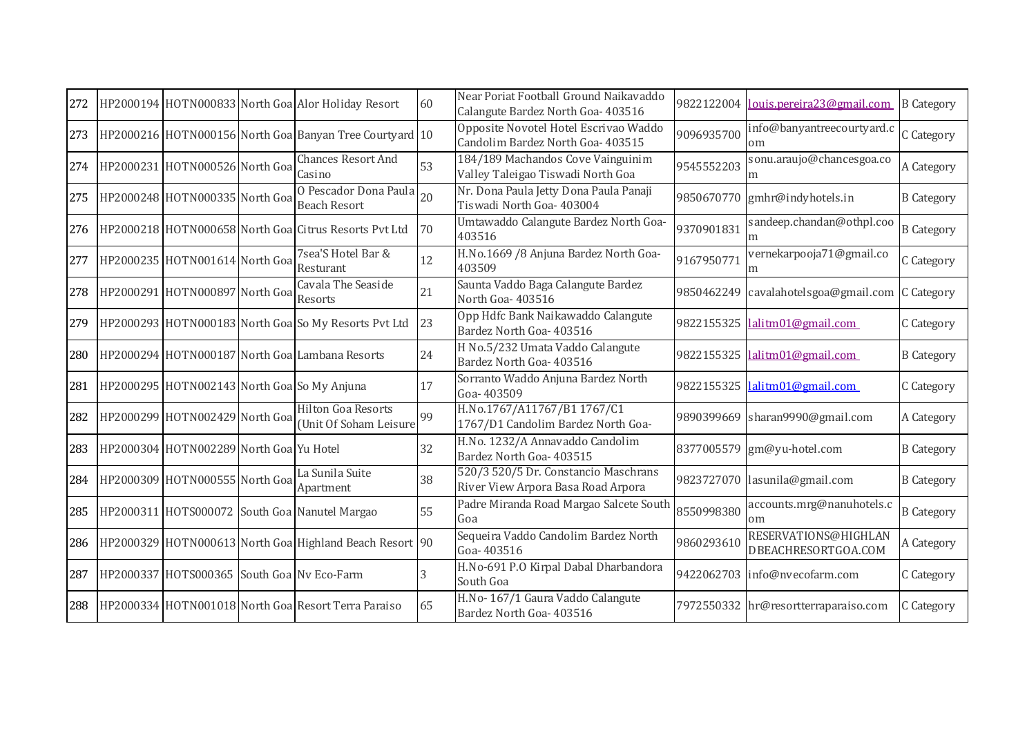| 272 | HP2000194 | HOTN000833 | North Goa | Alor Holiday Resort | 60 | Near Poriat Football Ground Naikavaddo Calangute Bardez North Goa- 403516 | 9822122004 | louis.pereira23@gmail.com | B Category |
|---|---|---|---|---|---|---|---|---|---|
| 273 | HP2000216 | HOTN000156 | North Goa | Banyan Tree Courtyard | 10 | Opposite Novotel Hotel Escrivao Waddo Candolim Bardez North Goa- 403515 | 9096935700 | info@banyantreecourtyard.com | C Category |
| 274 | HP2000231 | HOTN000526 | North Goa | Chances Resort And Casino | 53 | 184/189 Machandos Cove Vainguinim Valley Taleigao Tiswadi North Goa | 9545552203 | sonu.araujo@chancesgoa.com | A Category |
| 275 | HP2000248 | HOTN000335 | North Goa | O Pescador Dona Paula Beach Resort | 20 | Nr. Dona Paula Jetty Dona Paula Panaji Tiswadi North Goa- 403004 | 9850670770 | gmhr@indyhotels.in | B Category |
| 276 | HP2000218 | HOTN000658 | North Goa | Citrus Resorts Pvt Ltd | 70 | Umtawaddo Calangute Bardez North Goa- 403516 | 9370901831 | sandeep.chandan@othpl.com | B Category |
| 277 | HP2000235 | HOTN001614 | North Goa | 7sea'S Hotel Bar & Resturant | 12 | H.No.1669 /8 Anjuna Bardez North Goa- 403509 | 9167950771 | vernekarpooja71@gmail.com | C Category |
| 278 | HP2000291 | HOTN000897 | North Goa | Cavala The Seaside Resorts | 21 | Saunta Vaddo Baga Calangute Bardez North Goa- 403516 | 9850462249 | cavalahotelsgoa@gmail.com | C Category |
| 279 | HP2000293 | HOTN000183 | North Goa | So My Resorts Pvt Ltd | 23 | Opp Hdfc Bank Naikawaddo Calangute Bardez North Goa- 403516 | 9822155325 | lalitm01@gmail.com | C Category |
| 280 | HP2000294 | HOTN000187 | North Goa | Lambana Resorts | 24 | H No.5/232 Umata Vaddo Calangute Bardez North Goa- 403516 | 9822155325 | lalitm01@gmail.com | B Category |
| 281 | HP2000295 | HOTN002143 | North Goa | So My Anjuna | 17 | Sorranto Waddo Anjuna Bardez North Goa- 403509 | 9822155325 | lalitm01@gmail.com | C Category |
| 282 | HP2000299 | HOTN002429 | North Goa | Hilton Goa Resorts (Unit Of Soham Leisure | 99 | H.No.1767/A11767/B1 1767/C1 1767/D1 Candolim Bardez North Goa- | 9890399669 | sharan9990@gmail.com | A Category |
| 283 | HP2000304 | HOTN002289 | North Goa | Yu Hotel | 32 | H.No. 1232/A Annavaddo Candolim Bardez North Goa- 403515 | 8377005579 | gm@yu-hotel.com | B Category |
| 284 | HP2000309 | HOTN000555 | North Goa | La Sunila Suite Apartment | 38 | 520/3 520/5 Dr. Constancio Maschrans River View Arpora Basa Road Arpora | 9823727070 | lasunila@gmail.com | B Category |
| 285 | HP2000311 | HOTS000072 | South Goa | Nanutel Margao | 55 | Padre Miranda Road Margao Salcete South Goa | 8550998380 | accounts.mrg@nanuhotels.com | B Category |
| 286 | HP2000329 | HOTN000613 | North Goa | Highland Beach Resort | 90 | Sequeira Vaddo Candolim Bardez North Goa- 403516 | 9860293610 | RESERVATIONS@HIGHLANDBEACHRESORTGOA.COM | A Category |
| 287 | HP2000337 | HOTS000365 | South Goa | Nv Eco-Farm | 3 | H.No-691 P.O Kirpal Dabal Dharbandora South Goa | 9422062703 | info@nvecofarm.com | C Category |
| 288 | HP2000334 | HOTN001018 | North Goa | Resort Terra Paraiso | 65 | H.No- 167/1 Gaura Vaddo Calangute Bardez North Goa- 403516 | 7972550332 | hr@resortterraparaiso.com | C Category |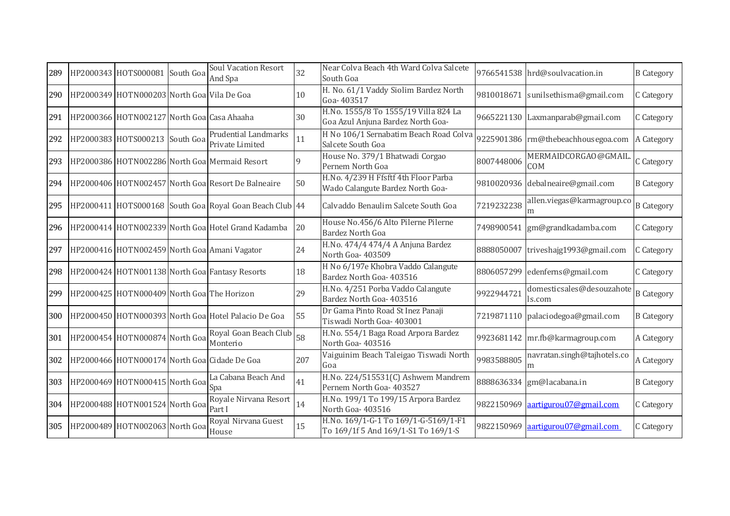| 289 | HP2000343 | HOTS000081 | South Goa | Soul Vacation Resort And Spa | 32 | Near Colva Beach 4th Ward Colva Salcete South Goa | 9766541538 | hrd@soulvacation.in | B Category |
|---|---|---|---|---|---|---|---|---|---|
| 290 | HP2000349 | HOTN000203 | North Goa | Vila De Goa | 10 | H. No. 61/1 Vaddy Siolim Bardez North Goa- 403517 | 9810018671 | sunilsethisma@gmail.com | C Category |
| 291 | HP2000366 | HOTN002127 | North Goa | Casa Ahaaha | 30 | H.No. 1555/8 To 1555/19 Villa 824 La Goa Azul Anjuna Bardez North Goa- | 9665221130 | Laxmanparab@gmail.com | C Category |
| 292 | HP2000383 | HOTS000213 | South Goa | Prudential Landmarks Private Limited | 11 | H No 106/1 Sernabatim Beach Road Colva Salcete South Goa | 9225901386 | rm@thebeachhousegoa.com | A Category |
| 293 | HP2000386 | HOTN002286 | North Goa | Mermaid Resort | 9 | House No. 379/1 Bhatwadi Corgao Pernem North Goa | 8007448006 | MERMAIDCORGAO@GMAIL.COM | C Category |
| 294 | HP2000406 | HOTN002457 | North Goa | Resort De Balneaire | 50 | H.No. 4/239 H Ffsftf 4th Floor Parba Wado Calangute Bardez North Goa- | 9810020936 | debalneaire@gmail.com | B Category |
| 295 | HP2000411 | HOTS000168 | South Goa | Royal Goan Beach Club | 44 | Calvaddo Benaulim Salcete South Goa | 7219232238 | allen.viegas@karmagroup.com | B Category |
| 296 | HP2000414 | HOTN002339 | North Goa | Hotel Grand Kadamba | 20 | House No.456/6 Alto Pilerne Pilerne Bardez North Goa | 7498900541 | gm@grandkadamba.com | C Category |
| 297 | HP2000416 | HOTN002459 | North Goa | Amani Vagator | 24 | H.No. 474/4 474/4 A Anjuna Bardez North Goa- 403509 | 8888050007 | triveshajg1993@gmail.com | C Category |
| 298 | HP2000424 | HOTN001138 | North Goa | Fantasy Resorts | 18 | H No 6/197e Khobra Vaddo Calangute Bardez North Goa- 403516 | 8806057299 | edenferns@gmail.com | C Category |
| 299 | HP2000425 | HOTN000409 | North Goa | The Horizon | 29 | H.No. 4/251 Porba Vaddo Calangute Bardez North Goa- 403516 | 9922944721 | domesticsales@desouzahotels.com | B Category |
| 300 | HP2000450 | HOTN000393 | North Goa | Hotel Palacio De Goa | 55 | Dr Gama Pinto Road St Inez Panaji Tiswadi North Goa- 403001 | 7219871110 | palaciodegoa@gmail.com | B Category |
| 301 | HP2000454 | HOTN000874 | North Goa | Royal Goan Beach Club Monterio | 58 | H.No. 554/1 Baga Road Arpora Bardez North Goa- 403516 | 9923681142 | mr.fb@karmagroup.com | A Category |
| 302 | HP2000466 | HOTN000174 | North Goa | Cidade De Goa | 207 | Vaiguinim Beach Taleigao Tiswadi North Goa | 9983588805 | navratan.singh@tajhotels.com | A Category |
| 303 | HP2000469 | HOTN000415 | North Goa | La Cabana Beach And Spa | 41 | H.No. 224/515531(C) Ashwem Mandrem Pernem North Goa- 403527 | 8888636334 | gm@lacabana.in | B Category |
| 304 | HP2000488 | HOTN001524 | North Goa | Royale Nirvana Resort Part I | 14 | H.No. 199/1 To 199/15 Arpora Bardez North Goa- 403516 | 9822150969 | aartigurou07@gmail.com | C Category |
| 305 | HP2000489 | HOTN002063 | North Goa | Royal Nirvana Guest House | 15 | H.No. 169/1-G-1 To 169/1-G-5169/1-F1 To 169/1f 5 And 169/1-S1 To 169/1-S | 9822150969 | aartigurou07@gmail.com | C Category |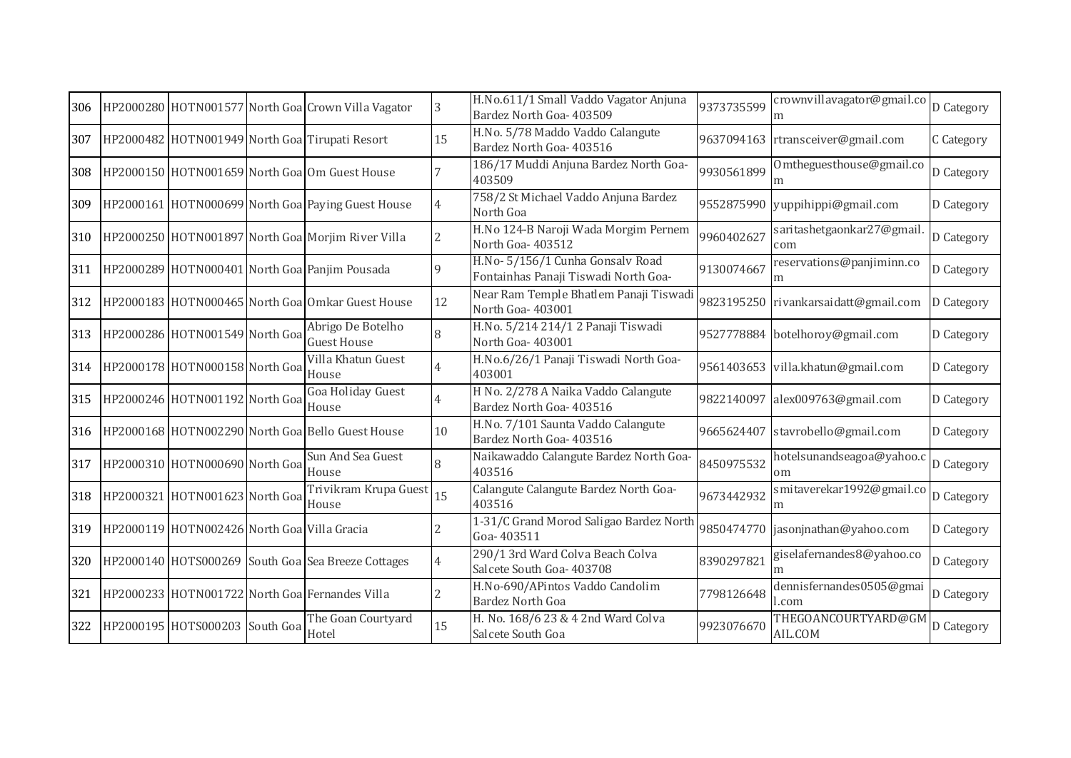| 306 | HP2000280 | HOTN001577 | North Goa | Crown Villa Vagator | 3 | H.No.611/1 Small Vaddo Vagator Anjuna Bardez North Goa- 403509 | 9373735599 | crownvillavagator@gmail.com | D Category |
|---|---|---|---|---|---|---|---|---|---|
| 307 | HP2000482 | HOTN001949 | North Goa | Tirupati Resort | 15 | H.No. 5/78 Maddo Vaddo Calangute Bardez North Goa- 403516 | 9637094163 | rtransceiver@gmail.com | C Category |
| 308 | HP2000150 | HOTN001659 | North Goa | Om Guest House | 7 | 186/17 Muddi Anjuna Bardez North Goa- 403509 | 9930561899 | Omtheguesthouse@gmail.com | D Category |
| 309 | HP2000161 | HOTN000699 | North Goa | Paying Guest House | 4 | 758/2 St Michael Vaddo Anjuna Bardez North Goa | 9552875990 | yuppihippi@gmail.com | D Category |
| 310 | HP2000250 | HOTN001897 | North Goa | Morjim River Villa | 2 | H.No 124-B Naroji Wada Morgim Pernem North Goa- 403512 | 9960402627 | saritashetgaonkar27@gmail.com | D Category |
| 311 | HP2000289 | HOTN000401 | North Goa | Panjim Pousada | 9 | H.No- 5/156/1 Cunha Gonsalv Road Fontainhas Panaji Tiswadi North Goa- | 9130074667 | reservations@panjiminn.com | D Category |
| 312 | HP2000183 | HOTN000465 | North Goa | Omkar Guest House | 12 | Near Ram Temple Bhatlem Panaji Tiswadi North Goa- 403001 | 9823195250 | rivankarsaidatt@gmail.com | D Category |
| 313 | HP2000286 | HOTN001549 | North Goa | Abrigo De Botelho Guest House | 8 | H.No. 5/214 214/1 2 Panaji Tiswadi North Goa- 403001 | 9527778884 | botelhoroy@gmail.com | D Category |
| 314 | HP2000178 | HOTN000158 | North Goa | Villa Khatun Guest House | 4 | H.No.6/26/1 Panaji Tiswadi North Goa- 403001 | 9561403653 | villa.khatun@gmail.com | D Category |
| 315 | HP2000246 | HOTN001192 | North Goa | Goa Holiday Guest House | 4 | H No. 2/278 A Naika Vaddo Calangute Bardez North Goa- 403516 | 9822140097 | alex009763@gmail.com | D Category |
| 316 | HP2000168 | HOTN002290 | North Goa | Bello Guest House | 10 | H.No. 7/101 Saunta Vaddo Calangute Bardez North Goa- 403516 | 9665624407 | stavrobello@gmail.com | D Category |
| 317 | HP2000310 | HOTN000690 | North Goa | Sun And Sea Guest House | 8 | Naikawaddo Calangute Bardez North Goa- 403516 | 8450975532 | hotelsunandseagoa@yahoo.com | D Category |
| 318 | HP2000321 | HOTN001623 | North Goa | Trivikram Krupa Guest House | 15 | Calangute Calangute Bardez North Goa- 403516 | 9673442932 | smitaverekar1992@gmail.com | D Category |
| 319 | HP2000119 | HOTN002426 | North Goa | Villa Gracia | 2 | 1-31/C Grand Morod Saligao Bardez North Goa- 403511 | 9850474770 | jasonjnathan@yahoo.com | D Category |
| 320 | HP2000140 | HOTS000269 | South Goa | Sea Breeze Cottages | 4 | 290/1 3rd Ward Colva Beach Colva Salcete South Goa- 403708 | 8390297821 | giselafernandes8@yahoo.com | D Category |
| 321 | HP2000233 | HOTN001722 | North Goa | Fernandes Villa | 2 | H.No-690/APintos Vaddo Candolim Bardez North Goa | 7798126648 | dennisfernandes0505@gmail.com | D Category |
| 322 | HP2000195 | HOTS000203 | South Goa | The Goan Courtyard Hotel | 15 | H. No. 168/6 23 & 4 2nd Ward Colva Salcete South Goa | 9923076670 | THEGOANCOURTYARD@GMAIL.COM | D Category |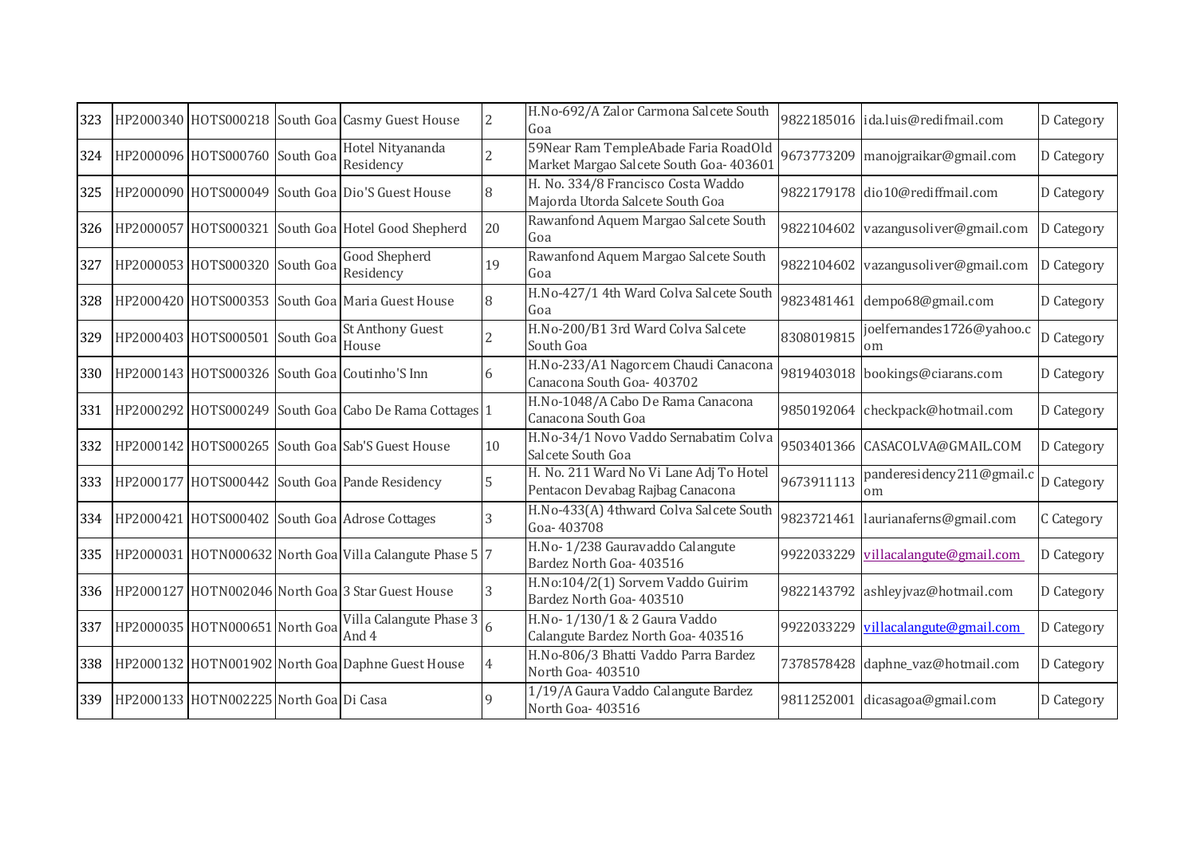| 323 | HP2000340 | HOTS000218 | South Goa | Casmy Guest House | 2 | H.No-692/A Zalor Carmona Salcete South Goa | 9822185016 | ida.luis@redifmail.com | D Category |
|---|---|---|---|---|---|---|---|---|---|
| 324 | HP2000096 | HOTS000760 | South Goa | Hotel Nityananda Residency | 2 | 59Near Ram TempleAbade Faria RoadOld Market Margao Salcete South Goa- 403601 | 9673773209 | manojgraikar@gmail.com | D Category |
| 325 | HP2000090 | HOTS000049 | South Goa | Dio'S Guest House | 8 | H. No. 334/8 Francisco Costa Waddo Majorda Utorda Salcete South Goa | 9822179178 | dio10@rediffmail.com | D Category |
| 326 | HP2000057 | HOTS000321 | South Goa | Hotel Good Shepherd | 20 | Rawanfond Aquem Margao Salcete South Goa | 9822104602 | vazangusoliver@gmail.com | D Category |
| 327 | HP2000053 | HOTS000320 | South Goa | Good Shepherd Residency | 19 | Rawanfond Aquem Margao Salcete South Goa | 9822104602 | vazangusoliver@gmail.com | D Category |
| 328 | HP2000420 | HOTS000353 | South Goa | Maria Guest House | 8 | H.No-427/1 4th Ward Colva Salcete South Goa | 9823481461 | dempo68@gmail.com | D Category |
| 329 | HP2000403 | HOTS000501 | South Goa | St Anthony Guest House | 2 | H.No-200/B1 3rd Ward Colva Salcete South Goa | 8308019815 | joelfernandes1726@yahoo.com | D Category |
| 330 | HP2000143 | HOTS000326 | South Goa | Coutinho'S Inn | 6 | H.No-233/A1 Nagorcem Chaudi Canacona Canacona South Goa- 403702 | 9819403018 | bookings@ciarans.com | D Category |
| 331 | HP2000292 | HOTS000249 | South Goa | Cabo De Rama Cottages | 1 | H.No-1048/A Cabo De Rama Canacona Canacona South Goa | 9850192064 | checkpack@hotmail.com | D Category |
| 332 | HP2000142 | HOTS000265 | South Goa | Sab'S Guest House | 10 | H.No-34/1 Novo Vaddo Sernabatim Colva Salcete South Goa | 9503401366 | CASACOLVA@GMAIL.COM | D Category |
| 333 | HP2000177 | HOTS000442 | South Goa | Pande Residency | 5 | H. No. 211 Ward No Vi Lane Adj To Hotel Pentacon Devabag Rajbag Canacona | 9673911113 | panderesidency211@gmail.com | D Category |
| 334 | HP2000421 | HOTS000402 | South Goa | Adrose Cottages | 3 | H.No-433(A) 4thward Colva Salcete South Goa- 403708 | 9823721461 | laurianaferns@gmail.com | C Category |
| 335 | HP2000031 | HOTN000632 | North Goa | Villa Calangute Phase 5 | 7 | H.No- 1/238 Gauravaddo Calangute Bardez North Goa- 403516 | 9922033229 | villacalangute@gmail.com | D Category |
| 336 | HP2000127 | HOTN002046 | North Goa | 3 Star Guest House | 3 | H.No:104/2(1) Sorvem Vaddo Guirim Bardez North Goa- 403510 | 9822143792 | ashleyjvaz@hotmail.com | D Category |
| 337 | HP2000035 | HOTN000651 | North Goa | Villa Calangute Phase 3 And 4 | 6 | H.No- 1/130/1 & 2 Gaura Vaddo Calangute Bardez North Goa- 403516 | 9922033229 | villacalangute@gmail.com | D Category |
| 338 | HP2000132 | HOTN001902 | North Goa | Daphne Guest House | 4 | H.No-806/3 Bhatti Vaddo Parra Bardez North Goa- 403510 | 7378578428 | daphne_vaz@hotmail.com | D Category |
| 339 | HP2000133 | HOTN002225 | North Goa | Di Casa | 9 | 1/19/A Gaura Vaddo Calangute Bardez North Goa- 403516 | 9811252001 | dicasagoa@gmail.com | D Category |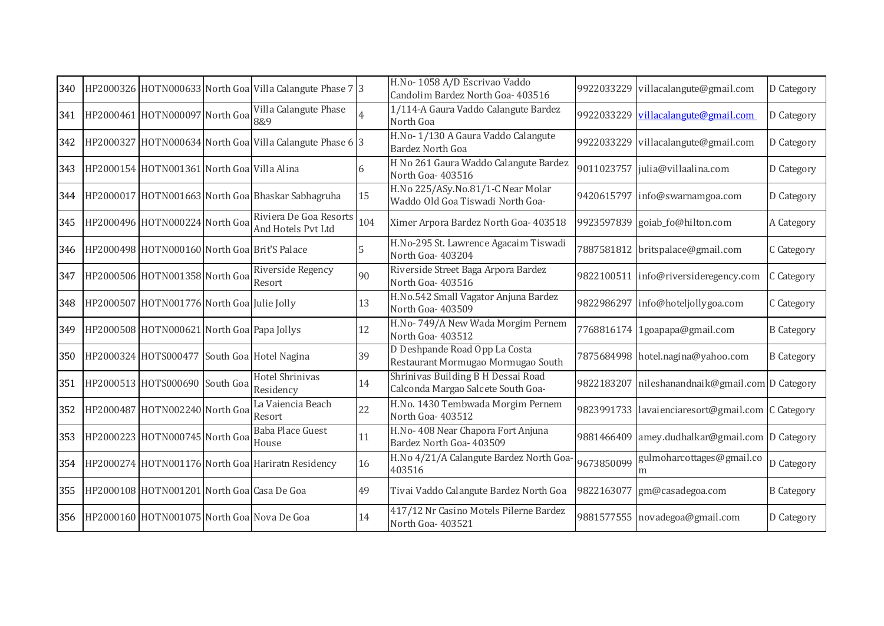| 340 | HP2000326 | HOTN000633 | North Goa | Villa Calangute Phase 7 | 3 | H.No- 1058 A/D Escrivao Vaddo Candolim Bardez North Goa- 403516 | 9922033229 | villacalangute@gmail.com | D Category |
|---|---|---|---|---|---|---|---|---|---|
| 341 | HP2000461 | HOTN000097 | North Goa | Villa Calangute Phase 8&9 | 4 | 1/114-A Gaura Vaddo Calangute Bardez North Goa | 9922033229 | villacalangute@gmail.com | D Category |
| 342 | HP2000327 | HOTN000634 | North Goa | Villa Calangute Phase 6 | 3 | H.No- 1/130 A Gaura Vaddo Calangute Bardez North Goa | 9922033229 | villacalangute@gmail.com | D Category |
| 343 | HP2000154 | HOTN001361 | North Goa | Villa Alina | 6 | H No 261 Gaura Waddo Calangute Bardez North Goa- 403516 | 9011023757 | julia@villaalina.com | D Category |
| 344 | HP2000017 | HOTN001663 | North Goa | Bhaskar Sabhagruha | 15 | H.No 225/ASy.No.81/1-C Near Molar Waddo Old Goa Tiswadi North Goa- | 9420615797 | info@swarnamgoa.com | D Category |
| 345 | HP2000496 | HOTN000224 | North Goa | Riviera De Goa Resorts And Hotels Pvt Ltd | 104 | Ximer Arpora Bardez North Goa- 403518 | 9923597839 | goiab_fo@hilton.com | A Category |
| 346 | HP2000498 | HOTN000160 | North Goa | Brit'S Palace | 5 | H.No-295 St. Lawrence Agacaim Tiswadi North Goa- 403204 | 7887581812 | britspalace@gmail.com | C Category |
| 347 | HP2000506 | HOTN001358 | North Goa | Riverside Regency Resort | 90 | Riverside Street Baga Arpora Bardez North Goa- 403516 | 9822100511 | info@riversideregency.com | C Category |
| 348 | HP2000507 | HOTN001776 | North Goa | Julie Jolly | 13 | H.No.542 Small Vagator Anjuna Bardez North Goa- 403509 | 9822986297 | info@hoteljollygoa.com | C Category |
| 349 | HP2000508 | HOTN000621 | North Goa | Papa Jollys | 12 | H.No- 749/A New Wada Morgim Pernem North Goa- 403512 | 7768816174 | 1goapapa@gmail.com | B Category |
| 350 | HP2000324 | HOTS000477 | South Goa | Hotel Nagina | 39 | D Deshpande Road Opp La Costa Restaurant Mormugao Mormugao South | 7875684998 | hotel.nagina@yahoo.com | B Category |
| 351 | HP2000513 | HOTS000690 | South Goa | Hotel Shrinivas Residency | 14 | Shrinivas Building B H Dessai Road Calconda Margao Salcete South Goa- | 9822183207 | nileshanandnaik@gmail.com | D Category |
| 352 | HP2000487 | HOTN002240 | North Goa | La Vaiencia Beach Resort | 22 | H.No. 1430 Tembwada Morgim Pernem North Goa- 403512 | 9823991733 | lavaienciaresort@gmail.com | C Category |
| 353 | HP2000223 | HOTN000745 | North Goa | Baba Place Guest House | 11 | H.No- 408 Near Chapora Fort Anjuna Bardez North Goa- 403509 | 9881466409 | amey.dudhalkar@gmail.com | D Category |
| 354 | HP2000274 | HOTN001176 | North Goa | Hariratn Residency | 16 | H.No 4/21/A Calangute Bardez North Goa-403516 | 9673850099 | gulmoharcottages@gmail.com | D Category |
| 355 | HP2000108 | HOTN001201 | North Goa | Casa De Goa | 49 | Tivai Vaddo Calangute Bardez North Goa | 9822163077 | gm@casadegoa.com | B Category |
| 356 | HP2000160 | HOTN001075 | North Goa | Nova De Goa | 14 | 417/12 Nr Casino Motels Pilerne Bardez North Goa- 403521 | 9881577555 | novadegoa@gmail.com | D Category |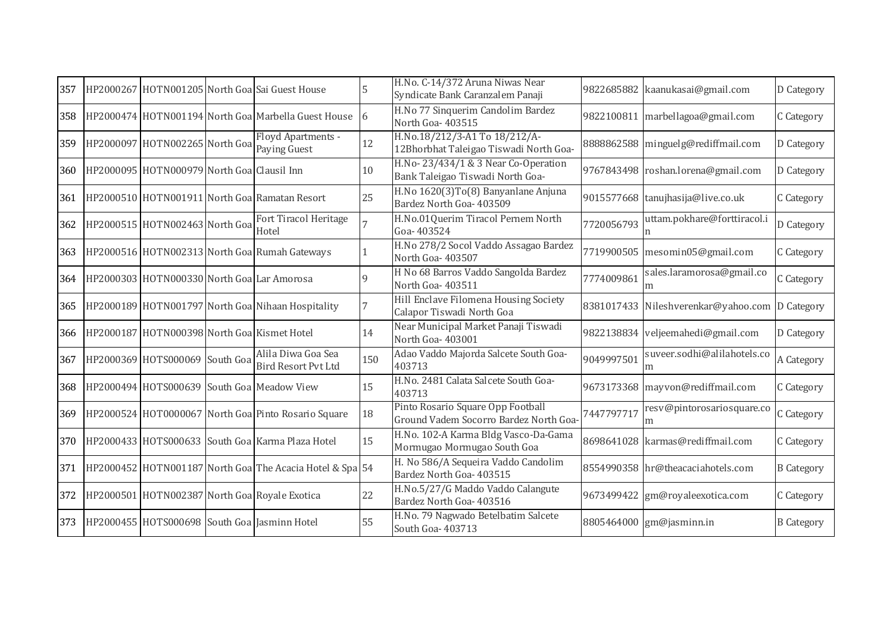| | | | | | | | | | |
|---|---|---|---|---|---|---|---|---|---|
| 357 | HP2000267 | HOTN001205 | North Goa | Sai Guest House | 5 | H.No. C-14/372 Aruna Niwas Near Syndicate Bank Caranzalem Panaji | 9822685882 | kaanukasai@gmail.com | D Category |
| 358 | HP2000474 | HOTN001194 | North Goa | Marbella Guest House | 6 | H.No 77 Sinquerim Candolim Bardez North Goa- 403515 | 9822100811 | marbellagoa@gmail.com | C Category |
| 359 | HP2000097 | HOTN002265 | North Goa | Floyd Apartments - Paying Guest | 12 | H.No.18/212/3-A1 To 18/212/A-12Bhorbhat Taleigao Tiswadi North Goa- | 8888862588 | minguelg@rediffmail.com | D Category |
| 360 | HP2000095 | HOTN000979 | North Goa | Clausil Inn | 10 | H.No- 23/434/1 & 3 Near Co-Operation Bank Taleigao Tiswadi North Goa- | 9767843498 | roshan.lorena@gmail.com | D Category |
| 361 | HP2000510 | HOTN001911 | North Goa | Ramatan Resort | 25 | H.No 1620(3)To(8) Banyanlane Anjuna Bardez North Goa- 403509 | 9015577668 | tanujhasija@live.co.uk | C Category |
| 362 | HP2000515 | HOTN002463 | North Goa | Fort Tiracol Heritage Hotel | 7 | H.No.01Querim Tiracol Pernem North Goa- 403524 | 7720056793 | uttam.pokhare@forttiracol.in | D Category |
| 363 | HP2000516 | HOTN002313 | North Goa | Rumah Gateways | 1 | H.No 278/2 Socol Vaddo Assagao Bardez North Goa- 403507 | 7719900505 | mesomin05@gmail.com | C Category |
| 364 | HP2000303 | HOTN000330 | North Goa | Lar Amorosa | 9 | H No 68 Barros Vaddo Sangolda Bardez North Goa- 403511 | 7774009861 | sales.laramorosa@gmail.com | C Category |
| 365 | HP2000189 | HOTN001797 | North Goa | Nihaan Hospitality | 7 | Hill Enclave Filomena Housing Society Calapor Tiswadi North Goa | 8381017433 | Nileshverenkar@yahoo.com | D Category |
| 366 | HP2000187 | HOTN000398 | North Goa | Kismet Hotel | 14 | Near Municipal Market Panaji Tiswadi North Goa- 403001 | 9822138834 | veljeemahedi@gmail.com | D Category |
| 367 | HP2000369 | HOTS000069 | South Goa | Alila Diwa Goa Sea Bird Resort Pvt Ltd | 150 | Adao Vaddo Majorda Salcete South Goa- 403713 | 9049997501 | suveer.sodhi@alilahotels.com | A Category |
| 368 | HP2000494 | HOTS000639 | South Goa | Meadow View | 15 | H.No. 2481 Calata Salcete South Goa- 403713 | 9673173368 | mayvon@rediffmail.com | C Category |
| 369 | HP2000524 | HOT0000067 | North Goa | Pinto Rosario Square | 18 | Pinto Rosario Square Opp Football Ground Vadem Socorro Bardez North Goa- | 7447797717 | resv@pintorosariosquare.com | C Category |
| 370 | HP2000433 | HOTS000633 | South Goa | Karma Plaza Hotel | 15 | H.No. 102-A Karma Bldg Vasco-Da-Gama Mormugao Mormugao South Goa | 8698641028 | karmas@rediffmail.com | C Category |
| 371 | HP2000452 | HOTN001187 | North Goa | The Acacia Hotel & Spa | 54 | H. No 586/A Sequeira Vaddo Candolim Bardez North Goa- 403515 | 8554990358 | hr@theacaciahotels.com | B Category |
| 372 | HP2000501 | HOTN002387 | North Goa | Royale Exotica | 22 | H.No.5/27/G Maddo Vaddo Calangute Bardez North Goa- 403516 | 9673499422 | gm@royaleexotica.com | C Category |
| 373 | HP2000455 | HOTS000698 | South Goa | Jasminn Hotel | 55 | H.No. 79 Nagwado Betelbatim Salcete South Goa- 403713 | 8805464000 | gm@jasminn.in | B Category |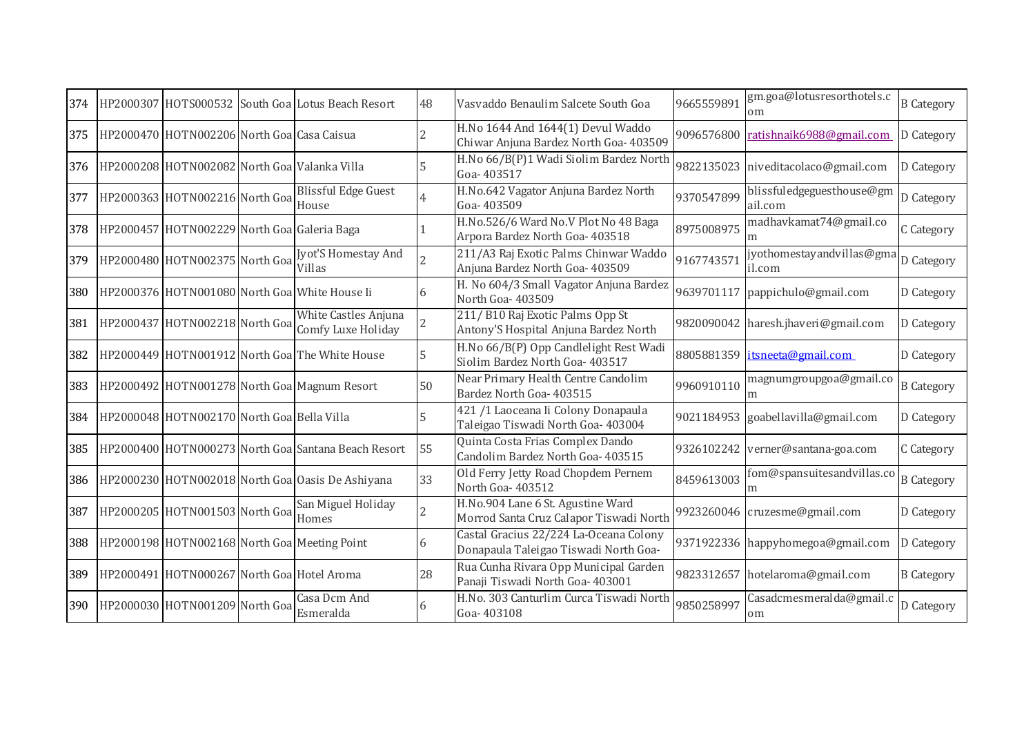| 374 | HP2000307 | HOTS000532 | South Goa | Lotus Beach Resort | 48 | Vasvaddo Benaulim Salcete South Goa | 9665559891 | gm.goa@lotusresorthotels.com | B Category |
|---|---|---|---|---|---|---|---|---|---|
| 375 | HP2000470 | HOTN002206 | North Goa | Casa Caisua | 2 | H.No 1644 And 1644(1) Devul Waddo Chiwar Anjuna Bardez North Goa- 403509 | 9096576800 | ratishnaik6988@gmail.com | D Category |
| 376 | HP2000208 | HOTN002082 | North Goa | Valanka Villa | 5 | H.No 66/B(P)1 Wadi Siolim Bardez North Goa- 403517 | 9822135023 | niveditacolaco@gmail.com | D Category |
| 377 | HP2000363 | HOTN002216 | North Goa | Blissful Edge Guest House | 4 | H.No.642 Vagator Anjuna Bardez North Goa- 403509 | 9370547899 | blissfuledgeguesthouse@gmail.com | D Category |
| 378 | HP2000457 | HOTN002229 | North Goa | Galeria Baga | 1 | H.No.526/6 Ward No.V Plot No 48 Baga Arpora Bardez North Goa- 403518 | 8975008975 | madhavkamat74@gmail.com | C Category |
| 379 | HP2000480 | HOTN002375 | North Goa | Jyot'S Homestay And Villas | 2 | 211/A3 Raj Exotic Palms Chinwar Waddo Anjuna Bardez North Goa- 403509 | 9167743571 | jyothomestayandvillas@gmail.com | D Category |
| 380 | HP2000376 | HOTN001080 | North Goa | White House Ii | 6 | H. No 604/3 Small Vagator Anjuna Bardez North Goa- 403509 | 9639701117 | pappichulo@gmail.com | D Category |
| 381 | HP2000437 | HOTN002218 | North Goa | White Castles Anjuna Comfy Luxe Holiday | 2 | 211/ B10 Raj Exotic Palms Opp St Antony'S Hospital Anjuna Bardez North | 9820090042 | haresh.jhaveri@gmail.com | D Category |
| 382 | HP2000449 | HOTN001912 | North Goa | The White House | 5 | H.No 66/B(P) Opp Candlelight Rest Wadi Siolim Bardez North Goa- 403517 | 8805881359 | itsneeta@gmail.com | D Category |
| 383 | HP2000492 | HOTN001278 | North Goa | Magnum Resort | 50 | Near Primary Health Centre Candolim Bardez North Goa- 403515 | 9960910110 | magnumgroupgoa@gmail.com | B Category |
| 384 | HP2000048 | HOTN002170 | North Goa | Bella Villa | 5 | 421 /1 Laoceana Ii Colony Donapaula Taleigao Tiswadi North Goa- 403004 | 9021184953 | goabellavilla@gmail.com | D Category |
| 385 | HP2000400 | HOTN000273 | North Goa | Santana Beach Resort | 55 | Quinta Costa Frias Complex Dando Candolim Bardez North Goa- 403515 | 9326102242 | verner@santana-goa.com | C Category |
| 386 | HP2000230 | HOTN002018 | North Goa | Oasis De Ashiyana | 33 | Old Ferry Jetty Road Chopdem Pernem North Goa- 403512 | 8459613003 | fom@spansuitesandvillas.com | B Category |
| 387 | HP2000205 | HOTN001503 | North Goa | San Miguel Holiday Homes | 2 | H.No.904 Lane 6 St. Agustine Ward Morrod Santa Cruz Calapor Tiswadi North | 9923260046 | cruzesme@gmail.com | D Category |
| 388 | HP2000198 | HOTN002168 | North Goa | Meeting Point | 6 | Castal Gracius 22/224 La-Oceana Colony Donapaula Taleigao Tiswadi North Goa- | 9371922336 | happyhomegoa@gmail.com | D Category |
| 389 | HP2000491 | HOTN000267 | North Goa | Hotel Aroma | 28 | Rua Cunha Rivara Opp Municipal Garden Panaji Tiswadi North Goa- 403001 | 9823312657 | hotelaroma@gmail.com | B Category |
| 390 | HP2000030 | HOTN001209 | North Goa | Casa Dcm And Esmeralda | 6 | H.No. 303 Canturlim Curca Tiswadi North Goa- 403108 | 9850258997 | Casadcmesmeralda@gmail.com | D Category |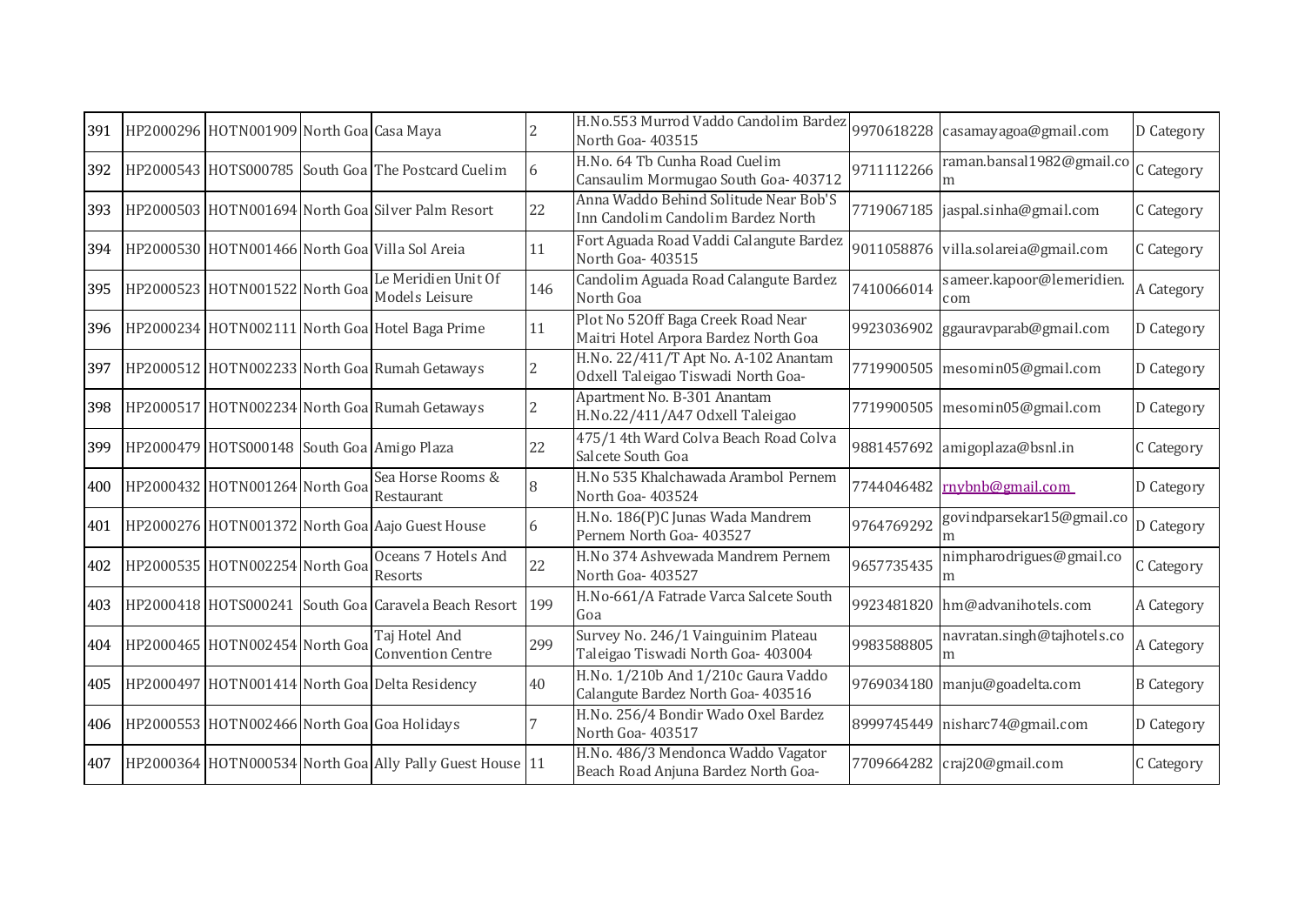| 391 | HP2000296 | HOTN001909 | North Goa | Casa Maya | 2 | H.No.553 Murrod Vaddo Candolim Bardez North Goa- 403515 | 9970618228 | casamayagoa@gmail.com | D Category |
|---|---|---|---|---|---|---|---|---|---|
| 392 | HP2000543 | HOTS000785 | South Goa | The Postcard Cuelim | 6 | H.No. 64 Tb Cunha Road Cuelim Cansaulim Mormugao South Goa- 403712 | 9711112266 | raman.bansal1982@gmail.com | C Category |
| 393 | HP2000503 | HOTN001694 | North Goa | Silver Palm Resort | 22 | Anna Waddo Behind Solitude Near Bob'S Inn Candolim Candolim Bardez North | 7719067185 | jaspal.sinha@gmail.com | C Category |
| 394 | HP2000530 | HOTN001466 | North Goa | Villa Sol Areia | 11 | Fort Aguada Road Vaddi Calangute Bardez North Goa- 403515 | 9011058876 | villa.solareia@gmail.com | C Category |
| 395 | HP2000523 | HOTN001522 | North Goa | Le Meridien Unit Of Models Leisure | 146 | Candolim Aguada Road Calangute Bardez North Goa | 7410066014 | sameer.kapoor@lemeridien.com | A Category |
| 396 | HP2000234 | HOTN002111 | North Goa | Hotel Baga Prime | 11 | Plot No 52Off Baga Creek Road Near Maitri Hotel Arpora Bardez North Goa | 9923036902 | ggauravparab@gmail.com | D Category |
| 397 | HP2000512 | HOTN002233 | North Goa | Rumah Getaways | 2 | H.No. 22/411/T Apt No. A-102 Anantam Odxell Taleigao Tiswadi North Goa- | 7719900505 | mesomin05@gmail.com | D Category |
| 398 | HP2000517 | HOTN002234 | North Goa | Rumah Getaways | 2 | Apartment No. B-301 Anantam H.No.22/411/A47 Odxell Taleigao | 7719900505 | mesomin05@gmail.com | D Category |
| 399 | HP2000479 | HOTS000148 | South Goa | Amigo Plaza | 22 | 475/1 4th Ward Colva Beach Road Colva Salcete South Goa | 9881457692 | amigoplaza@bsnl.in | C Category |
| 400 | HP2000432 | HOTN001264 | North Goa | Sea Horse Rooms & Restaurant | 8 | H.No 535 Khalchawada Arambol Pernem North Goa- 403524 | 7744046482 | rnybnb@gmail.com | D Category |
| 401 | HP2000276 | HOTN001372 | North Goa | Aajo Guest House | 6 | H.No. 186(P)C Junas Wada Mandrem Pernem North Goa- 403527 | 9764769292 | govindparsekar15@gmail.com | D Category |
| 402 | HP2000535 | HOTN002254 | North Goa | Oceans 7 Hotels And Resorts | 22 | H.No 374 Ashvewada Mandrem Pernem North Goa- 403527 | 9657735435 | nimpharodrigues@gmail.com | C Category |
| 403 | HP2000418 | HOTS000241 | South Goa | Caravela Beach Resort | 199 | H.No-661/A Fatrade Varca Salcete South Goa | 9923481820 | hm@advanihotels.com | A Category |
| 404 | HP2000465 | HOTN002454 | North Goa | Taj Hotel And Convention Centre | 299 | Survey No. 246/1 Vainguinim Plateau Taleigao Tiswadi North Goa- 403004 | 9983588805 | navratan.singh@tajhotels.com | A Category |
| 405 | HP2000497 | HOTN001414 | North Goa | Delta Residency | 40 | H.No. 1/210b And 1/210c Gaura Vaddo Calangute Bardez North Goa- 403516 | 9769034180 | manju@goadelta.com | B Category |
| 406 | HP2000553 | HOTN002466 | North Goa | Goa Holidays | 7 | H.No. 256/4 Bondir Wado Oxel Bardez North Goa- 403517 | 8999745449 | nisharc74@gmail.com | D Category |
| 407 | HP2000364 | HOTN000534 | North Goa | Ally Pally Guest House | 11 | H.No. 486/3 Mendonca Waddo Vagator Beach Road Anjuna Bardez North Goa- | 7709664282 | craj20@gmail.com | C Category |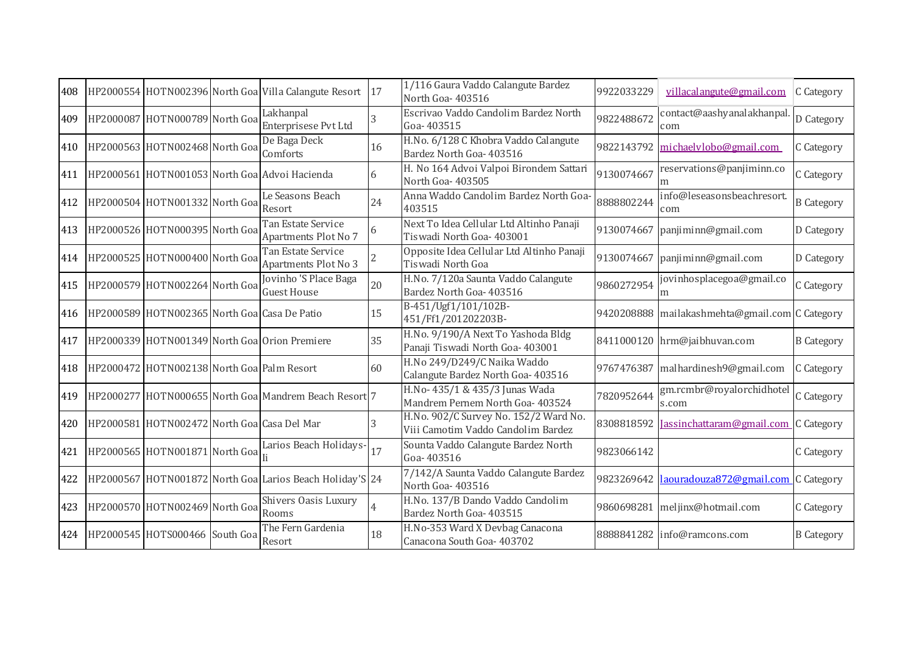| 408 | HP2000554 | HOTN002396 | North Goa | Villa Calangute Resort | 17 | 1/116 Gaura Vaddo Calangute Bardez North Goa- 403516 | 9922033229 | villacalangute@gmail.com | C Category |
|---|---|---|---|---|---|---|---|---|---|
| 409 | HP2000087 | HOTN000789 | North Goa | Lakhanpal Enterprisese Pvt Ltd | 3 | Escrivao Vaddo Candolim Bardez North Goa- 403515 | 9822488672 | contact@aashyanalakhanpal.com | D Category |
| 410 | HP2000563 | HOTN002468 | North Goa | De Baga Deck Comforts | 16 | H.No. 6/128 C Khobra Vaddo Calangute Bardez North Goa- 403516 | 9822143792 | michaelvlobo@gmail.com | C Category |
| 411 | HP2000561 | HOTN001053 | North Goa | Advoi Hacienda | 6 | H. No 164 Advoi Valpoi Birondem Sattari North Goa- 403505 | 9130074667 | reservations@panjiminn.com | C Category |
| 412 | HP2000504 | HOTN001332 | North Goa | Le Seasons Beach Resort | 24 | Anna Waddo Candolim Bardez North Goa- 403515 | 8888802244 | info@leseasonsbeachresort.com | B Category |
| 413 | HP2000526 | HOTN000395 | North Goa | Tan Estate Service Apartments Plot No 7 | 6 | Next To Idea Cellular Ltd Altinho Panaji Tiswadi North Goa- 403001 | 9130074667 | panjiminn@gmail.com | D Category |
| 414 | HP2000525 | HOTN000400 | North Goa | Tan Estate Service Apartments Plot No 3 | 2 | Opposite Idea Cellular Ltd Altinho Panaji Tiswadi North Goa | 9130074667 | panjiminn@gmail.com | D Category |
| 415 | HP2000579 | HOTN002264 | North Goa | Jovinho 'S Place Baga Guest House | 20 | H.No. 7/120a Saunta Vaddo Calangute Bardez North Goa- 403516 | 9860272954 | jovinhosplacegoa@gmail.com | C Category |
| 416 | HP2000589 | HOTN002365 | North Goa | Casa De Patio | 15 | B-451/Ugf1/101/102B-451/Ff1/201202203B- | 9420208888 | mailakashmehta@gmail.com | C Category |
| 417 | HP2000339 | HOTN001349 | North Goa | Orion Premiere | 35 | H.No. 9/190/A Next To Yashoda Bldg Panaji Tiswadi North Goa- 403001 | 8411000120 | hrm@jaibhuvan.com | B Category |
| 418 | HP2000472 | HOTN002138 | North Goa | Palm Resort | 60 | H.No 249/D249/C Naika Waddo Calangute Bardez North Goa- 403516 | 9767476387 | malhardinesh9@gmail.com | C Category |
| 419 | HP2000277 | HOTN000655 | North Goa | Mandrem Beach Resort | 7 | H.No- 435/1 & 435/3 Junas Wada Mandrem Pernem North Goa- 403524 | 7820952644 | gm.rcmbr@royalorchidhotels.com | C Category |
| 420 | HP2000581 | HOTN002472 | North Goa | Casa Del Mar | 3 | H.No. 902/C Survey No. 152/2 Ward No. Viii Camotim Vaddo Candolim Bardez | 8308818592 | Jassinchattaram@gmail.com | C Category |
| 421 | HP2000565 | HOTN001871 | North Goa | Larios Beach Holidays-Ii | 17 | Sounta Vaddo Calangute Bardez North Goa- 403516 | 9823066142 | | C Category |
| 422 | HP2000567 | HOTN001872 | North Goa | Larios Beach Holiday'S | 24 | 7/142/A Saunta Vaddo Calangute Bardez North Goa- 403516 | 9823269642 | laouradouza872@gmail.com | C Category |
| 423 | HP2000570 | HOTN002469 | North Goa | Shivers Oasis Luxury Rooms | 4 | H.No. 137/B Dando Vaddo Candolim Bardez North Goa- 403515 | 9860698281 | meljinx@hotmail.com | C Category |
| 424 | HP2000545 | HOTS000466 | South Goa | The Fern Gardenia Resort | 18 | H.No-353 Ward X Devbag Canacona Canacona South Goa- 403702 | 8888841282 | info@ramcons.com | B Category |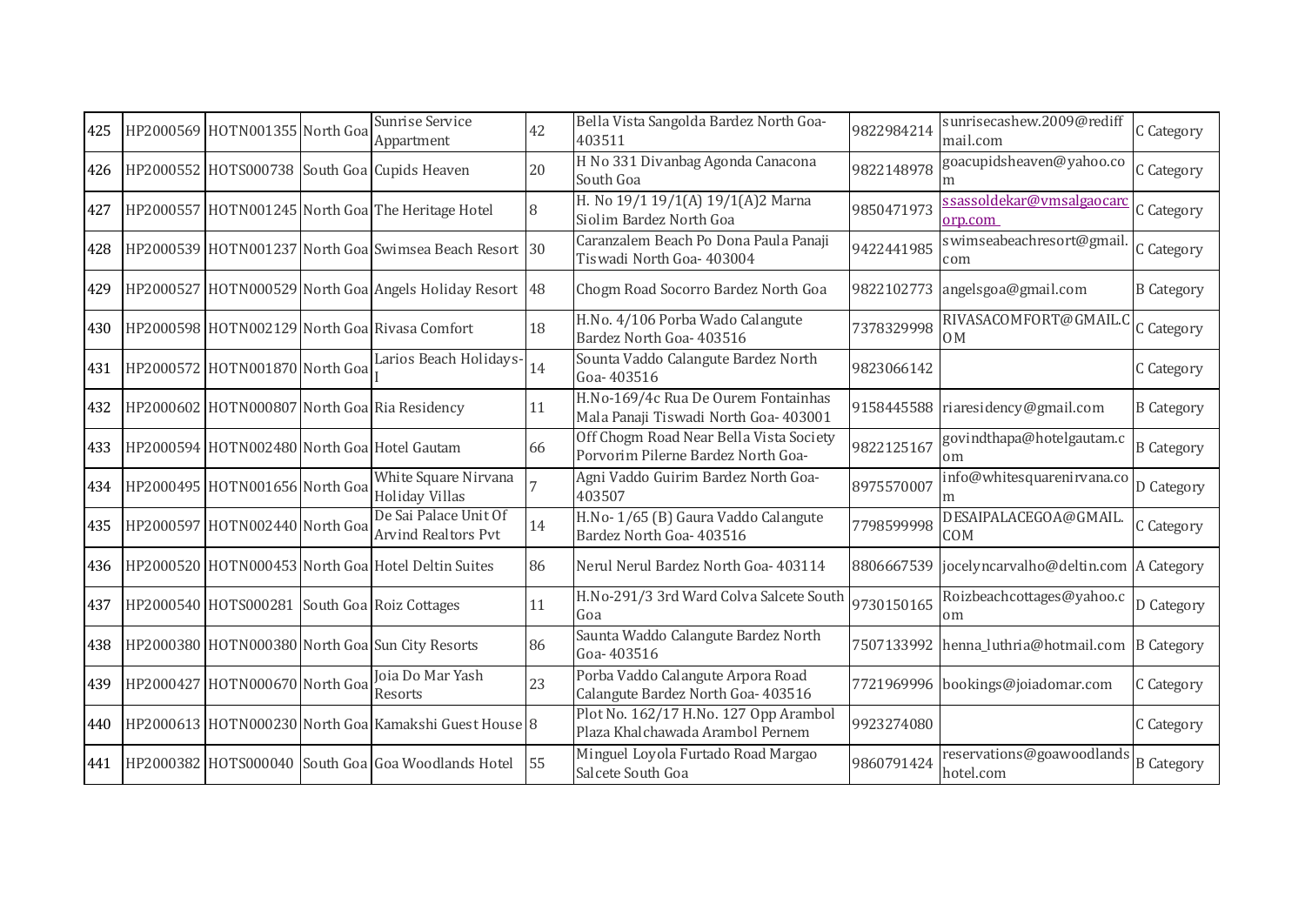| 425 | HP2000569 | HOTN001355 | North Goa | Sunrise Service Appartment | 42 | Bella Vista Sangolda Bardez North Goa-403511 | 9822984214 | sunrisecashew.2009@rediffmail.com | C Category |
|---|---|---|---|---|---|---|---|---|---|
| 426 | HP2000552 | HOTS000738 | South Goa | Cupids Heaven | 20 | H No 331 Divanbag Agonda Canacona South Goa | 9822148978 | goacupidsheaven@yahoo.com | C Category |
| 427 | HP2000557 | HOTN001245 | North Goa | The Heritage Hotel | 8 | H. No 19/1 19/1(A) 19/1(A)2 Marna Siolim Bardez North Goa | 9850471973 | ssassoldekar@vmsalgaocarcorp.com | C Category |
| 428 | HP2000539 | HOTN001237 | North Goa | Swimsea Beach Resort | 30 | Caranzalem Beach Po Dona Paula Panaji Tiswadi North Goa- 403004 | 9422441985 | swimseabeachresort@gmail.com | C Category |
| 429 | HP2000527 | HOTN000529 | North Goa | Angels Holiday Resort | 48 | Chogm Road Socorro Bardez North Goa | 9822102773 | angelsgoa@gmail.com | B Category |
| 430 | HP2000598 | HOTN002129 | North Goa | Rivasa Comfort | 18 | H.No. 4/106 Porba Wado Calangute Bardez North Goa- 403516 | 7378329998 | RIVASACOMFORT@GMAIL.COM | C Category |
| 431 | HP2000572 | HOTN001870 | North Goa | Larios Beach Holidays-I | 14 | Sounta Vaddo Calangute Bardez North Goa- 403516 | 9823066142 | | C Category |
| 432 | HP2000602 | HOTN000807 | North Goa | Ria Residency | 11 | H.No-169/4c Rua De Ourem Fontainhas Mala Panaji Tiswadi North Goa- 403001 | 9158445588 | riaresidency@gmail.com | B Category |
| 433 | HP2000594 | HOTN002480 | North Goa | Hotel Gautam | 66 | Off Chogm Road Near Bella Vista Society Porvorim Pilerne Bardez North Goa- | 9822125167 | govindthapa@hotelgautam.com | B Category |
| 434 | HP2000495 | HOTN001656 | North Goa | White Square Nirvana Holiday Villas | 7 | Agni Vaddo Guirim Bardez North Goa-403507 | 8975570007 | info@whitesquarenirvana.com | D Category |
| 435 | HP2000597 | HOTN002440 | North Goa | De Sai Palace Unit Of Arvind Realtors Pvt | 14 | H.No- 1/65 (B) Gaura Vaddo Calangute Bardez North Goa- 403516 | 7798599998 | DESAIPALACEGOA@GMAIL.COM | C Category |
| 436 | HP2000520 | HOTN000453 | North Goa | Hotel Deltin Suites | 86 | Nerul Nerul Bardez North Goa- 403114 | 8806667539 | jocelyncarvalho@deltin.com | A Category |
| 437 | HP2000540 | HOTS000281 | South Goa | Roiz Cottages | 11 | H.No-291/3 3rd Ward Colva Salcete South Goa | 9730150165 | Roizbeachcottages@yahoo.com | D Category |
| 438 | HP2000380 | HOTN000380 | North Goa | Sun City Resorts | 86 | Saunta Waddo Calangute Bardez North Goa- 403516 | 7507133992 | henna_luthria@hotmail.com | B Category |
| 439 | HP2000427 | HOTN000670 | North Goa | Joia Do Mar Yash Resorts | 23 | Porba Vaddo Calangute Arpora Road Calangute Bardez North Goa- 403516 | 7721969996 | bookings@joiadomar.com | C Category |
| 440 | HP2000613 | HOTN000230 | North Goa | Kamakshi Guest House | 8 | Plot No. 162/17 H.No. 127 Opp Arambol Plaza Khalchawada Arambol Pernem | 9923274080 | | C Category |
| 441 | HP2000382 | HOTS000040 | South Goa | Goa Woodlands Hotel | 55 | Minguel Loyola Furtado Road Margao Salcete South Goa | 9860791424 | reservations@goawoodlandshotel.com | B Category |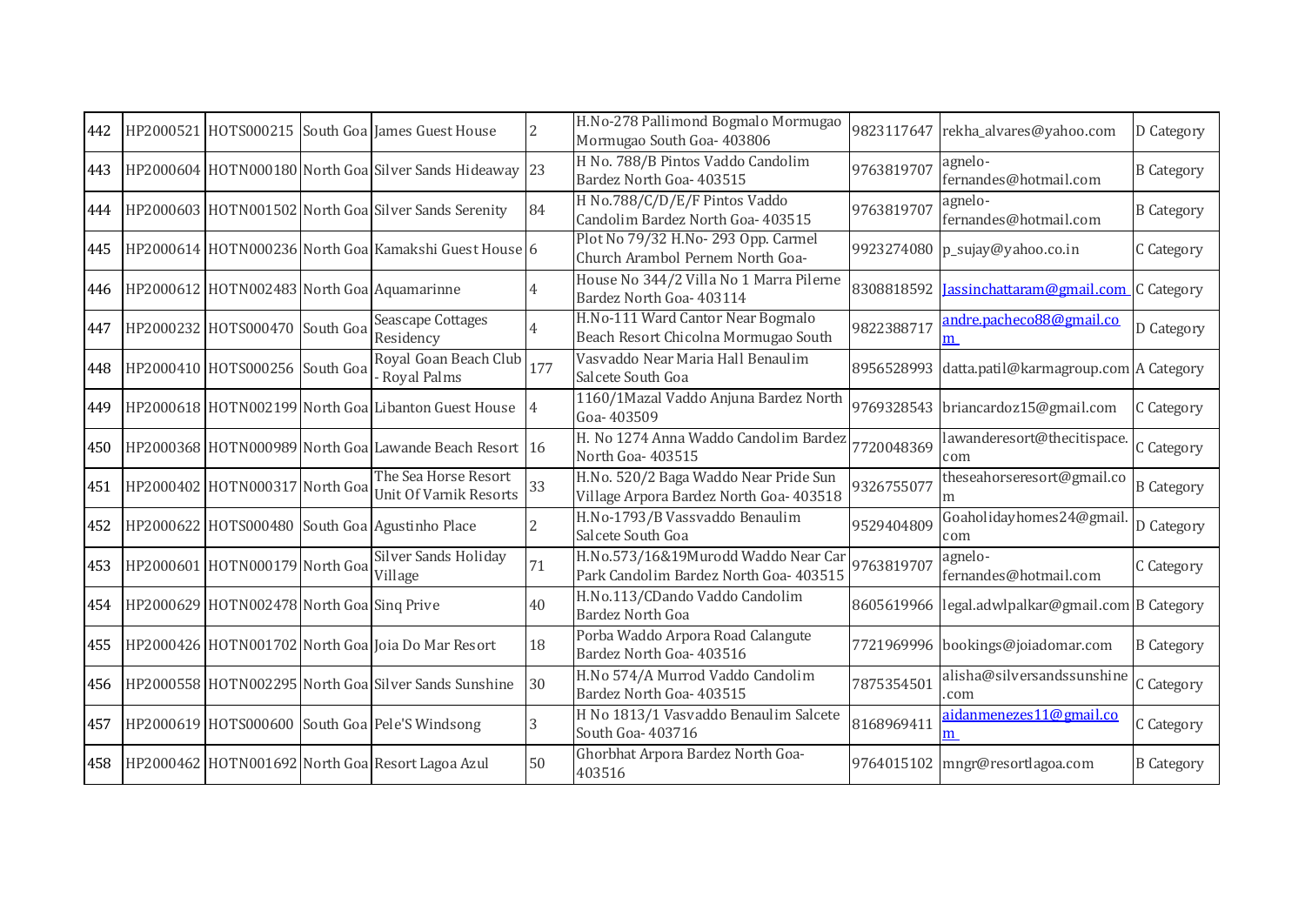| 442 | HP2000521 | HOTS000215 | South Goa | James Guest House | 2 | H.No-278 Pallimond Bogmalo Mormugao Mormugao South Goa- 403806 | 9823117647 | rekha_alvares@yahoo.com | D Category |
|---|---|---|---|---|---|---|---|---|---|
| 443 | HP2000604 | HOTN000180 | North Goa | Silver Sands Hideaway | 23 | H No. 788/B Pintos Vaddo Candolim Bardez North Goa- 403515 | 9763819707 | agnelo-fernandes@hotmail.com | B Category |
| 444 | HP2000603 | HOTN001502 | North Goa | Silver Sands Serenity | 84 | H No.788/C/D/E/F Pintos Vaddo Candolim Bardez North Goa- 403515 | 9763819707 | agnelo-fernandes@hotmail.com | B Category |
| 445 | HP2000614 | HOTN000236 | North Goa | Kamakshi Guest House | 6 | Plot No 79/32 H.No- 293 Opp. Carmel Church Arambol Pernem North Goa- | 9923274080 | p_sujay@yahoo.co.in | C Category |
| 446 | HP2000612 | HOTN002483 | North Goa | Aquamarinne | 4 | House No 344/2 Villa No 1 Marra Pilerne Bardez North Goa- 403114 | 8308818592 | Jassinchattaram@gmail.com | C Category |
| 447 | HP2000232 | HOTS000470 | South Goa | Seascape Cottages Residency | 4 | H.No-111 Ward Cantor Near Bogmalo Beach Resort Chicolna Mormugao South | 9822388717 | andre.pacheco88@gmail.com | D Category |
| 448 | HP2000410 | HOTS000256 | South Goa | Royal Goan Beach Club - Royal Palms | 177 | Vasvaddo Near Maria Hall Benaulim Salcete South Goa | 8956528993 | datta.patil@karmagroup.com | A Category |
| 449 | HP2000618 | HOTN002199 | North Goa | Libanton Guest House | 4 | 1160/1Mazal Vaddo Anjuna Bardez North Goa- 403509 | 9769328543 | briancardoz15@gmail.com | C Category |
| 450 | HP2000368 | HOTN000989 | North Goa | Lawande Beach Resort | 16 | H. No 1274 Anna Waddo Candolim Bardez North Goa- 403515 | 7720048369 | lawanderesort@thecitispace.com | C Category |
| 451 | HP2000402 | HOTN000317 | North Goa | The Sea Horse Resort Unit Of Varnik Resorts | 33 | H.No. 520/2 Baga Waddo Near Pride Sun Village Arpora Bardez North Goa- 403518 | 9326755077 | theseahorseresort@gmail.com | B Category |
| 452 | HP2000622 | HOTS000480 | South Goa | Agustinho Place | 2 | H.No-1793/B Vassvaddo Benaulim Salcete South Goa | 9529404809 | Goaholidayhomes24@gmail.com | D Category |
| 453 | HP2000601 | HOTN000179 | North Goa | Silver Sands Holiday Village | 71 | H.No.573/16&19Murodd Waddo Near Car Park Candolim Bardez North Goa- 403515 | 9763819707 | agnelo-fernandes@hotmail.com | C Category |
| 454 | HP2000629 | HOTN002478 | North Goa | Sinq Prive | 40 | H.No.113/CDando Vaddo Candolim Bardez North Goa | 8605619966 | legal.adwlpalkar@gmail.com | B Category |
| 455 | HP2000426 | HOTN001702 | North Goa | Joia Do Mar Resort | 18 | Porba Waddo Arpora Road Calangute Bardez North Goa- 403516 | 7721969996 | bookings@joiadomar.com | B Category |
| 456 | HP2000558 | HOTN002295 | North Goa | Silver Sands Sunshine | 30 | H.No 574/A Murrod Vaddo Candolim Bardez North Goa- 403515 | 7875354501 | alisha@silversandssunshine.com | C Category |
| 457 | HP2000619 | HOTS000600 | South Goa | Pele'S Windsong | 3 | H No 1813/1 Vasvaddo Benaulim Salcete South Goa- 403716 | 8168969411 | aidanmenezes11@gmail.com | C Category |
| 458 | HP2000462 | HOTN001692 | North Goa | Resort Lagoa Azul | 50 | Ghorbhat Arpora Bardez North Goa- 403516 | 9764015102 | mngr@resortlagoa.com | B Category |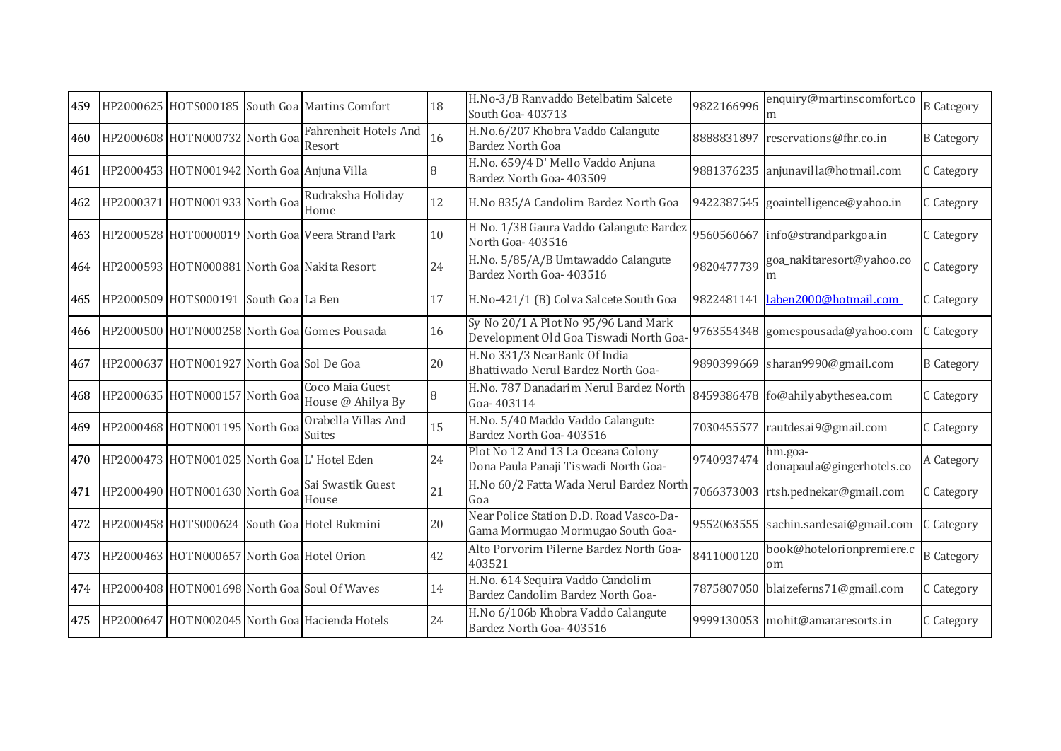| 459 | HP2000625 | HOTS000185 | South Goa | Martins Comfort | 18 | H.No-3/B Ranvaddo Betelbatim Salcete South Goa- 403713 | 9822166996 | enquiry@martinscomfort.com | B Category |
|---|---|---|---|---|---|---|---|---|---|
| 460 | HP2000608 | HOTN000732 | North Goa | Fahrenheit Hotels And Resort | 16 | H.No.6/207 Khobra Vaddo Calangute Bardez North Goa | 8888831897 | reservations@fhr.co.in | B Category |
| 461 | HP2000453 | HOTN001942 | North Goa | Anjuna Villa | 8 | H.No. 659/4 D' Mello Vaddo Anjuna Bardez North Goa- 403509 | 9881376235 | anjunavilla@hotmail.com | C Category |
| 462 | HP2000371 | HOTN001933 | North Goa | Rudraksha Holiday Home | 12 | H.No 835/A Candolim Bardez North Goa | 9422387545 | goaintelligence@yahoo.in | C Category |
| 463 | HP2000528 | HOT0000019 | North Goa | Veera Strand Park | 10 | H No. 1/38 Gaura Vaddo Calangute Bardez North Goa- 403516 | 9560560667 | info@strandparkgoa.in | C Category |
| 464 | HP2000593 | HOTN000881 | North Goa | Nakita Resort | 24 | H.No. 5/85/A/B Umtawaddo Calangute Bardez North Goa- 403516 | 9820477739 | goa_nakitaresort@yahoo.com | C Category |
| 465 | HP2000509 | HOTS000191 | South Goa | La Ben | 17 | H.No-421/1 (B) Colva Salcete South Goa | 9822481141 | laben2000@hotmail.com | C Category |
| 466 | HP2000500 | HOTN000258 | North Goa | Gomes Pousada | 16 | Sy No 20/1 A Plot No 95/96 Land Mark Development Old Goa Tiswadi North Goa- | 9763554348 | gomespousada@yahoo.com | C Category |
| 467 | HP2000637 | HOTN001927 | North Goa | Sol De Goa | 20 | H.No 331/3 NearBank Of India Bhattiwado Nerul Bardez North Goa- | 9890399669 | sharan9990@gmail.com | B Category |
| 468 | HP2000635 | HOTN000157 | North Goa | Coco Maia Guest House @ Ahilya By | 8 | H.No. 787 Danadarim Nerul Bardez North Goa- 403114 | 8459386478 | fo@ahilyabythesea.com | C Category |
| 469 | HP2000468 | HOTN001195 | North Goa | Orabella Villas And Suites | 15 | H.No. 5/40 Maddo Vaddo Calangute Bardez North Goa- 403516 | 7030455577 | rautdesai9@gmail.com | C Category |
| 470 | HP2000473 | HOTN001025 | North Goa | L' Hotel Eden | 24 | Plot No 12 And 13 La Oceana Colony Dona Paula Panaji Tiswadi North Goa- | 9740937474 | hm.goa-donapaula@gingerhotels.co | A Category |
| 471 | HP2000490 | HOTN001630 | North Goa | Sai Swastik Guest House | 21 | H.No 60/2 Fatta Wada Nerul Bardez North Goa | 7066373003 | rtsh.pednekar@gmail.com | C Category |
| 472 | HP2000458 | HOTS000624 | South Goa | Hotel Rukmini | 20 | Near Police Station D.D. Road Vasco-Da-Gama Mormugao Mormugao South Goa- | 9552063555 | sachin.sardesai@gmail.com | C Category |
| 473 | HP2000463 | HOTN000657 | North Goa | Hotel Orion | 42 | Alto Porvorim Pilerne Bardez North Goa- 403521 | 8411000120 | book@hotelorionpremiere.com | B Category |
| 474 | HP2000408 | HOTN001698 | North Goa | Soul Of Waves | 14 | H.No. 614 Sequira Vaddo Candolim Bardez Candolim Bardez North Goa- | 7875807050 | blaizeferns71@gmail.com | C Category |
| 475 | HP2000647 | HOTN002045 | North Goa | Hacienda Hotels | 24 | H.No 6/106b Khobra Vaddo Calangute Bardez North Goa- 403516 | 9999130053 | mohit@amararesorts.in | C Category |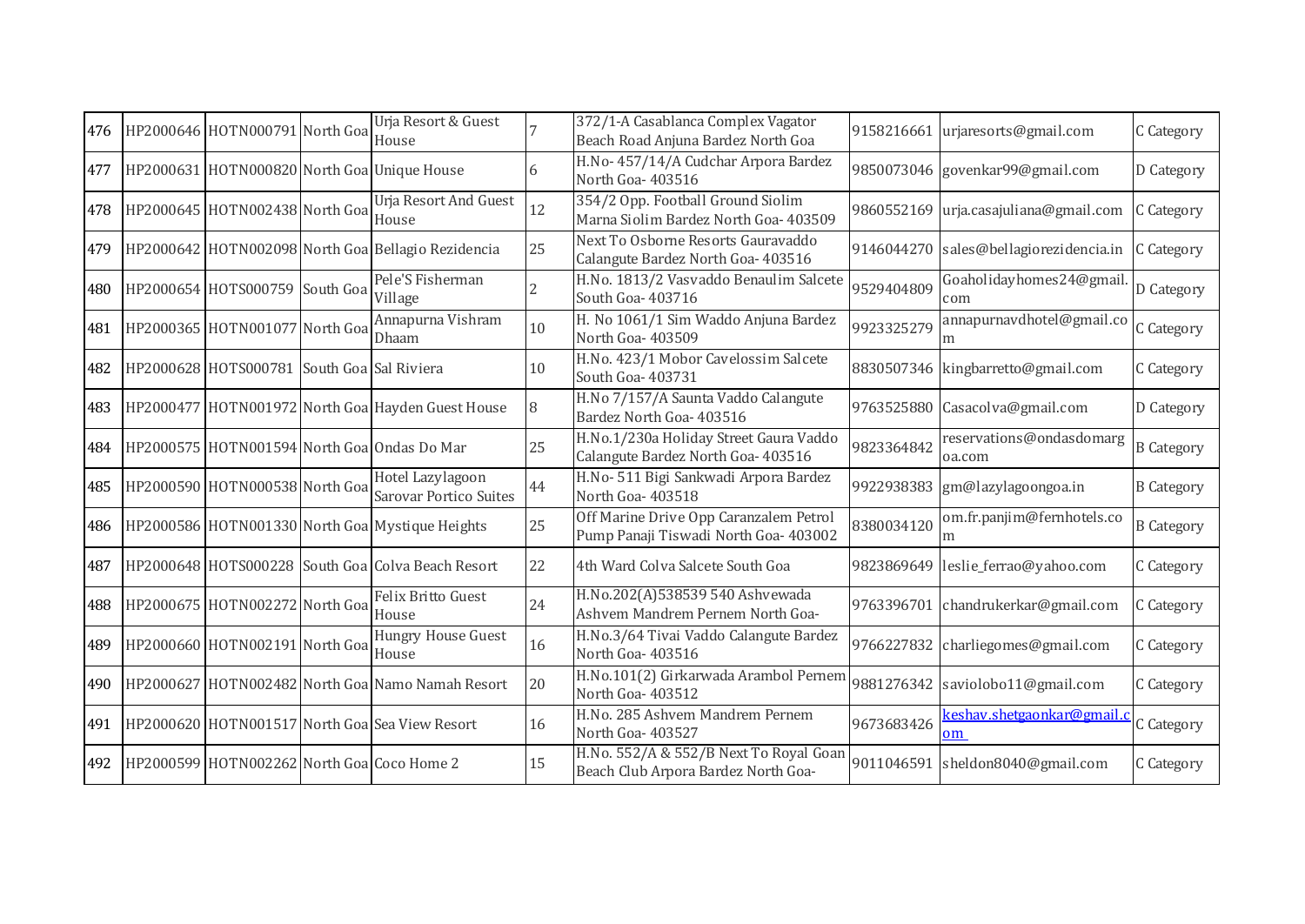| 476 | HP2000646 | HOTN000791 | North Goa | Urja Resort & Guest House | 7 | 372/1-A Casablanca Complex Vagator Beach Road Anjuna Bardez North Goa | 9158216661 | urjaresorts@gmail.com | C Category |
|---|---|---|---|---|---|---|---|---|---|
| 477 | HP2000631 | HOTN000820 | North Goa | Unique House | 6 | H.No- 457/14/A Cudchar Arpora Bardez North Goa- 403516 | 9850073046 | govenkar99@gmail.com | D Category |
| 478 | HP2000645 | HOTN002438 | North Goa | Urja Resort And Guest House | 12 | 354/2 Opp. Football Ground Siolim Marna Siolim Bardez North Goa- 403509 | 9860552169 | urja.casajuliana@gmail.com | C Category |
| 479 | HP2000642 | HOTN002098 | North Goa | Bellagio Rezidencia | 25 | Next To Osborne Resorts Gauravaddo Calangute Bardez North Goa- 403516 | 9146044270 | sales@bellagiorezidencia.in | C Category |
| 480 | HP2000654 | HOTS000759 | South Goa | Pele'S Fisherman Village | 2 | H.No. 1813/2 Vasvaddo Benaulim Salcete South Goa- 403716 | 9529404809 | Goaholidayhomes24@gmail.com | D Category |
| 481 | HP2000365 | HOTN001077 | North Goa | Annapurna Vishram Dhaam | 10 | H. No 1061/1 Sim Waddo Anjuna Bardez North Goa- 403509 | 9923325279 | annapurnavdhotel@gmail.com | C Category |
| 482 | HP2000628 | HOTS000781 | South Goa | Sal Riviera | 10 | H.No. 423/1 Mobor Cavelossim Salcete South Goa- 403731 | 8830507346 | kingbarretto@gmail.com | C Category |
| 483 | HP2000477 | HOTN001972 | North Goa | Hayden Guest House | 8 | H.No 7/157/A Saunta Vaddo Calangute Bardez North Goa- 403516 | 9763525880 | Casacolva@gmail.com | D Category |
| 484 | HP2000575 | HOTN001594 | North Goa | Ondas Do Mar | 25 | H.No.1/230a Holiday Street Gaura Vaddo Calangute Bardez North Goa- 403516 | 9823364842 | reservations@ondasdomargoa.com | B Category |
| 485 | HP2000590 | HOTN000538 | North Goa | Hotel Lazylagoon Sarovar Portico Suites | 44 | H.No- 511 Bigi Sankwadi Arpora Bardez North Goa- 403518 | 9922938383 | gm@lazylagoongoa.in | B Category |
| 486 | HP2000586 | HOTN001330 | North Goa | Mystique Heights | 25 | Off Marine Drive Opp Caranzalem Petrol Pump Panaji Tiswadi North Goa- 403002 | 8380034120 | om.fr.panjim@fernhotels.com | B Category |
| 487 | HP2000648 | HOTS000228 | South Goa | Colva Beach Resort | 22 | 4th Ward Colva Salcete South Goa | 9823869649 | leslie_ferrao@yahoo.com | C Category |
| 488 | HP2000675 | HOTN002272 | North Goa | Felix Britto Guest House | 24 | H.No.202(A)538539 540 Ashvewada Ashvem Mandrem Pernem North Goa- | 9763396701 | chandrukerkar@gmail.com | C Category |
| 489 | HP2000660 | HOTN002191 | North Goa | Hungry House Guest House | 16 | H.No.3/64 Tivai Vaddo Calangute Bardez North Goa- 403516 | 9766227832 | charliegomes@gmail.com | C Category |
| 490 | HP2000627 | HOTN002482 | North Goa | Namo Namah Resort | 20 | H.No.101(2) Girkarwada Arambol Pernem North Goa- 403512 | 9881276342 | saviolobo11@gmail.com | C Category |
| 491 | HP2000620 | HOTN001517 | North Goa | Sea View Resort | 16 | H.No. 285 Ashvem Mandrem Pernem North Goa- 403527 | 9673683426 | keshav.shetgaonkar@gmail.com | C Category |
| 492 | HP2000599 | HOTN002262 | North Goa | Coco Home 2 | 15 | H.No. 552/A & 552/B Next To Royal Goan Beach Club Arpora Bardez North Goa- | 9011046591 | sheldon8040@gmail.com | C Category |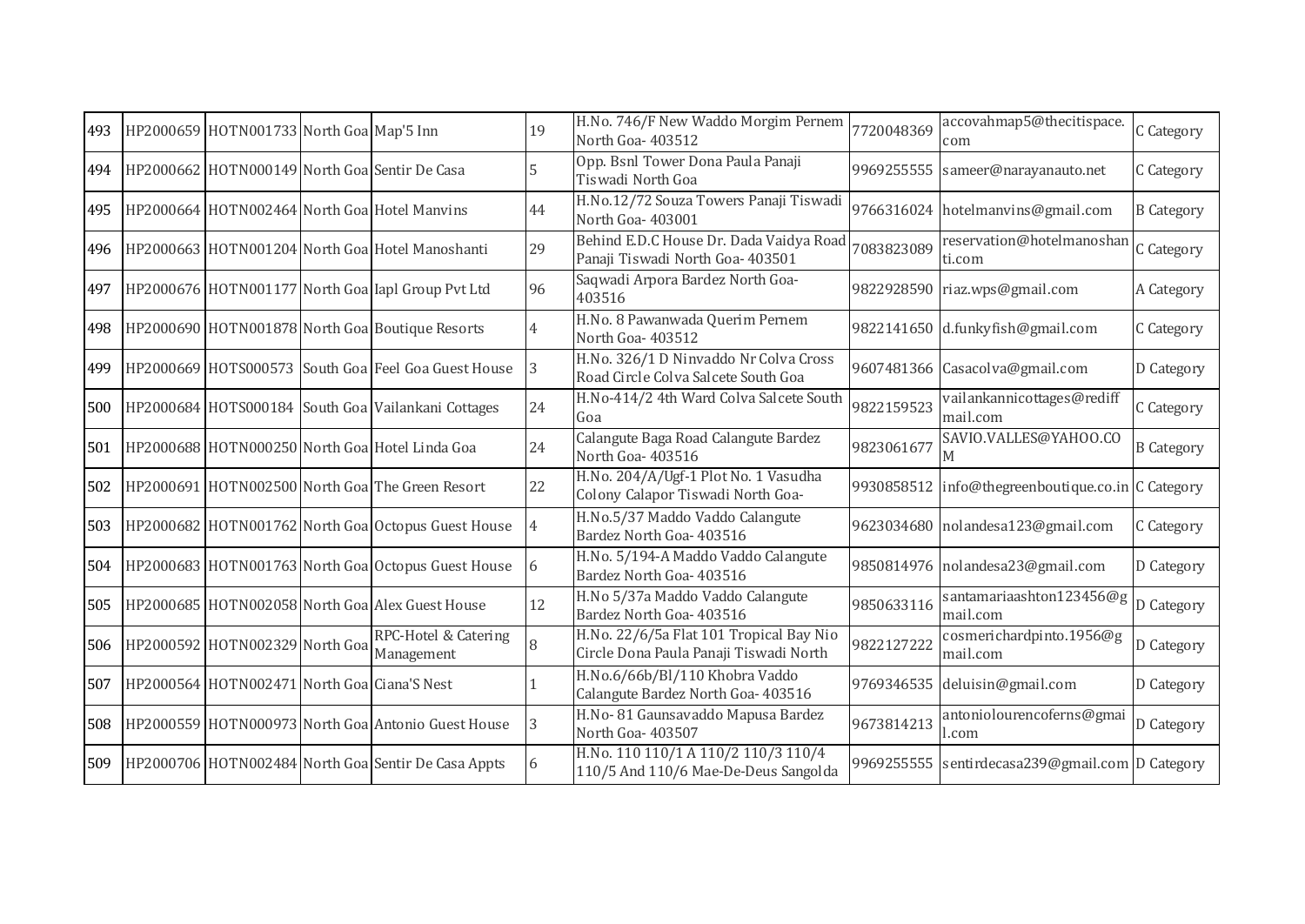| 493 | HP2000659 | HOTN001733 | North Goa | Map'5 Inn | 19 | H.No. 746/F New Waddo Morgim Pernem North Goa- 403512 | 7720048369 | accovahmap5@thecitispace.com | C Category |
|---|---|---|---|---|---|---|---|---|---|
| 494 | HP2000662 | HOTN000149 | North Goa | Sentir De Casa | 5 | Opp. Bsnl Tower Dona Paula Panaji Tiswadi North Goa | 9969255555 | sameer@narayanauto.net | C Category |
| 495 | HP2000664 | HOTN002464 | North Goa | Hotel Manvins | 44 | H.No.12/72 Souza Towers Panaji Tiswadi North Goa- 403001 | 9766316024 | hotelmanvins@gmail.com | B Category |
| 496 | HP2000663 | HOTN001204 | North Goa | Hotel Manoshanti | 29 | Behind E.D.C House Dr. Dada Vaidya Road Panaji Tiswadi North Goa- 403501 | 7083823089 | reservation@hotelmanoshanti.com | C Category |
| 497 | HP2000676 | HOTN001177 | North Goa | Iapl Group Pvt Ltd | 96 | Saqwadi Arpora Bardez North Goa- 403516 | 9822928590 | riaz.wps@gmail.com | A Category |
| 498 | HP2000690 | HOTN001878 | North Goa | Boutique Resorts | 4 | H.No. 8 Pawanwada Querim Pernem North Goa- 403512 | 9822141650 | d.funkyfish@gmail.com | C Category |
| 499 | HP2000669 | HOTS000573 | South Goa | Feel Goa Guest House | 3 | H.No. 326/1 D Ninvaddo Nr Colva Cross Road Circle Colva Salcete South Goa | 9607481366 | Casacolva@gmail.com | D Category |
| 500 | HP2000684 | HOTS000184 | South Goa | Vailankani Cottages | 24 | H.No-414/2 4th Ward Colva Salcete South Goa | 9822159523 | vailankannicottages@rediffmail.com | C Category |
| 501 | HP2000688 | HOTN000250 | North Goa | Hotel Linda Goa | 24 | Calangute Baga Road Calangute Bardez North Goa- 403516 | 9823061677 | SAVIO.VALLES@YAHOO.COM | B Category |
| 502 | HP2000691 | HOTN002500 | North Goa | The Green Resort | 22 | H.No. 204/A/Ugf-1 Plot No. 1 Vasudha Colony Calapor Tiswadi North Goa- | 9930858512 | info@thegreenboutique.co.in | C Category |
| 503 | HP2000682 | HOTN001762 | North Goa | Octopus Guest House | 4 | H.No.5/37 Maddo Vaddo Calangute Bardez North Goa- 403516 | 9623034680 | nolandesa123@gmail.com | C Category |
| 504 | HP2000683 | HOTN001763 | North Goa | Octopus Guest House | 6 | H.No. 5/194-A Maddo Vaddo Calangute Bardez North Goa- 403516 | 9850814976 | nolandesa23@gmail.com | D Category |
| 505 | HP2000685 | HOTN002058 | North Goa | Alex Guest House | 12 | H.No 5/37a Maddo Vaddo Calangute Bardez North Goa- 403516 | 9850633116 | santamariaashton123456@gmail.com | D Category |
| 506 | HP2000592 | HOTN002329 | North Goa | RPC-Hotel & Catering Management | 8 | H.No. 22/6/5a Flat 101 Tropical Bay Nio Circle Dona Paula Panaji Tiswadi North | 9822127222 | cosmerichardpinto.1956@gmail.com | D Category |
| 507 | HP2000564 | HOTN002471 | North Goa | Ciana'S Nest | 1 | H.No.6/66b/Bl/110 Khobra Vaddo Calangute Bardez North Goa- 403516 | 9769346535 | deluisin@gmail.com | D Category |
| 508 | HP2000559 | HOTN000973 | North Goa | Antonio Guest House | 3 | H.No- 81 Gaunsavaddo Mapusa Bardez North Goa- 403507 | 9673814213 | antoniolourencoferns@gmail.com | D Category |
| 509 | HP2000706 | HOTN002484 | North Goa | Sentir De Casa Appts | 6 | H.No. 110 110/1 A 110/2 110/3 110/4 110/5 And 110/6 Mae-De-Deus Sangolda | 9969255555 | sentirdecasa239@gmail.com | D Category |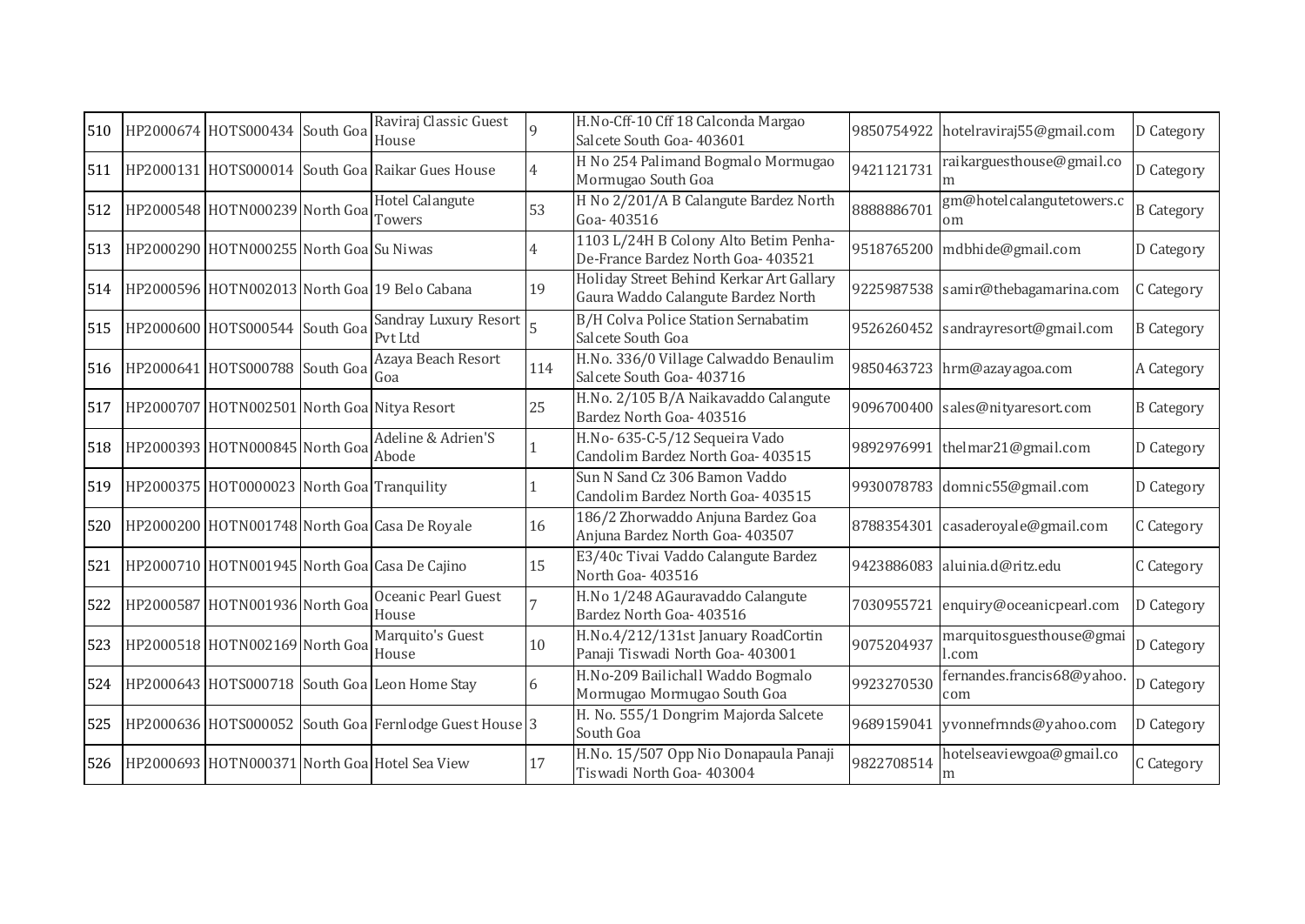| | | | | | | | | | |
|---|---|---|---|---|---|---|---|---|---|
| 510 | HP2000674 | HOTS000434 | South Goa | Raviraj Classic Guest House | 9 | H.No-Cff-10 Cff 18 Calconda Margao Salcete South Goa- 403601 | 9850754922 | hotelraviraj55@gmail.com | D Category |
| 511 | HP2000131 | HOTS000014 | South Goa | Raikar Gues House | 4 | H No 254 Palimand Bogmalo Mormugao Mormugao South Goa | 9421121731 | raikarguesthouse@gmail.com | D Category |
| 512 | HP2000548 | HOTN000239 | North Goa | Hotel Calangute Towers | 53 | H No 2/201/A B Calangute Bardez North Goa- 403516 | 8888886701 | gm@hotelcalangutetowers.com | B Category |
| 513 | HP2000290 | HOTN000255 | North Goa | Su Niwas | 4 | 1103 L/24H B Colony Alto Betim Penha-De-France Bardez North Goa- 403521 | 9518765200 | mdbhide@gmail.com | D Category |
| 514 | HP2000596 | HOTN002013 | North Goa | 19 Belo Cabana | 19 | Holiday Street Behind Kerkar Art Gallary Gaura Waddo Calangute Bardez North | 9225987538 | samir@thebagamarina.com | C Category |
| 515 | HP2000600 | HOTS000544 | South Goa | Sandray Luxury Resort Pvt Ltd | 5 | B/H Colva Police Station Sernabatim Salcete South Goa | 9526260452 | sandrayresort@gmail.com | B Category |
| 516 | HP2000641 | HOTS000788 | South Goa | Azaya Beach Resort Goa | 114 | H.No. 336/0 Village Calwaddo Benaulim Salcete South Goa- 403716 | 9850463723 | hrm@azayagoa.com | A Category |
| 517 | HP2000707 | HOTN002501 | North Goa | Nitya Resort | 25 | H.No. 2/105 B/A Naikavaddo Calangute Bardez North Goa- 403516 | 9096700400 | sales@nityaresort.com | B Category |
| 518 | HP2000393 | HOTN000845 | North Goa | Adeline & Adrien'S Abode | 1 | H.No- 635-C-5/12 Sequeira Vado Candolim Bardez North Goa- 403515 | 9892976991 | thelmar21@gmail.com | D Category |
| 519 | HP2000375 | HOT0000023 | North Goa | Tranquility | 1 | Sun N Sand Cz 306 Bamon Vaddo Candolim Bardez North Goa- 403515 | 9930078783 | domnic55@gmail.com | D Category |
| 520 | HP2000200 | HOTN001748 | North Goa | Casa De Royale | 16 | 186/2 Zhorwaddo Anjuna Bardez Goa Anjuna Bardez North Goa- 403507 | 8788354301 | casaderoyale@gmail.com | C Category |
| 521 | HP2000710 | HOTN001945 | North Goa | Casa De Cajino | 15 | E3/40c Tivai Vaddo Calangute Bardez North Goa- 403516 | 9423886083 | aluinia.d@ritz.edu | C Category |
| 522 | HP2000587 | HOTN001936 | North Goa | Oceanic Pearl Guest House | 7 | H.No 1/248 AGauravaddo Calangute Bardez North Goa- 403516 | 7030955721 | enquiry@oceanicpearl.com | D Category |
| 523 | HP2000518 | HOTN002169 | North Goa | Marquito's Guest House | 10 | H.No.4/212/131st January RoadCortin Panaji Tiswadi North Goa- 403001 | 9075204937 | marquitosguesthouse@gmail.com | D Category |
| 524 | HP2000643 | HOTS000718 | South Goa | Leon Home Stay | 6 | H.No-209 Bailichall Waddo Bogmalo Mormugao Mormugao South Goa | 9923270530 | fernandes.francis68@yahoo.com | D Category |
| 525 | HP2000636 | HOTS000052 | South Goa | Fernlodge Guest House | 3 | H. No. 555/1 Dongrim Majorda Salcete South Goa | 9689159041 | yvonnefrnnds@yahoo.com | D Category |
| 526 | HP2000693 | HOTN000371 | North Goa | Hotel Sea View | 17 | H.No. 15/507 Opp Nio Donapaula Panaji Tiswadi North Goa- 403004 | 9822708514 | hotelseaviewgoa@gmail.com | C Category |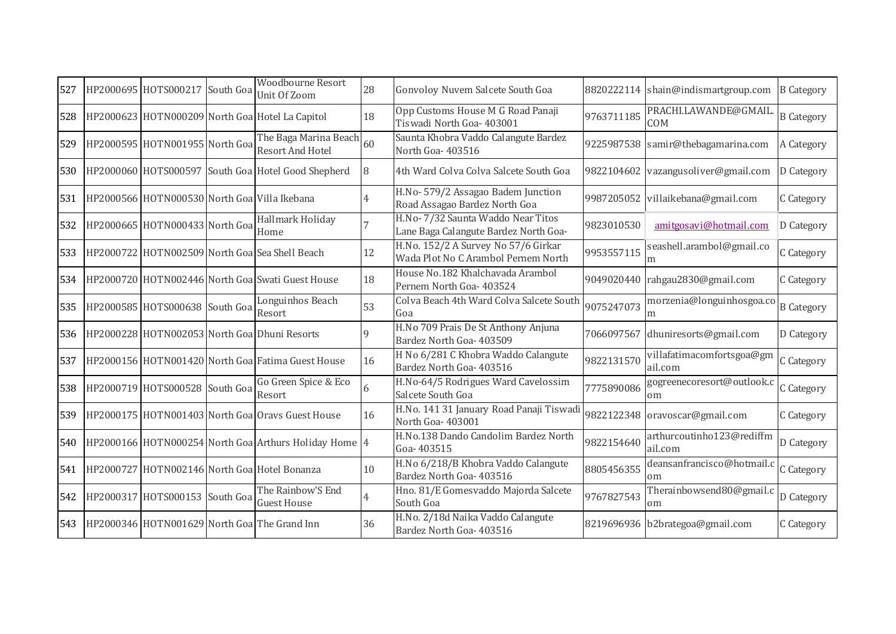| 527 | HP2000695 | HOTS000217 | South Goa | Woodbourne Resort Unit Of Zoom | 28 | Gonvoloy Nuvem Salcete South Goa | 8820222114 | shain@indismartgroup.com | B Category |
|---|---|---|---|---|---|---|---|---|---|
| 528 | HP2000623 | HOTN000209 | North Goa | Hotel La Capitol | 18 | Opp Customs House M G Road Panaji Tiswadi North Goa- 403001 | 9763711185 | PRACHI.LAWANDE@GMAIL.COM | B Category |
| 529 | HP2000595 | HOTN001955 | North Goa | The Baga Marina Beach Resort And Hotel | 60 | Saunta Khobra Vaddo Calangute Bardez North Goa- 403516 | 9225987538 | samir@thebagamarina.com | A Category |
| 530 | HP2000060 | HOTS000597 | South Goa | Hotel Good Shepherd | 8 | 4th Ward Colva Colva Salcete South Goa | 9822104602 | vazangusoliver@gmail.com | D Category |
| 531 | HP2000566 | HOTN000530 | North Goa | Villa Ikebana | 4 | H.No- 579/2 Assagao Badem Junction Road Assagao Bardez North Goa | 9987205052 | villaikebana@gmail.com | C Category |
| 532 | HP2000665 | HOTN000433 | North Goa | Hallmark Holiday Home | 7 | H.No- 7/32 Saunta Waddo Near Titos Lane Baga Calangute Bardez North Goa- | 9823010530 | amitgosavi@hotmail.com | D Category |
| 533 | HP2000722 | HOTN002509 | North Goa | Sea Shell Beach | 12 | H.No. 152/2 A Survey No 57/6 Girkar Wada Plot No C Arambol Pernem North | 9953557115 | seashell.arambol@gmail.com | C Category |
| 534 | HP2000720 | HOTN002446 | North Goa | Swati Guest House | 18 | House No.182 Khalchavada Arambol Pernem North Goa- 403524 | 9049020440 | rahgau2830@gmail.com | C Category |
| 535 | HP2000585 | HOTS000638 | South Goa | Longuinhos Beach Resort | 53 | Colva Beach 4th Ward Colva Salcete South Goa | 9075247073 | morzenia@longuinhosgoa.com | B Category |
| 536 | HP2000228 | HOTN002053 | North Goa | Dhuni Resorts | 9 | H.No 709 Prais De St Anthony Anjuna Bardez North Goa- 403509 | 7066097567 | dhuniresorts@gmail.com | D Category |
| 537 | HP2000156 | HOTN001420 | North Goa | Fatima Guest House | 16 | H No 6/281 C Khobra Waddo Calangute Bardez North Goa- 403516 | 9822131570 | villafatimacomfortsgoa@gmail.com | C Category |
| 538 | HP2000719 | HOTS000528 | South Goa | Go Green Spice & Eco Resort | 6 | H.No-64/5 Rodrigues Ward Cavelossim Salcete South Goa | 7775890086 | gogreenecoresort@outlook.com | C Category |
| 539 | HP2000175 | HOTN001403 | North Goa | Oravs Guest House | 16 | H.No. 141 31 January Road Panaji Tiswadi North Goa- 403001 | 9822122348 | oravoscar@gmail.com | C Category |
| 540 | HP2000166 | HOTN000254 | North Goa | Arthurs Holiday Home | 4 | H.No.138 Dando Candolim Bardez North Goa- 403515 | 9822154640 | arthurcoutinho123@rediffmail.com | D Category |
| 541 | HP2000727 | HOTN002146 | North Goa | Hotel Bonanza | 10 | H.No 6/218/B Khobra Vaddo Calangute Bardez North Goa- 403516 | 8805456355 | deansanfrancisco@hotmail.com | C Category |
| 542 | HP2000317 | HOTS000153 | South Goa | The Rainbow'S End Guest House | 4 | Hno. 81/E Gomesvaddo Majorda Salcete South Goa | 9767827543 | Therainbowsend80@gmail.com | D Category |
| 543 | HP2000346 | HOTN001629 | North Goa | The Grand Inn | 36 | H.No. 2/18d Naika Vaddo Calangute Bardez North Goa- 403516 | 8219696936 | b2brategoa@gmail.com | C Category |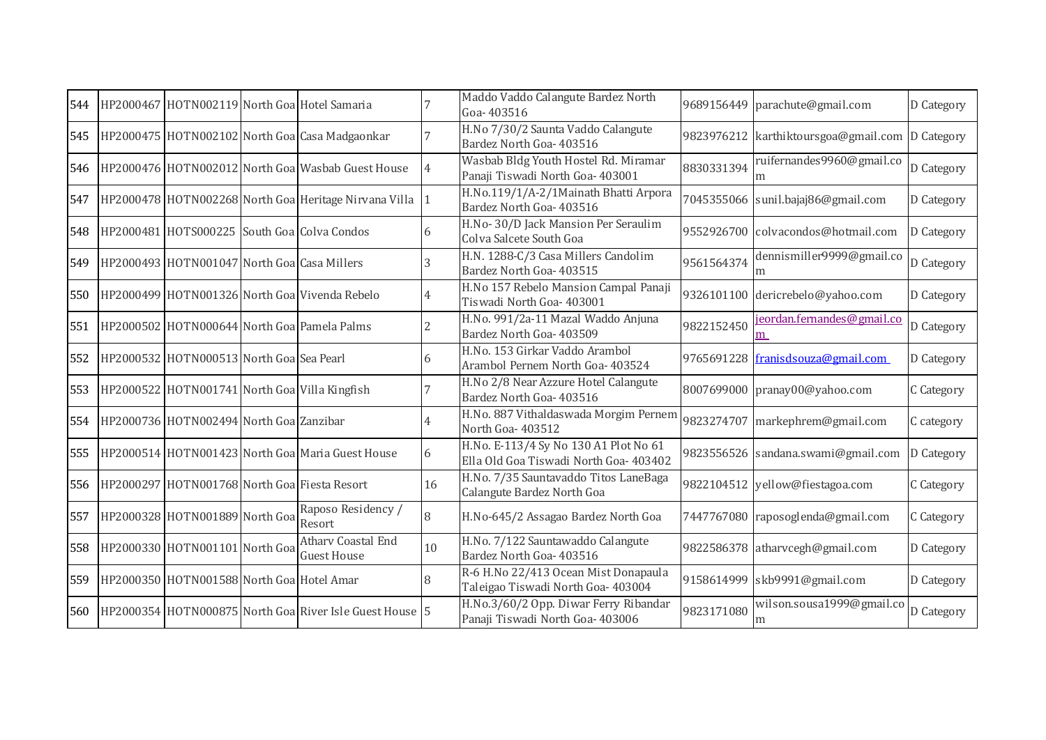| 544 | HP2000467 | HOTN002119 | North Goa | Hotel Samaria | 7 | Maddo Vaddo Calangute Bardez North Goa- 403516 | 9689156449 | parachute@gmail.com | D Category |
|---|---|---|---|---|---|---|---|---|---|
| 545 | HP2000475 | HOTN002102 | North Goa | Casa Madgaonkar | 7 | H.No 7/30/2 Saunta Vaddo Calangute Bardez North Goa- 403516 | 9823976212 | karthiktoursgoa@gmail.com | D Category |
| 546 | HP2000476 | HOTN002012 | North Goa | Wasbab Guest House | 4 | Wasbab Bldg Youth Hostel Rd. Miramar Panaji Tiswadi North Goa- 403001 | 8830331394 | ruifernandes9960@gmail.com | D Category |
| 547 | HP2000478 | HOTN002268 | North Goa | Heritage Nirvana Villa | 1 | H.No.119/1/A-2/1Mainath Bhatti Arpora Bardez North Goa- 403516 | 7045355066 | sunil.bajaj86@gmail.com | D Category |
| 548 | HP2000481 | HOTS000225 | South Goa | Colva Condos | 6 | H.No- 30/D Jack Mansion Per Seraulim Colva Salcete South Goa | 9552926700 | colvacondos@hotmail.com | D Category |
| 549 | HP2000493 | HOTN001047 | North Goa | Casa Millers | 3 | H.N. 1288-C/3 Casa Millers Candolim Bardez North Goa- 403515 | 9561564374 | dennismiller9999@gmail.com | D Category |
| 550 | HP2000499 | HOTN001326 | North Goa | Vivenda Rebelo | 4 | H.No 157 Rebelo Mansion Campal Panaji Tiswadi North Goa- 403001 | 9326101100 | dericrebelo@yahoo.com | D Category |
| 551 | HP2000502 | HOTN000644 | North Goa | Pamela Palms | 2 | H.No. 991/2a-11 Mazal Waddo Anjuna Bardez North Goa- 403509 | 9822152450 | jeordan.fernandes@gmail.com | D Category |
| 552 | HP2000532 | HOTN000513 | North Goa | Sea Pearl | 6 | H.No. 153 Girkar Vaddo Arambol Arambol Pernem North Goa- 403524 | 9765691228 | franisdsouza@gmail.com | D Category |
| 553 | HP2000522 | HOTN001741 | North Goa | Villa Kingfish | 7 | H.No 2/8 Near Azzure Hotel Calangute Bardez North Goa- 403516 | 8007699000 | pranay00@yahoo.com | C Category |
| 554 | HP2000736 | HOTN002494 | North Goa | Zanzibar | 4 | H.No. 887 Vithaldaswada Morgim Pernem North Goa- 403512 | 9823274707 | markephrem@gmail.com | C category |
| 555 | HP2000514 | HOTN001423 | North Goa | Maria Guest House | 6 | H.No. E-113/4 Sy No 130 A1 Plot No 61 Ella Old Goa Tiswadi North Goa- 403402 | 9823556526 | sandana.swami@gmail.com | D Category |
| 556 | HP2000297 | HOTN001768 | North Goa | Fiesta Resort | 16 | H.No. 7/35 Sauntavaddo Titos LaneBaga Calangute Bardez North Goa | 9822104512 | yellow@fiestagoa.com | C Category |
| 557 | HP2000328 | HOTN001889 | North Goa | Raposo Residency / Resort | 8 | H.No-645/2 Assagao Bardez North Goa | 7447767080 | raposoglenda@gmail.com | C Category |
| 558 | HP2000330 | HOTN001101 | North Goa | Atharv Coastal End Guest House | 10 | H.No. 7/122 Sauntawaddo Calangute Bardez North Goa- 403516 | 9822586378 | atharvcegh@gmail.com | D Category |
| 559 | HP2000350 | HOTN001588 | North Goa | Hotel Amar | 8 | R-6 H.No 22/413 Ocean Mist Donapaula Taleigao Tiswadi North Goa- 403004 | 9158614999 | skb9991@gmail.com | D Category |
| 560 | HP2000354 | HOTN000875 | North Goa | River Isle Guest House | 5 | H.No.3/60/2 Opp. Diwar Ferry Ribandar Panaji Tiswadi North Goa- 403006 | 9823171080 | wilson.sousa1999@gmail.com | D Category |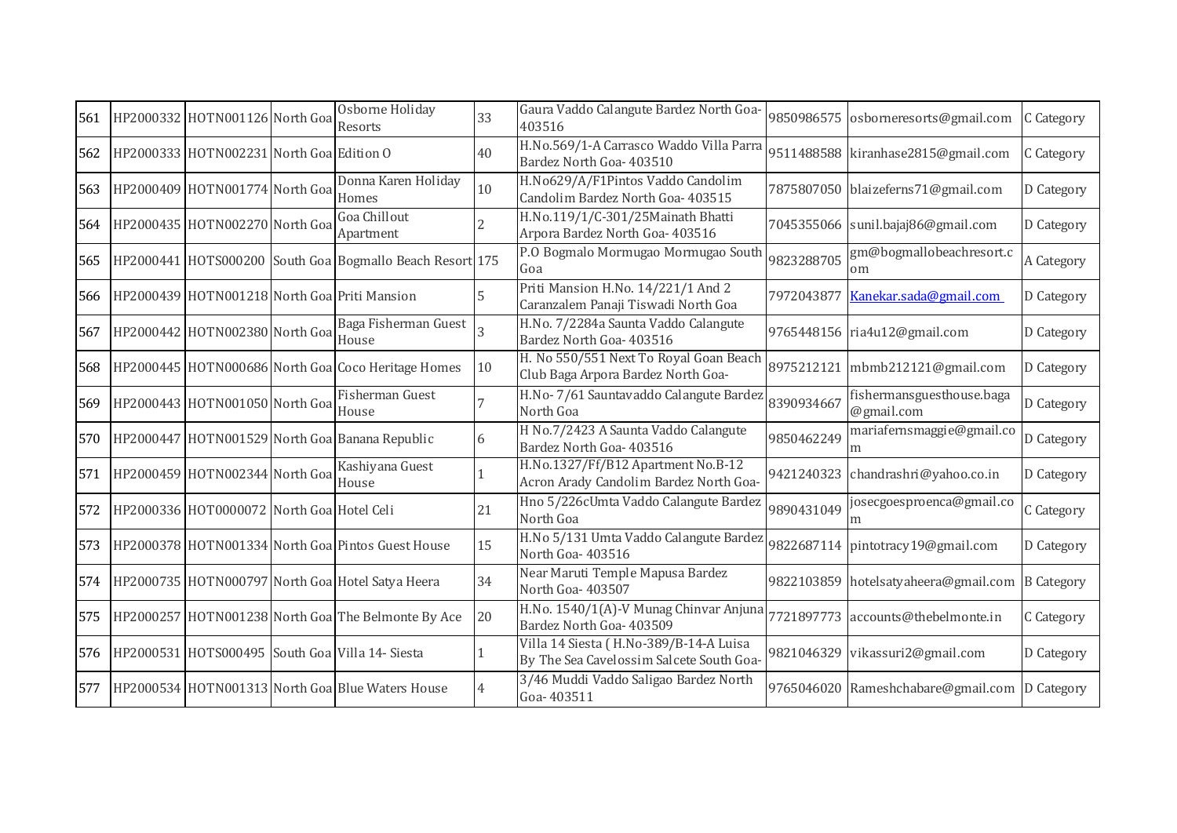| 561 | HP2000332 | HOTN001126 | North Goa | Osborne Holiday Resorts | 33 | Gaura Vaddo Calangute Bardez North Goa- 403516 | 9850986575 | osborneresorts@gmail.com | C Category |
|---|---|---|---|---|---|---|---|---|---|
| 562 | HP2000333 | HOTN002231 | North Goa | Edition O | 40 | H.No.569/1-A Carrasco Waddo Villa Parra Bardez North Goa- 403510 | 9511488588 | kiranhase2815@gmail.com | C Category |
| 563 | HP2000409 | HOTN001774 | North Goa | Donna Karen Holiday Homes | 10 | H.No629/A/F1Pintos Vaddo Candolim Candolim Bardez North Goa- 403515 | 7875807050 | blaizeferns71@gmail.com | D Category |
| 564 | HP2000435 | HOTN002270 | North Goa | Goa Chillout Apartment | 2 | H.No.119/1/C-301/25Mainath Bhatti Arpora Bardez North Goa- 403516 | 7045355066 | sunil.bajaj86@gmail.com | D Category |
| 565 | HP2000441 | HOTS000200 | South Goa | Bogmallo Beach Resort | 175 | P.O Bogmalo Mormugao Mormugao South Goa | 9823288705 | gm@bogmallobeachresort.com | A Category |
| 566 | HP2000439 | HOTN001218 | North Goa | Priti Mansion | 5 | Priti Mansion H.No. 14/221/1 And 2 Caranzalem Panaji Tiswadi North Goa | 7972043877 | Kanekar.sada@gmail.com | D Category |
| 567 | HP2000442 | HOTN002380 | North Goa | Baga Fisherman Guest House | 3 | H.No. 7/2284a Saunta Vaddo Calangute Bardez North Goa- 403516 | 9765448156 | ria4u12@gmail.com | D Category |
| 568 | HP2000445 | HOTN000686 | North Goa | Coco Heritage Homes | 10 | H. No 550/551 Next To Royal Goan Beach Club Baga Arpora Bardez North Goa- | 8975212121 | mbmb212121@gmail.com | D Category |
| 569 | HP2000443 | HOTN001050 | North Goa | Fisherman Guest House | 7 | H.No- 7/61 Sauntavaddo Calangute Bardez North Goa | 8390934667 | fishermansguesthouse.baga@gmail.com | D Category |
| 570 | HP2000447 | HOTN001529 | North Goa | Banana Republic | 6 | H No.7/2423 A Saunta Vaddo Calangute Bardez North Goa- 403516 | 9850462249 | mariafernsmaggie@gmail.com | D Category |
| 571 | HP2000459 | HOTN002344 | North Goa | Kashiyana Guest House | 1 | H.No.1327/Ff/B12 Apartment No.B-12 Acron Arady Candolim Bardez North Goa- | 9421240323 | chandrashri@yahoo.co.in | D Category |
| 572 | HP2000336 | HOT0000072 | North Goa | Hotel Celi | 21 | Hno 5/226cUmta Vaddo Calangute Bardez North Goa | 9890431049 | josecgoesproenca@gmail.com | C Category |
| 573 | HP2000378 | HOTN001334 | North Goa | Pintos Guest House | 15 | H.No 5/131 Umta Vaddo Calangute Bardez North Goa- 403516 | 9822687114 | pintotracy19@gmail.com | D Category |
| 574 | HP2000735 | HOTN000797 | North Goa | Hotel Satya Heera | 34 | Near Maruti Temple Mapusa Bardez North Goa- 403507 | 9822103859 | hotelsatyaheera@gmail.com | B Category |
| 575 | HP2000257 | HOTN001238 | North Goa | The Belmonte By Ace | 20 | H.No. 1540/1(A)-V Munag Chinvar Anjuna Bardez North Goa- 403509 | 7721897773 | accounts@thebelmonte.in | C Category |
| 576 | HP2000531 | HOTS000495 | South Goa | Villa 14- Siesta | 1 | Villa 14 Siesta ( H.No-389/B-14-A Luisa By The Sea Cavelossim Salcete South Goa- | 9821046329 | vikassuri2@gmail.com | D Category |
| 577 | HP2000534 | HOTN001313 | North Goa | Blue Waters House | 4 | 3/46 Muddi Vaddo Saligao Bardez North Goa- 403511 | 9765046020 | Rameshchabare@gmail.com | D Category |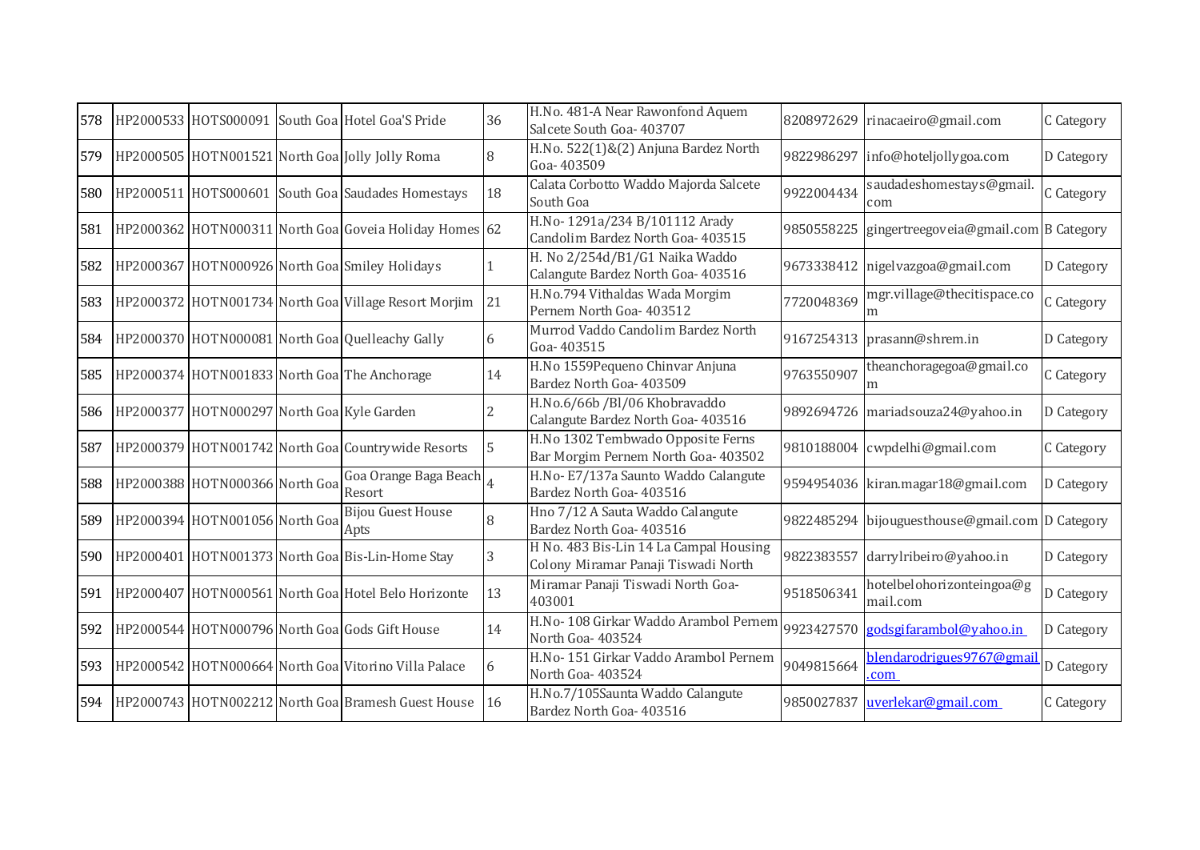| 578 | HP2000533 | HOTS000091 | South Goa | Hotel Goa'S Pride | 36 | H.No. 481-A Near Rawonfond Aquem Salcete South Goa- 403707 | 8208972629 | rinacaeiro@gmail.com | C Category |
|---|---|---|---|---|---|---|---|---|---|
| 579 | HP2000505 | HOTN001521 | North Goa | Jolly Jolly Roma | 8 | H.No. 522(1)&(2) Anjuna Bardez North Goa- 403509 | 9822986297 | info@hoteljollygoa.com | D Category |
| 580 | HP2000511 | HOTS000601 | South Goa | Saudades Homestays | 18 | Calata Corbotto Waddo Majorda Salcete South Goa | 9922004434 | saudadeshomestays@gmail.com | C Category |
| 581 | HP2000362 | HOTN000311 | North Goa | Goveia Holiday Homes | 62 | H.No- 1291a/234 B/101112 Arady Candolim Bardez North Goa- 403515 | 9850558225 | gingertreegoveia@gmail.com | B Category |
| 582 | HP2000367 | HOTN000926 | North Goa | Smiley Holidays | 1 | H. No 2/254d/B1/G1 Naika Waddo Calangute Bardez North Goa- 403516 | 9673338412 | nigelvazgoa@gmail.com | D Category |
| 583 | HP2000372 | HOTN001734 | North Goa | Village Resort Morjim | 21 | H.No.794 Vithaldas Wada Morgim Pernem North Goa- 403512 | 7720048369 | mgr.village@thecitispace.com | C Category |
| 584 | HP2000370 | HOTN000081 | North Goa | Quelleachy Gally | 6 | Murrod Vaddo Candolim Bardez North Goa- 403515 | 9167254313 | prasann@shrem.in | D Category |
| 585 | HP2000374 | HOTN001833 | North Goa | The Anchorage | 14 | H.No 1559Pequeno Chinvar Anjuna Bardez North Goa- 403509 | 9763550907 | theanchoragegoa@gmail.com | C Category |
| 586 | HP2000377 | HOTN000297 | North Goa | Kyle Garden | 2 | H.No.6/66b /Bl/06 Khobravaddo Calangute Bardez North Goa- 403516 | 9892694726 | mariadsouza24@yahoo.in | D Category |
| 587 | HP2000379 | HOTN001742 | North Goa | Countrywide Resorts | 5 | H.No 1302 Tembwado Opposite Ferns Bar Morgim Pernem North Goa- 403502 | 9810188004 | cwpdelhi@gmail.com | C Category |
| 588 | HP2000388 | HOTN000366 | North Goa | Goa Orange Baga Beach Resort | 4 | H.No- E7/137a Saunto Waddo Calangute Bardez North Goa- 403516 | 9594954036 | kiran.magar18@gmail.com | D Category |
| 589 | HP2000394 | HOTN001056 | North Goa | Bijou Guest House Apts | 8 | Hno 7/12 A Sauta Waddo Calangute Bardez North Goa- 403516 | 9822485294 | bijouguesthouse@gmail.com | D Category |
| 590 | HP2000401 | HOTN001373 | North Goa | Bis-Lin-Home Stay | 3 | H No. 483 Bis-Lin-14 La Campal Housing Colony Miramar Panaji Tiswadi North | 9822383557 | darrylribeiro@yahoo.in | D Category |
| 591 | HP2000407 | HOTN000561 | North Goa | Hotel Belo Horizonte | 13 | Miramar Panaji Tiswadi North Goa- 403001 | 9518506341 | hotelbelohorizonteingoa@gmail.com | D Category |
| 592 | HP2000544 | HOTN000796 | North Goa | Gods Gift House | 14 | H.No- 108 Girkar Waddo Arambol Pernem North Goa- 403524 | 9923427570 | godsgifarambol@yahoo.in | D Category |
| 593 | HP2000542 | HOTN000664 | North Goa | Vitorino Villa Palace | 6 | H.No- 151 Girkar Vaddo Arambol Pernem North Goa- 403524 | 9049815664 | blendarodrigues9767@gmail.com | D Category |
| 594 | HP2000743 | HOTN002212 | North Goa | Bramesh Guest House | 16 | H.No.7/105Saunta Waddo Calangute Bardez North Goa- 403516 | 9850027837 | uverlekar@gmail.com | C Category |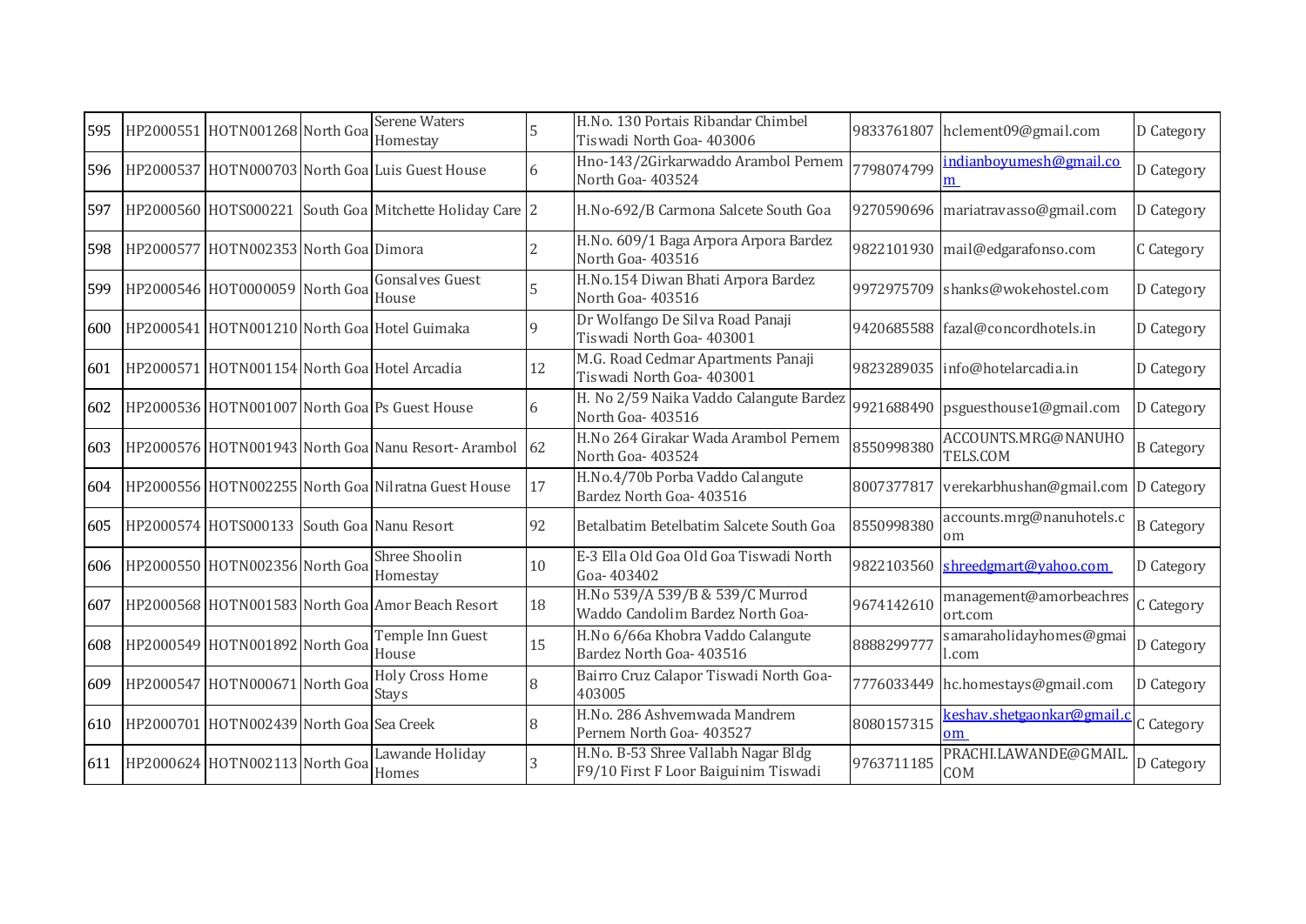| | | | | | | | | | |
|---|---|---|---|---|---|---|---|---|---|
| 595 | HP2000551 | HOTN001268 | North Goa | Serene Waters Homestay | 5 | H.No. 130 Portais Ribandar Chimbel Tiswadi North Goa- 403006 | 9833761807 | hclement09@gmail.com | D Category |
| 596 | HP2000537 | HOTN000703 | North Goa | Luis Guest House | 6 | Hno-143/2Girkarwaddo Arambol Pernem North Goa- 403524 | 7798074799 | indianboyumesh@gmail.com | D Category |
| 597 | HP2000560 | HOTS000221 | South Goa | Mitchette Holiday Care | 2 | H.No-692/B Carmona Salcete South Goa | 9270590696 | mariatravasso@gmail.com | D Category |
| 598 | HP2000577 | HOTN002353 | North Goa | Dimora | 2 | H.No. 609/1 Baga Arpora Arpora Bardez North Goa- 403516 | 9822101930 | mail@edgarafonso.com | C Category |
| 599 | HP2000546 | HOT0000059 | North Goa | Gonsalves Guest House | 5 | H.No.154 Diwan Bhati Arpora Bardez North Goa- 403516 | 9972975709 | shanks@wokehostel.com | D Category |
| 600 | HP2000541 | HOTN001210 | North Goa | Hotel Guimaka | 9 | Dr Wolfango De Silva Road Panaji Tiswadi North Goa- 403001 | 9420685588 | fazal@concordhotels.in | D Category |
| 601 | HP2000571 | HOTN001154 | North Goa | Hotel Arcadia | 12 | M.G. Road Cedmar Apartments Panaji Tiswadi North Goa- 403001 | 9823289035 | info@hotelarcadia.in | D Category |
| 602 | HP2000536 | HOTN001007 | North Goa | Ps Guest House | 6 | H. No 2/59 Naika Vaddo Calangute Bardez North Goa- 403516 | 9921688490 | psguesthouse1@gmail.com | D Category |
| 603 | HP2000576 | HOTN001943 | North Goa | Nanu Resort- Arambol | 62 | H.No 264 Girakar Wada Arambol Pernem North Goa- 403524 | 8550998380 | ACCOUNTS.MRG@NANUHOTELS.COM | B Category |
| 604 | HP2000556 | HOTN002255 | North Goa | Nilratna Guest House | 17 | H.No.4/70b Porba Vaddo Calangute Bardez North Goa- 403516 | 8007377817 | verekarbhushan@gmail.com | D Category |
| 605 | HP2000574 | HOTS000133 | South Goa | Nanu Resort | 92 | Betalbatim Betelbatim Salcete South Goa | 8550998380 | accounts.mrg@nanuhotels.com | B Category |
| 606 | HP2000550 | HOTN002356 | North Goa | Shree Shoolin Homestay | 10 | E-3 Ella Old Goa Old Goa Tiswadi North Goa- 403402 | 9822103560 | shreedgmart@yahoo.com | D Category |
| 607 | HP2000568 | HOTN001583 | North Goa | Amor Beach Resort | 18 | H.No 539/A 539/B & 539/C Murrod Waddo Candolim Bardez North Goa- | 9674142610 | management@amorbeachresort.com | C Category |
| 608 | HP2000549 | HOTN001892 | North Goa | Temple Inn Guest House | 15 | H.No 6/66a Khobra Vaddo Calangute Bardez North Goa- 403516 | 8888299777 | samaraholidayhomes@gmail.com | D Category |
| 609 | HP2000547 | HOTN000671 | North Goa | Holy Cross Home Stays | 8 | Bairro Cruz Calapor Tiswadi North Goa- 403005 | 7776033449 | hc.homestays@gmail.com | D Category |
| 610 | HP2000701 | HOTN002439 | North Goa | Sea Creek | 8 | H.No. 286 Ashvemwada Mandrem Pernem North Goa- 403527 | 8080157315 | keshav.shetgaonkar@gmail.com | C Category |
| 611 | HP2000624 | HOTN002113 | North Goa | Lawande Holiday Homes | 3 | H.No. B-53 Shree Vallabh Nagar Bldg F9/10 First F Loor Baiguinim Tiswadi | 9763711185 | PRACHI.LAWANDE@GMAIL.COM | D Category |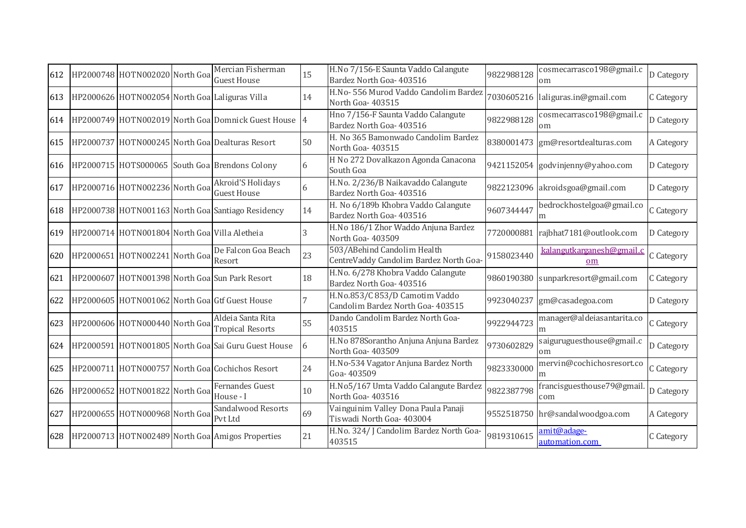| 612 | HP2000748 | HOTN002020 | North Goa | Mercian Fisherman Guest House | 15 | H.No 7/156-E Saunta Vaddo Calangute Bardez North Goa- 403516 | 9822988128 | cosmecarrasco198@gmail.com | D Category |
|---|---|---|---|---|---|---|---|---|---|
| 613 | HP2000626 | HOTN002054 | North Goa | Laliguras Villa | 14 | H.No- 556 Murod Vaddo Candolim Bardez North Goa- 403515 | 7030605216 | laliguras.in@gmail.com | C Category |
| 614 | HP2000749 | HOTN002019 | North Goa | Domnick Guest House | 4 | Hno 7/156-F Saunta Vaddo Calangute Bardez North Goa- 403516 | 9822988128 | cosmecarrasco198@gmail.com | D Category |
| 615 | HP2000737 | HOTN000245 | North Goa | Dealturas Resort | 50 | H. No 365 Bamonwado Candolim Bardez North Goa- 403515 | 8380001473 | gm@resortdealturas.com | A Category |
| 616 | HP2000715 | HOTS000065 | South Goa | Brendons Colony | 6 | H No 272 Dovalkazon Agonda Canacona South Goa | 9421152054 | godvinjenny@yahoo.com | D Category |
| 617 | HP2000716 | HOTN002236 | North Goa | Akroid'S Holidays Guest House | 6 | H.No. 2/236/B Naikavaddo Calangute Bardez North Goa- 403516 | 9822123096 | akroidsgoa@gmail.com | D Category |
| 618 | HP2000738 | HOTN001163 | North Goa | Santiago Residency | 14 | H. No 6/189b Khobra Vaddo Calangute Bardez North Goa- 403516 | 9607344447 | bedrockhostelgoa@gmail.com | C Category |
| 619 | HP2000714 | HOTN001804 | North Goa | Villa Aletheia | 3 | H.No 186/1 Zhor Waddo Anjuna Bardez North Goa- 403509 | 7720000881 | rajbhat7181@outlook.com | D Category |
| 620 | HP2000651 | HOTN002241 | North Goa | De Falcon Goa Beach Resort | 23 | 503/ABehind Candolim Health CentreVaddy Candolim Bardez North Goa- | 9158023440 | kalangutkarganesh@gmail.com | C Category |
| 621 | HP2000607 | HOTN001398 | North Goa | Sun Park Resort | 18 | H.No. 6/278 Khobra Vaddo Calangute Bardez North Goa- 403516 | 9860190380 | sunparkresort@gmail.com | C Category |
| 622 | HP2000605 | HOTN001062 | North Goa | Gtf Guest House | 7 | H.No.853/C 853/D Camotim Vaddo Candolim Bardez North Goa- 403515 | 9923040237 | gm@casadegoa.com | D Category |
| 623 | HP2000606 | HOTN000440 | North Goa | Aldeia Santa Rita Tropical Resorts | 55 | Dando Candolim Bardez North Goa- 403515 | 9922944723 | manager@aldeiasantarita.com | C Category |
| 624 | HP2000591 | HOTN001805 | North Goa | Sai Guru Guest House | 6 | H.No 878Sorantho Anjuna Anjuna Bardez North Goa- 403509 | 9730602829 | saiguruguesthouse@gmail.com | D Category |
| 625 | HP2000711 | HOTN000757 | North Goa | Cochichos Resort | 24 | H.No-534 Vagator Anjuna Bardez North Goa- 403509 | 9823330000 | mervin@cochichosresort.com | C Category |
| 626 | HP2000652 | HOTN001822 | North Goa | Fernandes Guest House - I | 10 | H.No5/167 Umta Vaddo Calangute Bardez North Goa- 403516 | 9822387798 | francisguesthouse79@gmail.com | D Category |
| 627 | HP2000655 | HOTN000968 | North Goa | Sandalwood Resorts Pvt Ltd | 69 | Vainguinim Valley Dona Paula Panaji Tiswadi North Goa- 403004 | 9552518750 | hr@sandalwoodgoa.com | A Category |
| 628 | HP2000713 | HOTN002489 | North Goa | Amigos Properties | 21 | H.No. 324/ J Candolim Bardez North Goa- 403515 | 9819310615 | amit@adage-automation.com | C Category |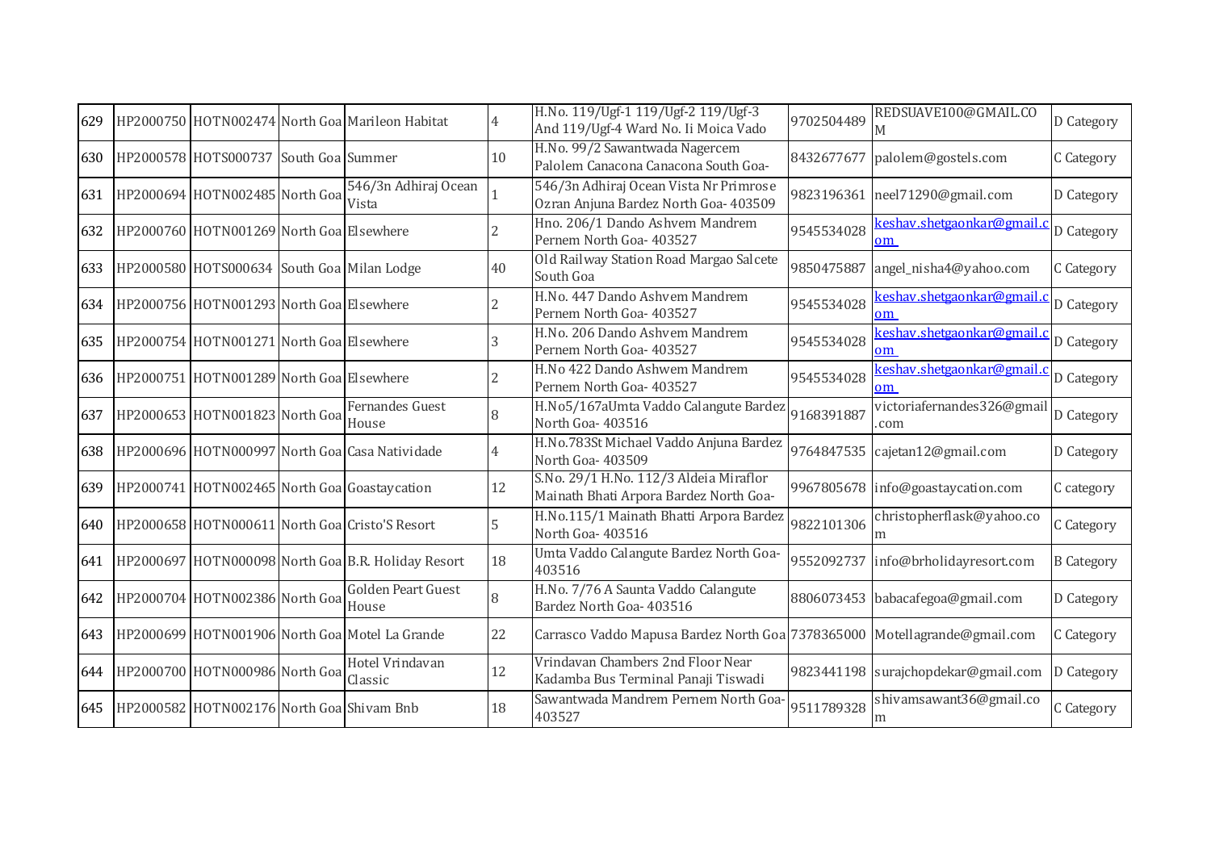| 629 | HP2000750 | HOTN002474 | North Goa | Marileon Habitat | 4 | H.No. 119/Ugf-1 119/Ugf-2 119/Ugf-3 And 119/Ugf-4 Ward No. Ii Moica Vado | 9702504489 | REDSUAVE100@GMAIL.COM | D Category |
|---|---|---|---|---|---|---|---|---|---|
| 630 | HP2000578 | HOTS000737 | South Goa | Summer | 10 | H.No. 99/2 Sawantwada Nagercem Palolem Canacona Canacona South Goa- | 8432677677 | palolem@gostels.com | C Category |
| 631 | HP2000694 | HOTN002485 | North Goa | 546/3n Adhiraj Ocean Vista | 1 | 546/3n Adhiraj Ocean Vista Nr Primrose Ozran Anjuna Bardez North Goa- 403509 | 9823196361 | neel71290@gmail.com | D Category |
| 632 | HP2000760 | HOTN001269 | North Goa | Elsewhere | 2 | Hno. 206/1 Dando Ashvem Mandrem Pernem North Goa- 403527 | 9545534028 | keshav.shetgaonkar@gmail.com | D Category |
| 633 | HP2000580 | HOTS000634 | South Goa | Milan Lodge | 40 | Old Railway Station Road Margao Salcete South Goa | 9850475887 | angel_nisha4@yahoo.com | C Category |
| 634 | HP2000756 | HOTN001293 | North Goa | Elsewhere | 2 | H.No. 447 Dando Ashvem Mandrem Pernem North Goa- 403527 | 9545534028 | keshav.shetgaonkar@gmail.com | D Category |
| 635 | HP2000754 | HOTN001271 | North Goa | Elsewhere | 3 | H.No. 206 Dando Ashvem Mandrem Pernem North Goa- 403527 | 9545534028 | keshav.shetgaonkar@gmail.com | D Category |
| 636 | HP2000751 | HOTN001289 | North Goa | Elsewhere | 2 | H.No 422 Dando Ashwem Mandrem Pernem North Goa- 403527 | 9545534028 | keshav.shetgaonkar@gmail.com | D Category |
| 637 | HP2000653 | HOTN001823 | North Goa | Fernandes Guest House | 8 | H.No5/167aUmta Vaddo Calangute Bardez North Goa- 403516 | 9168391887 | victoriafernandes326@gmail.com | D Category |
| 638 | HP2000696 | HOTN000997 | North Goa | Casa Natividade | 4 | H.No.783St Michael Vaddo Anjuna Bardez North Goa- 403509 | 9764847535 | cajetan12@gmail.com | D Category |
| 639 | HP2000741 | HOTN002465 | North Goa | Goastaycation | 12 | S.No. 29/1 H.No. 112/3 Aldeia Miraflor Mainath Bhati Arpora Bardez North Goa- | 9967805678 | info@goastaycation.com | C category |
| 640 | HP2000658 | HOTN000611 | North Goa | Cristo'S Resort | 5 | H.No.115/1 Mainath Bhatti Arpora Bardez North Goa- 403516 | 9822101306 | christopherflask@yahoo.com | C Category |
| 641 | HP2000697 | HOTN000098 | North Goa | B.R. Holiday Resort | 18 | Umta Vaddo Calangute Bardez North Goa- 403516 | 9552092737 | info@brholidayresort.com | B Category |
| 642 | HP2000704 | HOTN002386 | North Goa | Golden Peart Guest House | 8 | H.No. 7/76 A Saunta Vaddo Calangute Bardez North Goa- 403516 | 8806073453 | babacafegoa@gmail.com | D Category |
| 643 | HP2000699 | HOTN001906 | North Goa | Motel La Grande | 22 | Carrasco Vaddo Mapusa Bardez North Goa | 7378365000 | Motellagrande@gmail.com | C Category |
| 644 | HP2000700 | HOTN000986 | North Goa | Hotel Vrindavan Classic | 12 | Vrindavan Chambers 2nd Floor Near Kadamba Bus Terminal Panaji Tiswadi | 9823441198 | surajchopdekar@gmail.com | D Category |
| 645 | HP2000582 | HOTN002176 | North Goa | Shivam Bnb | 18 | Sawantwada Mandrem Pernem North Goa- 403527 | 9511789328 | shivamsawant36@gmail.com | C Category |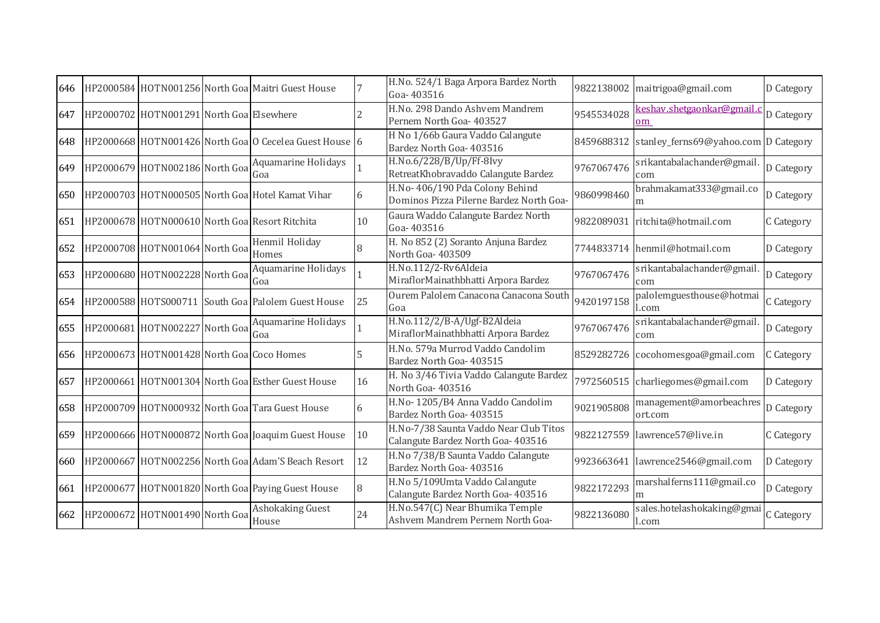| 646 | HP2000584 | HOTN001256 | North Goa | Maitri Guest House | 7 | H.No. 524/1 Baga Arpora Bardez North Goa- 403516 | 9822138002 | maitrigoa@gmail.com | D Category |
|---|---|---|---|---|---|---|---|---|---|
| 647 | HP2000702 | HOTN001291 | North Goa | Elsewhere | 2 | H.No. 298 Dando Ashvem Mandrem Pernem North Goa- 403527 | 9545534028 | keshav.shetgaonkar@gmail.com | D Category |
| 648 | HP2000668 | HOTN001426 | North Goa | O Cecelea Guest House | 6 | H No 1/66b Gaura Vaddo Calangute Bardez North Goa- 403516 | 8459688312 | stanley_ferns69@yahoo.com | D Category |
| 649 | HP2000679 | HOTN002186 | North Goa | Aquamarine Holidays Goa | 1 | H.No.6/228/B/Up/Ff-8Ivy RetreatKhobravaddo Calangute Bardez | 9767067476 | srikantabalachander@gmail.com | D Category |
| 650 | HP2000703 | HOTN000505 | North Goa | Hotel Kamat Vihar | 6 | H.No- 406/190 Pda Colony Behind Dominos Pizza Pilerne Bardez North Goa- | 9860998460 | brahmakamat333@gmail.com | D Category |
| 651 | HP2000678 | HOTN000610 | North Goa | Resort Ritchita | 10 | Gaura Waddo Calangute Bardez North Goa- 403516 | 9822089031 | ritchita@hotmail.com | C Category |
| 652 | HP2000708 | HOTN001064 | North Goa | Henmil Holiday Homes | 8 | H. No 852 (2) Soranto Anjuna Bardez North Goa- 403509 | 7744833714 | henmil@hotmail.com | D Category |
| 653 | HP2000680 | HOTN002228 | North Goa | Aquamarine Holidays Goa | 1 | H.No.112/2-Rv6Aldeia MiraflorMainathbhatti Arpora Bardez | 9767067476 | srikantabalachander@gmail.com | D Category |
| 654 | HP2000588 | HOTS000711 | South Goa | Palolem Guest House | 25 | Ourem Palolem Canacona Canacona South Goa | 9420197158 | palolemguesthouse@hotmail.com | C Category |
| 655 | HP2000681 | HOTN002227 | North Goa | Aquamarine Holidays Goa | 1 | H.No.112/2/B-A/Ugf-B2Aldeia MiraflorMainathbhatti Arpora Bardez | 9767067476 | srikantabalachander@gmail.com | D Category |
| 656 | HP2000673 | HOTN001428 | North Goa | Coco Homes | 5 | H.No. 579a Murrod Vaddo Candolim Bardez North Goa- 403515 | 8529282726 | cocohomesgoa@gmail.com | C Category |
| 657 | HP2000661 | HOTN001304 | North Goa | Esther Guest House | 16 | H. No 3/46 Tivia Vaddo Calangute Bardez North Goa- 403516 | 7972560515 | charliegomes@gmail.com | D Category |
| 658 | HP2000709 | HOTN000932 | North Goa | Tara Guest House | 6 | H.No- 1205/B4 Anna Vaddo Candolim Bardez North Goa- 403515 | 9021905808 | management@amorbeachresort.com | D Category |
| 659 | HP2000666 | HOTN000872 | North Goa | Joaquim Guest House | 10 | H.No-7/38 Saunta Vaddo Near Club Titos Calangute Bardez North Goa- 403516 | 9822127559 | lawrence57@live.in | C Category |
| 660 | HP2000667 | HOTN002256 | North Goa | Adam'S Beach Resort | 12 | H.No 7/38/B Saunta Vaddo Calangute Bardez North Goa- 403516 | 9923663641 | lawrence2546@gmail.com | D Category |
| 661 | HP2000677 | HOTN001820 | North Goa | Paying Guest House | 8 | H.No 5/109Umta Vaddo Calangute Calangute Bardez North Goa- 403516 | 9822172293 | marshalferns111@gmail.com | D Category |
| 662 | HP2000672 | HOTN001490 | North Goa | Ashokaking Guest House | 24 | H.No.547(C) Near Bhumika Temple Ashvem Mandrem Pernem North Goa- | 9822136080 | sales.hotelashokaking@gmail.com | C Category |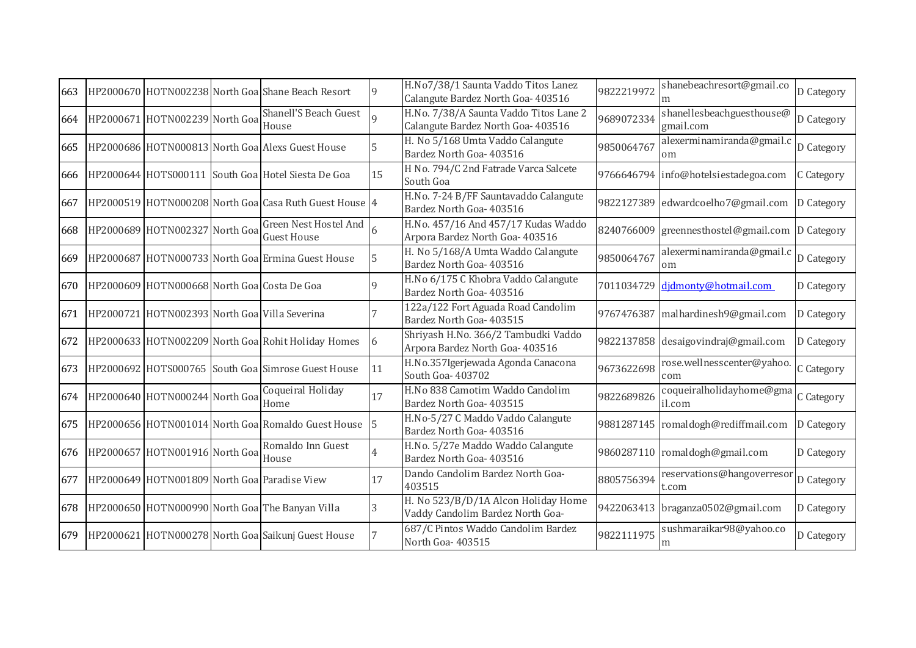| 663 | HP2000670 | HOTN002238 | North Goa | Shane Beach Resort | 9 | H.No7/38/1 Saunta Vaddo Titos Lanez Calangute Bardez North Goa- 403516 | 9822219972 | shanebeachresort@gmail.com | D Category |
|---|---|---|---|---|---|---|---|---|---|
| 664 | HP2000671 | HOTN002239 | North Goa | Shanell'S Beach Guest House | 9 | H.No. 7/38/A Saunta Vaddo Titos Lane 2 Calangute Bardez North Goa- 403516 | 9689072334 | shanellesbeachguesthouse@gmail.com | D Category |
| 665 | HP2000686 | HOTN000813 | North Goa | Alexs Guest House | 5 | H. No 5/168 Umta Vaddo Calangute Bardez North Goa- 403516 | 9850064767 | alexerminamiranda@gmail.com | D Category |
| 666 | HP2000644 | HOTS000111 | South Goa | Hotel Siesta De Goa | 15 | H No. 794/C 2nd Fatrade Varca Salcete South Goa | 9766646794 | info@hotelsiestadegoa.com | C Category |
| 667 | HP2000519 | HOTN000208 | North Goa | Casa Ruth Guest House | 4 | H.No. 7-24 B/FF Sauntavaddo Calangute Bardez North Goa- 403516 | 9822127389 | edwardcoelho7@gmail.com | D Category |
| 668 | HP2000689 | HOTN002327 | North Goa | Green Nest Hostel And Guest House | 6 | H.No. 457/16 And 457/17 Kudas Waddo Arpora Bardez North Goa- 403516 | 8240766009 | greennesthostel@gmail.com | D Category |
| 669 | HP2000687 | HOTN000733 | North Goa | Ermina Guest House | 5 | H. No 5/168/A Umta Waddo Calangute Bardez North Goa- 403516 | 9850064767 | alexerminamiranda@gmail.com | D Category |
| 670 | HP2000609 | HOTN000668 | North Goa | Costa De Goa | 9 | H.No 6/175 C Khobra Vaddo Calangute Bardez North Goa- 403516 | 7011034729 | djdmonty@hotmail.com | D Category |
| 671 | HP2000721 | HOTN002393 | North Goa | Villa Severina | 7 | 122a/122 Fort Aguada Road Candolim Bardez North Goa- 403515 | 9767476387 | malhardinesh9@gmail.com | D Category |
| 672 | HP2000633 | HOTN002209 | North Goa | Rohit Holiday Homes | 6 | Shriyash H.No. 366/2 Tambudki Vaddo Arpora Bardez North Goa- 403516 | 9822137858 | desaigovindraj@gmail.com | D Category |
| 673 | HP2000692 | HOTS000765 | South Goa | Simrose Guest House | 11 | H.No.357Igerjewada Agonda Canacona South Goa- 403702 | 9673622698 | rose.wellnesscenter@yahoo.com | C Category |
| 674 | HP2000640 | HOTN000244 | North Goa | Coqueiral Holiday Home | 17 | H.No 838 Camotim Waddo Candolim Bardez North Goa- 403515 | 9822689826 | coqueiralholidayhome@gmail.com | C Category |
| 675 | HP2000656 | HOTN001014 | North Goa | Romaldo Guest House | 5 | H.No-5/27 C Maddo Vaddo Calangute Bardez North Goa- 403516 | 9881287145 | romaldogh@rediffmail.com | D Category |
| 676 | HP2000657 | HOTN001916 | North Goa | Romaldo Inn Guest House | 4 | H.No. 5/27e Maddo Waddo Calangute Bardez North Goa- 403516 | 9860287110 | romaldogh@gmail.com | D Category |
| 677 | HP2000649 | HOTN001809 | North Goa | Paradise View | 17 | Dando Candolim Bardez North Goa- 403515 | 8805756394 | reservations@hangoverresort.com | D Category |
| 678 | HP2000650 | HOTN000990 | North Goa | The Banyan Villa | 3 | H. No 523/B/D/1A Alcon Holiday Home Vaddy Candolim Bardez North Goa- | 9422063413 | braganza0502@gmail.com | D Category |
| 679 | HP2000621 | HOTN000278 | North Goa | Saikunj Guest House | 7 | 687/C Pintos Waddo Candolim Bardez North Goa- 403515 | 9822111975 | sushmaraikar98@yahoo.com | D Category |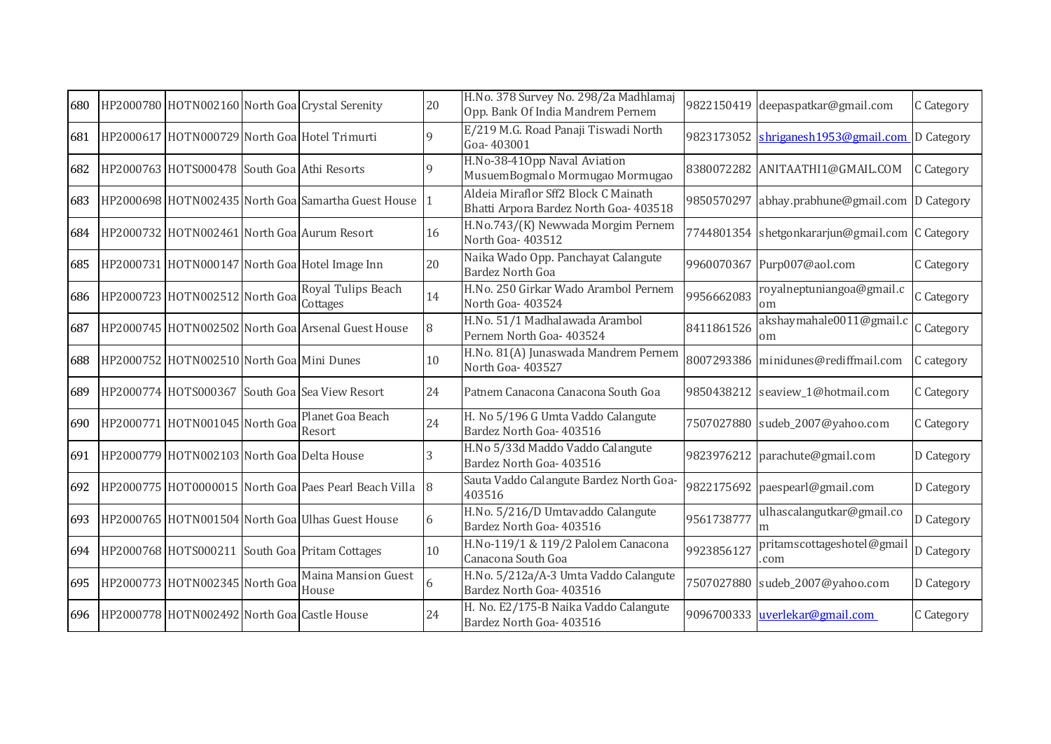| 680 | HP2000780 | HOTN002160 | North Goa | Crystal Serenity | 20 | H.No. 378 Survey No. 298/2a Madhlamaj Opp. Bank Of India Mandrem Pernem | 9822150419 | deepaspatkar@gmail.com | C Category |
|---|---|---|---|---|---|---|---|---|---|
| 681 | HP2000617 | HOTN000729 | North Goa | Hotel Trimurti | 9 | E/219 M.G. Road Panaji Tiswadi North Goa- 403001 | 9823173052 | shriganesh1953@gmail.com | D Category |
| 682 | HP2000763 | HOTS000478 | South Goa | Athi Resorts | 9 | H.No-38-41Opp Naval Aviation MusuemBogmalo Mormugao Mormugao | 8380072282 | ANITAATHI1@GMAIL.COM | C Category |
| 683 | HP2000698 | HOTN002435 | North Goa | Samartha Guest House | 1 | Aldeia Miraflor Sff2 Block C Mainath Bhatti Arpora Bardez North Goa- 403518 | 9850570297 | abhay.prabhune@gmail.com | D Category |
| 684 | HP2000732 | HOTN002461 | North Goa | Aurum Resort | 16 | H.No.743/(K) Newwada Morgim Pernem North Goa- 403512 | 7744801354 | shetgonkararjun@gmail.com | C Category |
| 685 | HP2000731 | HOTN000147 | North Goa | Hotel Image Inn | 20 | Naika Wado Opp. Panchayat Calangute Bardez North Goa | 9960070367 | Purp007@aol.com | C Category |
| 686 | HP2000723 | HOTN002512 | North Goa | Royal Tulips Beach Cottages | 14 | H.No. 250 Girkar Wado Arambol Pernem North Goa- 403524 | 9956662083 | royalneptuniangoa@gmail.com | C Category |
| 687 | HP2000745 | HOTN002502 | North Goa | Arsenal Guest House | 8 | H.No. 51/1 Madhalawada Arambol Pernem North Goa- 403524 | 8411861526 | akshaymahale0011@gmail.com | C Category |
| 688 | HP2000752 | HOTN002510 | North Goa | Mini Dunes | 10 | H.No. 81(A) Junaswada Mandrem Pernem North Goa- 403527 | 8007293386 | minidunes@rediffmail.com | C category |
| 689 | HP2000774 | HOTS000367 | South Goa | Sea View Resort | 24 | Patnem Canacona Canacona South Goa | 9850438212 | seaview_1@hotmail.com | C Category |
| 690 | HP2000771 | HOTN001045 | North Goa | Planet Goa Beach Resort | 24 | H. No 5/196 G Umta Vaddo Calangute Bardez North Goa- 403516 | 7507027880 | sudeb_2007@yahoo.com | C Category |
| 691 | HP2000779 | HOTN002103 | North Goa | Delta House | 3 | H.No 5/33d Maddo Vaddo Calangute Bardez North Goa- 403516 | 9823976212 | parachute@gmail.com | D Category |
| 692 | HP2000775 | HOT0000015 | North Goa | Paes Pearl Beach Villa | 8 | Sauta Vaddo Calangute Bardez North Goa- 403516 | 9822175692 | paespearl@gmail.com | D Category |
| 693 | HP2000765 | HOTN001504 | North Goa | Ulhas Guest House | 6 | H.No. 5/216/D Umtavaddo Calangute Bardez North Goa- 403516 | 9561738777 | ulhascalangutkar@gmail.com | D Category |
| 694 | HP2000768 | HOTS000211 | South Goa | Pritam Cottages | 10 | H.No-119/1 & 119/2 Palolem Canacona Canacona South Goa | 9923856127 | pritamscottageshotel@gmail.com | D Category |
| 695 | HP2000773 | HOTN002345 | North Goa | Maina Mansion Guest House | 6 | H.No. 5/212a/A-3 Umta Vaddo Calangute Bardez North Goa- 403516 | 7507027880 | sudeb_2007@yahoo.com | D Category |
| 696 | HP2000778 | HOTN002492 | North Goa | Castle House | 24 | H. No. E2/175-B Naika Vaddo Calangute Bardez North Goa- 403516 | 9096700333 | uverlekar@gmail.com | C Category |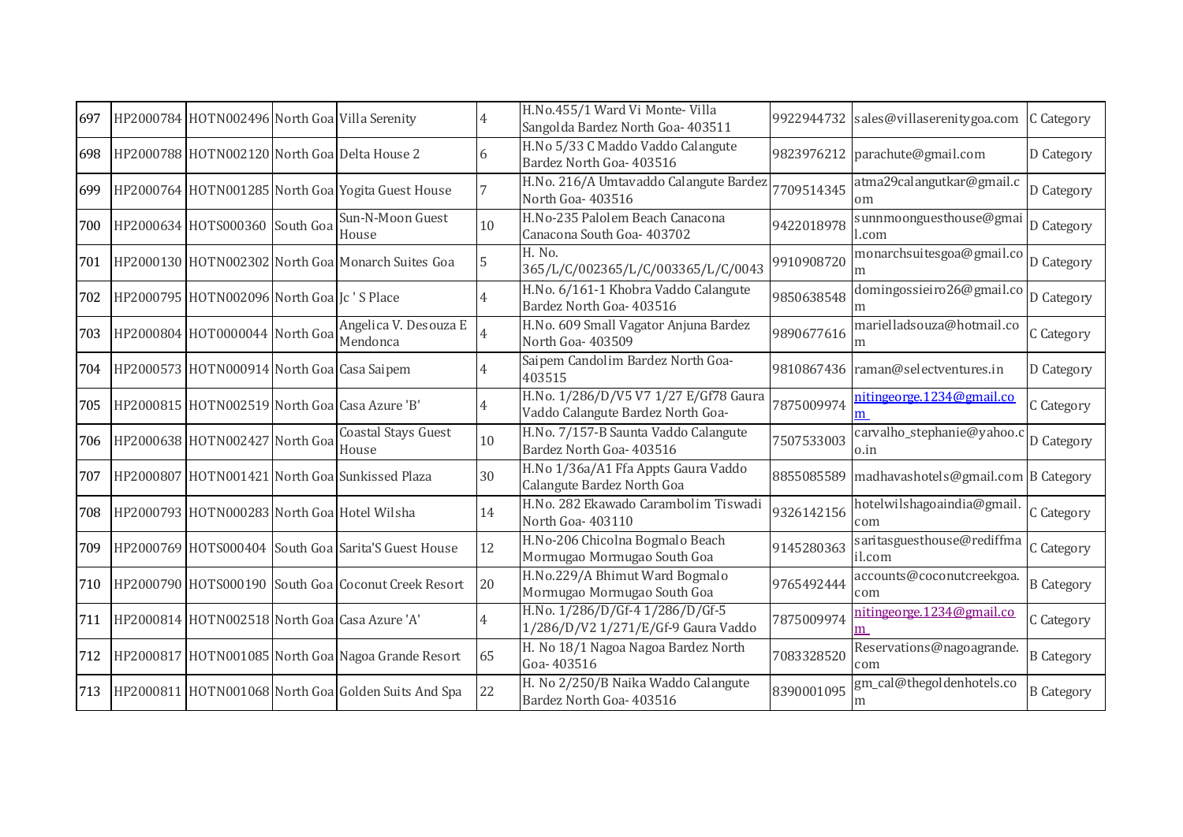| 697 | HP2000784 | HOTN002496 | North Goa | Villa Serenity | 4 | H.No.455/1 Ward Vi Monte- Villa Sangolda Bardez North Goa- 403511 | 9922944732 | sales@villaserenitygoa.com | C Category |
|---|---|---|---|---|---|---|---|---|---|
| 698 | HP2000788 | HOTN002120 | North Goa | Delta House 2 | 6 | H.No 5/33 C Maddo Vaddo Calangute Bardez North Goa- 403516 | 9823976212 | parachute@gmail.com | D Category |
| 699 | HP2000764 | HOTN001285 | North Goa | Yogita Guest House | 7 | H.No. 216/A Umtavaddo Calangute Bardez North Goa- 403516 | 7709514345 | atma29calangutkar@gmail.com | D Category |
| 700 | HP2000634 | HOTS000360 | South Goa | Sun-N-Moon Guest House | 10 | H.No-235 Palolem Beach Canacona Canacona South Goa- 403702 | 9422018978 | sunnmoonguesthouse@gmail.com | D Category |
| 701 | HP2000130 | HOTN002302 | North Goa | Monarch Suites Goa | 5 | H. No. 365/L/C/002365/L/C/003365/L/C/0043 | 9910908720 | monarchsuitesgoa@gmail.com | D Category |
| 702 | HP2000795 | HOTN002096 | North Goa | Jc ' S Place | 4 | H.No. 6/161-1 Khobra Vaddo Calangute Bardez North Goa- 403516 | 9850638548 | domingossieiro26@gmail.com | D Category |
| 703 | HP2000804 | HOT0000044 | North Goa | Angelica V. Desouza E Mendonca | 4 | H.No. 609 Small Vagator Anjuna Bardez North Goa- 403509 | 9890677616 | marielladsouza@hotmail.com | C Category |
| 704 | HP2000573 | HOTN000914 | North Goa | Casa Saipem | 4 | Saipem Candolim Bardez North Goa- 403515 | 9810867436 | raman@selectventures.in | D Category |
| 705 | HP2000815 | HOTN002519 | North Goa | Casa Azure 'B' | 4 | H.No. 1/286/D/V5 V7 1/27 E/Gf78 Gaura Vaddo Calangute Bardez North Goa- | 7875009974 | nitingeorge.1234@gmail.com | C Category |
| 706 | HP2000638 | HOTN002427 | North Goa | Coastal Stays Guest House | 10 | H.No. 7/157-B Saunta Vaddo Calangute Bardez North Goa- 403516 | 7507533003 | carvalho_stephanie@yahoo.co.in | D Category |
| 707 | HP2000807 | HOTN001421 | North Goa | Sunkissed Plaza | 30 | H.No 1/36a/A1 Ffa Appts Gaura Vaddo Calangute Bardez North Goa | 8855085589 | madhavashotels@gmail.com | B Category |
| 708 | HP2000793 | HOTN000283 | North Goa | Hotel Wilsha | 14 | H.No. 282 Ekawado Carambolim Tiswadi North Goa- 403110 | 9326142156 | hotelwilshagoaindia@gmail.com | C Category |
| 709 | HP2000769 | HOTS000404 | South Goa | Sarita'S Guest House | 12 | H.No-206 Chicolna Bogmalo Beach Mormugao Mormugao South Goa | 9145280363 | saritasguesthouse@rediffmail.com | C Category |
| 710 | HP2000790 | HOTS000190 | South Goa | Coconut Creek Resort | 20 | H.No.229/A Bhimut Ward Bogmalo Mormugao Mormugao South Goa | 9765492444 | accounts@coconutcreekgoa.com | B Category |
| 711 | HP2000814 | HOTN002518 | North Goa | Casa Azure 'A' | 4 | H.No. 1/286/D/Gf-4 1/286/D/Gf-5 1/286/D/V2 1/271/E/Gf-9 Gaura Vaddo | 7875009974 | nitingeorge.1234@gmail.com | C Category |
| 712 | HP2000817 | HOTN001085 | North Goa | Nagoa Grande Resort | 65 | H. No 18/1 Nagoa Nagoa Bardez North Goa- 403516 | 7083328520 | Reservations@nagoagrande.com | B Category |
| 713 | HP2000811 | HOTN001068 | North Goa | Golden Suits And Spa | 22 | H. No 2/250/B Naika Waddo Calangute Bardez North Goa- 403516 | 8390001095 | gm_cal@thegoldenhotels.com | B Category |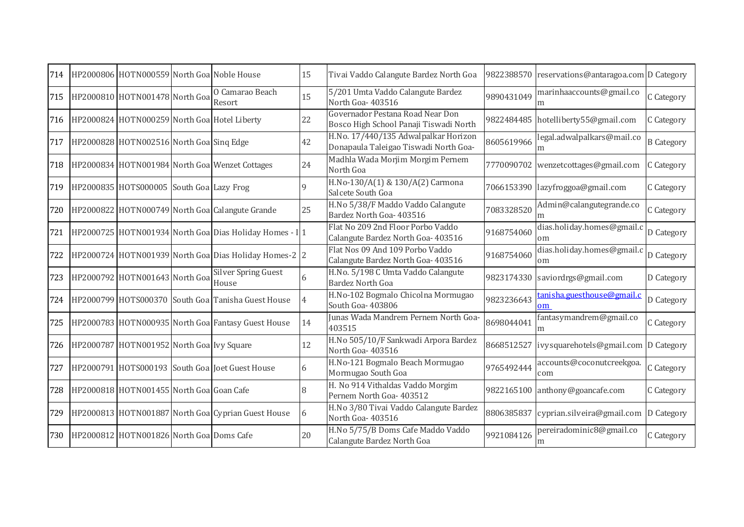| 714 | HP2000806 | HOTN000559 | North Goa | Noble House | 15 | Tivai Vaddo Calangute Bardez North Goa | 9822388570 | reservations@antaragoa.com | D Category |
|---|---|---|---|---|---|---|---|---|---|
| 715 | HP2000810 | HOTN001478 | North Goa | O Camarao Beach Resort | 15 | 5/201 Umta Vaddo Calangute Bardez North Goa- 403516 | 9890431049 | marinhaaccounts@gmail.com | C Category |
| 716 | HP2000824 | HOTN000259 | North Goa | Hotel Liberty | 22 | Governador Pestana Road Near Don Bosco High School Panaji Tiswadi North | 9822484485 | hotelliberty55@gmail.com | C Category |
| 717 | HP2000828 | HOTN002516 | North Goa | Sinq Edge | 42 | H.No. 17/440/135 Adwalpalkar Horizon Donapaula Taleigao Tiswadi North Goa- | 8605619966 | legal.adwalpalkars@mail.com | B Category |
| 718 | HP2000834 | HOTN001984 | North Goa | Wenzet Cottages | 24 | Madhla Wada Morjim Morgim Pernem North Goa | 7770090702 | wenzetcottages@gmail.com | C Category |
| 719 | HP2000835 | HOTS000005 | South Goa | Lazy Frog | 9 | H.No-130/A(1) & 130/A(2) Carmona Salcete South Goa | 7066153390 | lazyfroggoa@gmail.com | C Category |
| 720 | HP2000822 | HOTN000749 | North Goa | Calangute Grande | 25 | H.No 5/38/F Maddo Vaddo Calangute Bardez North Goa- 403516 | 7083328520 | Admin@calangutegrande.com | C Category |
| 721 | HP2000725 | HOTN001934 | North Goa | Dias Holiday Homes - I | 1 | Flat No 209 2nd Floor Porbo Vaddo Calangute Bardez North Goa- 403516 | 9168754060 | dias.holiday.homes@gmail.com | D Category |
| 722 | HP2000724 | HOTN001939 | North Goa | Dias Holiday Homes-2 | 2 | Flat Nos 09 And 109 Porbo Vaddo Calangute Bardez North Goa- 403516 | 9168754060 | dias.holiday.homes@gmail.com | D Category |
| 723 | HP2000792 | HOTN001643 | North Goa | Silver Spring Guest House | 6 | H.No. 5/198 C Umta Vaddo Calangute Bardez North Goa | 9823174330 | saviordrgs@gmail.com | D Category |
| 724 | HP2000799 | HOTS000370 | South Goa | Tanisha Guest House | 4 | H.No-102 Bogmalo Chicolna Mormugao South Goa- 403806 | 9823236643 | tanisha.guesthouse@gmail.com | D Category |
| 725 | HP2000783 | HOTN000935 | North Goa | Fantasy Guest House | 14 | Junas Wada Mandrem Pernem North Goa- 403515 | 8698044041 | fantasymandrem@gmail.com | C Category |
| 726 | HP2000787 | HOTN001952 | North Goa | Ivy Square | 12 | H.No 505/10/F Sankwadi Arpora Bardez North Goa- 403516 | 8668512527 | ivysquarehotels@gmail.com | D Category |
| 727 | HP2000791 | HOTS000193 | South Goa | Joet Guest House | 6 | H.No-121 Bogmalo Beach Mormugao Mormugao South Goa | 9765492444 | accounts@coconutcreekgoa.com | C Category |
| 728 | HP2000818 | HOTN001455 | North Goa | Goan Cafe | 8 | H. No 914 Vithaldas Vaddo Morgim Pernem North Goa- 403512 | 9822165100 | anthony@goancafe.com | C Category |
| 729 | HP2000813 | HOTN001887 | North Goa | Cyprian Guest House | 6 | H.No 3/80 Tivai Vaddo Calangute Bardez North Goa- 403516 | 8806385837 | cyprian.silveira@gmail.com | D Category |
| 730 | HP2000812 | HOTN001826 | North Goa | Doms Cafe | 20 | H.No 5/75/B Doms Cafe Maddo Vaddo Calangute Bardez North Goa | 9921084126 | pereiradominic8@gmail.com | C Category |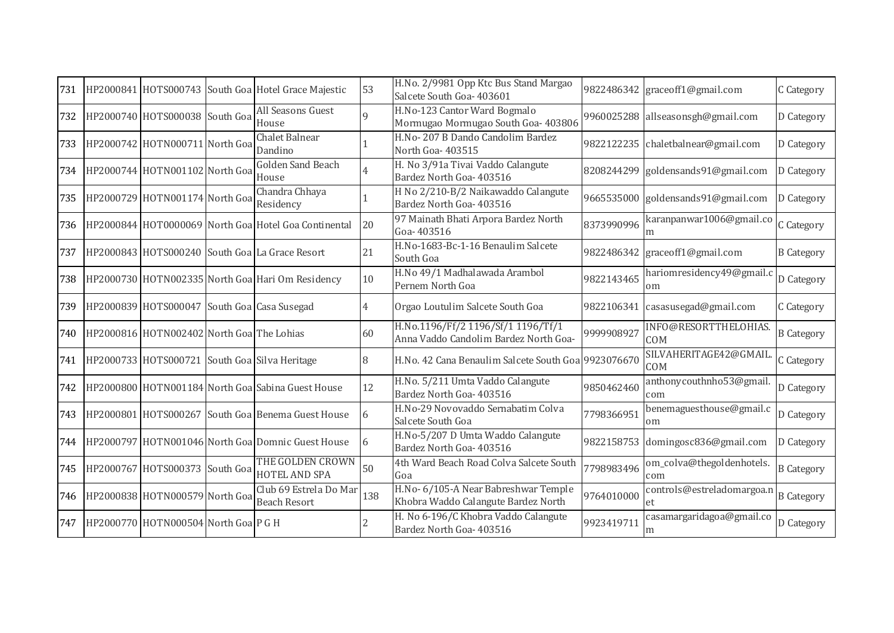| 731 | HP2000841 | HOTS000743 | South Goa | Hotel Grace Majestic | 53 | H.No. 2/9981 Opp Ktc Bus Stand Margao Salcete South Goa- 403601 | 9822486342 | graceoff1@gmail.com | C Category |
|---|---|---|---|---|---|---|---|---|---|
| 732 | HP2000740 | HOTS000038 | South Goa | All Seasons Guest House | 9 | H.No-123 Cantor Ward Bogmalo Mormugao Mormugao South Goa- 403806 | 9960025288 | allseasonsgh@gmail.com | D Category |
| 733 | HP2000742 | HOTN000711 | North Goa | Chalet Balnear Dandino | 1 | H.No- 207 B Dando Candolim Bardez North Goa- 403515 | 9822122235 | chaletbalnear@gmail.com | D Category |
| 734 | HP2000744 | HOTN001102 | North Goa | Golden Sand Beach House | 4 | H. No 3/91a Tivai Vaddo Calangute Bardez North Goa- 403516 | 8208244299 | goldensands91@gmail.com | D Category |
| 735 | HP2000729 | HOTN001174 | North Goa | Chandra Chhaya Residency | 1 | H No 2/210-B/2 Naikawaddo Calangute Bardez North Goa- 403516 | 9665535000 | goldensands91@gmail.com | D Category |
| 736 | HP2000844 | HOT0000069 | North Goa | Hotel Goa Continental | 20 | 97 Mainath Bhati Arpora Bardez North Goa- 403516 | 8373990996 | karanpanwar1006@gmail.com | C Category |
| 737 | HP2000843 | HOTS000240 | South Goa | La Grace Resort | 21 | H.No-1683-Bc-1-16 Benaulim Salcete South Goa | 9822486342 | graceoff1@gmail.com | B Category |
| 738 | HP2000730 | HOTN002335 | North Goa | Hari Om Residency | 10 | H.No 49/1 Madhalawada Arambol Pernem North Goa | 9822143465 | hariomresidency49@gmail.com | D Category |
| 739 | HP2000839 | HOTS000047 | South Goa | Casa Susegad | 4 | Orgao Loutulim Salcete South Goa | 9822106341 | casasusegad@gmail.com | C Category |
| 740 | HP2000816 | HOTN002402 | North Goa | The Lohias | 60 | H.No.1196/Ff/2 1196/Sf/1 1196/Tf/1 Anna Vaddo Candolim Bardez North Goa- | 9999908927 | INFO@RESORTTHELOHIAS.COM | B Category |
| 741 | HP2000733 | HOTS000721 | South Goa | Silva Heritage | 8 | H.No. 42 Cana Benaulim Salcete South Goa | 9923076670 | SILVAHERITAGE42@GMAIL.COM | C Category |
| 742 | HP2000800 | HOTN001184 | North Goa | Sabina Guest House | 12 | H.No. 5/211 Umta Vaddo Calangute Bardez North Goa- 403516 | 9850462460 | anthonycouthnho53@gmail.com | D Category |
| 743 | HP2000801 | HOTS000267 | South Goa | Benema Guest House | 6 | H.No-29 Novovaddo Sernabatim Colva Salcete South Goa | 7798366951 | benemaguesthouse@gmail.com | D Category |
| 744 | HP2000797 | HOTN001046 | North Goa | Domnic Guest House | 6 | H.No-5/207 D Umta Waddo Calangute Bardez North Goa- 403516 | 9822158753 | domingosc836@gmail.com | D Category |
| 745 | HP2000767 | HOTS000373 | South Goa | THE GOLDEN CROWN HOTEL AND SPA | 50 | 4th Ward Beach Road Colva Salcete South Goa | 7798983496 | om_colva@thegoldenhotels.com | B Category |
| 746 | HP2000838 | HOTN000579 | North Goa | Club 69 Estrela Do Mar Beach Resort | 138 | H.No- 6/105-A Near Babreshwar Temple Khobra Waddo Calangute Bardez North | 9764010000 | controls@estreladomargoa.net | B Category |
| 747 | HP2000770 | HOTN000504 | North Goa | P G H | 2 | H. No 6-196/C Khobra Vaddo Calangute Bardez North Goa- 403516 | 9923419711 | casamargaridagoa@gmail.com | D Category |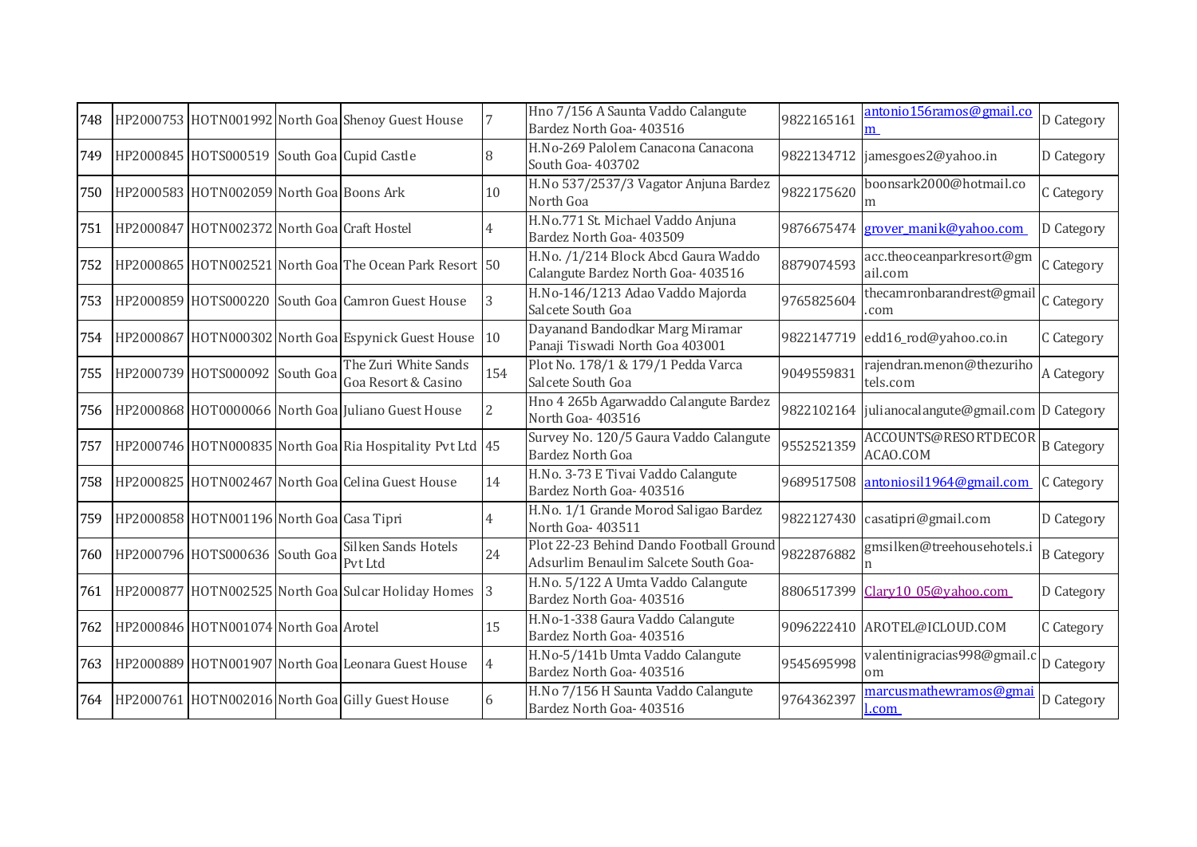| 748 | HP2000753 | HOTN001992 | North Goa | Shenoy Guest House | 7 | Hno 7/156 A Saunta Vaddo Calangute Bardez North Goa- 403516 | 9822165161 | antonio156ramos@gmail.com | D Category |
|---|---|---|---|---|---|---|---|---|---|
| 749 | HP2000845 | HOTS000519 | South Goa | Cupid Castle | 8 | H.No-269 Palolem Canacona Canacona South Goa- 403702 | 9822134712 | jamesgoes2@yahoo.in | D Category |
| 750 | HP2000583 | HOTN002059 | North Goa | Boons Ark | 10 | H.No 537/2537/3 Vagator Anjuna Bardez North Goa | 9822175620 | boonsark2000@hotmail.com | C Category |
| 751 | HP2000847 | HOTN002372 | North Goa | Craft Hostel | 4 | H.No.771 St. Michael Vaddo Anjuna Bardez North Goa- 403509 | 9876675474 | grover_manik@yahoo.com | D Category |
| 752 | HP2000865 | HOTN002521 | North Goa | The Ocean Park Resort | 50 | H.No. /1/214 Block Abcd Gaura Waddo Calangute Bardez North Goa- 403516 | 8879074593 | acc.theoceanparkresort@gmail.com | C Category |
| 753 | HP2000859 | HOTS000220 | South Goa | Camron Guest House | 3 | H.No-146/1213 Adao Vaddo Majorda Salcete South Goa | 9765825604 | thecamronbarandrest@gmail.com | C Category |
| 754 | HP2000867 | HOTN000302 | North Goa | Espynick Guest House | 10 | Dayanand Bandodkar Marg Miramar Panaji Tiswadi North Goa 403001 | 9822147719 | edd16_rod@yahoo.co.in | C Category |
| 755 | HP2000739 | HOTS000092 | South Goa | The Zuri White Sands Goa Resort & Casino | 154 | Plot No. 178/1 & 179/1 Pedda Varca Salcete South Goa | 9049559831 | rajendran.menon@thezurihotels.com | A Category |
| 756 | HP2000868 | HOT0000066 | North Goa | Juliano Guest House | 2 | Hno 4 265b Agarwaddo Calangute Bardez North Goa- 403516 | 9822102164 | julianocalangute@gmail.com | D Category |
| 757 | HP2000746 | HOTN000835 | North Goa | Ria Hospitality Pvt Ltd | 45 | Survey No. 120/5 Gaura Vaddo Calangute Bardez North Goa | 9552521359 | ACCOUNTS@RESORTDECORACAO.COM | B Category |
| 758 | HP2000825 | HOTN002467 | North Goa | Celina Guest House | 14 | H.No. 3-73 E Tivai Vaddo Calangute Bardez North Goa- 403516 | 9689517508 | antoniosil1964@gmail.com | C Category |
| 759 | HP2000858 | HOTN001196 | North Goa | Casa Tipri | 4 | H.No. 1/1 Grande Morod Saligao Bardez North Goa- 403511 | 9822127430 | casatipri@gmail.com | D Category |
| 760 | HP2000796 | HOTS000636 | South Goa | Silken Sands Hotels Pvt Ltd | 24 | Plot 22-23 Behind Dando Football Ground Adsurlim Benaulim Salcete South Goa- | 9822876882 | gmsilken@treehousehotels.in | B Category |
| 761 | HP2000877 | HOTN002525 | North Goa | Sulcar Holiday Homes | 3 | H.No. 5/122 A Umta Vaddo Calangute Bardez North Goa- 403516 | 8806517399 | Clary10_05@yahoo.com | D Category |
| 762 | HP2000846 | HOTN001074 | North Goa | Arotel | 15 | H.No-1-338 Gaura Vaddo Calangute Bardez North Goa- 403516 | 9096222410 | AROTEL@ICLOUD.COM | C Category |
| 763 | HP2000889 | HOTN001907 | North Goa | Leonara Guest House | 4 | H.No-5/141b Umta Vaddo Calangute Bardez North Goa- 403516 | 9545695998 | valentinigracias998@gmail.com | D Category |
| 764 | HP2000761 | HOTN002016 | North Goa | Gilly Guest House | 6 | H.No 7/156 H Saunta Vaddo Calangute Bardez North Goa- 403516 | 9764362397 | marcusmathewramos@gmail.com | D Category |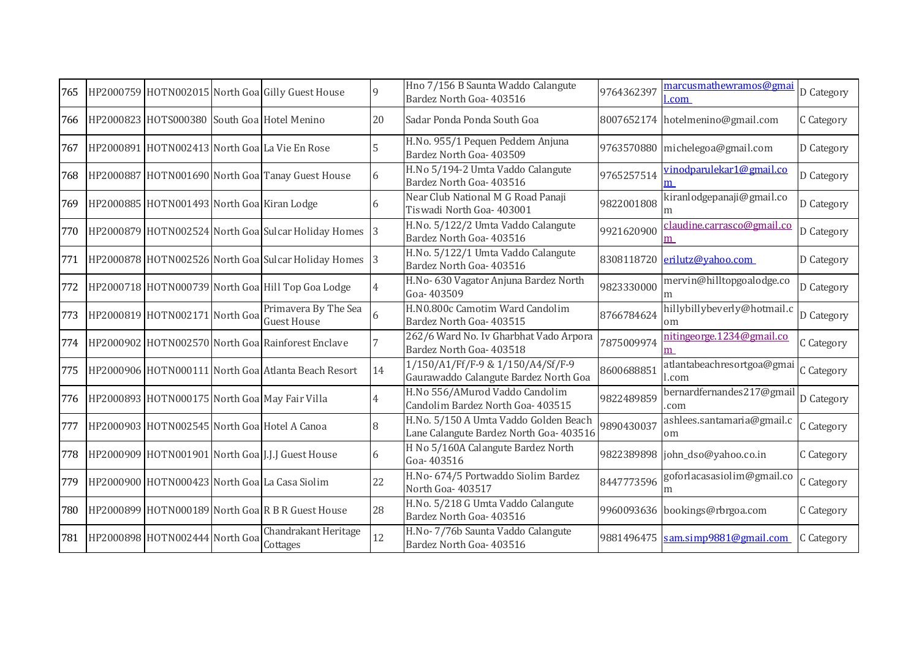| 765 | HP2000759 | HOTN002015 | North Goa | Gilly Guest House | 9 | Hno 7/156 B Saunta Waddo Calangute Bardez North Goa- 403516 | 9764362397 | marcusmathewramos@gmail.com | D Category |
|---|---|---|---|---|---|---|---|---|---|
| 766 | HP2000823 | HOTS000380 | South Goa | Hotel Menino | 20 | Sadar Ponda Ponda South Goa | 8007652174 | hotelmenino@gmail.com | C Category |
| 767 | HP2000891 | HOTN002413 | North Goa | La Vie En Rose | 5 | H.No. 955/1 Pequen Peddem Anjuna Bardez North Goa- 403509 | 9763570880 | michelegoa@gmail.com | D Category |
| 768 | HP2000887 | HOTN001690 | North Goa | Tanay Guest House | 6 | H.No 5/194-2 Umta Vaddo Calangute Bardez North Goa- 403516 | 9765257514 | vinodparulekar1@gmail.com | D Category |
| 769 | HP2000885 | HOTN001493 | North Goa | Kiran Lodge | 6 | Near Club National M G Road Panaji Tiswadi North Goa- 403001 | 9822001808 | kiranlodgepanaji@gmail.com | D Category |
| 770 | HP2000879 | HOTN002524 | North Goa | Sulcar Holiday Homes | 3 | H.No. 5/122/2 Umta Vaddo Calangute Bardez North Goa- 403516 | 9921620900 | claudine.carrasco@gmail.com | D Category |
| 771 | HP2000878 | HOTN002526 | North Goa | Sulcar Holiday Homes | 3 | H.No. 5/122/1 Umta Vaddo Calangute Bardez North Goa- 403516 | 8308118720 | erilutz@yahoo.com | D Category |
| 772 | HP2000718 | HOTN000739 | North Goa | Hill Top Goa Lodge | 4 | H.No- 630 Vagator Anjuna Bardez North Goa- 403509 | 9823330000 | mervin@hilltopgoalodge.com | D Category |
| 773 | HP2000819 | HOTN002171 | North Goa | Primavera By The Sea Guest House | 6 | H.N0.800c Camotim Ward Candolim Bardez North Goa- 403515 | 8766784624 | hillybillybeverly@hotmail.com | D Category |
| 774 | HP2000902 | HOTN002570 | North Goa | Rainforest Enclave | 7 | 262/6 Ward No. Iv Gharbhat Vado Arpora Bardez North Goa- 403518 | 7875009974 | nitingeorge.1234@gmail.com | C Category |
| 775 | HP2000906 | HOTN000111 | North Goa | Atlanta Beach Resort | 14 | 1/150/A1/Ff/F-9 & 1/150/A4/Sf/F-9 Gaurawaddo Calangute Bardez North Goa | 8600688851 | atlantabeachresortgoa@gmail.com | C Category |
| 776 | HP2000893 | HOTN000175 | North Goa | May Fair Villa | 4 | H.No 556/AMurod Vaddo Candolim Candolim Bardez North Goa- 403515 | 9822489859 | bernardfernandes217@gmail.com | D Category |
| 777 | HP2000903 | HOTN002545 | North Goa | Hotel A Canoa | 8 | H.No. 5/150 A Umta Vaddo Golden Beach Lane Calangute Bardez North Goa- 403516 | 9890430037 | ashlees.santamaria@gmail.com | C Category |
| 778 | HP2000909 | HOTN001901 | North Goa | J.J.J Guest House | 6 | H No 5/160A Calangute Bardez North Goa- 403516 | 9822389898 | john_dso@yahoo.co.in | C Category |
| 779 | HP2000900 | HOTN000423 | North Goa | La Casa Siolim | 22 | H.No- 674/5 Portwaddo Siolim Bardez North Goa- 403517 | 8447773596 | goforlacasasiolim@gmail.com | C Category |
| 780 | HP2000899 | HOTN000189 | North Goa | R B R Guest House | 28 | H.No. 5/218 G Umta Vaddo Calangute Bardez North Goa- 403516 | 9960093636 | bookings@rbrgoa.com | C Category |
| 781 | HP2000898 | HOTN002444 | North Goa | Chandrakant Heritage Cottages | 12 | H.No- 7/76b Saunta Vaddo Calangute Bardez North Goa- 403516 | 9881496475 | sam.simp9881@gmail.com | C Category |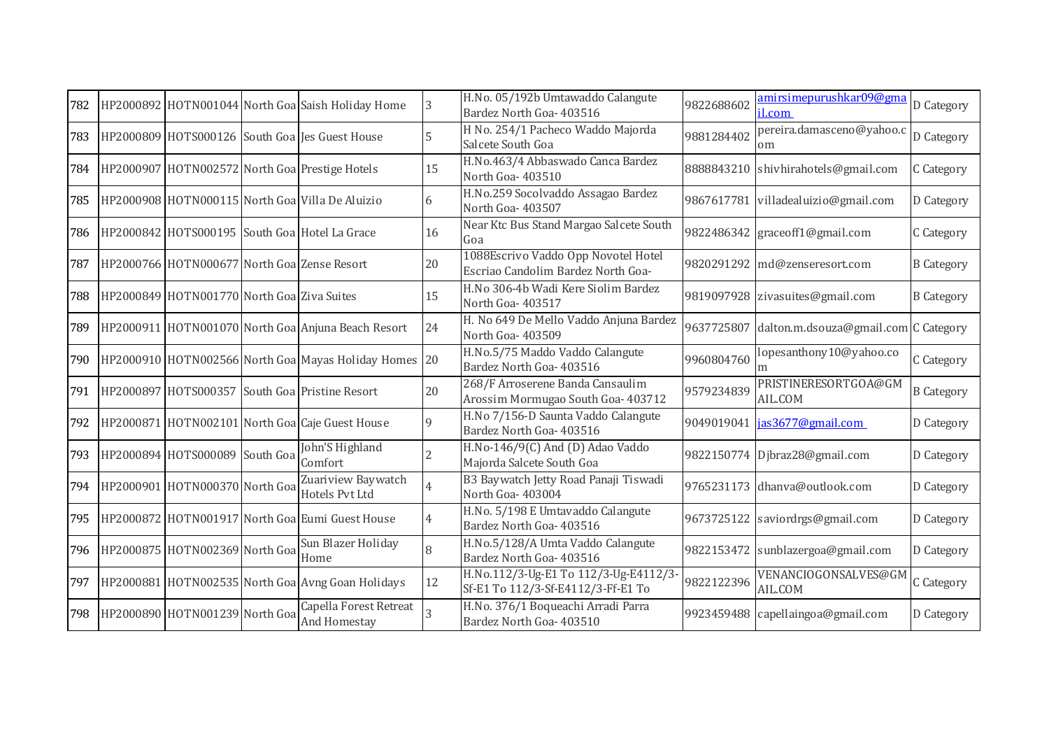| 782 | HP2000892 | HOTN001044 | North Goa | Saish Holiday Home | 3 | H.No. 05/192b Umtawaddo Calangute Bardez North Goa- 403516 | 9822688602 | amirsimepurushkar09@gmail.com | D Category |
|---|---|---|---|---|---|---|---|---|---|
| 783 | HP2000809 | HOTS000126 | South Goa | Jes Guest House | 5 | H No. 254/1 Pacheco Waddo Majorda Salcete South Goa | 9881284402 | pereira.damasceno@yahoo.com | D Category |
| 784 | HP2000907 | HOTN002572 | North Goa | Prestige Hotels | 15 | H.No.463/4 Abbaswado Canca Bardez North Goa- 403510 | 8888843210 | shivhirahotels@gmail.com | C Category |
| 785 | HP2000908 | HOTN000115 | North Goa | Villa De Aluizio | 6 | H.No.259 Socolvaddo Assagao Bardez North Goa- 403507 | 9867617781 | villadealuizio@gmail.com | D Category |
| 786 | HP2000842 | HOTS000195 | South Goa | Hotel La Grace | 16 | Near Ktc Bus Stand Margao Salcete South Goa | 9822486342 | graceoff1@gmail.com | C Category |
| 787 | HP2000766 | HOTN000677 | North Goa | Zense Resort | 20 | 1088Escrivo Vaddo Opp Novotel Hotel Escriao Candolim Bardez North Goa- | 9820291292 | md@zenseresort.com | B Category |
| 788 | HP2000849 | HOTN001770 | North Goa | Ziva Suites | 15 | H.No 306-4b Wadi Kere Siolim Bardez North Goa- 403517 | 9819097928 | zivasuites@gmail.com | B Category |
| 789 | HP2000911 | HOTN001070 | North Goa | Anjuna Beach Resort | 24 | H. No 649 De Mello Vaddo Anjuna Bardez North Goa- 403509 | 9637725807 | dalton.m.dsouza@gmail.com | C Category |
| 790 | HP2000910 | HOTN002566 | North Goa | Mayas Holiday Homes | 20 | H.No.5/75 Maddo Vaddo Calangute Bardez North Goa- 403516 | 9960804760 | lopesanthony10@yahoo.com | C Category |
| 791 | HP2000897 | HOTS000357 | South Goa | Pristine Resort | 20 | 268/F Arroserene Banda Cansaulim Arossim Mormugao South Goa- 403712 | 9579234839 | PRISTINERESORTGOA@GMAIL.COM | B Category |
| 792 | HP2000871 | HOTN002101 | North Goa | Caje Guest House | 9 | H.No 7/156-D Saunta Vaddo Calangute Bardez North Goa- 403516 | 9049019041 | jas3677@gmail.com | D Category |
| 793 | HP2000894 | HOTS000089 | South Goa | John'S Highland Comfort | 2 | H.No-146/9(C) And (D) Adao Vaddo Majorda Salcete South Goa | 9822150774 | Djbraz28@gmail.com | D Category |
| 794 | HP2000901 | HOTN000370 | North Goa | Zuariview Baywatch Hotels Pvt Ltd | 4 | B3 Baywatch Jetty Road Panaji Tiswadi North Goa- 403004 | 9765231173 | dhanva@outlook.com | D Category |
| 795 | HP2000872 | HOTN001917 | North Goa | Eumi Guest House | 4 | H.No. 5/198 E Umtavaddo Calangute Bardez North Goa- 403516 | 9673725122 | saviordrgs@gmail.com | D Category |
| 796 | HP2000875 | HOTN002369 | North Goa | Sun Blazer Holiday Home | 8 | H.No.5/128/A Umta Vaddo Calangute Bardez North Goa- 403516 | 9822153472 | sunblazergoa@gmail.com | D Category |
| 797 | HP2000881 | HOTN002535 | North Goa | Avng Goan Holidays | 12 | H.No.112/3-Ug-E1 To 112/3-Ug-E4112/3-Sf-E1 To 112/3-Sf-E4112/3-Ff-E1 To | 9822122396 | VENANCIOGONSALVES@GMAIL.COM | C Category |
| 798 | HP2000890 | HOTN001239 | North Goa | Capella Forest Retreat And Homestay | 3 | H.No. 376/1 Boqueachi Arradi Parra Bardez North Goa- 403510 | 9923459488 | capellaingoa@gmail.com | D Category |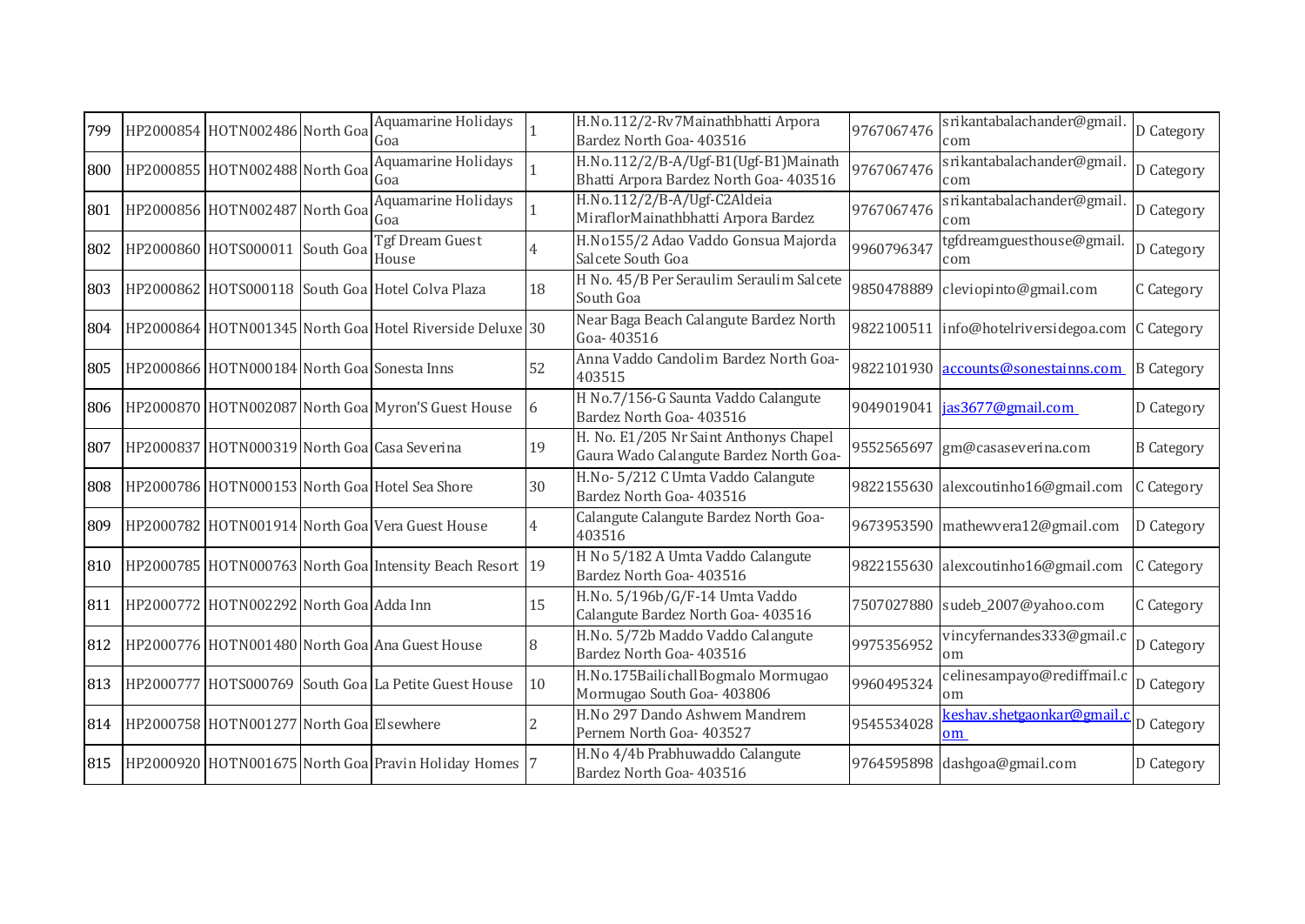| 799 | HP2000854 | HOTN002486 | North Goa | Aquamarine Holidays Goa | 1 | H.No.112/2-Rv7Mainathbhatti Arpora Bardez North Goa- 403516 | 9767067476 | srikantabalachander@gmail.com | D Category |
|---|---|---|---|---|---|---|---|---|---|
| 800 | HP2000855 | HOTN002488 | North Goa | Aquamarine Holidays Goa | 1 | H.No.112/2/B-A/Ugf-B1(Ugf-B1)Mainath Bhatti Arpora Bardez North Goa- 403516 | 9767067476 | srikantabalachander@gmail.com | D Category |
| 801 | HP2000856 | HOTN002487 | North Goa | Aquamarine Holidays Goa | 1 | H.No.112/2/B-A/Ugf-C2Aldeia MiraflorMainathbhatti Arpora Bardez | 9767067476 | srikantabalachander@gmail.com | D Category |
| 802 | HP2000860 | HOTS000011 | South Goa | Tgf Dream Guest House | 4 | H.No155/2 Adao Vaddo Gonsua Majorda Salcete South Goa | 9960796347 | tgfdreamguesthouse@gmail.com | D Category |
| 803 | HP2000862 | HOTS000118 | South Goa | Hotel Colva Plaza | 18 | H No. 45/B Per Seraulim Seraulim Salcete South Goa | 9850478889 | cleviopinto@gmail.com | C Category |
| 804 | HP2000864 | HOTN001345 | North Goa | Hotel Riverside Deluxe | 30 | Near Baga Beach Calangute Bardez North Goa- 403516 | 9822100511 | info@hotelriversidegoa.com | C Category |
| 805 | HP2000866 | HOTN000184 | North Goa | Sonesta Inns | 52 | Anna Vaddo Candolim Bardez North Goa- 403515 | 9822101930 | accounts@sonestainns.com | B Category |
| 806 | HP2000870 | HOTN002087 | North Goa | Myron'S Guest House | 6 | H No.7/156-G Saunta Vaddo Calangute Bardez North Goa- 403516 | 9049019041 | jas3677@gmail.com | D Category |
| 807 | HP2000837 | HOTN000319 | North Goa | Casa Severina | 19 | H. No. E1/205 Nr Saint Anthonys Chapel Gaura Wado Calangute Bardez North Goa- | 9552565697 | gm@casaseverina.com | B Category |
| 808 | HP2000786 | HOTN000153 | North Goa | Hotel Sea Shore | 30 | H.No- 5/212 C Umta Vaddo Calangute Bardez North Goa- 403516 | 9822155630 | alexcoutinho16@gmail.com | C Category |
| 809 | HP2000782 | HOTN001914 | North Goa | Vera Guest House | 4 | Calangute Calangute Bardez North Goa- 403516 | 9673953590 | mathewvera12@gmail.com | D Category |
| 810 | HP2000785 | HOTN000763 | North Goa | Intensity Beach Resort | 19 | H No 5/182 A Umta Vaddo Calangute Bardez North Goa- 403516 | 9822155630 | alexcoutinho16@gmail.com | C Category |
| 811 | HP2000772 | HOTN002292 | North Goa | Adda Inn | 15 | H.No. 5/196b/G/F-14 Umta Vaddo Calangute Bardez North Goa- 403516 | 7507027880 | sudeb_2007@yahoo.com | C Category |
| 812 | HP2000776 | HOTN001480 | North Goa | Ana Guest House | 8 | H.No. 5/72b Maddo Vaddo Calangute Bardez North Goa- 403516 | 9975356952 | vincyfernandes333@gmail.com | D Category |
| 813 | HP2000777 | HOTS000769 | South Goa | La Petite Guest House | 10 | H.No.175BailichallBogmalo Mormugao Mormugao South Goa- 403806 | 9960495324 | celinesampayo@rediffmail.com | D Category |
| 814 | HP2000758 | HOTN001277 | North Goa | Elsewhere | 2 | H.No 297 Dando Ashwem Mandrem Pernem North Goa- 403527 | 9545534028 | keshav.shetgaonkar@gmail.com | D Category |
| 815 | HP2000920 | HOTN001675 | North Goa | Pravin Holiday Homes | 7 | H.No 4/4b Prabhuwaddo Calangute Bardez North Goa- 403516 | 9764595898 | dashgoa@gmail.com | D Category |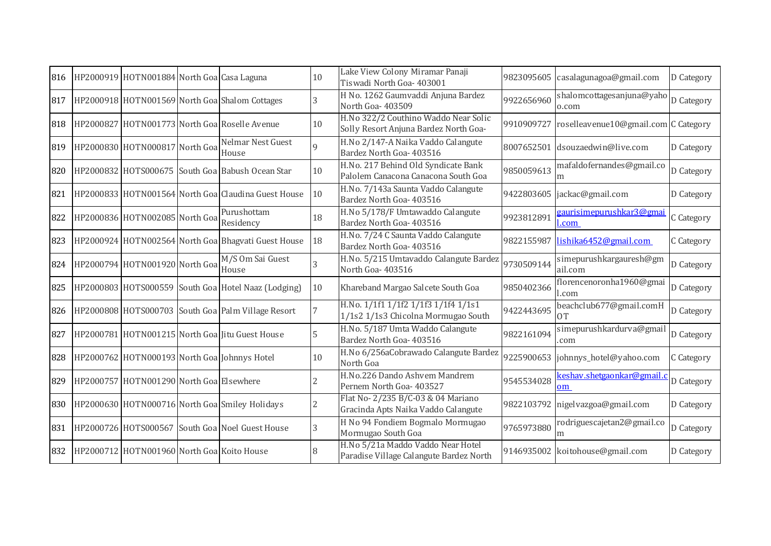| 816 | HP2000919 | HOTN001884 | North Goa | Casa Laguna | 10 | Lake View Colony Miramar Panaji Tiswadi North Goa- 403001 | 9823095605 | casalagunagoa@gmail.com | D Category |
|---|---|---|---|---|---|---|---|---|---|
| 817 | HP2000918 | HOTN001569 | North Goa | Shalom Cottages | 3 | H No. 1262 Gaumvaddi Anjuna Bardez North Goa- 403509 | 9922656960 | shalomcottagesanjuna@yahoo.com | D Category |
| 818 | HP2000827 | HOTN001773 | North Goa | Roselle Avenue | 10 | H.No 322/2 Couthino Waddo Near Solic Solly Resort Anjuna Bardez North Goa- | 9910909727 | roselleavenue10@gmail.com | C Category |
| 819 | HP2000830 | HOTN000817 | North Goa | Nelmar Nest Guest House | 9 | H.No 2/147-A Naika Vaddo Calangute Bardez North Goa- 403516 | 8007652501 | dsouzaedwin@live.com | D Category |
| 820 | HP2000832 | HOTS000675 | South Goa | Babush Ocean Star | 10 | H.No. 217 Behind Old Syndicate Bank Palolem Canacona Canacona South Goa | 9850059613 | mafaldofernandes@gmail.com | D Category |
| 821 | HP2000833 | HOTN001564 | North Goa | Claudina Guest House | 10 | H.No. 7/143a Saunta Vaddo Calangute Bardez North Goa- 403516 | 9422803605 | jackac@gmail.com | D Category |
| 822 | HP2000836 | HOTN002085 | North Goa | Purushottam Residency | 18 | H.No 5/178/F Umtawaddo Calangute Bardez North Goa- 403516 | 9923812891 | gaurisimepurushkar3@gmail.com | C Category |
| 823 | HP2000924 | HOTN002564 | North Goa | Bhagvati Guest House | 18 | H.No. 7/24 C Saunta Vaddo Calangute Bardez North Goa- 403516 | 9822155987 | lishika6452@gmail.com | C Category |
| 824 | HP2000794 | HOTN001920 | North Goa | M/S Om Sai Guest House | 3 | H.No. 5/215 Umtavaddo Calangute Bardez North Goa- 403516 | 9730509144 | simepurushkargauresh@gmail.com | D Category |
| 825 | HP2000803 | HOTS000559 | South Goa | Hotel Naaz (Lodging) | 10 | Khareband Margao Salcete South Goa | 9850402366 | florencenoronha1960@gmail.com | D Category |
| 826 | HP2000808 | HOTS000703 | South Goa | Palm Village Resort | 7 | H.No. 1/1f1 1/1f2 1/1f3 1/1f4 1/1s1 1/1s2 1/1s3 Chicolna Mormugao South | 9422443695 | beachclub677@gmail.comHOT | D Category |
| 827 | HP2000781 | HOTN001215 | North Goa | Jitu Guest House | 5 | H.No. 5/187 Umta Waddo Calangute Bardez North Goa- 403516 | 9822161094 | simepurushkardurva@gmail.com | D Category |
| 828 | HP2000762 | HOTN000193 | North Goa | Johnnys Hotel | 10 | H.No 6/256aCobrawado Calangute Bardez North Goa | 9225900653 | johnnys_hotel@yahoo.com | C Category |
| 829 | HP2000757 | HOTN001290 | North Goa | Elsewhere | 2 | H.No.226 Dando Ashvem Mandrem Pernem North Goa- 403527 | 9545534028 | keshav.shetgaonkar@gmail.com | D Category |
| 830 | HP2000630 | HOTN000716 | North Goa | Smiley Holidays | 2 | Flat No- 2/235 B/C-03 & 04 Mariano Gracinda Apts Naika Vaddo Calangute | 9822103792 | nigelvazgoa@gmail.com | D Category |
| 831 | HP2000726 | HOTS000567 | South Goa | Noel Guest House | 3 | H No 94 Fondiem Bogmalo Mormugao Mormugao South Goa | 9765973880 | rodriguescajetan2@gmail.com | D Category |
| 832 | HP2000712 | HOTN001960 | North Goa | Koito House | 8 | H.No 5/21a Maddo Vaddo Near Hotel Paradise Village Calangute Bardez North | 9146935002 | koitohouse@gmail.com | D Category |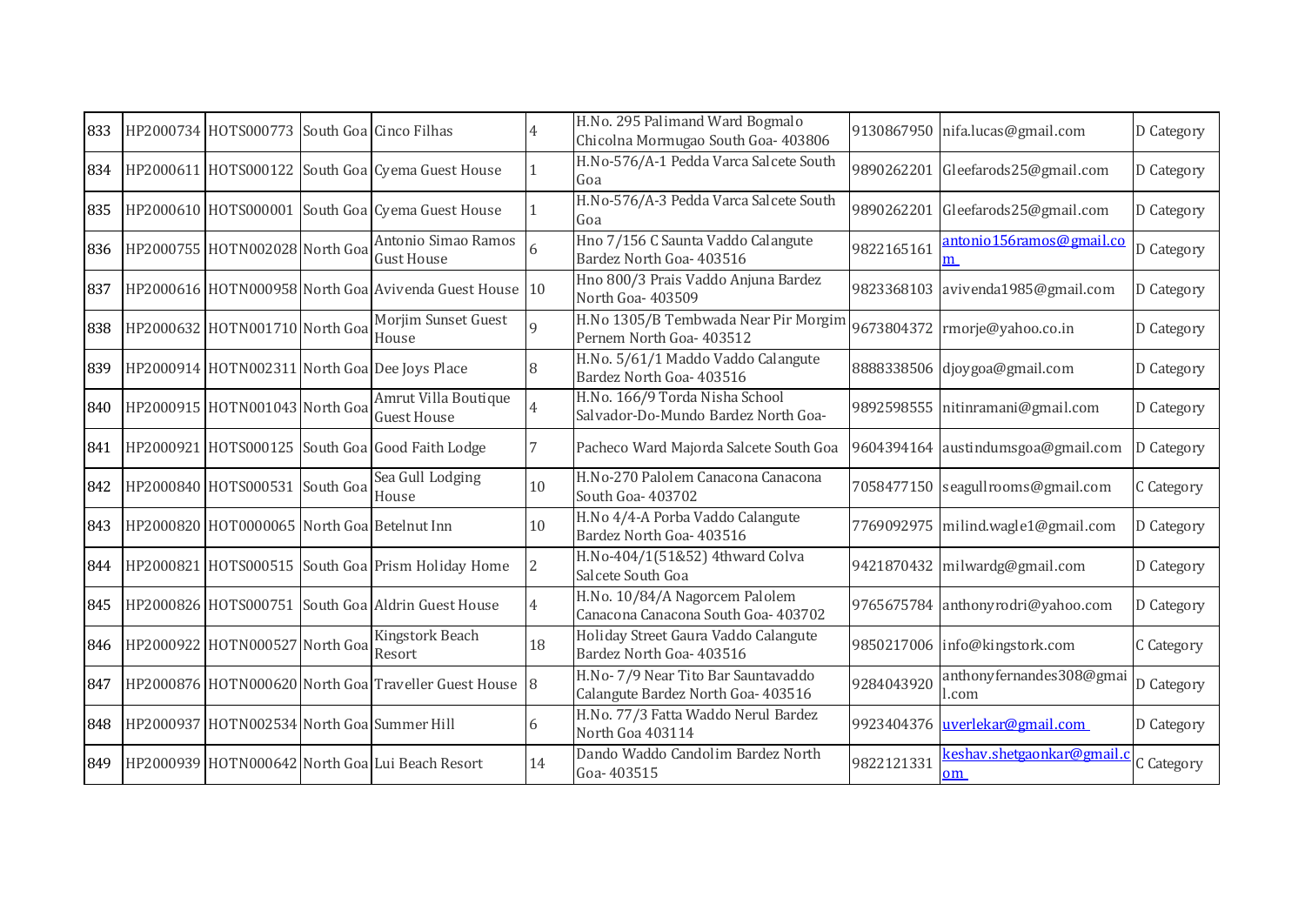| 833 | HP2000734 | HOTS000773 | South Goa | Cinco Filhas | 4 | H.No. 295 Palimand Ward Bogmalo Chicolna Mormugao South Goa- 403806 | 9130867950 | nifa.lucas@gmail.com | D Category |
|---|---|---|---|---|---|---|---|---|---|
| 834 | HP2000611 | HOTS000122 | South Goa | Cyema Guest House | 1 | H.No-576/A-1 Pedda Varca Salcete South Goa | 9890262201 | Gleefarods25@gmail.com | D Category |
| 835 | HP2000610 | HOTS000001 | South Goa | Cyema Guest House | 1 | H.No-576/A-3 Pedda Varca Salcete South Goa | 9890262201 | Gleefarods25@gmail.com | D Category |
| 836 | HP2000755 | HOTN002028 | North Goa | Antonio Simao Ramos Gust House | 6 | Hno 7/156 C Saunta Vaddo Calangute Bardez North Goa- 403516 | 9822165161 | antonio156ramos@gmail.com | D Category |
| 837 | HP2000616 | HOTN000958 | North Goa | Avivenda Guest House | 10 | Hno 800/3 Prais Vaddo Anjuna Bardez North Goa- 403509 | 9823368103 | avivenda1985@gmail.com | D Category |
| 838 | HP2000632 | HOTN001710 | North Goa | Morjim Sunset Guest House | 9 | H.No 1305/B Tembwada Near Pir Morgim Pernem North Goa- 403512 | 9673804372 | rmorje@yahoo.co.in | D Category |
| 839 | HP2000914 | HOTN002311 | North Goa | Dee Joys Place | 8 | H.No. 5/61/1 Maddo Vaddo Calangute Bardez North Goa- 403516 | 8888338506 | djoygoa@gmail.com | D Category |
| 840 | HP2000915 | HOTN001043 | North Goa | Amrut Villa Boutique Guest House | 4 | H.No. 166/9 Torda Nisha School Salvador-Do-Mundo Bardez North Goa- | 9892598555 | nitinramani@gmail.com | D Category |
| 841 | HP2000921 | HOTS000125 | South Goa | Good Faith Lodge | 7 | Pacheco Ward Majorda Salcete South Goa | 9604394164 | austindumsgoa@gmail.com | D Category |
| 842 | HP2000840 | HOTS000531 | South Goa | Sea Gull Lodging House | 10 | H.No-270 Palolem Canacona Canacona South Goa- 403702 | 7058477150 | seagullrooms@gmail.com | C Category |
| 843 | HP2000820 | HOT0000065 | North Goa | Betelnut Inn | 10 | H.No 4/4-A Porba Vaddo Calangute Bardez North Goa- 403516 | 7769092975 | milind.wagle1@gmail.com | D Category |
| 844 | HP2000821 | HOTS000515 | South Goa | Prism Holiday Home | 2 | H.No-404/1(51&52) 4thward Colva Salcete South Goa | 9421870432 | milwardg@gmail.com | D Category |
| 845 | HP2000826 | HOTS000751 | South Goa | Aldrin Guest House | 4 | H.No. 10/84/A Nagorcem Palolem Canacona Canacona South Goa- 403702 | 9765675784 | anthonyrodri@yahoo.com | D Category |
| 846 | HP2000922 | HOTN000527 | North Goa | Kingstork Beach Resort | 18 | Holiday Street Gaura Vaddo Calangute Bardez North Goa- 403516 | 9850217006 | info@kingstork.com | C Category |
| 847 | HP2000876 | HOTN000620 | North Goa | Traveller Guest House | 8 | H.No- 7/9 Near Tito Bar Sauntavaddo Calangute Bardez North Goa- 403516 | 9284043920 | anthonyfernandes308@gmail.com | D Category |
| 848 | HP2000937 | HOTN002534 | North Goa | Summer Hill | 6 | H.No. 77/3 Fatta Waddo Nerul Bardez North Goa 403114 | 9923404376 | uverlekar@gmail.com | D Category |
| 849 | HP2000939 | HOTN000642 | North Goa | Lui Beach Resort | 14 | Dando Waddo Candolim Bardez North Goa- 403515 | 9822121331 | keshav.shetgaonkar@gmail.com | C Category |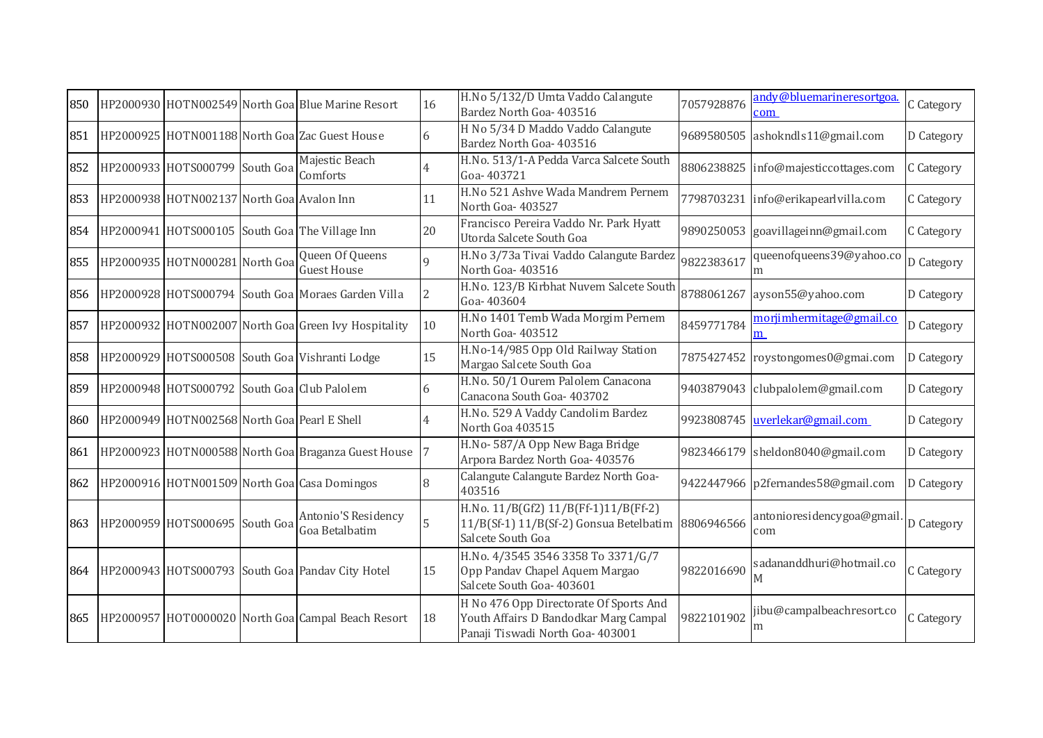| 850 | HP2000930 | HOTN002549 | North Goa | Blue Marine Resort | 16 | H.No 5/132/D Umta Vaddo Calangute Bardez North Goa- 403516 | 7057928876 | andy@bluemarineresortgoa.com | C Category |
|---|---|---|---|---|---|---|---|---|---|
| 851 | HP2000925 | HOTN001188 | North Goa | Zac Guest House | 6 | H No 5/34 D Maddo Vaddo Calangute Bardez North Goa- 403516 | 9689580505 | ashokndls11@gmail.com | D Category |
| 852 | HP2000933 | HOTS000799 | South Goa | Majestic Beach Comforts | 4 | H.No. 513/1-A Pedda Varca Salcete South Goa- 403721 | 8806238825 | info@majesticcottages.com | C Category |
| 853 | HP2000938 | HOTN002137 | North Goa | Avalon Inn | 11 | H.No 521 Ashve Wada Mandrem Pernem North Goa- 403527 | 7798703231 | info@erikapearlvilla.com | C Category |
| 854 | HP2000941 | HOTS000105 | South Goa | The Village Inn | 20 | Francisco Pereira Vaddo Nr. Park Hyatt Utorda Salcete South Goa | 9890250053 | goavillageinn@gmail.com | C Category |
| 855 | HP2000935 | HOTN000281 | North Goa | Queen Of Queens Guest House | 9 | H.No 3/73a Tivai Vaddo Calangute Bardez North Goa- 403516 | 9822383617 | queenofqueens39@yahoo.com | D Category |
| 856 | HP2000928 | HOTS000794 | South Goa | Moraes Garden Villa | 2 | H.No. 123/B Kirbhat Nuvem Salcete South Goa- 403604 | 8788061267 | ayson55@yahoo.com | D Category |
| 857 | HP2000932 | HOTN002007 | North Goa | Green Ivy Hospitality | 10 | H.No 1401 Temb Wada Morgim Pernem North Goa- 403512 | 8459771784 | morjimhermitage@gmail.com | D Category |
| 858 | HP2000929 | HOTS000508 | South Goa | Vishranti Lodge | 15 | H.No-14/985 Opp Old Railway Station Margao Salcete South Goa | 7875427452 | roystongomes0@gmai.com | D Category |
| 859 | HP2000948 | HOTS000792 | South Goa | Club Palolem | 6 | H.No. 50/1 Ourem Palolem Canacona Canacona South Goa- 403702 | 9403879043 | clubpalolem@gmail.com | D Category |
| 860 | HP2000949 | HOTN002568 | North Goa | Pearl E Shell | 4 | H.No. 529 A Vaddy Candolim Bardez North Goa 403515 | 9923808745 | uverlekar@gmail.com | D Category |
| 861 | HP2000923 | HOTN000588 | North Goa | Braganza Guest House | 7 | H.No- 587/A Opp New Baga Bridge Arpora Bardez North Goa- 403576 | 9823466179 | sheldon8040@gmail.com | D Category |
| 862 | HP2000916 | HOTN001509 | North Goa | Casa Domingos | 8 | Calangute Calangute Bardez North Goa- 403516 | 9422447966 | p2fernandes58@gmail.com | D Category |
| 863 | HP2000959 | HOTS000695 | South Goa | Antonio'S Residency Goa Betalbatim | 5 | H.No. 11/B(Gf2) 11/B(Ff-1)11/B(Ff-2) 11/B(Sf-1) 11/B(Sf-2) Gonsua Betelbatim Salcete South Goa | 8806946566 | antonioresidencygoa@gmail.com | D Category |
| 864 | HP2000943 | HOTS000793 | South Goa | Pandav City Hotel | 15 | H.No. 4/3545 3546 3358 To 3371/G/7 Opp Pandav Chapel Aquem Margao Salcete South Goa- 403601 | 9822016690 | sadananddhuri@hotmail.coM | C Category |
| 865 | HP2000957 | HOT0000020 | North Goa | Campal Beach Resort | 18 | H No 476 Opp Directorate Of Sports And Youth Affairs D Bandodkar Marg Campal Panaji Tiswadi North Goa- 403001 | 9822101902 | jibu@campalbeachresort.com | C Category |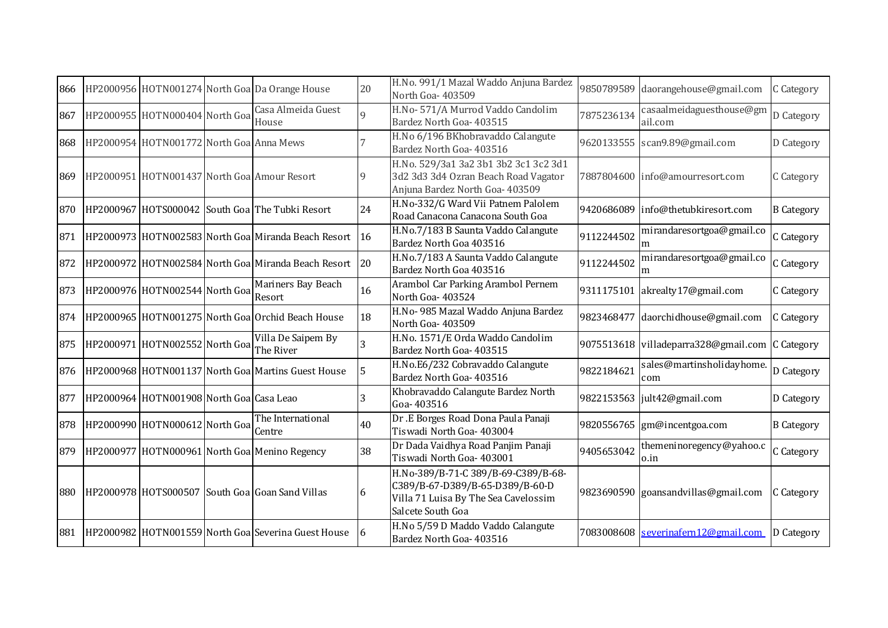| | | | | | | | | | |
|---|---|---|---|---|---|---|---|---|---|
| 866 | HP2000956 | HOTN001274 | North Goa | Da Orange House | 20 | H.No. 991/1 Mazal Waddo Anjuna Bardez North Goa- 403509 | 9850789589 | daorangehouse@gmail.com | C Category |
| 867 | HP2000955 | HOTN000404 | North Goa | Casa Almeida Guest House | 9 | H.No- 571/A Murrod Vaddo Candolim Bardez North Goa- 403515 | 7875236134 | casaalmeidaguesthouse@gmail.com | D Category |
| 868 | HP2000954 | HOTN001772 | North Goa | Anna Mews | 7 | H.No 6/196 BKhobravaddo Calangute Bardez North Goa- 403516 | 9620133555 | scan9.89@gmail.com | D Category |
| 869 | HP2000951 | HOTN001437 | North Goa | Amour Resort | 9 | H.No. 529/3a1 3a2 3b1 3b2 3c1 3c2 3d1 3d2 3d3 3d4 Ozran Beach Road Vagator Anjuna Bardez North Goa- 403509 | 7887804600 | info@amourresort.com | C Category |
| 870 | HP2000967 | HOTS000042 | South Goa | The Tubki Resort | 24 | H.No-332/G Ward Vii Patnem Palolem Road Canacona Canacona South Goa | 9420686089 | info@thetubkiresort.com | B Category |
| 871 | HP2000973 | HOTN002583 | North Goa | Miranda Beach Resort | 16 | H.No.7/183 B Saunta Vaddo Calangute Bardez North Goa 403516 | 9112244502 | mirandaresortgoa@gmail.com | C Category |
| 872 | HP2000972 | HOTN002584 | North Goa | Miranda Beach Resort | 20 | H.No.7/183 A Saunta Vaddo Calangute Bardez North Goa 403516 | 9112244502 | mirandaresortgoa@gmail.com | C Category |
| 873 | HP2000976 | HOTN002544 | North Goa | Mariners Bay Beach Resort | 16 | Arambol Car Parking Arambol Pernem North Goa- 403524 | 9311175101 | akrealty17@gmail.com | C Category |
| 874 | HP2000965 | HOTN001275 | North Goa | Orchid Beach House | 18 | H.No- 985 Mazal Waddo Anjuna Bardez North Goa- 403509 | 9823468477 | daorchidhouse@gmail.com | C Category |
| 875 | HP2000971 | HOTN002552 | North Goa | Villa De Saipem By The River | 3 | H.No. 1571/E Orda Waddo Candolim Bardez North Goa- 403515 | 9075513618 | villadeparra328@gmail.com | C Category |
| 876 | HP2000968 | HOTN001137 | North Goa | Martins Guest House | 5 | H.No.E6/232 Cobravaddo Calangute Bardez North Goa- 403516 | 9822184621 | sales@martinsholidayhome.com | D Category |
| 877 | HP2000964 | HOTN001908 | North Goa | Casa Leao | 3 | Khobravaddo Calangute Bardez North Goa- 403516 | 9822153563 | jult42@gmail.com | D Category |
| 878 | HP2000990 | HOTN000612 | North Goa | The International Centre | 40 | Dr .E Borges Road Dona Paula Panaji Tiswadi North Goa- 403004 | 9820556765 | gm@incentgoa.com | B Category |
| 879 | HP2000977 | HOTN000961 | North Goa | Menino Regency | 38 | Dr Dada Vaidhya Road Panjim Panaji Tiswadi North Goa- 403001 | 9405653042 | themeninoregency@yahoo.co.in | C Category |
| 880 | HP2000978 | HOTS000507 | South Goa | Goan Sand Villas | 6 | H.No-389/B-71-C 389/B-69-C389/B-68-C389/B-67-D389/B-65-D389/B-60-D Villa 71 Luisa By The Sea Cavelossim Salcete South Goa | 9823690590 | goansandvillas@gmail.com | C Category |
| 881 | HP2000982 | HOTN001559 | North Goa | Severina Guest House | 6 | H.No 5/59 D Maddo Vaddo Calangute Bardez North Goa- 403516 | 7083008608 | severinafern12@gmail.com | D Category |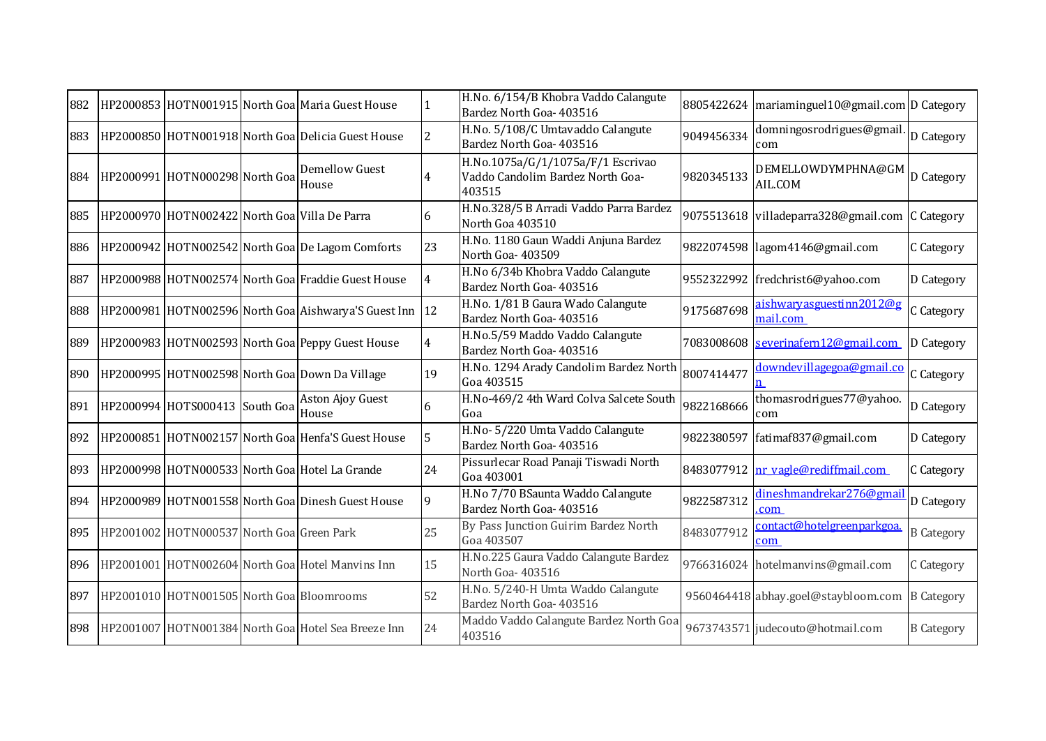| | | | | | | | | | |
|---|---|---|---|---|---|---|---|---|---|
| 882 | HP2000853 | HOTN001915 | North Goa | Maria Guest House | 1 | H.No. 6/154/B Khobra Vaddo Calangute Bardez North Goa- 403516 | 8805422624 | mariaminguel10@gmail.com | D Category |
| 883 | HP2000850 | HOTN001918 | North Goa | Delicia Guest House | 2 | H.No. 5/108/C Umtavaddo Calangute Bardez North Goa- 403516 | 9049456334 | domningosrodrigues@gmail.com | D Category |
| 884 | HP2000991 | HOTN000298 | North Goa | Demellow Guest House | 4 | H.No.1075a/G/1/1075a/F/1 Escrivao Vaddo Candolim Bardez North Goa- 403515 | 9820345133 | DEMELLOWDYMPHNA@GMAIL.COM | D Category |
| 885 | HP2000970 | HOTN002422 | North Goa | Villa De Parra | 6 | H.No.328/5 B Arradi Vaddo Parra Bardez North Goa 403510 | 9075513618 | villadeparra328@gmail.com | C Category |
| 886 | HP2000942 | HOTN002542 | North Goa | De Lagom Comforts | 23 | H.No. 1180 Gaun Waddi Anjuna Bardez North Goa- 403509 | 9822074598 | lagom4146@gmail.com | C Category |
| 887 | HP2000988 | HOTN002574 | North Goa | Fraddie Guest House | 4 | H.No 6/34b Khobra Vaddo Calangute Bardez North Goa- 403516 | 9552322992 | fredchrist6@yahoo.com | D Category |
| 888 | HP2000981 | HOTN002596 | North Goa | Aishwarya'S Guest Inn | 12 | H.No. 1/81 B Gaura Wado Calangute Bardez North Goa- 403516 | 9175687698 | aishwaryasguestinn2012@gmail.com | C Category |
| 889 | HP2000983 | HOTN002593 | North Goa | Peppy Guest House | 4 | H.No.5/59 Maddo Vaddo Calangute Bardez North Goa- 403516 | 7083008608 | severinafern12@gmail.com | D Category |
| 890 | HP2000995 | HOTN002598 | North Goa | Down Da Village | 19 | H.No. 1294 Arady Candolim Bardez North Goa 403515 | 8007414477 | downdevillagegoa@gmail.con | C Category |
| 891 | HP2000994 | HOTS000413 | South Goa | Aston Ajoy Guest House | 6 | H.No-469/2 4th Ward Colva Salcete South Goa | 9822168666 | thomasrodrigues77@yahoo.com | D Category |
| 892 | HP2000851 | HOTN002157 | North Goa | Henfa'S Guest House | 5 | H.No- 5/220 Umta Vaddo Calangute Bardez North Goa- 403516 | 9822380597 | fatimaf837@gmail.com | D Category |
| 893 | HP2000998 | HOTN000533 | North Goa | Hotel La Grande | 24 | Pissurlecar Road Panaji Tiswadi North Goa 403001 | 8483077912 | nr vagle@rediffmail.com | C Category |
| 894 | HP2000989 | HOTN001558 | North Goa | Dinesh Guest House | 9 | H.No 7/70 BSaunta Waddo Calangute Bardez North Goa- 403516 | 9822587312 | dineshmandrekar276@gmail.com | D Category |
| 895 | HP2001002 | HOTN000537 | North Goa | Green Park | 25 | By Pass Junction Guirim Bardez North Goa 403507 | 8483077912 | contact@hotelgreenparkgoa.com | B Category |
| 896 | HP2001001 | HOTN002604 | North Goa | Hotel Manvins Inn | 15 | H.No.225 Gaura Vaddo Calangute Bardez North Goa- 403516 | 9766316024 | hotelmanvins@gmail.com | C Category |
| 897 | HP2001010 | HOTN001505 | North Goa | Bloomrooms | 52 | H.No. 5/240-H Umta Waddo Calangute Bardez North Goa- 403516 | 9560464418 | abhay.goel@staybloom.com | B Category |
| 898 | HP2001007 | HOTN001384 | North Goa | Hotel Sea Breeze Inn | 24 | Maddo Vaddo Calangute Bardez North Goa 403516 | 9673743571 | judecouto@hotmail.com | B Category |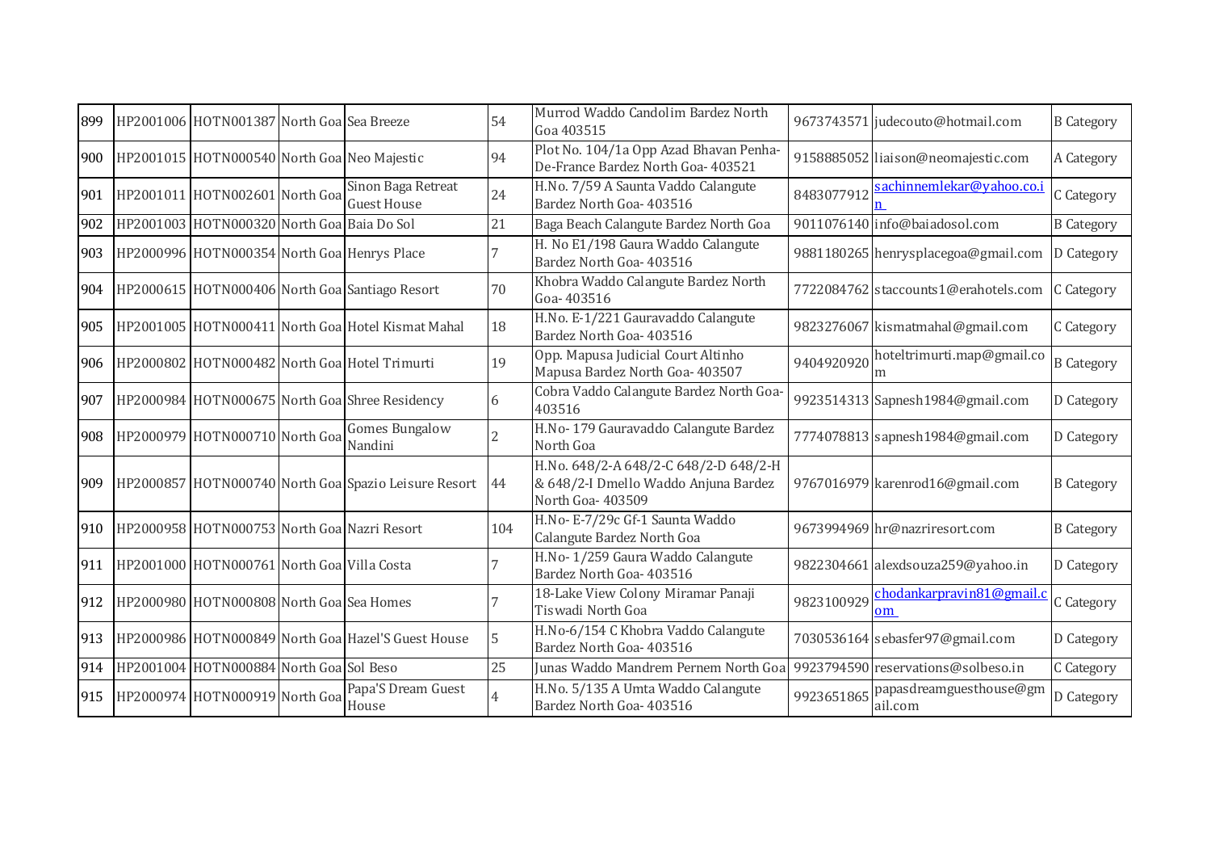| 899 | HP2001006 | HOTN001387 | North Goa | Sea Breeze | 54 | Murrod Waddo Candolim Bardez North Goa 403515 | 9673743571 | judecouto@hotmail.com | B Category |
|---|---|---|---|---|---|---|---|---|---|
| 900 | HP2001015 | HOTN000540 | North Goa | Neo Majestic | 94 | Plot No. 104/1a Opp Azad Bhavan Penha-De-France Bardez North Goa- 403521 | 9158885052 | liaison@neomajestic.com | A Category |
| 901 | HP2001011 | HOTN002601 | North Goa | Sinon Baga Retreat Guest House | 24 | H.No. 7/59 A Saunta Vaddo Calangute Bardez North Goa- 403516 | 8483077912 | sachinnemlekar@yahoo.co.in | C Category |
| 902 | HP2001003 | HOTN000320 | North Goa | Baia Do Sol | 21 | Baga Beach Calangute Bardez North Goa | 9011076140 | info@baiadosol.com | B Category |
| 903 | HP2000996 | HOTN000354 | North Goa | Henrys Place | 7 | H. No E1/198 Gaura Waddo Calangute Bardez North Goa- 403516 | 9881180265 | henrysplacegoa@gmail.com | D Category |
| 904 | HP2000615 | HOTN000406 | North Goa | Santiago Resort | 70 | Khobra Waddo Calangute Bardez North Goa- 403516 | 7722084762 | staccounts1@erahotels.com | C Category |
| 905 | HP2001005 | HOTN000411 | North Goa | Hotel Kismat Mahal | 18 | H.No. E-1/221 Gauravaddo Calangute Bardez North Goa- 403516 | 9823276067 | kismatmahal@gmail.com | C Category |
| 906 | HP2000802 | HOTN000482 | North Goa | Hotel Trimurti | 19 | Opp. Mapusa Judicial Court Altinho Mapusa Bardez North Goa- 403507 | 9404920920 | hoteltrimurti.map@gmail.com | B Category |
| 907 | HP2000984 | HOTN000675 | North Goa | Shree Residency | 6 | Cobra Vaddo Calangute Bardez North Goa-403516 | 9923514313 | Sapnesh1984@gmail.com | D Category |
| 908 | HP2000979 | HOTN000710 | North Goa | Gomes Bungalow Nandini | 2 | H.No- 179 Gauravaddo Calangute Bardez North Goa | 7774078813 | sapnesh1984@gmail.com | D Category |
| 909 | HP2000857 | HOTN000740 | North Goa | Spazio Leisure Resort | 44 | H.No. 648/2-A 648/2-C 648/2-D 648/2-H & 648/2-I Dmello Waddo Anjuna Bardez North Goa- 403509 | 9767016979 | karenrod16@gmail.com | B Category |
| 910 | HP2000958 | HOTN000753 | North Goa | Nazri Resort | 104 | H.No- E-7/29c Gf-1 Saunta Waddo Calangute Bardez North Goa | 9673994969 | hr@nazriresort.com | B Category |
| 911 | HP2001000 | HOTN000761 | North Goa | Villa Costa | 7 | H.No- 1/259 Gaura Waddo Calangute Bardez North Goa- 403516 | 9822304661 | alexdsouza259@yahoo.in | D Category |
| 912 | HP2000980 | HOTN000808 | North Goa | Sea Homes | 7 | 18-Lake View Colony Miramar Panaji Tiswadi North Goa | 9823100929 | chodankarpravin81@gmail.com | C Category |
| 913 | HP2000986 | HOTN000849 | North Goa | Hazel'S Guest House | 5 | H.No-6/154 C Khobra Vaddo Calangute Bardez North Goa- 403516 | 7030536164 | sebasfer97@gmail.com | D Category |
| 914 | HP2001004 | HOTN000884 | North Goa | Sol Beso | 25 | Junas Waddo Mandrem Pernem North Goa | 9923794590 | reservations@solbeso.in | C Category |
| 915 | HP2000974 | HOTN000919 | North Goa | Papa'S Dream Guest House | 4 | H.No. 5/135 A Umta Waddo Calangute Bardez North Goa- 403516 | 9923651865 | papasdreamguesthouse@gmail.com | D Category |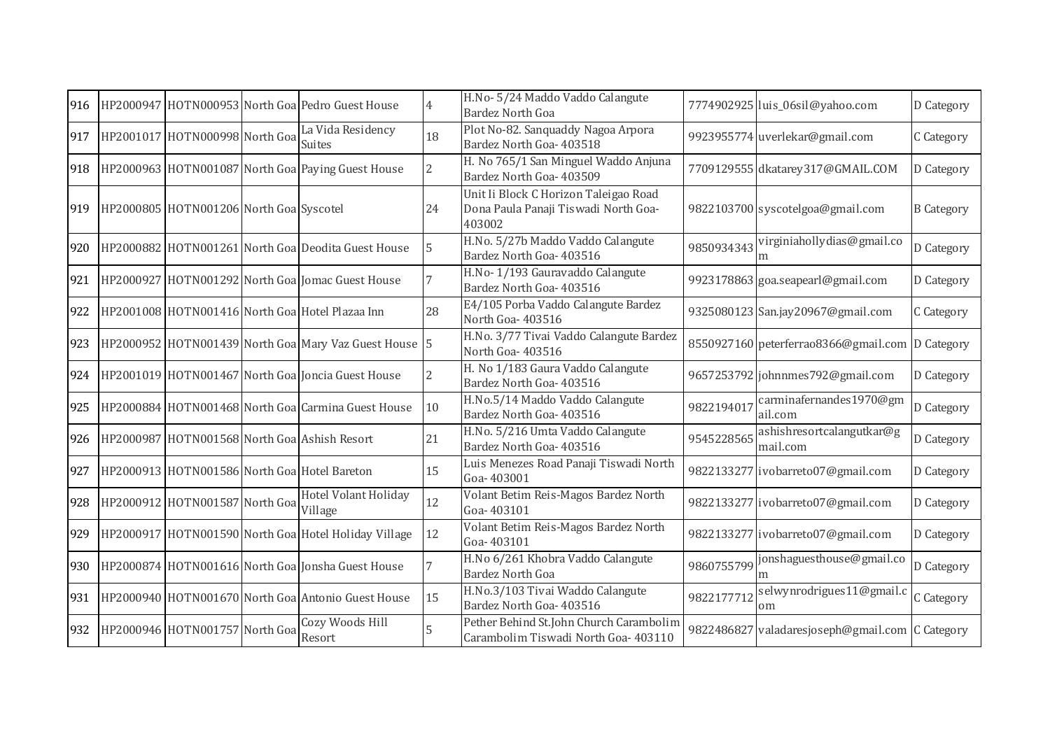| | | | | | | | | | |
|---|---|---|---|---|---|---|---|---|---|
| 916 | HP2000947 | HOTN000953 | North Goa | Pedro Guest House | 4 | H.No- 5/24 Maddo Vaddo Calangute Bardez North Goa | 7774902925 | luis_06sil@yahoo.com | D Category |
| 917 | HP2001017 | HOTN000998 | North Goa | La Vida Residency Suites | 18 | Plot No-82. Sanquaddy Nagoa Arpora Bardez North Goa- 403518 | 9923955774 | uverlekar@gmail.com | C Category |
| 918 | HP2000963 | HOTN001087 | North Goa | Paying Guest House | 2 | H. No 765/1 San Minguel Waddo Anjuna Bardez North Goa- 403509 | 7709129555 | dkatarey317@GMAIL.COM | D Category |
| 919 | HP2000805 | HOTN001206 | North Goa | Syscotel | 24 | Unit Ii Block C Horizon Taleigao Road Dona Paula Panaji Tiswadi North Goa- 403002 | 9822103700 | syscotelgoa@gmail.com | B Category |
| 920 | HP2000882 | HOTN001261 | North Goa | Deodita Guest House | 5 | H.No. 5/27b Maddo Vaddo Calangute Bardez North Goa- 403516 | 9850934343 | virginiahollydias@gmail.com | D Category |
| 921 | HP2000927 | HOTN001292 | North Goa | Jomac Guest House | 7 | H.No- 1/193 Gauravaddo Calangute Bardez North Goa- 403516 | 9923178863 | goa.seapearl@gmail.com | D Category |
| 922 | HP2001008 | HOTN001416 | North Goa | Hotel Plazaa Inn | 28 | E4/105 Porba Vaddo Calangute Bardez North Goa- 403516 | 9325080123 | San.jay20967@gmail.com | C Category |
| 923 | HP2000952 | HOTN001439 | North Goa | Mary Vaz Guest House | 5 | H.No. 3/77 Tivai Vaddo Calangute Bardez North Goa- 403516 | 8550927160 | peterferrao8366@gmail.com | D Category |
| 924 | HP2001019 | HOTN001467 | North Goa | Joncia Guest House | 2 | H. No 1/183 Gaura Vaddo Calangute Bardez North Goa- 403516 | 9657253792 | johnnmes792@gmail.com | D Category |
| 925 | HP2000884 | HOTN001468 | North Goa | Carmina Guest House | 10 | H.No.5/14 Maddo Vaddo Calangute Bardez North Goa- 403516 | 9822194017 | carminafernandes1970@gmail.com | D Category |
| 926 | HP2000987 | HOTN001568 | North Goa | Ashish Resort | 21 | H.No. 5/216 Umta Vaddo Calangute Bardez North Goa- 403516 | 9545228565 | ashishresortcalangutkar@gmail.com | D Category |
| 927 | HP2000913 | HOTN001586 | North Goa | Hotel Bareton | 15 | Luis Menezes Road Panaji Tiswadi North Goa- 403001 | 9822133277 | ivobarreto07@gmail.com | D Category |
| 928 | HP2000912 | HOTN001587 | North Goa | Hotel Volant Holiday Village | 12 | Volant Betim Reis-Magos Bardez North Goa- 403101 | 9822133277 | ivobarreto07@gmail.com | D Category |
| 929 | HP2000917 | HOTN001590 | North Goa | Hotel Holiday Village | 12 | Volant Betim Reis-Magos Bardez North Goa- 403101 | 9822133277 | ivobarreto07@gmail.com | D Category |
| 930 | HP2000874 | HOTN001616 | North Goa | Jonsha Guest House | 7 | H.No 6/261 Khobra Vaddo Calangute Bardez North Goa | 9860755799 | jonshaguesthouse@gmail.com | D Category |
| 931 | HP2000940 | HOTN001670 | North Goa | Antonio Guest House | 15 | H.No.3/103 Tivai Waddo Calangute Bardez North Goa- 403516 | 9822177712 | selwynrodrigues11@gmail.com | C Category |
| 932 | HP2000946 | HOTN001757 | North Goa | Cozy Woods Hill Resort | 5 | Pether Behind St.John Church Carambolim Carambolim Tiswadi North Goa- 403110 | 9822486827 | valadaresjoseph@gmail.com | C Category |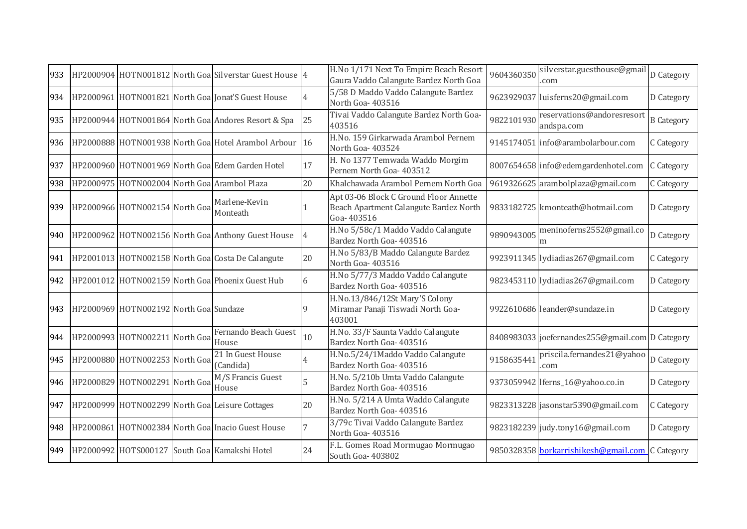| | | | | | | | | | |
|---|---|---|---|---|---|---|---|---|---|
| 933 | HP2000904 | HOTN001812 | North Goa | Silverstar Guest House | 4 | H.No 1/171 Next To Empire Beach Resort Gaura Vaddo Calangute Bardez North Goa | 9604360350 | silverstar.guesthouse@gmail.com | D Category |
| 934 | HP2000961 | HOTN001821 | North Goa | Jonat'S Guest House | 4 | 5/58 D Maddo Vaddo Calangute Bardez North Goa- 403516 | 9623929037 | luisferns20@gmail.com | D Category |
| 935 | HP2000944 | HOTN001864 | North Goa | Andores Resort & Spa | 25 | Tivai Vaddo Calangute Bardez North Goa- 403516 | 9822101930 | reservations@andoresresortandspa.com | B Category |
| 936 | HP2000888 | HOTN001938 | North Goa | Hotel Arambol Arbour | 16 | H.No. 159 Girkarwada Arambol Pernem North Goa- 403524 | 9145174051 | info@arambolarbour.com | C Category |
| 937 | HP2000960 | HOTN001969 | North Goa | Edem Garden Hotel | 17 | H. No 1377 Temwada Waddo Morgim Pernem North Goa- 403512 | 8007654658 | info@edemgardenhotel.com | C Category |
| 938 | HP2000975 | HOTN002004 | North Goa | Arambol Plaza | 20 | Khalchawada Arambol Pernem North Goa | 9619326625 | arambolplaza@gmail.com | C Category |
| 939 | HP2000966 | HOTN002154 | North Goa | Marlene-Kevin Monteath | 1 | Apt 03-06 Block C Ground Floor Annette Beach Apartment Calangute Bardez North Goa- 403516 | 9833182725 | kmonteath@hotmail.com | D Category |
| 940 | HP2000962 | HOTN002156 | North Goa | Anthony Guest House | 4 | H.No 5/58c/1 Maddo Vaddo Calangute Bardez North Goa- 403516 | 9890943005 | meninoferns2552@gmail.com | D Category |
| 941 | HP2001013 | HOTN002158 | North Goa | Costa De Calangute | 20 | H.No 5/83/B Maddo Calangute Bardez North Goa- 403516 | 9923911345 | lydiadias267@gmail.com | C Category |
| 942 | HP2001012 | HOTN002159 | North Goa | Phoenix Guest Hub | 6 | H.No 5/77/3 Maddo Vaddo Calangute Bardez North Goa- 403516 | 9823453110 | lydiadias267@gmail.com | D Category |
| 943 | HP2000969 | HOTN002192 | North Goa | Sundaze | 9 | H.No.13/846/12St Mary'S Colony Miramar Panaji Tiswadi North Goa- 403001 | 9922610686 | leander@sundaze.in | D Category |
| 944 | HP2000993 | HOTN002211 | North Goa | Fernando Beach Guest House | 10 | H.No. 33/F Saunta Vaddo Calangute Bardez North Goa- 403516 | 8408983033 | joefernandes255@gmail.com | D Category |
| 945 | HP2000880 | HOTN002253 | North Goa | 21 In Guest House (Candida) | 4 | H.No.5/24/1Maddo Vaddo Calangute Bardez North Goa- 403516 | 9158635441 | priscila.fernandes21@yahoo.com | D Category |
| 946 | HP2000829 | HOTN002291 | North Goa | M/S Francis Guest House | 5 | H.No. 5/210b Umta Vaddo Calangute Bardez North Goa- 403516 | 9373059942 | lferns_16@yahoo.co.in | D Category |
| 947 | HP2000999 | HOTN002299 | North Goa | Leisure Cottages | 20 | H.No. 5/214 A Umta Waddo Calangute Bardez North Goa- 403516 | 9823313228 | jasonstar5390@gmail.com | C Category |
| 948 | HP2000861 | HOTN002384 | North Goa | Inacio Guest House | 7 | 3/79c Tivai Vaddo Calangute Bardez North Goa- 403516 | 9823182239 | judy.tony16@gmail.com | D Category |
| 949 | HP2000992 | HOTS000127 | South Goa | Kamakshi Hotel | 24 | F.L. Gomes Road Mormugao Mormugao South Goa- 403802 | 9850328358 | borkarrishikesh@gmail.com | C Category |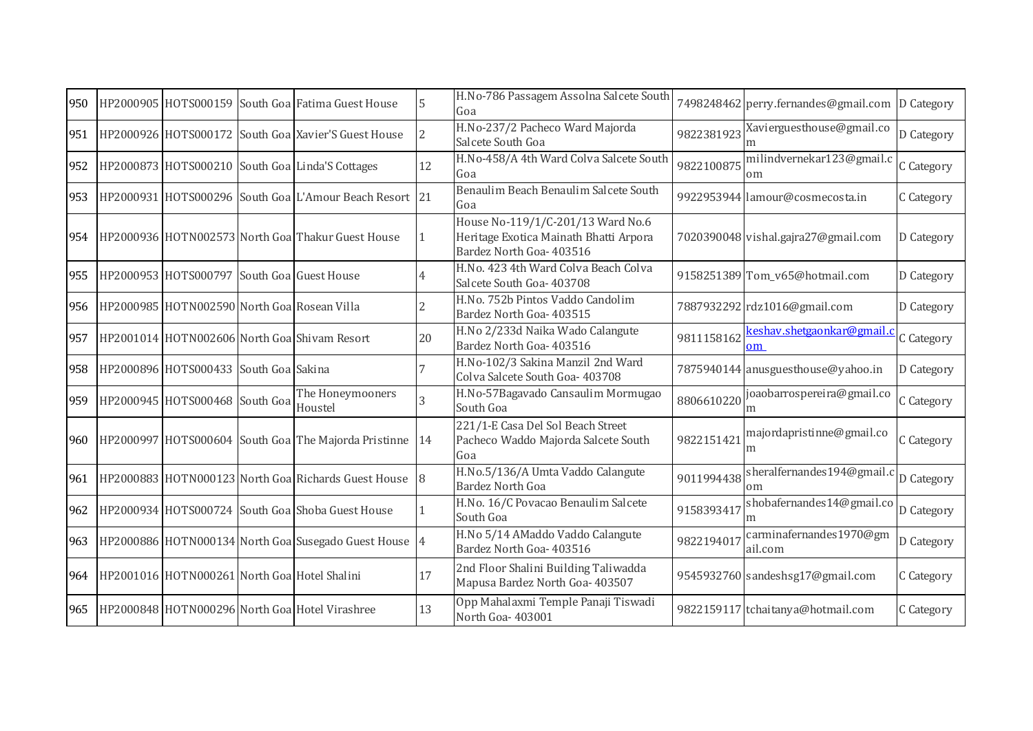| 950 | HP2000905 | HOTS000159 | South Goa | Fatima Guest House | 5 | H.No-786 Passagem Assolna Salcete South Goa | 7498248462 | perry.fernandes@gmail.com | D Category |
|---|---|---|---|---|---|---|---|---|---|
| 951 | HP2000926 | HOTS000172 | South Goa | Xavier'S Guest House | 2 | H.No-237/2 Pacheco Ward Majorda Salcete South Goa | 9822381923 | Xavierguesthouse@gmail.com | D Category |
| 952 | HP2000873 | HOTS000210 | South Goa | Linda'S Cottages | 12 | H.No-458/A 4th Ward Colva Salcete South Goa | 9822100875 | milindvernekar123@gmail.com | C Category |
| 953 | HP2000931 | HOTS000296 | South Goa | L'Amour Beach Resort | 21 | Benaulim Beach Benaulim Salcete South Goa | 9922953944 | lamour@cosmecosta.in | C Category |
| 954 | HP2000936 | HOTN002573 | North Goa | Thakur Guest House | 1 | House No-119/1/C-201/13 Ward No.6 Heritage Exotica Mainath Bhatti Arpora Bardez North Goa- 403516 | 7020390048 | vishal.gajra27@gmail.com | D Category |
| 955 | HP2000953 | HOTS000797 | South Goa | Guest House | 4 | H.No. 423 4th Ward Colva Beach Colva Salcete South Goa- 403708 | 9158251389 | Tom_v65@hotmail.com | D Category |
| 956 | HP2000985 | HOTN002590 | North Goa | Rosean Villa | 2 | H.No. 752b Pintos Vaddo Candolim Bardez North Goa- 403515 | 7887932292 | rdz1016@gmail.com | D Category |
| 957 | HP2001014 | HOTN002606 | North Goa | Shivam Resort | 20 | H.No 2/233d Naika Wado Calangute Bardez North Goa- 403516 | 9811158162 | keshav.shetgaonkar@gmail.com | C Category |
| 958 | HP2000896 | HOTS000433 | South Goa | Sakina | 7 | H.No-102/3 Sakina Manzil 2nd Ward Colva Salcete South Goa- 403708 | 7875940144 | anusguesthouse@yahoo.in | D Category |
| 959 | HP2000945 | HOTS000468 | South Goa | The Honeymooners Houstel | 3 | H.No-57Bagavado Cansaulim Mormugao South Goa | 8806610220 | joaobarrospereira@gmail.com | C Category |
| 960 | HP2000997 | HOTS000604 | South Goa | The Majorda Pristinne | 14 | 221/1-E Casa Del Sol Beach Street Pacheco Waddo Majorda Salcete South Goa | 9822151421 | majordapristinne@gmail.com | C Category |
| 961 | HP2000883 | HOTN000123 | North Goa | Richards Guest House | 8 | H.No.5/136/A Umta Vaddo Calangute Bardez North Goa | 9011994438 | sheralfernandes194@gmail.com | D Category |
| 962 | HP2000934 | HOTS000724 | South Goa | Shoba Guest House | 1 | H.No. 16/C Povacao Benaulim Salcete South Goa | 9158393417 | shobafernandes14@gmail.com | D Category |
| 963 | HP2000886 | HOTN000134 | North Goa | Susegado Guest House | 4 | H.No 5/14 AMaddo Vaddo Calangute Bardez North Goa- 403516 | 9822194017 | carminafernandes1970@gmail.com | D Category |
| 964 | HP2001016 | HOTN000261 | North Goa | Hotel Shalini | 17 | 2nd Floor Shalini Building Taliwadda Mapusa Bardez North Goa- 403507 | 9545932760 | sandeshsg17@gmail.com | C Category |
| 965 | HP2000848 | HOTN000296 | North Goa | Hotel Virashree | 13 | Opp Mahalaxmi Temple Panaji Tiswadi North Goa- 403001 | 9822159117 | tchaitanya@hotmail.com | C Category |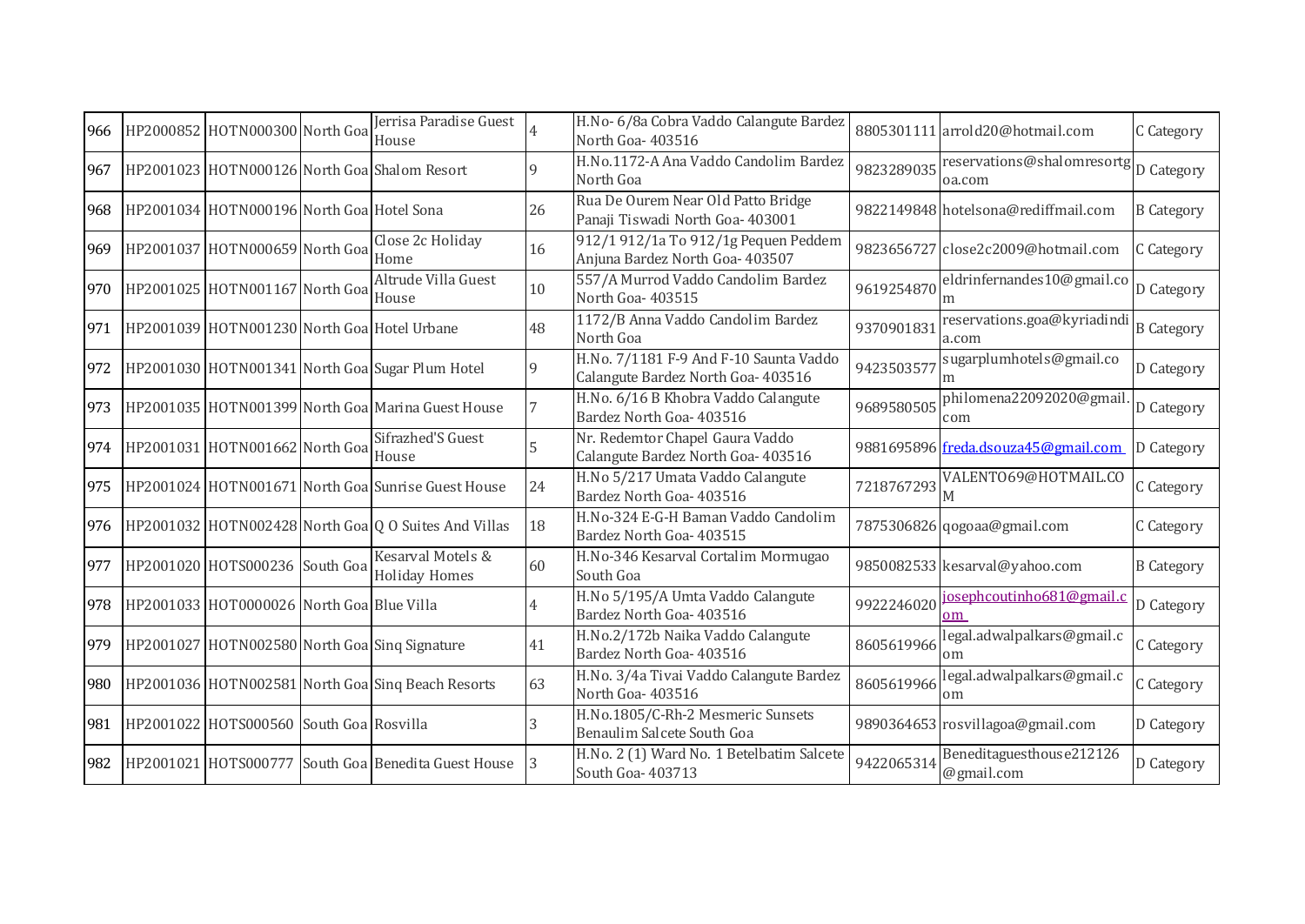| | | | | | | | | | |
|---|---|---|---|---|---|---|---|---|---|
| 966 | HP2000852 | HOTN000300 | North Goa | Jerrisa Paradise Guest House | 4 | H.No- 6/8a Cobra Vaddo Calangute Bardez North Goa- 403516 | 8805301111 | arrold20@hotmail.com | C Category |
| 967 | HP2001023 | HOTN000126 | North Goa | Shalom Resort | 9 | H.No.1172-A Ana Vaddo Candolim Bardez North Goa | 9823289035 | reservations@shalomresortgoa.com | D Category |
| 968 | HP2001034 | HOTN000196 | North Goa | Hotel Sona | 26 | Rua De Ourem Near Old Patto Bridge Panaji Tiswadi North Goa- 403001 | 9822149848 | hotelsona@rediffmail.com | B Category |
| 969 | HP2001037 | HOTN000659 | North Goa | Close 2c Holiday Home | 16 | 912/1 912/1a To 912/1g Pequen Peddem Anjuna Bardez North Goa- 403507 | 9823656727 | close2c2009@hotmail.com | C Category |
| 970 | HP2001025 | HOTN001167 | North Goa | Altrude Villa Guest House | 10 | 557/A Murrod Vaddo Candolim Bardez North Goa- 403515 | 9619254870 | eldrinfernandes10@gmail.com | D Category |
| 971 | HP2001039 | HOTN001230 | North Goa | Hotel Urbane | 48 | 1172/B Anna Vaddo Candolim Bardez North Goa | 9370901831 | reservations.goa@kyriadindia.com | B Category |
| 972 | HP2001030 | HOTN001341 | North Goa | Sugar Plum Hotel | 9 | H.No. 7/1181 F-9 And F-10 Saunta Vaddo Calangute Bardez North Goa- 403516 | 9423503577 | sugarplumhotels@gmail.com | D Category |
| 973 | HP2001035 | HOTN001399 | North Goa | Marina Guest House | 7 | H.No. 6/16 B Khobra Vaddo Calangute Bardez North Goa- 403516 | 9689580505 | philomena22092020@gmail.com | D Category |
| 974 | HP2001031 | HOTN001662 | North Goa | Sifrazhed'S Guest House | 5 | Nr. Redemtor Chapel Gaura Vaddo Calangute Bardez North Goa- 403516 | 9881695896 | freda.dsouza45@gmail.com | D Category |
| 975 | HP2001024 | HOTN001671 | North Goa | Sunrise Guest House | 24 | H.No 5/217 Umata Vaddo Calangute Bardez North Goa- 403516 | 7218767293 | VALENTO69@HOTMAIL.COM | C Category |
| 976 | HP2001032 | HOTN002428 | North Goa | Q O Suites And Villas | 18 | H.No-324 E-G-H Baman Vaddo Candolim Bardez North Goa- 403515 | 7875306826 | qogoaa@gmail.com | C Category |
| 977 | HP2001020 | HOTS000236 | South Goa | Kesarval Motels & Holiday Homes | 60 | H.No-346 Kesarval Cortalim Mormugao South Goa | 9850082533 | kesarval@yahoo.com | B Category |
| 978 | HP2001033 | HOT0000026 | North Goa | Blue Villa | 4 | H.No 5/195/A Umta Vaddo Calangute Bardez North Goa- 403516 | 9922246020 | josephcoutinho681@gmail.com | D Category |
| 979 | HP2001027 | HOTN002580 | North Goa | Sinq Signature | 41 | H.No.2/172b Naika Vaddo Calangute Bardez North Goa- 403516 | 8605619966 | legal.adwalpalkars@gmail.com | C Category |
| 980 | HP2001036 | HOTN002581 | North Goa | Sinq Beach Resorts | 63 | H.No. 3/4a Tivai Vaddo Calangute Bardez North Goa- 403516 | 8605619966 | legal.adwalpalkars@gmail.com | C Category |
| 981 | HP2001022 | HOTS000560 | South Goa | Rosvilla | 3 | H.No.1805/C-Rh-2 Mesmeric Sunsets Benaulim Salcete South Goa | 9890364653 | rosvillagoa@gmail.com | D Category |
| 982 | HP2001021 | HOTS000777 | South Goa | Benedita Guest House | 3 | H.No. 2 (1) Ward No. 1 Betelbatim Salcete South Goa- 403713 | 9422065314 | Beneditaguesthouse212126@gmail.com | D Category |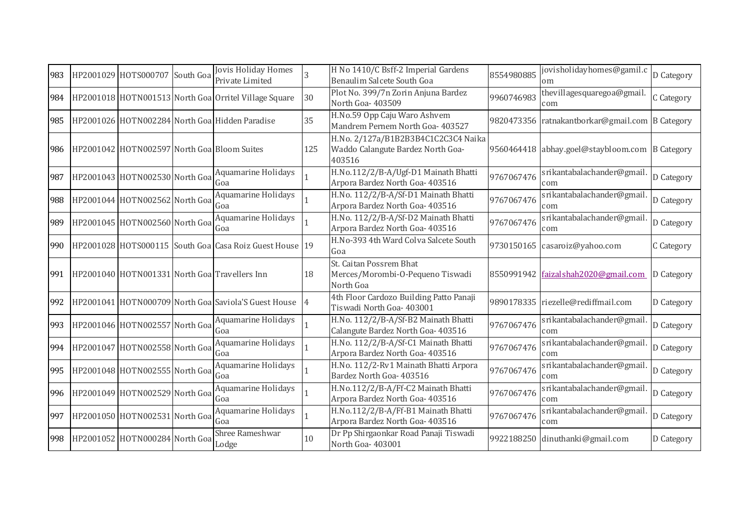| 983 | HP2001029 | HOTS000707 | South Goa | Jovis Holiday Homes Private Limited | 3 | H No 1410/C Bsff-2 Imperial Gardens Benaulim Salcete South Goa | 8554980885 | jovisholidayhomes@gamil.com | D Category |
|---|---|---|---|---|---|---|---|---|---|
| 984 | HP2001018 | HOTN001513 | North Goa | Orritel Village Square | 30 | Plot No. 399/7n Zorin Anjuna Bardez North Goa- 403509 | 9960746983 | thevillagesquaregoa@gmail.com | C Category |
| 985 | HP2001026 | HOTN002284 | North Goa | Hidden Paradise | 35 | H.No.59 Opp Caju Waro Ashvem Mandrem Pernem North Goa- 403527 | 9820473356 | ratnakantborkar@gmail.com | B Category |
| 986 | HP2001042 | HOTN002597 | North Goa | Bloom Suites | 125 | H.No. 2/127a/B1B2B3B4C1C2C3C4 Naika Waddo Calangute Bardez North Goa- 403516 | 9560464418 | abhay.goel@staybloom.com | B Category |
| 987 | HP2001043 | HOTN002530 | North Goa | Aquamarine Holidays Goa | 1 | H.No.112/2/B-A/Ugf-D1 Mainath Bhatti Arpora Bardez North Goa- 403516 | 9767067476 | srikantabalachander@gmail.com | D Category |
| 988 | HP2001044 | HOTN002562 | North Goa | Aquamarine Holidays Goa | 1 | H.No. 112/2/B-A/Sf-D1 Mainath Bhatti Arpora Bardez North Goa- 403516 | 9767067476 | srikantabalachander@gmail.com | D Category |
| 989 | HP2001045 | HOTN002560 | North Goa | Aquamarine Holidays Goa | 1 | H.No. 112/2/B-A/Sf-D2 Mainath Bhatti Arpora Bardez North Goa- 403516 | 9767067476 | srikantabalachander@gmail.com | D Category |
| 990 | HP2001028 | HOTS000115 | South Goa | Casa Roiz Guest House | 19 | H.No-393 4th Ward Colva Salcete South Goa | 9730150165 | casaroiz@yahoo.com | C Category |
| 991 | HP2001040 | HOTN001331 | North Goa | Travellers Inn | 18 | St. Caitan Possrem Bhat Merces/Morombi-O-Pequeno Tiswadi North Goa | 8550991942 | faizalshah2020@gmail.com | D Category |
| 992 | HP2001041 | HOTN000709 | North Goa | Saviola'S Guest House | 4 | 4th Floor Cardozo Building Patto Panaji Tiswadi North Goa- 403001 | 9890178335 | riezelle@rediffmail.com | D Category |
| 993 | HP2001046 | HOTN002557 | North Goa | Aquamarine Holidays Goa | 1 | H.No. 112/2/B-A/Sf-B2 Mainath Bhatti Calangute Bardez North Goa- 403516 | 9767067476 | srikantabalachander@gmail.com | D Category |
| 994 | HP2001047 | HOTN002558 | North Goa | Aquamarine Holidays Goa | 1 | H.No. 112/2/B-A/Sf-C1 Mainath Bhatti Arpora Bardez North Goa- 403516 | 9767067476 | srikantabalachander@gmail.com | D Category |
| 995 | HP2001048 | HOTN002555 | North Goa | Aquamarine Holidays Goa | 1 | H.No. 112/2-Rv1 Mainath Bhatti Arpora Bardez North Goa- 403516 | 9767067476 | srikantabalachander@gmail.com | D Category |
| 996 | HP2001049 | HOTN002529 | North Goa | Aquamarine Holidays Goa | 1 | H.No.112/2/B-A/Ff-C2 Mainath Bhatti Arpora Bardez North Goa- 403516 | 9767067476 | srikantabalachander@gmail.com | D Category |
| 997 | HP2001050 | HOTN002531 | North Goa | Aquamarine Holidays Goa | 1 | H.No.112/2/B-A/Ff-B1 Mainath Bhatti Arpora Bardez North Goa- 403516 | 9767067476 | srikantabalachander@gmail.com | D Category |
| 998 | HP2001052 | HOTN000284 | North Goa | Shree Rameshwar Lodge | 10 | Dr Pp Shirgaonkar Road Panaji Tiswadi North Goa- 403001 | 9922188250 | dinuthanki@gmail.com | D Category |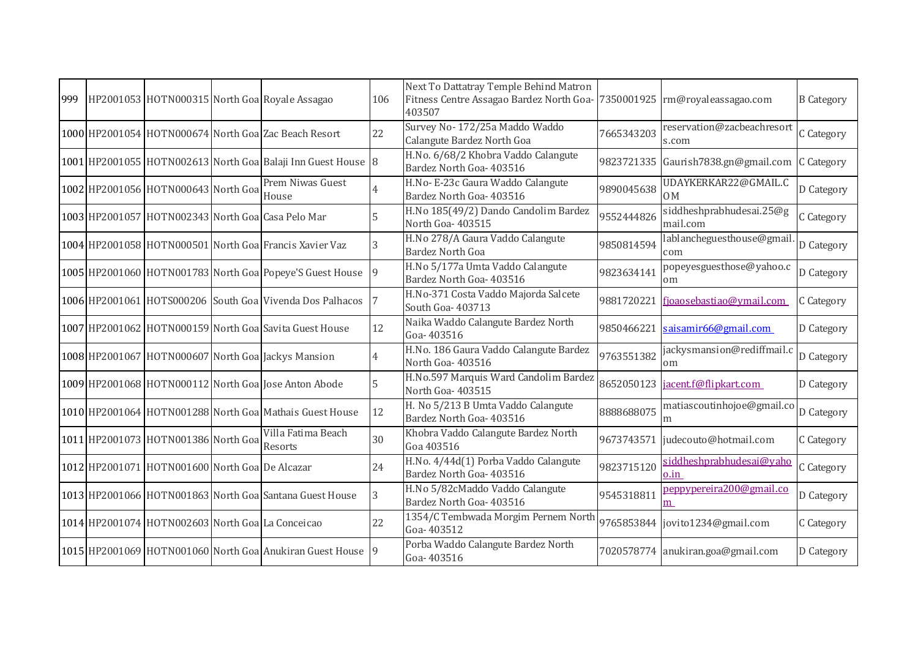| 999 | HP2001053 | HOTN000315 | North Goa | Royale Assagao | 106 | Next To Dattatray Temple Behind Matron Fitness Centre Assagao Bardez North Goa-403507 | 7350001925 | rm@royaleassagao.com | B Category |
|---|---|---|---|---|---|---|---|---|---|
| 1000 | HP2001054 | HOTN000674 | North Goa | Zac Beach Resort | 22 | Survey No- 172/25a Maddo Waddo Calangute Bardez North Goa | 7665343203 | reservation@zacbeachresorts.com | C Category |
| 1001 | HP2001055 | HOTN002613 | North Goa | Balaji Inn Guest House | 8 | H.No. 6/68/2 Khobra Vaddo Calangute Bardez North Goa- 403516 | 9823721335 | Gaurish7838.gn@gmail.com | C Category |
| 1002 | HP2001056 | HOTN000643 | North Goa | Prem Niwas Guest House | 4 | H.No- E-23c Gaura Waddo Calangute Bardez North Goa- 403516 | 9890045638 | UDAYKERKAR22@GMAIL.COM | D Category |
| 1003 | HP2001057 | HOTN002343 | North Goa | Casa Pelo Mar | 5 | H.No 185(49/2) Dando Candolim Bardez North Goa- 403515 | 9552444826 | siddheshprabhudesai.25@gmail.com | C Category |
| 1004 | HP2001058 | HOTN000501 | North Goa | Francis Xavier Vaz | 3 | H.No 278/A Gaura Vaddo Calangute Bardez North Goa | 9850814594 | lablancheguesthouse@gmail.com | D Category |
| 1005 | HP2001060 | HOTN001783 | North Goa | Popeye'S Guest House | 9 | H.No 5/177a Umta Vaddo Calangute Bardez North Goa- 403516 | 9823634141 | popeyesguesthose@yahoo.com | D Category |
| 1006 | HP2001061 | HOTS000206 | South Goa | Vivenda Dos Palhacos | 7 | H.No-371 Costa Vaddo Majorda Salcete South Goa- 403713 | 9881720221 | fjoaosebastiao@ymail.com | C Category |
| 1007 | HP2001062 | HOTN000159 | North Goa | Savita Guest House | 12 | Naika Waddo Calangute Bardez North Goa- 403516 | 9850466221 | saisamir66@gmail.com | D Category |
| 1008 | HP2001067 | HOTN000607 | North Goa | Jackys Mansion | 4 | H.No. 186 Gaura Vaddo Calangute Bardez North Goa- 403516 | 9763551382 | jackysmansion@rediffmail.com | D Category |
| 1009 | HP2001068 | HOTN000112 | North Goa | Jose Anton Abode | 5 | H.No.597 Marquis Ward Candolim Bardez North Goa- 403515 | 8652050123 | jacent.f@flipkart.com | D Category |
| 1010 | HP2001064 | HOTN001288 | North Goa | Mathais Guest House | 12 | H. No 5/213 B Umta Vaddo Calangute Bardez North Goa- 403516 | 8888688075 | matiascoutinhojoe@gmail.com | D Category |
| 1011 | HP2001073 | HOTN001386 | North Goa | Villa Fatima Beach Resorts | 30 | Khobra Vaddo Calangute Bardez North Goa 403516 | 9673743571 | judecouto@hotmail.com | C Category |
| 1012 | HP2001071 | HOTN001600 | North Goa | De Alcazar | 24 | H.No. 4/44d(1) Porba Vaddo Calangute Bardez North Goa- 403516 | 9823715120 | siddheshprabhudesai@yahoo.in | C Category |
| 1013 | HP2001066 | HOTN001863 | North Goa | Santana Guest House | 3 | H.No 5/82cMaddo Vaddo Calangute Bardez North Goa- 403516 | 9545318811 | peppypereira200@gmail.com | D Category |
| 1014 | HP2001074 | HOTN002603 | North Goa | La Conceicao | 22 | 1354/C Tembwada Morgim Pernem North Goa- 403512 | 9765853844 | jovito1234@gmail.com | C Category |
| 1015 | HP2001069 | HOTN001060 | North Goa | Anukiran Guest House | 9 | Porba Waddo Calangute Bardez North Goa- 403516 | 7020578774 | anukiran.goa@gmail.com | D Category |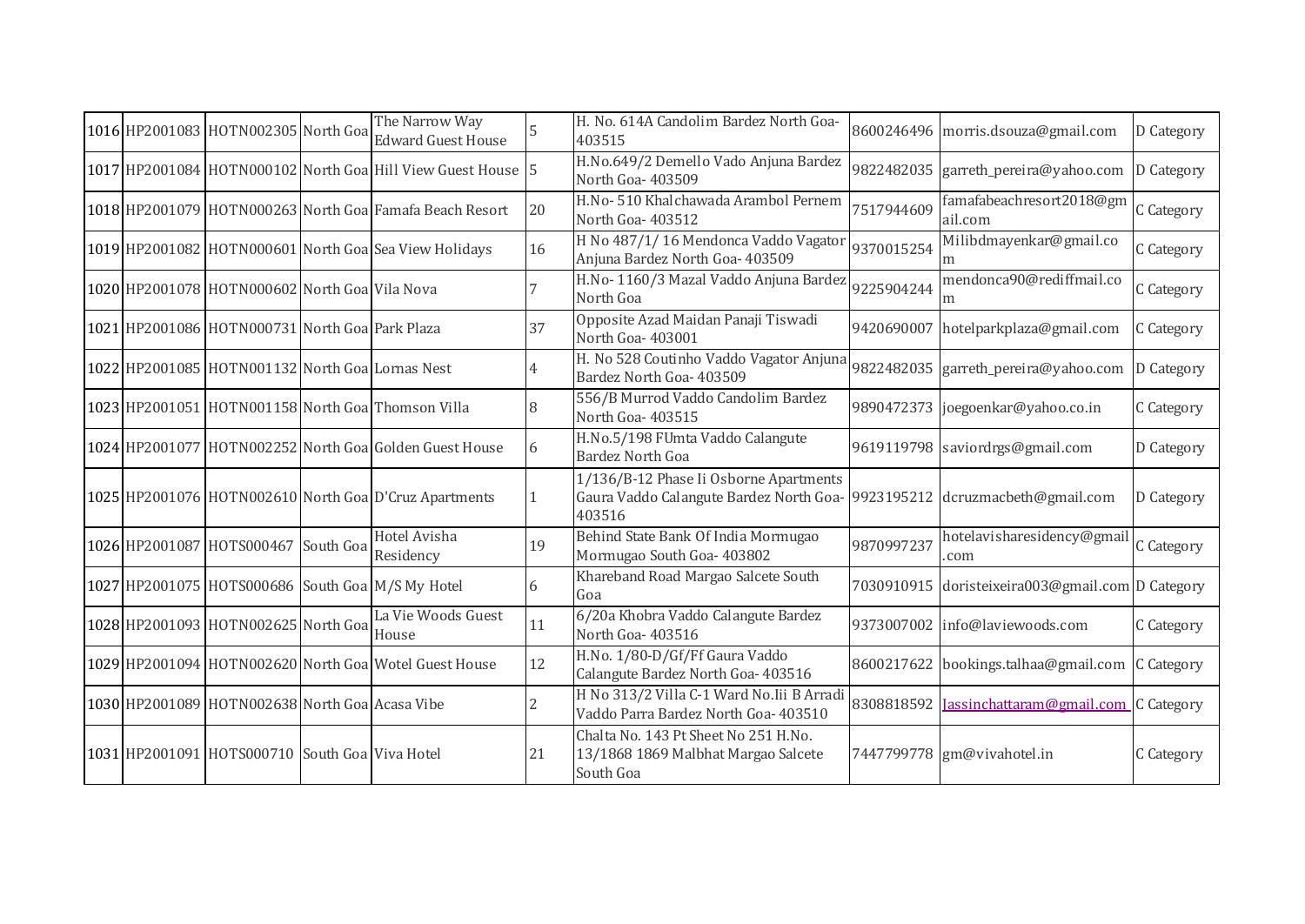| 1016 | HP2001083 | HOTN002305 | North Goa | The Narrow Way Edward Guest House | 5 | H. No. 614A Candolim Bardez North Goa- 403515 | 8600246496 | morris.dsouza@gmail.com | D Category |
|---|---|---|---|---|---|---|---|---|---|
| 1017 | HP2001084 | HOTN000102 | North Goa | Hill View Guest House | 5 | H.No.649/2 Demello Vado Anjuna Bardez North Goa- 403509 | 9822482035 | garreth_pereira@yahoo.com | D Category |
| 1018 | HP2001079 | HOTN000263 | North Goa | Famafa Beach Resort | 20 | H.No- 510 Khalchawada Arambol Pernem North Goa- 403512 | 7517944609 | famafabeachresort2018@gmail.com | C Category |
| 1019 | HP2001082 | HOTN000601 | North Goa | Sea View Holidays | 16 | H No 487/1/ 16 Mendonca Vaddo Vagator Anjuna Bardez North Goa- 403509 | 9370015254 | Milibdmayenkar@gmail.com | C Category |
| 1020 | HP2001078 | HOTN000602 | North Goa | Vila Nova | 7 | H.No- 1160/3 Mazal Vaddo Anjuna Bardez North Goa | 9225904244 | mendonca90@rediffmail.com | C Category |
| 1021 | HP2001086 | HOTN000731 | North Goa | Park Plaza | 37 | Opposite Azad Maidan Panaji Tiswadi North Goa- 403001 | 9420690007 | hotelparkplaza@gmail.com | C Category |
| 1022 | HP2001085 | HOTN001132 | North Goa | Lornas Nest | 4 | H. No 528 Coutinho Vaddo Vagator Anjuna Bardez North Goa- 403509 | 9822482035 | garreth_pereira@yahoo.com | D Category |
| 1023 | HP2001051 | HOTN001158 | North Goa | Thomson Villa | 8 | 556/B Murrod Vaddo Candolim Bardez North Goa- 403515 | 9890472373 | joegoenkar@yahoo.co.in | C Category |
| 1024 | HP2001077 | HOTN002252 | North Goa | Golden Guest House | 6 | H.No.5/198 FUmta Vaddo Calangute Bardez North Goa | 9619119798 | saviordrgs@gmail.com | D Category |
| 1025 | HP2001076 | HOTN002610 | North Goa | D'Cruz Apartments | 1 | 1/136/B-12 Phase Ii Osborne Apartments Gaura Vaddo Calangute Bardez North Goa- 403516 | 9923195212 | dcruzmacbeth@gmail.com | D Category |
| 1026 | HP2001087 | HOTS000467 | South Goa | Hotel Avisha Residency | 19 | Behind State Bank Of India Mormugao Mormugao South Goa- 403802 | 9870997237 | hotelavisharesidency@gmail.com | C Category |
| 1027 | HP2001075 | HOTS000686 | South Goa | M/S My Hotel | 6 | Khareband Road Margao Salcete South Goa | 7030910915 | doristeixeira003@gmail.com | D Category |
| 1028 | HP2001093 | HOTN002625 | North Goa | La Vie Woods Guest House | 11 | 6/20a Khobra Vaddo Calangute Bardez North Goa- 403516 | 9373007002 | info@laviewoods.com | C Category |
| 1029 | HP2001094 | HOTN002620 | North Goa | Wotel Guest House | 12 | H.No. 1/80-D/Gf/Ff Gaura Vaddo Calangute Bardez North Goa- 403516 | 8600217622 | bookings.talhaa@gmail.com | C Category |
| 1030 | HP2001089 | HOTN002638 | North Goa | Acasa Vibe | 2 | H No 313/2 Villa C-1 Ward No.Iii B Arradi Vaddo Parra Bardez North Goa- 403510 | 8308818592 | Jassinchattaram@gmail.com | C Category |
| 1031 | HP2001091 | HOTS000710 | South Goa | Viva Hotel | 21 | Chalta No. 143 Pt Sheet No 251 H.No. 13/1868 1869 Malbhat Margao Salcete South Goa | 7447799778 | gm@vivahotel.in | C Category |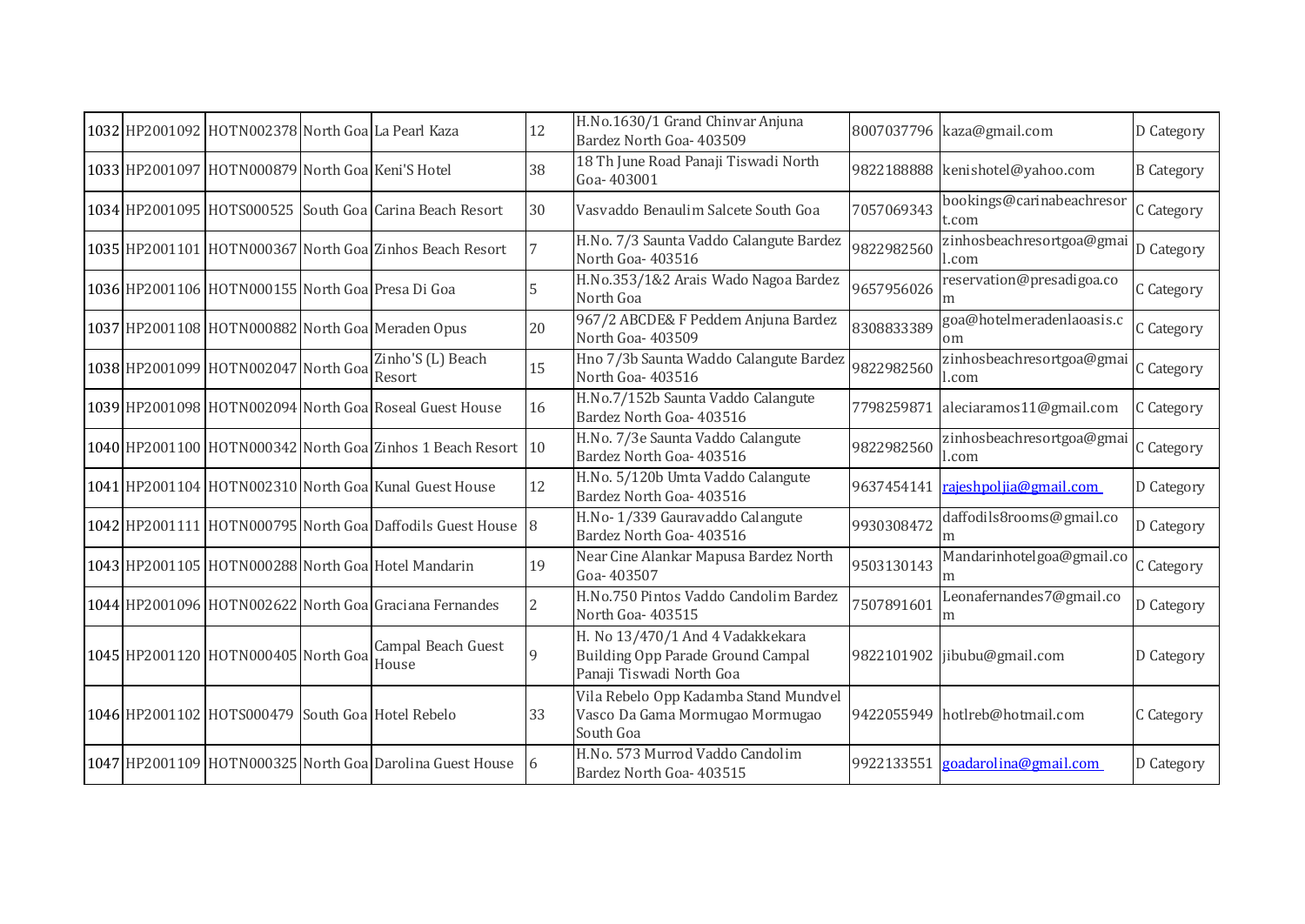| | | | | | | | | | |
|---|---|---|---|---|---|---|---|---|---|
| 1032 | HP2001092 | HOTN002378 | North Goa | La Pearl Kaza | 12 | H.No.1630/1 Grand Chinvar Anjuna Bardez North Goa- 403509 | 8007037796 | kaza@gmail.com | D Category |
| 1033 | HP2001097 | HOTN000879 | North Goa | Keni'S Hotel | 38 | 18 Th June Road Panaji Tiswadi North Goa- 403001 | 9822188888 | kenishotel@yahoo.com | B Category |
| 1034 | HP2001095 | HOTS000525 | South Goa | Carina Beach Resort | 30 | Vasvaddo Benaulim Salcete South Goa | 7057069343 | bookings@carinabeachresort.com | C Category |
| 1035 | HP2001101 | HOTN000367 | North Goa | Zinhos Beach Resort | 7 | H.No. 7/3 Saunta Vaddo Calangute Bardez North Goa- 403516 | 9822982560 | zinhosbeachresortgoa@gmail.com | D Category |
| 1036 | HP2001106 | HOTN000155 | North Goa | Presa Di Goa | 5 | H.No.353/1&2 Arais Wado Nagoa Bardez North Goa | 9657956026 | reservation@presadigoa.com | C Category |
| 1037 | HP2001108 | HOTN000882 | North Goa | Meraden Opus | 20 | 967/2 ABCDE& F Peddem Anjuna Bardez North Goa- 403509 | 8308833389 | goa@hotelmeradenlaoasis.com | C Category |
| 1038 | HP2001099 | HOTN002047 | North Goa | Zinho'S (L) Beach Resort | 15 | Hno 7/3b Saunta Waddo Calangute Bardez North Goa- 403516 | 9822982560 | zinhosbeachresortgoa@gmail.com | C Category |
| 1039 | HP2001098 | HOTN002094 | North Goa | Roseal Guest House | 16 | H.No.7/152b Saunta Vaddo Calangute Bardez North Goa- 403516 | 7798259871 | aleciaramos11@gmail.com | C Category |
| 1040 | HP2001100 | HOTN000342 | North Goa | Zinhos 1 Beach Resort | 10 | H.No. 7/3e Saunta Vaddo Calangute Bardez North Goa- 403516 | 9822982560 | zinhosbeachresortgoa@gmail.com | C Category |
| 1041 | HP2001104 | HOTN002310 | North Goa | Kunal Guest House | 12 | H.No. 5/120b Umta Vaddo Calangute Bardez North Goa- 403516 | 9637454141 | rajeshpoljia@gmail.com | D Category |
| 1042 | HP2001111 | HOTN000795 | North Goa | Daffodils Guest House | 8 | H.No- 1/339 Gauravaddo Calangute Bardez North Goa- 403516 | 9930308472 | daffodils8rooms@gmail.com | D Category |
| 1043 | HP2001105 | HOTN000288 | North Goa | Hotel Mandarin | 19 | Near Cine Alankar Mapusa Bardez North Goa- 403507 | 9503130143 | Mandarinhotelgoa@gmail.com | C Category |
| 1044 | HP2001096 | HOTN002622 | North Goa | Graciana Fernandes | 2 | H.No.750 Pintos Vaddo Candolim Bardez North Goa- 403515 | 7507891601 | Leonafernandes7@gmail.com | D Category |
| 1045 | HP2001120 | HOTN000405 | North Goa | Campal Beach Guest House | 9 | H. No 13/470/1 And 4 Vadakkekara Building Opp Parade Ground Campal Panaji Tiswadi North Goa | 9822101902 | jibubu@gmail.com | D Category |
| 1046 | HP2001102 | HOTS000479 | South Goa | Hotel Rebelo | 33 | Vila Rebelo Opp Kadamba Stand Mundvel Vasco Da Gama Mormugao Mormugao South Goa | 9422055949 | hotlreb@hotmail.com | C Category |
| 1047 | HP2001109 | HOTN000325 | North Goa | Darolina Guest House | 6 | H.No. 573 Murrod Vaddo Candolim Bardez North Goa- 403515 | 9922133551 | goadarolina@gmail.com | D Category |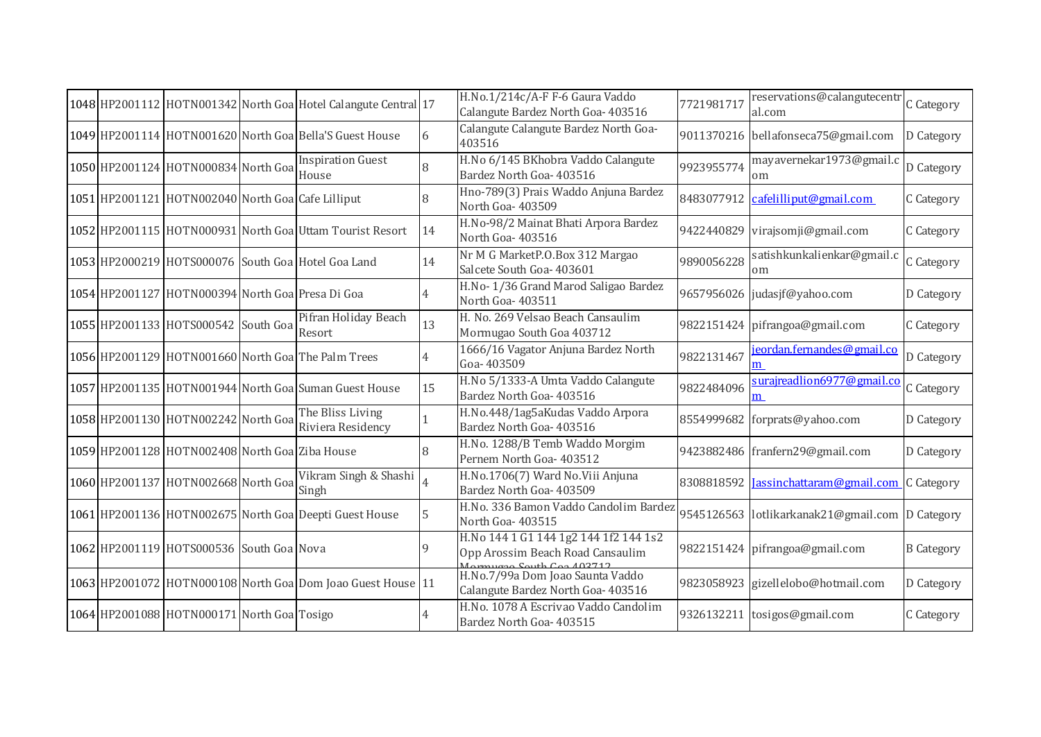| | | | | | | | | | |
|---|---|---|---|---|---|---|---|---|---|
| 1048 | HP2001112 | HOTN001342 | North Goa | Hotel Calangute Central | 17 | H.No.1/214c/A-F F-6 Gaura Vaddo Calangute Bardez North Goa- 403516 | 7721981717 | reservations@calangutecentral.com | C Category |
| 1049 | HP2001114 | HOTN001620 | North Goa | Bella'S Guest House | 6 | Calangute Calangute Bardez North Goa- 403516 | 9011370216 | bellafonseca75@gmail.com | D Category |
| 1050 | HP2001124 | HOTN000834 | North Goa | Inspiration Guest House | 8 | H.No 6/145 BKhobra Vaddo Calangute Bardez North Goa- 403516 | 9923955774 | mayavernekar1973@gmail.com | D Category |
| 1051 | HP2001121 | HOTN002040 | North Goa | Cafe Lilliput | 8 | Hno-789(3) Prais Waddo Anjuna Bardez North Goa- 403509 | 8483077912 | cafelilliput@gmail.com | C Category |
| 1052 | HP2001115 | HOTN000931 | North Goa | Uttam Tourist Resort | 14 | H.No-98/2 Mainat Bhati Arpora Bardez North Goa- 403516 | 9422440829 | virajsomji@gmail.com | C Category |
| 1053 | HP2000219 | HOTS000076 | South Goa | Hotel Goa Land | 14 | Nr M G MarketP.O.Box 312 Margao Salcete South Goa- 403601 | 9890056228 | satishkunkalienkar@gmail.com | C Category |
| 1054 | HP2001127 | HOTN000394 | North Goa | Presa Di Goa | 4 | H.No- 1/36 Grand Marod Saligao Bardez North Goa- 403511 | 9657956026 | judasjf@yahoo.com | D Category |
| 1055 | HP2001133 | HOTS000542 | South Goa | Pifran Holiday Beach Resort | 13 | H. No. 269 Velsao Beach Cansaulim Mormugao South Goa 403712 | 9822151424 | pifrangoa@gmail.com | C Category |
| 1056 | HP2001129 | HOTN001660 | North Goa | The Palm Trees | 4 | 1666/16 Vagator Anjuna Bardez North Goa- 403509 | 9822131467 | jeordan.fernandes@gmail.com | D Category |
| 1057 | HP2001135 | HOTN001944 | North Goa | Suman Guest House | 15 | H.No 5/1333-A Umta Vaddo Calangute Bardez North Goa- 403516 | 9822484096 | surajreadlion6977@gmail.com | C Category |
| 1058 | HP2001130 | HOTN002242 | North Goa | The Bliss Living Riviera Residency | 1 | H.No.448/1ag5aKudas Vaddo Arpora Bardez North Goa- 403516 | 8554999682 | forprats@yahoo.com | D Category |
| 1059 | HP2001128 | HOTN002408 | North Goa | Ziba House | 8 | H.No. 1288/B Temb Waddo Morgim Pernem North Goa- 403512 | 9423882486 | franfern29@gmail.com | D Category |
| 1060 | HP2001137 | HOTN002668 | North Goa | Vikram Singh & Shashi Singh | 4 | H.No.1706(7) Ward No.Viii Anjuna Bardez North Goa- 403509 | 8308818592 | Jassinchattaram@gmail.com | C Category |
| 1061 | HP2001136 | HOTN002675 | North Goa | Deepti Guest House | 5 | H.No. 336 Bamon Vaddo Candolim Bardez North Goa- 403515 | 9545126563 | lotlikarkanak21@gmail.com | D Category |
| 1062 | HP2001119 | HOTS000536 | South Goa | Nova | 9 | H.No 144 1 G1 144 1g2 144 1f2 144 1s2 Opp Arossim Beach Road Cansaulim Mormugao South Goa 403712 | 9822151424 | pifrangoa@gmail.com | B Category |
| 1063 | HP2001072 | HOTN000108 | North Goa | Dom Joao Guest House | 11 | H.No.7/99a Dom Joao Saunta Vaddo Calangute Bardez North Goa- 403516 | 9823058923 | gizellelobo@hotmail.com | D Category |
| 1064 | HP2001088 | HOTN000171 | North Goa | Tosigo | 4 | H.No. 1078 A Escrivao Vaddo Candolim Bardez North Goa- 403515 | 9326132211 | tosigos@gmail.com | C Category |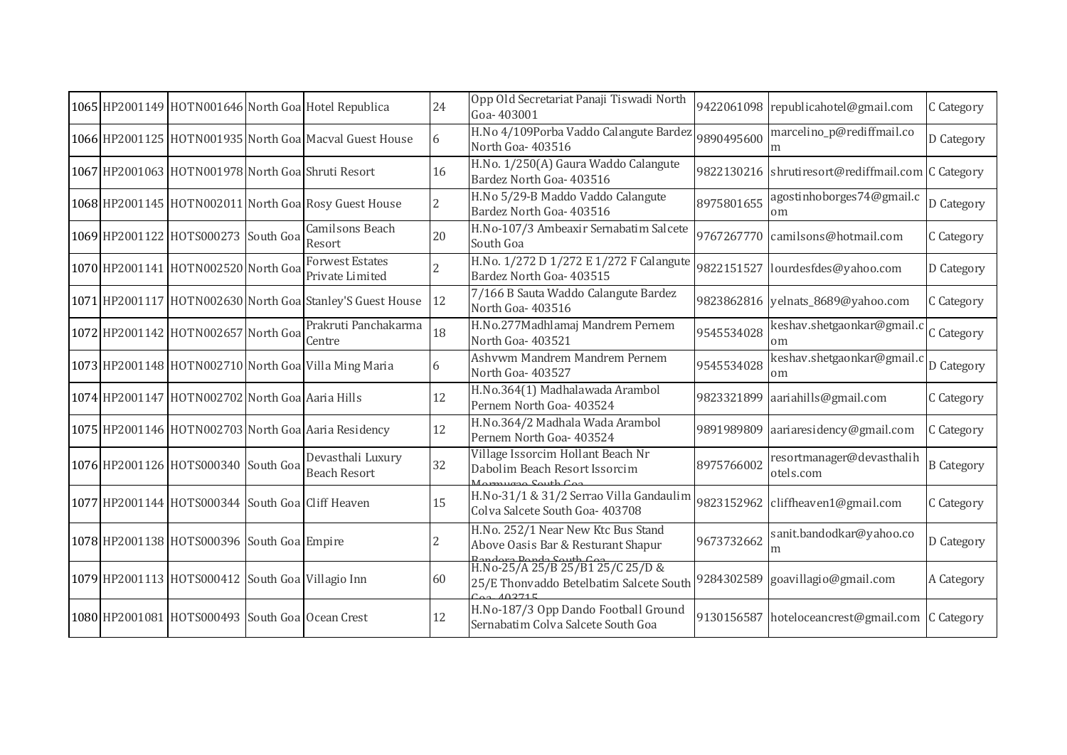| | | | | | | | | | |
|---|---|---|---|---|---|---|---|---|---|
| 1065 | HP2001149 | HOTN001646 | North Goa | Hotel Republica | 24 | Opp Old Secretariat Panaji Tiswadi North Goa- 403001 | 9422061098 | republicahotel@gmail.com | C Category |
| 1066 | HP2001125 | HOTN001935 | North Goa | Macval Guest House | 6 | H.No 4/109Porba Vaddo Calangute Bardez North Goa- 403516 | 9890495600 | marcelino_p@rediffmail.com | D Category |
| 1067 | HP2001063 | HOTN001978 | North Goa | Shruti Resort | 16 | H.No. 1/250(A) Gaura Waddo Calangute Bardez North Goa- 403516 | 9822130216 | shrutiresort@rediffmail.com | C Category |
| 1068 | HP2001145 | HOTN002011 | North Goa | Rosy Guest House | 2 | H.No 5/29-B Maddo Vaddo Calangute Bardez North Goa- 403516 | 8975801655 | agostinhoborges74@gmail.com | D Category |
| 1069 | HP2001122 | HOTS000273 | South Goa | Camilsons Beach Resort | 20 | H.No-107/3 Ambeaxir Sernabatim Salcete South Goa | 9767267770 | camilsons@hotmail.com | C Category |
| 1070 | HP2001141 | HOTN002520 | North Goa | Forwest Estates Private Limited | 2 | H.No. 1/272 D 1/272 E 1/272 F Calangute Bardez North Goa- 403515 | 9822151527 | lourdesfdes@yahoo.com | D Category |
| 1071 | HP2001117 | HOTN002630 | North Goa | Stanley'S Guest House | 12 | 7/166 B Sauta Waddo Calangute Bardez North Goa- 403516 | 9823862816 | yelnats_8689@yahoo.com | C Category |
| 1072 | HP2001142 | HOTN002657 | North Goa | Prakruti Panchakarma Centre | 18 | H.No.277Madhlamaj Mandrem Pernem North Goa- 403521 | 9545534028 | keshav.shetgaonkar@gmail.com | C Category |
| 1073 | HP2001148 | HOTN002710 | North Goa | Villa Ming Maria | 6 | Ashvwm Mandrem Mandrem Pernem North Goa- 403527 | 9545534028 | keshav.shetgaonkar@gmail.com | D Category |
| 1074 | HP2001147 | HOTN002702 | North Goa | Aaria Hills | 12 | H.No.364(1) Madhalawada Arambol Pernem North Goa- 403524 | 9823321899 | aariahills@gmail.com | C Category |
| 1075 | HP2001146 | HOTN002703 | North Goa | Aaria Residency | 12 | H.No.364/2 Madhala Wada Arambol Pernem North Goa- 403524 | 9891989809 | aariaresidency@gmail.com | C Category |
| 1076 | HP2001126 | HOTS000340 | South Goa | Devasthali Luxury Beach Resort | 32 | Village Issorcim Hollant Beach Nr Dabolim Beach Resort Issorcim Mormugao South Goa | 8975766002 | resortmanager@devasthalihotels.com | B Category |
| 1077 | HP2001144 | HOTS000344 | South Goa | Cliff Heaven | 15 | H.No-31/1 & 31/2 Serrao Villa Gandaulim Colva Salcete South Goa- 403708 | 9823152962 | cliffheaven1@gmail.com | C Category |
| 1078 | HP2001138 | HOTS000396 | South Goa | Empire | 2 | H.No. 252/1 Near New Ktc Bus Stand Above Oasis Bar & Resturant Shapur Bandora Ponda South Goa | 9673732662 | sanit.bandodkar@yahoo.com | D Category |
| 1079 | HP2001113 | HOTS000412 | South Goa | Villagio Inn | 60 | H.No-25/A 25/B 25/B1 25/C 25/D & 25/E Thonvaddo Betelbatim Salcete South Goa- 403715 | 9284302589 | goavillagio@gmail.com | A Category |
| 1080 | HP2001081 | HOTS000493 | South Goa | Ocean Crest | 12 | H.No-187/3 Opp Dando Football Ground Sernabatim Colva Salcete South Goa | 9130156587 | hoteloceancrest@gmail.com | C Category |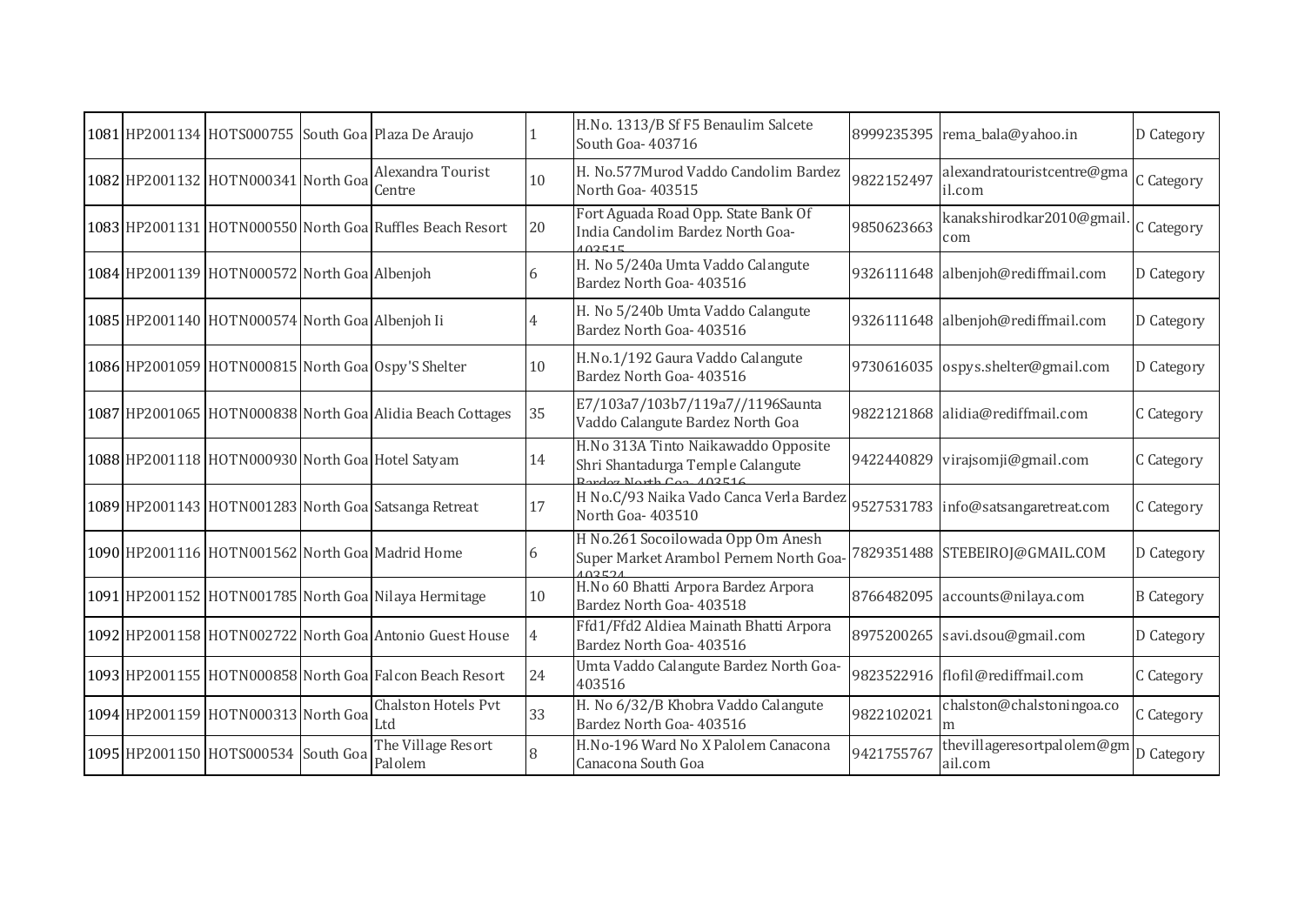| | | | | | | | | | |
|---|---|---|---|---|---|---|---|---|---|
| 1081 | HP2001134 | HOTS000755 | South Goa | Plaza De Araujo | 1 | H.No. 1313/B Sf F5 Benaulim Salcete South Goa- 403716 | 8999235395 | rema_bala@yahoo.in | D Category |
| 1082 | HP2001132 | HOTN000341 | North Goa | Alexandra Tourist Centre | 10 | H. No.577Murod Vaddo Candolim Bardez North Goa- 403515 | 9822152497 | alexandratouristcentre@gmail.com | C Category |
| 1083 | HP2001131 | HOTN000550 | North Goa | Ruffles Beach Resort | 20 | Fort Aguada Road Opp. State Bank Of India Candolim Bardez North Goa- 403515 | 9850623663 | kanakshirodkar2010@gmail.com | C Category |
| 1084 | HP2001139 | HOTN000572 | North Goa | Albenjoh | 6 | H. No 5/240a Umta Vaddo Calangute Bardez North Goa- 403516 | 9326111648 | albenjoh@rediffmail.com | D Category |
| 1085 | HP2001140 | HOTN000574 | North Goa | Albenjoh Ii | 4 | H. No 5/240b Umta Vaddo Calangute Bardez North Goa- 403516 | 9326111648 | albenjoh@rediffmail.com | D Category |
| 1086 | HP2001059 | HOTN000815 | North Goa | Ospy'S Shelter | 10 | H.No.1/192 Gaura Vaddo Calangute Bardez North Goa- 403516 | 9730616035 | ospys.shelter@gmail.com | D Category |
| 1087 | HP2001065 | HOTN000838 | North Goa | Alidia Beach Cottages | 35 | E7/103a7/103b7/119a7//1196Saunta Vaddo Calangute Bardez North Goa | 9822121868 | alidia@rediffmail.com | C Category |
| 1088 | HP2001118 | HOTN000930 | North Goa | Hotel Satyam | 14 | H.No 313A Tinto Naikawaddo Opposite Shri Shantadurga Temple Calangute Bardez North Goa- 403516 | 9422440829 | virajsomji@gmail.com | C Category |
| 1089 | HP2001143 | HOTN001283 | North Goa | Satsanga Retreat | 17 | H No.C/93 Naika Vado Canca Verla Bardez North Goa- 403510 | 9527531783 | info@satsangaretreat.com | C Category |
| 1090 | HP2001116 | HOTN001562 | North Goa | Madrid Home | 6 | H No.261 Socoilowada Opp Om Anesh Super Market Arambol Pernem North Goa- 403524 | 7829351488 | STEBEIROJ@GMAIL.COM | D Category |
| 1091 | HP2001152 | HOTN001785 | North Goa | Nilaya Hermitage | 10 | H.No 60 Bhatti Arpora Bardez Arpora Bardez North Goa- 403518 | 8766482095 | accounts@nilaya.com | B Category |
| 1092 | HP2001158 | HOTN002722 | North Goa | Antonio Guest House | 4 | Ffd1/Ffd2 Aldiea Mainath Bhatti Arpora Bardez North Goa- 403516 | 8975200265 | savi.dsou@gmail.com | D Category |
| 1093 | HP2001155 | HOTN000858 | North Goa | Falcon Beach Resort | 24 | Umta Vaddo Calangute Bardez North Goa- 403516 | 9823522916 | flofil@rediffmail.com | C Category |
| 1094 | HP2001159 | HOTN000313 | North Goa | Chalston Hotels Pvt Ltd | 33 | H. No 6/32/B Khobra Vaddo Calangute Bardez North Goa- 403516 | 9822102021 | chalston@chalstoningoa.com | C Category |
| 1095 | HP2001150 | HOTS000534 | South Goa | The Village Resort Palolem | 8 | H.No-196 Ward No X Palolem Canacona Canacona South Goa | 9421755767 | thevillageresortpalolem@gmail.com | D Category |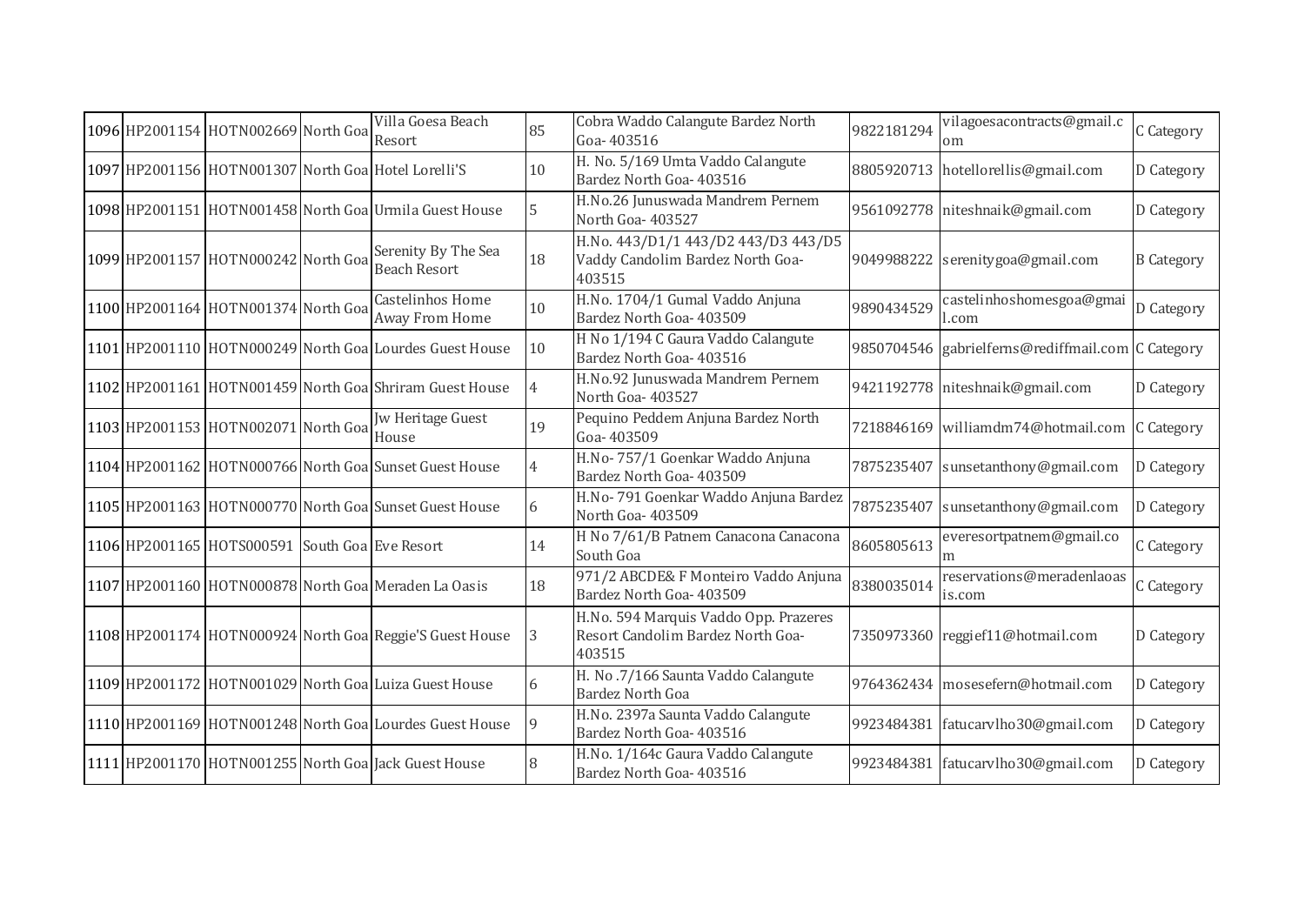| | | | | | | | | | |
|---|---|---|---|---|---|---|---|---|---|
| 1096 | HP2001154 | HOTN002669 | North Goa | Villa Goesa Beach Resort | 85 | Cobra Waddo Calangute Bardez North Goa- 403516 | 9822181294 | vilagoesacontracts@gmail.com | C Category |
| 1097 | HP2001156 | HOTN001307 | North Goa | Hotel Lorelli'S | 10 | H. No. 5/169 Umta Vaddo Calangute Bardez North Goa- 403516 | 8805920713 | hotellorellis@gmail.com | D Category |
| 1098 | HP2001151 | HOTN001458 | North Goa | Urmila Guest House | 5 | H.No.26 Junuswada Mandrem Pernem North Goa- 403527 | 9561092778 | niteshnaik@gmail.com | D Category |
| 1099 | HP2001157 | HOTN000242 | North Goa | Serenity By The Sea Beach Resort | 18 | H.No. 443/D1/1 443/D2 443/D3 443/D5 Vaddy Candolim Bardez North Goa- 403515 | 9049988222 | serenitygoa@gmail.com | B Category |
| 1100 | HP2001164 | HOTN001374 | North Goa | Castelinhos Home Away From Home | 10 | H.No. 1704/1 Gumal Vaddo Anjuna Bardez North Goa- 403509 | 9890434529 | castelinhoshomesgoa@gmail.com | D Category |
| 1101 | HP2001110 | HOTN000249 | North Goa | Lourdes Guest House | 10 | H No 1/194 C Gaura Vaddo Calangute Bardez North Goa- 403516 | 9850704546 | gabrielferns@rediffmail.com | C Category |
| 1102 | HP2001161 | HOTN001459 | North Goa | Shriram Guest House | 4 | H.No.92 Junuswada Mandrem Pernem North Goa- 403527 | 9421192778 | niteshnaik@gmail.com | D Category |
| 1103 | HP2001153 | HOTN002071 | North Goa | Jw Heritage Guest House | 19 | Pequino Peddem Anjuna Bardez North Goa- 403509 | 7218846169 | williamdm74@hotmail.com | C Category |
| 1104 | HP2001162 | HOTN000766 | North Goa | Sunset Guest House | 4 | H.No- 757/1 Goenkar Waddo Anjuna Bardez North Goa- 403509 | 7875235407 | sunsetanthony@gmail.com | D Category |
| 1105 | HP2001163 | HOTN000770 | North Goa | Sunset Guest House | 6 | H.No- 791 Goenkar Waddo Anjuna Bardez North Goa- 403509 | 7875235407 | sunsetanthony@gmail.com | D Category |
| 1106 | HP2001165 | HOTS000591 | South Goa | Eve Resort | 14 | H No 7/61/B Patnem Canacona Canacona South Goa | 8605805613 | everesortpatnem@gmail.com | C Category |
| 1107 | HP2001160 | HOTN000878 | North Goa | Meraden La Oasis | 18 | 971/2 ABCDE& F Monteiro Vaddo Anjuna Bardez North Goa- 403509 | 8380035014 | reservations@meradenlaoasis.com | C Category |
| 1108 | HP2001174 | HOTN000924 | North Goa | Reggie'S Guest House | 3 | H.No. 594 Marquis Vaddo Opp. Prazeres Resort Candolim Bardez North Goa- 403515 | 7350973360 | reggief11@hotmail.com | D Category |
| 1109 | HP2001172 | HOTN001029 | North Goa | Luiza Guest House | 6 | H. No .7/166 Saunta Vaddo Calangute Bardez North Goa | 9764362434 | mosesefern@hotmail.com | D Category |
| 1110 | HP2001169 | HOTN001248 | North Goa | Lourdes Guest House | 9 | H.No. 2397a Saunta Vaddo Calangute Bardez North Goa- 403516 | 9923484381 | fatucarvlho30@gmail.com | D Category |
| 1111 | HP2001170 | HOTN001255 | North Goa | Jack Guest House | 8 | H.No. 1/164c Gaura Vaddo Calangute Bardez North Goa- 403516 | 9923484381 | fatucarvlho30@gmail.com | D Category |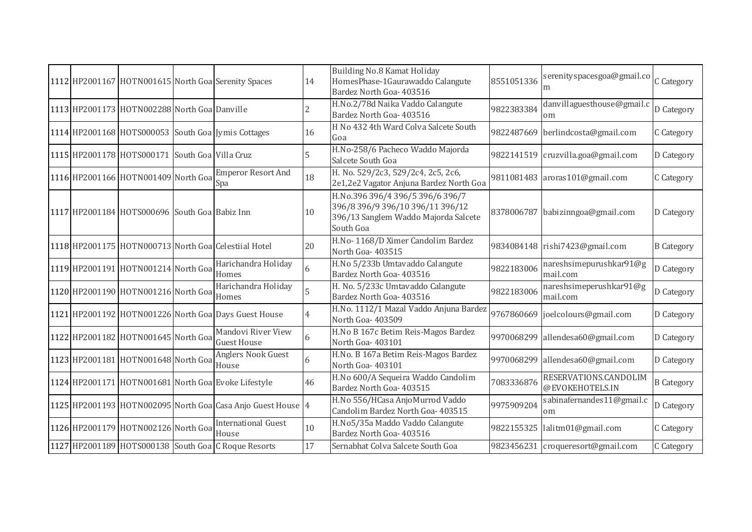| | | | | | | | | | |
|---|---|---|---|---|---|---|---|---|---|
| 1112 | HP2001167 | HOTN001615 | North Goa | Serenity Spaces | 14 | Building No.8 Kamat Holiday HomesPhase-1Gaurawaddo Calangute Bardez North Goa- 403516 | 8551051336 | serenityspacesgoa@gmail.com | C Category |
| 1113 | HP2001173 | HOTN002288 | North Goa | Danville | 2 | H.No.2/78d Naika Vaddo Calangute Bardez North Goa- 403516 | 9822383384 | danvillaguesthouse@gmail.com | D Category |
| 1114 | HP2001168 | HOTS000053 | South Goa | Jymis Cottages | 16 | H No 432 4th Ward Colva Salcete South Goa | 9822487669 | berlindcosta@gmail.com | C Category |
| 1115 | HP2001178 | HOTS000171 | South Goa | Villa Cruz | 5 | H.No-258/6 Pacheco Waddo Majorda Salcete South Goa | 9822141519 | cruzvilla.goa@gmail.com | D Category |
| 1116 | HP2001166 | HOTN001409 | North Goa | Emperor Resort And Spa | 18 | H. No. 529/2c3, 529/2c4, 2c5, 2c6, 2e1,2e2 Vagator Anjuna Bardez North Goa | 9811081483 | aroras101@gmail.com | C Category |
| 1117 | HP2001184 | HOTS000696 | South Goa | Babiz Inn | 10 | H.No.396 396/4 396/5 396/6 396/7 396/8 396/9 396/10 396/11 396/12 396/13 Sanglem Waddo Majorda Salcete South Goa | 8378006787 | babizinngoa@gmail.com | D Category |
| 1118 | HP2001175 | HOTN000713 | North Goa | Celestiial Hotel | 20 | H.No- 1168/D Ximer Candolim Bardez North Goa- 403515 | 9834084148 | rishi7423@gmail.com | B Category |
| 1119 | HP2001191 | HOTN001214 | North Goa | Harichandra Holiday Homes | 6 | H.No 5/233b Umtavaddo Calangute Bardez North Goa- 403516 | 9822183006 | nareshsimepurushkar91@gmail.com | D Category |
| 1120 | HP2001190 | HOTN001216 | North Goa | Harichandra Holiday Homes | 5 | H. No. 5/233c Umtavaddo Calangute Bardez North Goa- 403516 | 9822183006 | nareshsimeperushkar91@gmail.com | D Category |
| 1121 | HP2001192 | HOTN001226 | North Goa | Days Guest House | 4 | H.No. 1112/1 Mazal Vaddo Anjuna Bardez North Goa- 403509 | 9767860669 | joelcolours@gmail.com | D Category |
| 1122 | HP2001182 | HOTN001645 | North Goa | Mandovi River View Guest House | 6 | H.No B 167c Betim Reis-Magos Bardez North Goa- 403101 | 9970068299 | allendesa60@gmail.com | D Category |
| 1123 | HP2001181 | HOTN001648 | North Goa | Anglers Nook Guest House | 6 | H.No. B 167a Betim Reis-Magos Bardez North Goa- 403101 | 9970068299 | allendesa60@gmail.com | D Category |
| 1124 | HP2001171 | HOTN001681 | North Goa | Evoke Lifestyle | 46 | H.No 600/A Sequeira Waddo Candolim Bardez North Goa- 403515 | 7083336876 | RESERVATIONS.CANDOLIM@EVOKEHOTELS.IN | B Category |
| 1125 | HP2001193 | HOTN002095 | North Goa | Casa Anjo Guest House | 4 | H.No 556/HCasa AnjoMurrod Vaddo Candolim Bardez North Goa- 403515 | 9975909204 | sabinafernandes11@gmail.com | D Category |
| 1126 | HP2001179 | HOTN002126 | North Goa | International Guest House | 10 | H.No5/35a Maddo Vaddo Calangute Bardez North Goa- 403516 | 9822155325 | lalitm01@gmail.com | C Category |
| 1127 | HP2001189 | HOTS000138 | South Goa | C Roque Resorts | 17 | Sernabhat Colva Salcete South Goa | 9823456231 | croqueresort@gmail.com | C Category |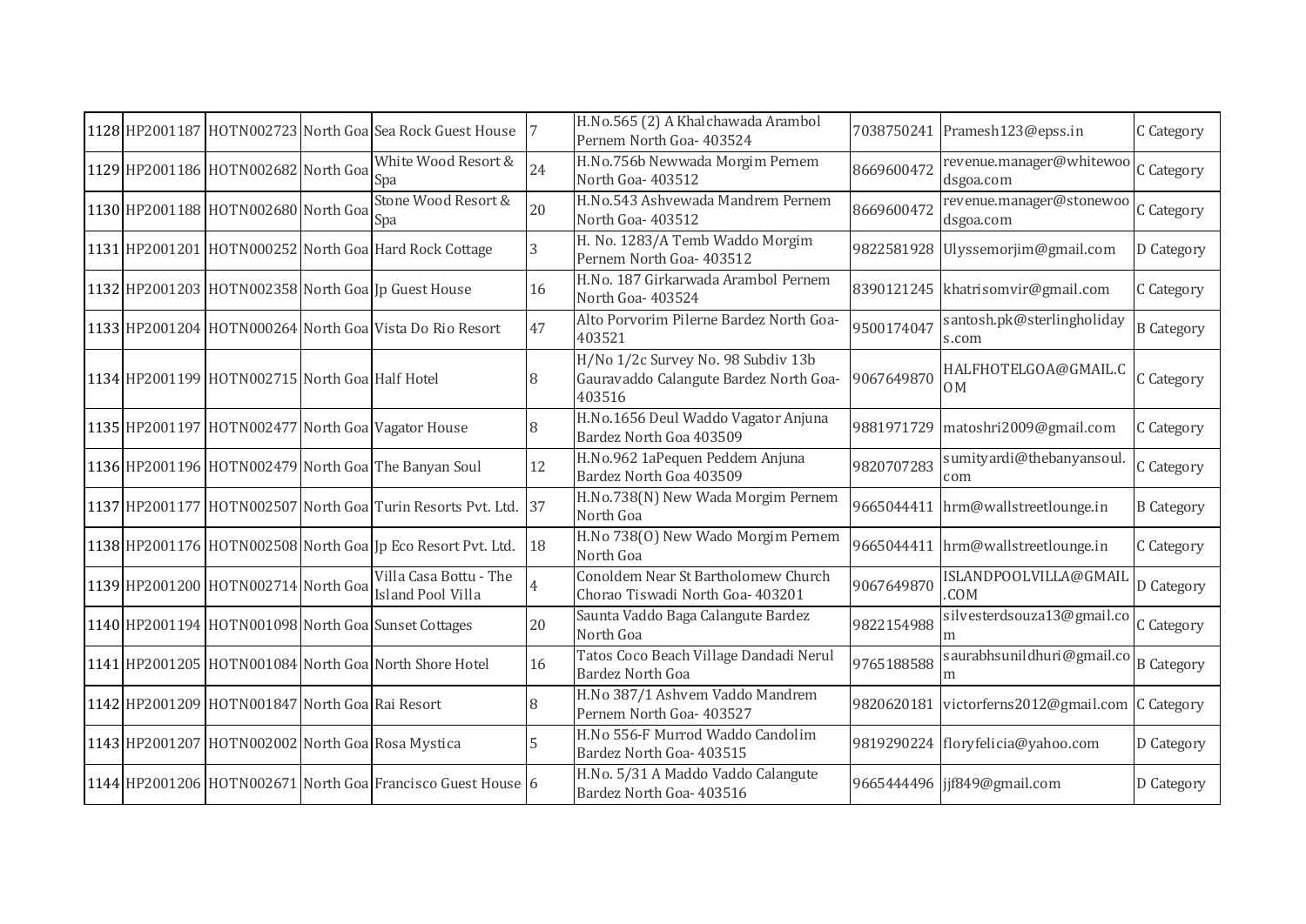| 1128 | HP2001187 | HOTN002723 | North Goa | Sea Rock Guest House | 7 | H.No.565 (2) A Khalchawada Arambol Pernem North Goa- 403524 | 7038750241 | Pramesh123@epss.in | C Category |
|---|---|---|---|---|---|---|---|---|---|
| 1129 | HP2001186 | HOTN002682 | North Goa | White Wood Resort & Spa | 24 | H.No.756b Newwada Morgim Pernem North Goa- 403512 | 8669600472 | revenue.manager@whitewoodsgoa.com | C Category |
| 1130 | HP2001188 | HOTN002680 | North Goa | Stone Wood Resort & Spa | 20 | H.No.543 Ashvewada Mandrem Pernem North Goa- 403512 | 8669600472 | revenue.manager@stonewoodsgoa.com | C Category |
| 1131 | HP2001201 | HOTN000252 | North Goa | Hard Rock Cottage | 3 | H. No. 1283/A Temb Waddo Morgim Pernem North Goa- 403512 | 9822581928 | Ulyssemorjim@gmail.com | D Category |
| 1132 | HP2001203 | HOTN002358 | North Goa | Jp Guest House | 16 | H.No. 187 Girkarwada Arambol Pernem North Goa- 403524 | 8390121245 | khatrisomvir@gmail.com | C Category |
| 1133 | HP2001204 | HOTN000264 | North Goa | Vista Do Rio Resort | 47 | Alto Porvorim Pilerne Bardez North Goa- 403521 | 9500174047 | santosh.pk@sterlingholidays.com | B Category |
| 1134 | HP2001199 | HOTN002715 | North Goa | Half Hotel | 8 | H/No 1/2c Survey No. 98 Subdiv 13b Gauravaddo Calangute Bardez North Goa- 403516 | 9067649870 | HALFHOTELGOA@GMAIL.COM | C Category |
| 1135 | HP2001197 | HOTN002477 | North Goa | Vagator House | 8 | H.No.1656 Deul Waddo Vagator Anjuna Bardez North Goa 403509 | 9881971729 | matoshri2009@gmail.com | C Category |
| 1136 | HP2001196 | HOTN002479 | North Goa | The Banyan Soul | 12 | H.No.962 1aPequen Peddem Anjuna Bardez North Goa 403509 | 9820707283 | sumityardi@thebanyansoul.com | C Category |
| 1137 | HP2001177 | HOTN002507 | North Goa | Turin Resorts Pvt. Ltd. | 37 | H.No.738(N) New Wada Morgim Pernem North Goa | 9665044411 | hrm@wallstreetlounge.in | B Category |
| 1138 | HP2001176 | HOTN002508 | North Goa | Jp Eco Resort Pvt. Ltd. | 18 | H.No 738(O) New Wado Morgim Pernem North Goa | 9665044411 | hrm@wallstreetlounge.in | C Category |
| 1139 | HP2001200 | HOTN002714 | North Goa | Villa Casa Bottu - The Island Pool Villa | 4 | Conoldem Near St Bartholomew Church Chorao Tiswadi North Goa- 403201 | 9067649870 | ISLANDPOOLVILLA@GMAIL.COM | D Category |
| 1140 | HP2001194 | HOTN001098 | North Goa | Sunset Cottages | 20 | Saunta Vaddo Baga Calangute Bardez North Goa | 9822154988 | silvesterdsouza13@gmail.com | C Category |
| 1141 | HP2001205 | HOTN001084 | North Goa | North Shore Hotel | 16 | Tatos Coco Beach Village Dandadi Nerul Bardez North Goa | 9765188588 | saurabhsunildhuri@gmail.com | B Category |
| 1142 | HP2001209 | HOTN001847 | North Goa | Rai Resort | 8 | H.No 387/1 Ashvem Vaddo Mandrem Pernem North Goa- 403527 | 9820620181 | victorferns2012@gmail.com | C Category |
| 1143 | HP2001207 | HOTN002002 | North Goa | Rosa Mystica | 5 | H.No 556-F Murrod Waddo Candolim Bardez North Goa- 403515 | 9819290224 | floryfelicia@yahoo.com | D Category |
| 1144 | HP2001206 | HOTN002671 | North Goa | Francisco Guest House | 6 | H.No. 5/31 A Maddo Vaddo Calangute Bardez North Goa- 403516 | 9665444496 | jjf849@gmail.com | D Category |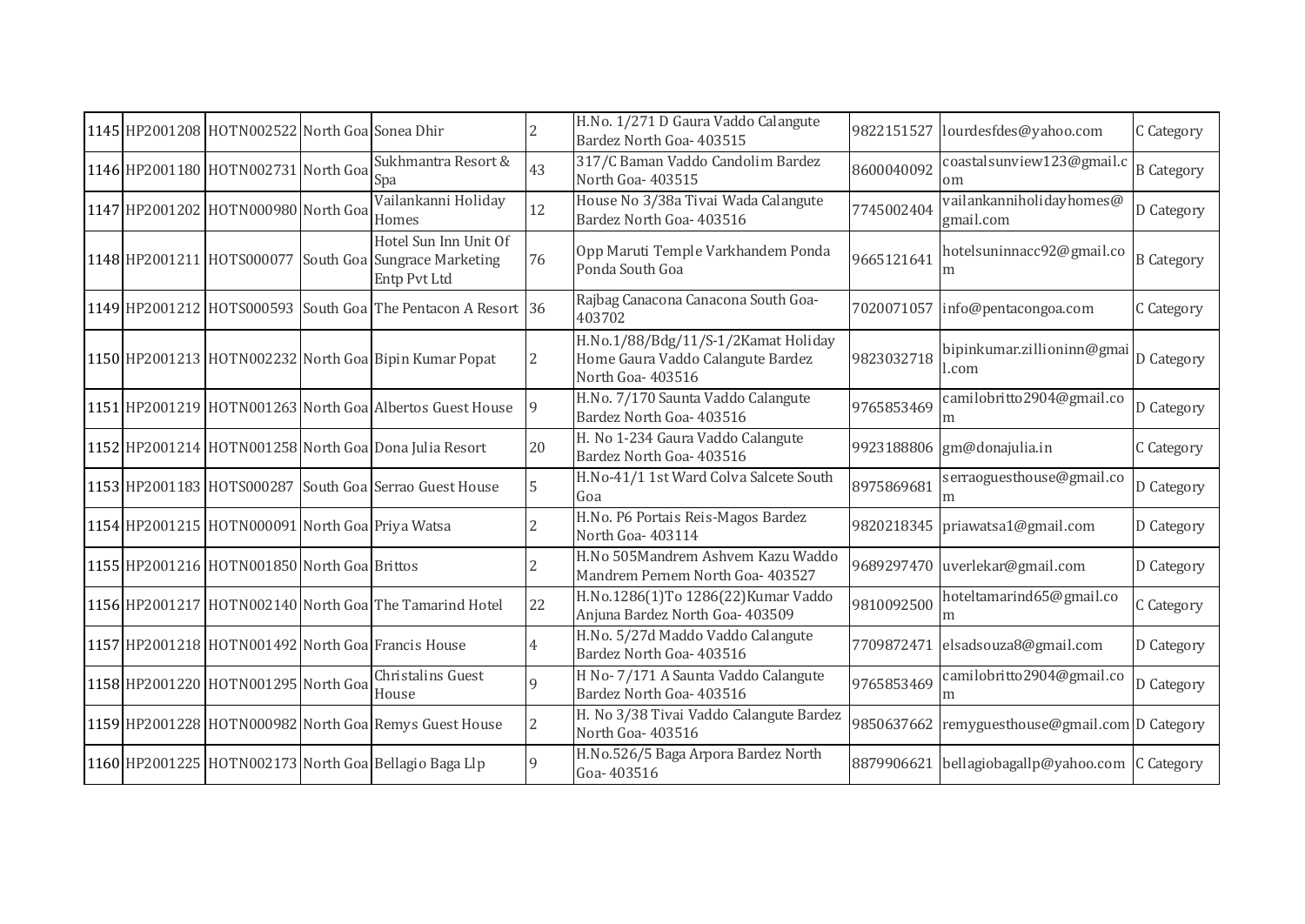| | | | | | | | | | |
|---|---|---|---|---|---|---|---|---|---|
| 1145 | HP2001208 | HOTN002522 | North Goa | Sonea Dhir | 2 | H.No. 1/271 D Gaura Vaddo Calangute Bardez North Goa- 403515 | 9822151527 | lourdesfdes@yahoo.com | C Category |
| 1146 | HP2001180 | HOTN002731 | North Goa | Sukhmantra Resort & Spa | 43 | 317/C Baman Vaddo Candolim Bardez North Goa- 403515 | 8600040092 | coastalsunview123@gmail.com | B Category |
| 1147 | HP2001202 | HOTN000980 | North Goa | Vailankanni Holiday Homes | 12 | House No 3/38a Tivai Wada Calangute Bardez North Goa- 403516 | 7745002404 | vailankanniholidayhomes@gmail.com | D Category |
| 1148 | HP2001211 | HOTS000077 | South Goa | Hotel Sun Inn Unit Of Sungrace Marketing Entp Pvt Ltd | 76 | Opp Maruti Temple Varkhandem Ponda Ponda South Goa | 9665121641 | hotelsuninnacc92@gmail.com | B Category |
| 1149 | HP2001212 | HOTS000593 | South Goa | The Pentacon A Resort | 36 | Rajbag Canacona Canacona South Goa- 403702 | 7020071057 | info@pentacongoa.com | C Category |
| 1150 | HP2001213 | HOTN002232 | North Goa | Bipin Kumar Popat | 2 | H.No.1/88/Bdg/11/S-1/2Kamat Holiday Home Gaura Vaddo Calangute Bardez North Goa- 403516 | 9823032718 | bipinkumar.zillioninn@gmail.com | D Category |
| 1151 | HP2001219 | HOTN001263 | North Goa | Albertos Guest House | 9 | H.No. 7/170 Saunta Vaddo Calangute Bardez North Goa- 403516 | 9765853469 | camilobritto2904@gmail.com | D Category |
| 1152 | HP2001214 | HOTN001258 | North Goa | Dona Julia Resort | 20 | H. No 1-234 Gaura Vaddo Calangute Bardez North Goa- 403516 | 9923188806 | gm@donajulia.in | C Category |
| 1153 | HP2001183 | HOTS000287 | South Goa | Serrao Guest House | 5 | H.No-41/1 1st Ward Colva Salcete South Goa | 8975869681 | serraoguesthouse@gmail.com | D Category |
| 1154 | HP2001215 | HOTN000091 | North Goa | Priya Watsa | 2 | H.No. P6 Portais Reis-Magos Bardez North Goa- 403114 | 9820218345 | priawatsa1@gmail.com | D Category |
| 1155 | HP2001216 | HOTN001850 | North Goa | Brittos | 2 | H.No 505Mandrem Ashvem Kazu Waddo Mandrem Pernem North Goa- 403527 | 9689297470 | uverlekar@gmail.com | D Category |
| 1156 | HP2001217 | HOTN002140 | North Goa | The Tamarind Hotel | 22 | H.No.1286(1)To 1286(22)Kumar Vaddo Anjuna Bardez North Goa- 403509 | 9810092500 | hoteltamarind65@gmail.com | C Category |
| 1157 | HP2001218 | HOTN001492 | North Goa | Francis House | 4 | H.No. 5/27d Maddo Vaddo Calangute Bardez North Goa- 403516 | 7709872471 | elsadsouza8@gmail.com | D Category |
| 1158 | HP2001220 | HOTN001295 | North Goa | Christalins Guest House | 9 | H No- 7/171 A Saunta Vaddo Calangute Bardez North Goa- 403516 | 9765853469 | camilobritto2904@gmail.com | D Category |
| 1159 | HP2001228 | HOTN000982 | North Goa | Remys Guest House | 2 | H. No 3/38 Tivai Vaddo Calangute Bardez North Goa- 403516 | 9850637662 | remyguesthouse@gmail.com | D Category |
| 1160 | HP2001225 | HOTN002173 | North Goa | Bellagio Baga Llp | 9 | H.No.526/5 Baga Arpora Bardez North Goa- 403516 | 8879906621 | bellagiobagallp@yahoo.com | C Category |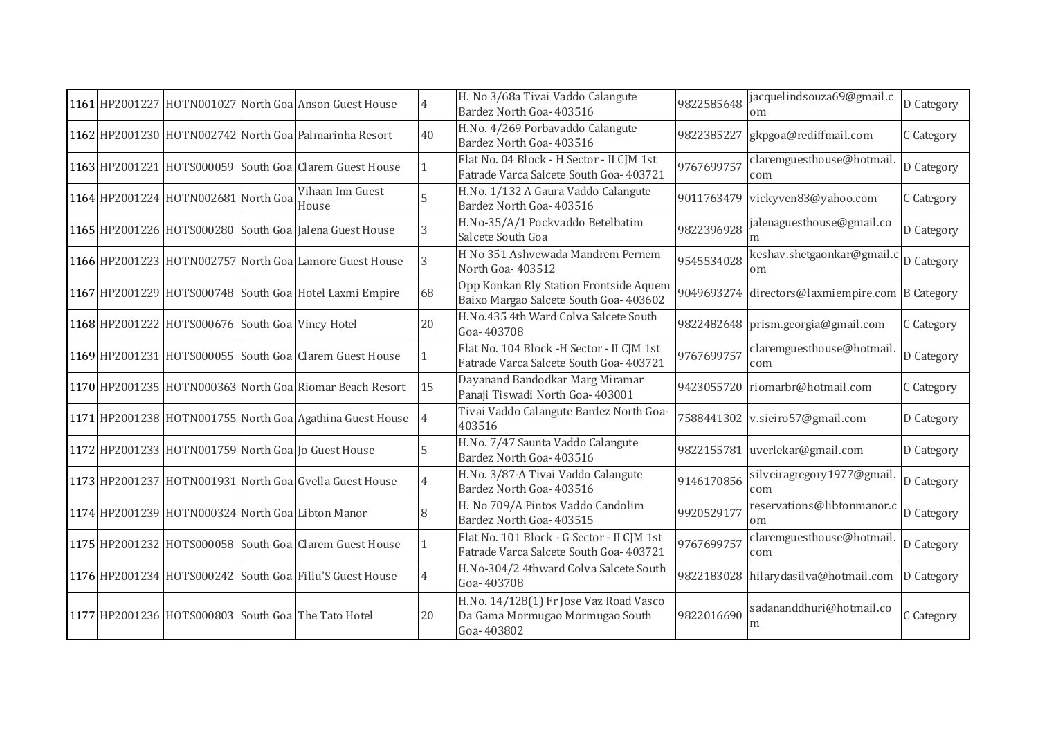| 1161 | HP2001227 | HOTN001027 | North Goa | Anson Guest House | 4 | H. No 3/68a Tivai Vaddo Calangute Bardez North Goa- 403516 | 9822585648 | jacquelindsouza69@gmail.com | D Category |
|---|---|---|---|---|---|---|---|---|---|
| 1162 | HP2001230 | HOTN002742 | North Goa | Palmarinha Resort | 40 | H.No. 4/269 Porbavaddo Calangute Bardez North Goa- 403516 | 9822385227 | gkpgoa@rediffmail.com | C Category |
| 1163 | HP2001221 | HOTS000059 | South Goa | Clarem Guest House | 1 | Flat No. 04 Block - H Sector - II CJM 1st Fatrade Varca Salcete South Goa- 403721 | 9767699757 | claremguesthouse@hotmail.com | D Category |
| 1164 | HP2001224 | HOTN002681 | North Goa | Vihaan Inn Guest House | 5 | H.No. 1/132 A Gaura Vaddo Calangute Bardez North Goa- 403516 | 9011763479 | vickyven83@yahoo.com | C Category |
| 1165 | HP2001226 | HOTS000280 | South Goa | Jalena Guest House | 3 | H.No-35/A/1 Pockvaddo Betelbatim Salcete South Goa | 9822396928 | jalenaguesthouse@gmail.com | D Category |
| 1166 | HP2001223 | HOTN002757 | North Goa | Lamore Guest House | 3 | H No 351 Ashvewada Mandrem Pernem North Goa- 403512 | 9545534028 | keshav.shetgaonkar@gmail.com | D Category |
| 1167 | HP2001229 | HOTS000748 | South Goa | Hotel Laxmi Empire | 68 | Opp Konkan Rly Station Frontside Aquem Baixo Margao Salcete South Goa- 403602 | 9049693274 | directors@laxmiempire.com | B Category |
| 1168 | HP2001222 | HOTS000676 | South Goa | Vincy Hotel | 20 | H.No.435 4th Ward Colva Salcete South Goa- 403708 | 9822482648 | prism.georgia@gmail.com | C Category |
| 1169 | HP2001231 | HOTS000055 | South Goa | Clarem Guest House | 1 | Flat No. 104 Block -H Sector - II CJM 1st Fatrade Varca Salcete South Goa- 403721 | 9767699757 | claremguesthouse@hotmail.com | D Category |
| 1170 | HP2001235 | HOTN000363 | North Goa | Riomar Beach Resort | 15 | Dayanand Bandodkar Marg Miramar Panaji Tiswadi North Goa- 403001 | 9423055720 | riomarbr@hotmail.com | C Category |
| 1171 | HP2001238 | HOTN001755 | North Goa | Agathina Guest House | 4 | Tivai Vaddo Calangute Bardez North Goa- 403516 | 7588441302 | v.sieiro57@gmail.com | D Category |
| 1172 | HP2001233 | HOTN001759 | North Goa | Jo Guest House | 5 | H.No. 7/47 Saunta Vaddo Calangute Bardez North Goa- 403516 | 9822155781 | uverlekar@gmail.com | D Category |
| 1173 | HP2001237 | HOTN001931 | North Goa | Gvella Guest House | 4 | H.No. 3/87-A Tivai Vaddo Calangute Bardez North Goa- 403516 | 9146170856 | silveiragregory1977@gmail.com | D Category |
| 1174 | HP2001239 | HOTN000324 | North Goa | Libton Manor | 8 | H. No 709/A Pintos Vaddo Candolim Bardez North Goa- 403515 | 9920529177 | reservations@libtonmanor.com | D Category |
| 1175 | HP2001232 | HOTS000058 | South Goa | Clarem Guest House | 1 | Flat No. 101 Block - G Sector - II CJM 1st Fatrade Varca Salcete South Goa- 403721 | 9767699757 | claremguesthouse@hotmail.com | D Category |
| 1176 | HP2001234 | HOTS000242 | South Goa | Fillu'S Guest House | 4 | H.No-304/2 4thward Colva Salcete South Goa- 403708 | 9822183028 | hilarydasilva@hotmail.com | D Category |
| 1177 | HP2001236 | HOTS000803 | South Goa | The Tato Hotel | 20 | H.No. 14/128(1) Fr Jose Vaz Road Vasco Da Gama Mormugao Mormugao South Goa- 403802 | 9822016690 | sadananddhuri@hotmail.com | C Category |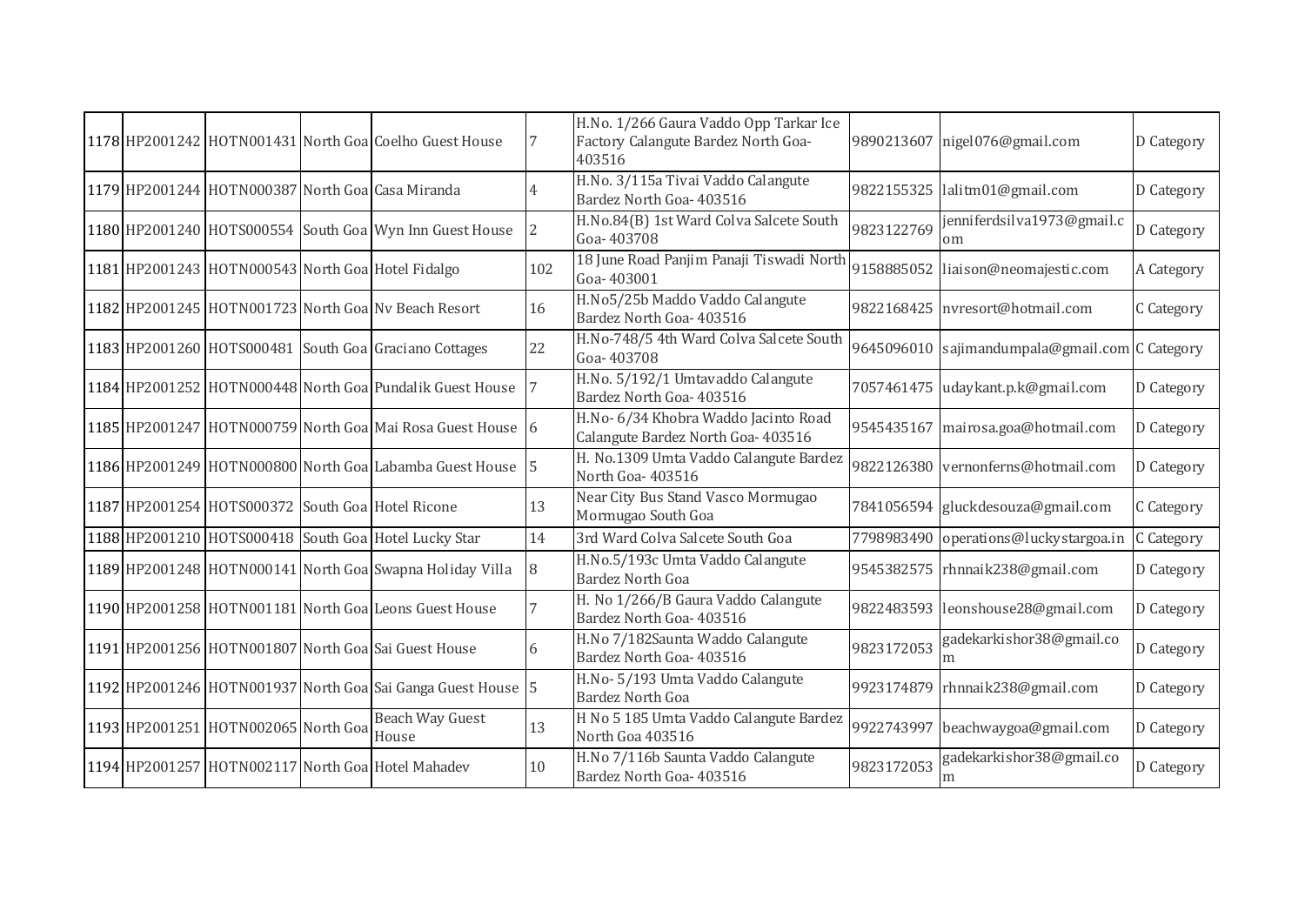| | | | | | | | | | |
|---|---|---|---|---|---|---|---|---|---|
| 1178 | HP2001242 | HOTN001431 | North Goa | Coelho Guest House | 7 | H.No. 1/266 Gaura Vaddo Opp Tarkar Ice Factory Calangute Bardez North Goa- 403516 | 9890213607 | nigel076@gmail.com | D Category |
| 1179 | HP2001244 | HOTN000387 | North Goa | Casa Miranda | 4 | H.No. 3/115a Tivai Vaddo Calangute Bardez North Goa- 403516 | 9822155325 | lalitm01@gmail.com | D Category |
| 1180 | HP2001240 | HOTS000554 | South Goa | Wyn Inn Guest House | 2 | H.No.84(B) 1st Ward Colva Salcete South Goa- 403708 | 9823122769 | jenniferdsilva1973@gmail.com | D Category |
| 1181 | HP2001243 | HOTN000543 | North Goa | Hotel Fidalgo | 102 | 18 June Road Panjim Panaji Tiswadi North Goa- 403001 | 9158885052 | liaison@neomajestic.com | A Category |
| 1182 | HP2001245 | HOTN001723 | North Goa | Nv Beach Resort | 16 | H.No5/25b Maddo Vaddo Calangute Bardez North Goa- 403516 | 9822168425 | nvresort@hotmail.com | C Category |
| 1183 | HP2001260 | HOTS000481 | South Goa | Graciano Cottages | 22 | H.No-748/5 4th Ward Colva Salcete South Goa- 403708 | 9645096010 | sajimandumpala@gmail.com | C Category |
| 1184 | HP2001252 | HOTN000448 | North Goa | Pundalik Guest House | 7 | H.No. 5/192/1 Umtavaddo Calangute Bardez North Goa- 403516 | 7057461475 | udaykant.p.k@gmail.com | D Category |
| 1185 | HP2001247 | HOTN000759 | North Goa | Mai Rosa Guest House | 6 | H.No- 6/34 Khobra Waddo Jacinto Road Calangute Bardez North Goa- 403516 | 9545435167 | mairosa.goa@hotmail.com | D Category |
| 1186 | HP2001249 | HOTN000800 | North Goa | Labamba Guest House | 5 | H. No.1309 Umta Vaddo Calangute Bardez North Goa- 403516 | 9822126380 | vernonferns@hotmail.com | D Category |
| 1187 | HP2001254 | HOTS000372 | South Goa | Hotel Ricone | 13 | Near City Bus Stand Vasco Mormugao Mormugao South Goa | 7841056594 | gluckdesouza@gmail.com | C Category |
| 1188 | HP2001210 | HOTS000418 | South Goa | Hotel Lucky Star | 14 | 3rd Ward Colva Salcete South Goa | 7798983490 | operations@luckystargoa.in | C Category |
| 1189 | HP2001248 | HOTN000141 | North Goa | Swapna Holiday Villa | 8 | H.No.5/193c Umta Vaddo Calangute Bardez North Goa | 9545382575 | rhnnaik238@gmail.com | D Category |
| 1190 | HP2001258 | HOTN001181 | North Goa | Leons Guest House | 7 | H. No 1/266/B Gaura Vaddo Calangute Bardez North Goa- 403516 | 9822483593 | leonshouse28@gmail.com | D Category |
| 1191 | HP2001256 | HOTN001807 | North Goa | Sai Guest House | 6 | H.No 7/182Saunta Waddo Calangute Bardez North Goa- 403516 | 9823172053 | gadekarkishor38@gmail.com | D Category |
| 1192 | HP2001246 | HOTN001937 | North Goa | Sai Ganga Guest House | 5 | H.No- 5/193 Umta Vaddo Calangute Bardez North Goa | 9923174879 | rhnnaik238@gmail.com | D Category |
| 1193 | HP2001251 | HOTN002065 | North Goa | Beach Way Guest House | 13 | H No 5 185 Umta Vaddo Calangute Bardez North Goa 403516 | 9922743997 | beachwaygoa@gmail.com | D Category |
| 1194 | HP2001257 | HOTN002117 | North Goa | Hotel Mahadev | 10 | H.No 7/116b Saunta Vaddo Calangute Bardez North Goa- 403516 | 9823172053 | gadekarkishor38@gmail.com | D Category |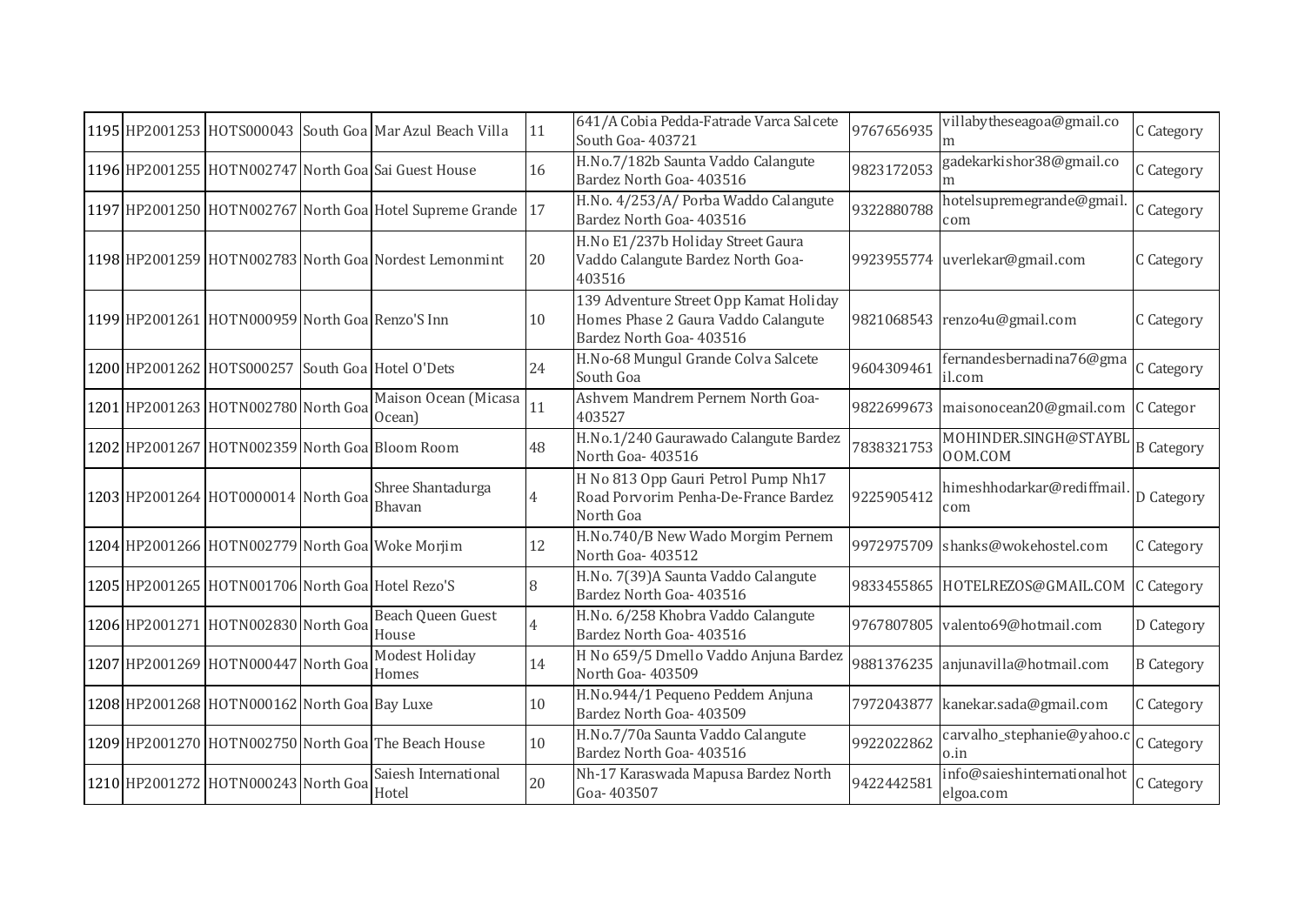| | | | | | | | | | |
|---|---|---|---|---|---|---|---|---|---|
| 1195 | HP2001253 | HOTS000043 | South Goa | Mar Azul Beach Villa | 11 | 641/A Cobia Pedda-Fatrade Varca Salcete South Goa- 403721 | 9767656935 | villabytheseagoa@gmail.com | C Category |
| 1196 | HP2001255 | HOTN002747 | North Goa | Sai Guest House | 16 | H.No.7/182b Saunta Vaddo Calangute Bardez North Goa- 403516 | 9823172053 | gadekarkishor38@gmail.com | C Category |
| 1197 | HP2001250 | HOTN002767 | North Goa | Hotel Supreme Grande | 17 | H.No. 4/253/A/ Porba Waddo Calangute Bardez North Goa- 403516 | 9322880788 | hotelsupremegrande@gmail.com | C Category |
| 1198 | HP2001259 | HOTN002783 | North Goa | Nordest Lemonmint | 20 | H.No E1/237b Holiday Street Gaura Vaddo Calangute Bardez North Goa-403516 | 9923955774 | uverlekar@gmail.com | C Category |
| 1199 | HP2001261 | HOTN000959 | North Goa | Renzo'S Inn | 10 | 139 Adventure Street Opp Kamat Holiday Homes Phase 2 Gaura Vaddo Calangute Bardez North Goa- 403516 | 9821068543 | renzo4u@gmail.com | C Category |
| 1200 | HP2001262 | HOTS000257 | South Goa | Hotel O'Dets | 24 | H.No-68 Mungul Grande Colva Salcete South Goa | 9604309461 | fernandesbernadina76@gmail.com | C Category |
| 1201 | HP2001263 | HOTN002780 | North Goa | Maison Ocean (Micasa Ocean) | 11 | Ashvem Mandrem Pernem North Goa-403527 | 9822699673 | maisonocean20@gmail.com | C Categor |
| 1202 | HP2001267 | HOTN002359 | North Goa | Bloom Room | 48 | H.No.1/240 Gaurawado Calangute Bardez North Goa- 403516 | 7838321753 | MOHINDER.SINGH@STAYBLOOM.COM | B Category |
| 1203 | HP2001264 | HOT0000014 | North Goa | Shree Shantadurga Bhavan | 4 | H No 813 Opp Gauri Petrol Pump Nh17 Road Porvorim Penha-De-France Bardez North Goa | 9225905412 | himeshhodarkar@rediffmail.com | D Category |
| 1204 | HP2001266 | HOTN002779 | North Goa | Woke Morjim | 12 | H.No.740/B New Wado Morgim Pernem North Goa- 403512 | 9972975709 | shanks@wokehostel.com | C Category |
| 1205 | HP2001265 | HOTN001706 | North Goa | Hotel Rezo'S | 8 | H.No. 7(39)A Saunta Vaddo Calangute Bardez North Goa- 403516 | 9833455865 | HOTELREZOS@GMAIL.COM | C Category |
| 1206 | HP2001271 | HOTN002830 | North Goa | Beach Queen Guest House | 4 | H.No. 6/258 Khobra Vaddo Calangute Bardez North Goa- 403516 | 9767807805 | valento69@hotmail.com | D Category |
| 1207 | HP2001269 | HOTN000447 | North Goa | Modest Holiday Homes | 14 | H No 659/5 Dmello Vaddo Anjuna Bardez North Goa- 403509 | 9881376235 | anjunavilla@hotmail.com | B Category |
| 1208 | HP2001268 | HOTN000162 | North Goa | Bay Luxe | 10 | H.No.944/1 Pequeno Peddem Anjuna Bardez North Goa- 403509 | 7972043877 | kanekar.sada@gmail.com | C Category |
| 1209 | HP2001270 | HOTN002750 | North Goa | The Beach House | 10 | H.No.7/70a Saunta Vaddo Calangute Bardez North Goa- 403516 | 9922022862 | carvalho_stephanie@yahoo.co.in | C Category |
| 1210 | HP2001272 | HOTN000243 | North Goa | Saiesh International Hotel | 20 | Nh-17 Karaswada Mapusa Bardez North Goa- 403507 | 9422442581 | info@saieshinternationalhotelgoa.com | C Category |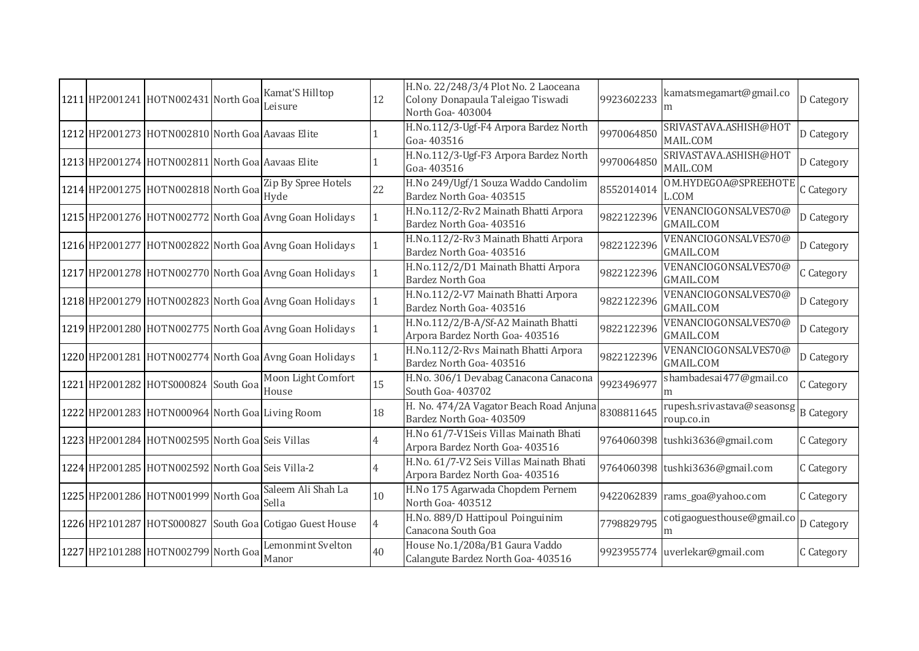| | | | | | | | | | |
|---|---|---|---|---|---|---|---|---|---|
| 1211 | HP2001241 | HOTN002431 | North Goa | Kamat'S Hilltop Leisure | 12 | H.No. 22/248/3/4 Plot No. 2 Laoceana Colony Donapaula Taleigao Tiswadi North Goa- 403004 | 9923602233 | kamatsmegamart@gmail.com | D Category |
| 1212 | HP2001273 | HOTN002810 | North Goa | Aavaas Elite | 1 | H.No.112/3-Ugf-F4 Arpora Bardez North Goa- 403516 | 9970064850 | SRIVASTAVA.ASHISH@HOTMAIL.COM | D Category |
| 1213 | HP2001274 | HOTN002811 | North Goa | Aavaas Elite | 1 | H.No.112/3-Ugf-F3 Arpora Bardez North Goa- 403516 | 9970064850 | SRIVASTAVA.ASHISH@HOTMAIL.COM | D Category |
| 1214 | HP2001275 | HOTN002818 | North Goa | Zip By Spree Hotels Hyde | 22 | H.No 249/Ugf/1 Souza Waddo Candolim Bardez North Goa- 403515 | 8552014014 | OM.HYDEGOA@SPREEHOTEL.COM | C Category |
| 1215 | HP2001276 | HOTN002772 | North Goa | Avng Goan Holidays | 1 | H.No.112/2-Rv2 Mainath Bhatti Arpora Bardez North Goa- 403516 | 9822122396 | VENANCIOGONSALVES70@GMAIL.COM | D Category |
| 1216 | HP2001277 | HOTN002822 | North Goa | Avng Goan Holidays | 1 | H.No.112/2-Rv3 Mainath Bhatti Arpora Bardez North Goa- 403516 | 9822122396 | VENANCIOGONSALVES70@GMAIL.COM | D Category |
| 1217 | HP2001278 | HOTN002770 | North Goa | Avng Goan Holidays | 1 | H.No.112/2/D1 Mainath Bhatti Arpora Bardez North Goa | 9822122396 | VENANCIOGONSALVES70@GMAIL.COM | C Category |
| 1218 | HP2001279 | HOTN002823 | North Goa | Avng Goan Holidays | 1 | H.No.112/2-V7 Mainath Bhatti Arpora Bardez North Goa- 403516 | 9822122396 | VENANCIOGONSALVES70@GMAIL.COM | D Category |
| 1219 | HP2001280 | HOTN002775 | North Goa | Avng Goan Holidays | 1 | H.No.112/2/B-A/Sf-A2 Mainath Bhatti Arpora Bardez North Goa- 403516 | 9822122396 | VENANCIOGONSALVES70@GMAIL.COM | D Category |
| 1220 | HP2001281 | HOTN002774 | North Goa | Avng Goan Holidays | 1 | H.No.112/2-Rvs Mainath Bhatti Arpora Bardez North Goa- 403516 | 9822122396 | VENANCIOGONSALVES70@GMAIL.COM | D Category |
| 1221 | HP2001282 | HOTS000824 | South Goa | Moon Light Comfort House | 15 | H.No. 306/1 Devabag Canacona Canacona South Goa- 403702 | 9923496977 | shambadesai477@gmail.com | C Category |
| 1222 | HP2001283 | HOTN000964 | North Goa | Living Room | 18 | H. No. 474/2A Vagator Beach Road Anjuna Bardez North Goa- 403509 | 8308811645 | rupesh.srivastava@seasonsgroup.co.in | B Category |
| 1223 | HP2001284 | HOTN002595 | North Goa | Seis Villas | 4 | H.No 61/7-V1Seis Villas Mainath Bhati Arpora Bardez North Goa- 403516 | 9764060398 | tushki3636@gmail.com | C Category |
| 1224 | HP2001285 | HOTN002592 | North Goa | Seis Villa-2 | 4 | H.No. 61/7-V2 Seis Villas Mainath Bhati Arpora Bardez North Goa- 403516 | 9764060398 | tushki3636@gmail.com | C Category |
| 1225 | HP2001286 | HOTN001999 | North Goa | Saleem Ali Shah La Sella | 10 | H.No 175 Agarwada Chopdem Pernem North Goa- 403512 | 9422062839 | rams_goa@yahoo.com | C Category |
| 1226 | HP2101287 | HOTS000827 | South Goa | Cotigao Guest House | 4 | H.No. 889/D Hattipoul Poinguinim Canacona South Goa | 7798829795 | cotigaoguesthouse@gmail.com | D Category |
| 1227 | HP2101288 | HOTN002799 | North Goa | Lemonmint Svelton Manor | 40 | House No.1/208a/B1 Gaura Vaddo Calangute Bardez North Goa- 403516 | 9923955774 | uverlekar@gmail.com | C Category |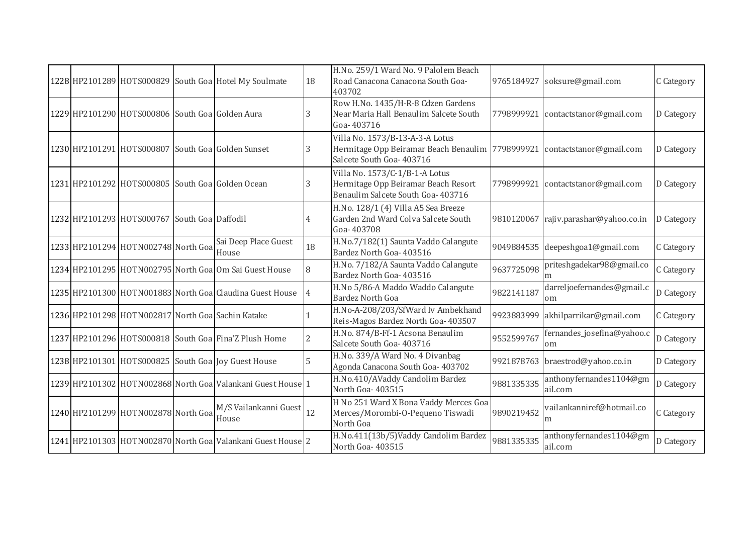| | | | | | | | | | |
|---|---|---|---|---|---|---|---|---|---|
| 1228 | HP2101289 | HOTS000829 | South Goa | Hotel My Soulmate | 18 | H.No. 259/1 Ward No. 9 Palolem Beach Road Canacona Canacona South Goa-403702 | 9765184927 | soksure@gmail.com | C Category |
| 1229 | HP2101290 | HOTS000806 | South Goa | Golden Aura | 3 | Row H.No. 1435/H-R-8 Cdzen Gardens Near Maria Hall Benaulim Salcete South Goa- 403716 | 7798999921 | contactstanor@gmail.com | D Category |
| 1230 | HP2101291 | HOTS000807 | South Goa | Golden Sunset | 3 | Villa No. 1573/B-13-A-3-A Lotus Hermitage Opp Beiramar Beach Benaulim Salcete South Goa- 403716 | 7798999921 | contactstanor@gmail.com | D Category |
| 1231 | HP2101292 | HOTS000805 | South Goa | Golden Ocean | 3 | Villa No. 1573/C-1/B-1-A Lotus Hermitage Opp Beiramar Beach Resort Benaulim Salcete South Goa- 403716 | 7798999921 | contactstanor@gmail.com | D Category |
| 1232 | HP2101293 | HOTS000767 | South Goa | Daffodil | 4 | H.No. 128/1 (4) Villa A5 Sea Breeze Garden 2nd Ward Colva Salcete South Goa- 403708 | 9810120067 | rajiv.parashar@yahoo.co.in | D Category |
| 1233 | HP2101294 | HOTN002748 | North Goa | Sai Deep Place Guest House | 18 | H.No.7/182(1) Saunta Vaddo Calangute Bardez North Goa- 403516 | 9049884535 | deepeshgoa1@gmail.com | C Category |
| 1234 | HP2101295 | HOTN002795 | North Goa | Om Sai Guest House | 8 | H.No. 7/182/A Saunta Vaddo Calangute Bardez North Goa- 403516 | 9637725098 | priteshgadekar98@gmail.com | C Category |
| 1235 | HP2101300 | HOTN001883 | North Goa | Claudina Guest House | 4 | H.No 5/86-A Maddo Waddo Calangute Bardez North Goa | 9822141187 | darreljoefernandes@gmail.com | D Category |
| 1236 | HP2101298 | HOTN002817 | North Goa | Sachin Katake | 1 | H.No-A-208/203/SfWard Iv Ambekhand Reis-Magos Bardez North Goa- 403507 | 9923883999 | akhilparrikar@gmail.com | C Category |
| 1237 | HP2101296 | HOTS000818 | South Goa | Fina'Z Plush Home | 2 | H.No. 874/B-Ff-1 Acsona Benaulim Salcete South Goa- 403716 | 9552599767 | fernandes_josefina@yahoo.com | D Category |
| 1238 | HP2101301 | HOTS000825 | South Goa | Joy Guest House | 5 | H.No. 339/A Ward No. 4 Divanbag Agonda Canacona South Goa- 403702 | 9921878763 | braestrod@yahoo.co.in | D Category |
| 1239 | HP2101302 | HOTN002868 | North Goa | Valankani Guest House | 1 | H.No.410/AVaddy Candolim Bardez North Goa- 403515 | 9881335335 | anthonyfernandes1104@gmail.com | D Category |
| 1240 | HP2101299 | HOTN002878 | North Goa | M/S Vailankanni Guest House | 12 | H No 251 Ward X Bona Vaddy Merces Goa Merces/Morombi-O-Pequeno Tiswadi North Goa | 9890219452 | vailankanniref@hotmail.com | C Category |
| 1241 | HP2101303 | HOTN002870 | North Goa | Valankani Guest House | 2 | H.No.411(13b/5)Vaddy Candolim Bardez North Goa- 403515 | 9881335335 | anthonyfernandes1104@gmail.com | D Category |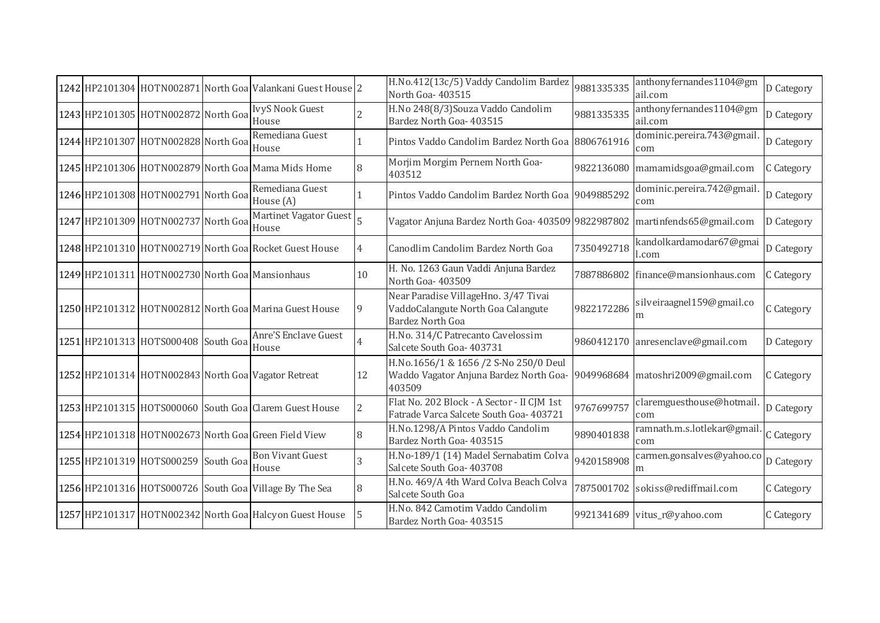| 1242 | HP2101304 | HOTN002871 | North Goa | Valankani Guest House | 2 | H.No.412(13c/5) Vaddy Candolim Bardez North Goa- 403515 | 9881335335 | anthonyfernandes1104@gmail.com | D Category |
|---|---|---|---|---|---|---|---|---|---|
| 1243 | HP2101305 | HOTN002872 | North Goa | IvyS Nook Guest House | 2 | H.No 248(8/3)Souza Vaddo Candolim Bardez North Goa- 403515 | 9881335335 | anthonyfernandes1104@gmail.com | D Category |
| 1244 | HP2101307 | HOTN002828 | North Goa | Remediana Guest House | 1 | Pintos Vaddo Candolim Bardez North Goa | 8806761916 | dominic.pereira.743@gmail.com | D Category |
| 1245 | HP2101306 | HOTN002879 | North Goa | Mama Mids Home | 8 | Morjim Morgim Pernem North Goa-403512 | 9822136080 | mamamidsgoa@gmail.com | C Category |
| 1246 | HP2101308 | HOTN002791 | North Goa | Remediana Guest House (A) | 1 | Pintos Vaddo Candolim Bardez North Goa | 9049885292 | dominic.pereira.742@gmail.com | D Category |
| 1247 | HP2101309 | HOTN002737 | North Goa | Martinet Vagator Guest House | 5 | Vagator Anjuna Bardez North Goa- 403509 | 9822987802 | martinfends65@gmail.com | D Category |
| 1248 | HP2101310 | HOTN002719 | North Goa | Rocket Guest House | 4 | Canodlim Candolim Bardez North Goa | 7350492718 | kandolkardamodar67@gmail.com | D Category |
| 1249 | HP2101311 | HOTN002730 | North Goa | Mansionhaus | 10 | H. No. 1263 Gaun Vaddi Anjuna Bardez North Goa- 403509 | 7887886802 | finance@mansionhaus.com | C Category |
| 1250 | HP2101312 | HOTN002812 | North Goa | Marina Guest House | 9 | Near Paradise VillageHno. 3/47 Tivai VaddoCalangute North Goa Calangute Bardez North Goa | 9822172286 | silveiraagnel159@gmail.com | C Category |
| 1251 | HP2101313 | HOTS000408 | South Goa | Anre'S Enclave Guest House | 4 | H.No. 314/C Patrecanto Cavelossim Salcete South Goa- 403731 | 9860412170 | anresenclave@gmail.com | D Category |
| 1252 | HP2101314 | HOTN002843 | North Goa | Vagator Retreat | 12 | H.No.1656/1 & 1656 /2 S-No 250/0 Deul Waddo Vagator Anjuna Bardez North Goa-403509 | 9049968684 | matoshri2009@gmail.com | C Category |
| 1253 | HP2101315 | HOTS000060 | South Goa | Clarem Guest House | 2 | Flat No. 202 Block - A Sector - II CJM 1st Fatrade Varca Salcete South Goa- 403721 | 9767699757 | claremguesthouse@hotmail.com | D Category |
| 1254 | HP2101318 | HOTN002673 | North Goa | Green Field View | 8 | H.No.1298/A Pintos Vaddo Candolim Bardez North Goa- 403515 | 9890401838 | ramnath.m.s.lotlekar@gmail.com | C Category |
| 1255 | HP2101319 | HOTS000259 | South Goa | Bon Vivant Guest House | 3 | H.No-189/1 (14) Madel Sernabatim Colva Salcete South Goa- 403708 | 9420158908 | carmen.gonsalves@yahoo.com | D Category |
| 1256 | HP2101316 | HOTS000726 | South Goa | Village By The Sea | 8 | H.No. 469/A 4th Ward Colva Beach Colva Salcete South Goa | 7875001702 | sokiss@rediffmail.com | C Category |
| 1257 | HP2101317 | HOTN002342 | North Goa | Halcyon Guest House | 5 | H.No. 842 Camotim Vaddo Candolim Bardez North Goa- 403515 | 9921341689 | vitus_r@yahoo.com | C Category |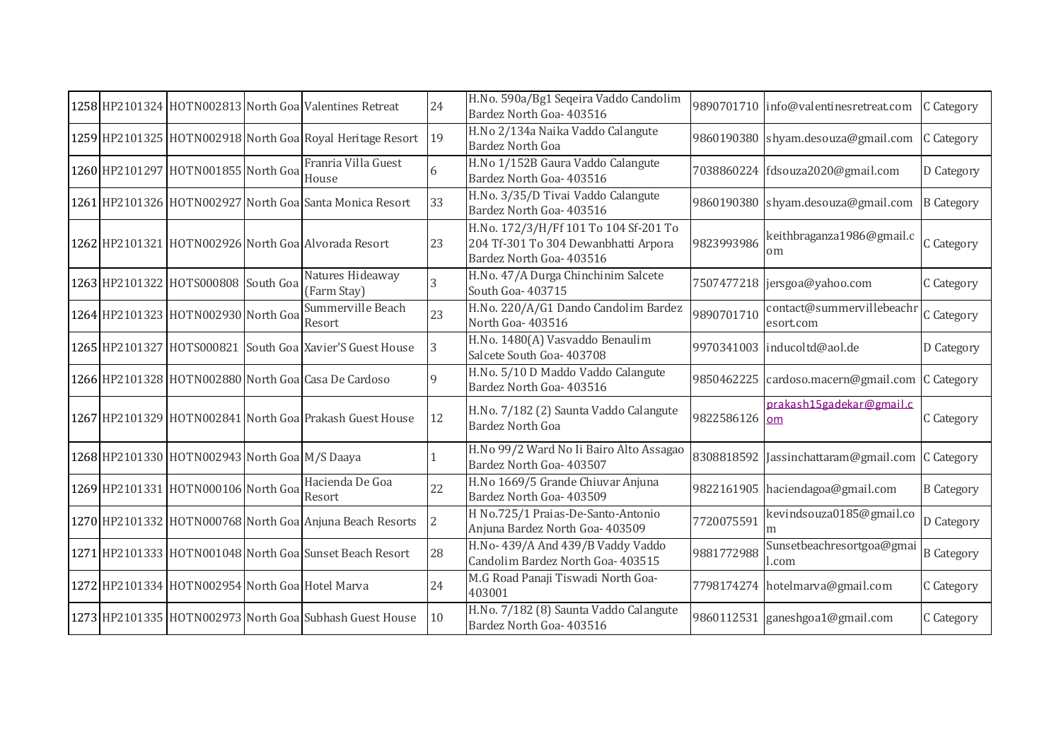| 1258 | HP2101324 | HOTN002813 | North Goa | Valentines Retreat | 24 | H.No. 590a/Bg1 Seqeira Vaddo Candolim Bardez North Goa- 403516 | 9890701710 | info@valentinesretreat.com | C Category |
|---|---|---|---|---|---|---|---|---|---|
| 1259 | HP2101325 | HOTN002918 | North Goa | Royal Heritage Resort | 19 | H.No 2/134a Naika Vaddo Calangute Bardez North Goa | 9860190380 | shyam.desouza@gmail.com | C Category |
| 1260 | HP2101297 | HOTN001855 | North Goa | Franria Villa Guest House | 6 | H.No 1/152B Gaura Vaddo Calangute Bardez North Goa- 403516 | 7038860224 | fdsouza2020@gmail.com | D Category |
| 1261 | HP2101326 | HOTN002927 | North Goa | Santa Monica Resort | 33 | H.No. 3/35/D Tivai Vaddo Calangute Bardez North Goa- 403516 | 9860190380 | shyam.desouza@gmail.com | B Category |
| 1262 | HP2101321 | HOTN002926 | North Goa | Alvorada Resort | 23 | H.No. 172/3/H/Ff 101 To 104 Sf-201 To 204 Tf-301 To 304 Dewanbhatti Arpora Bardez North Goa- 403516 | 9823993986 | keithbraganza1986@gmail.com | C Category |
| 1263 | HP2101322 | HOTS000808 | South Goa | Natures Hideaway (Farm Stay) | 3 | H.No. 47/A Durga Chinchinim Salcete South Goa- 403715 | 7507477218 | jersgoa@yahoo.com | C Category |
| 1264 | HP2101323 | HOTN002930 | North Goa | Summerville Beach Resort | 23 | H.No. 220/A/G1 Dando Candolim Bardez North Goa- 403516 | 9890701710 | contact@summervillebeachresort.com | C Category |
| 1265 | HP2101327 | HOTS000821 | South Goa | Xavier'S Guest House | 3 | H.No. 1480(A) Vasvaddo Benaulim Salcete South Goa- 403708 | 9970341003 | inducoltd@aol.de | D Category |
| 1266 | HP2101328 | HOTN002880 | North Goa | Casa De Cardoso | 9 | H.No. 5/10 D Maddo Vaddo Calangute Bardez North Goa- 403516 | 9850462225 | cardoso.macern@gmail.com | C Category |
| 1267 | HP2101329 | HOTN002841 | North Goa | Prakash Guest House | 12 | H.No. 7/182 (2) Saunta Vaddo Calangute Bardez North Goa | 9822586126 | prakash15gadekar@gmail.com | C Category |
| 1268 | HP2101330 | HOTN002943 | North Goa | M/S Daaya | 1 | H.No 99/2 Ward No Ii Bairo Alto Assagao Bardez North Goa- 403507 | 8308818592 | Jassinchattaram@gmail.com | C Category |
| 1269 | HP2101331 | HOTN000106 | North Goa | Hacienda De Goa Resort | 22 | H.No 1669/5 Grande Chiuvar Anjuna Bardez North Goa- 403509 | 9822161905 | haciendagoa@gmail.com | B Category |
| 1270 | HP2101332 | HOTN000768 | North Goa | Anjuna Beach Resorts | 2 | H No.725/1 Praias-De-Santo-Antonio Anjuna Bardez North Goa- 403509 | 7720075591 | kevindsouza0185@gmail.com | D Category |
| 1271 | HP2101333 | HOTN001048 | North Goa | Sunset Beach Resort | 28 | H.No- 439/A And 439/B Vaddy Vaddo Candolim Bardez North Goa- 403515 | 9881772988 | Sunsetbeachresortgoa@gmail.com | B Category |
| 1272 | HP2101334 | HOTN002954 | North Goa | Hotel Marva | 24 | M.G Road Panaji Tiswadi North Goa- 403001 | 7798174274 | hotelmarva@gmail.com | C Category |
| 1273 | HP2101335 | HOTN002973 | North Goa | Subhash Guest House | 10 | H.No. 7/182 (8) Saunta Vaddo Calangute Bardez North Goa- 403516 | 9860112531 | ganeshgoa1@gmail.com | C Category |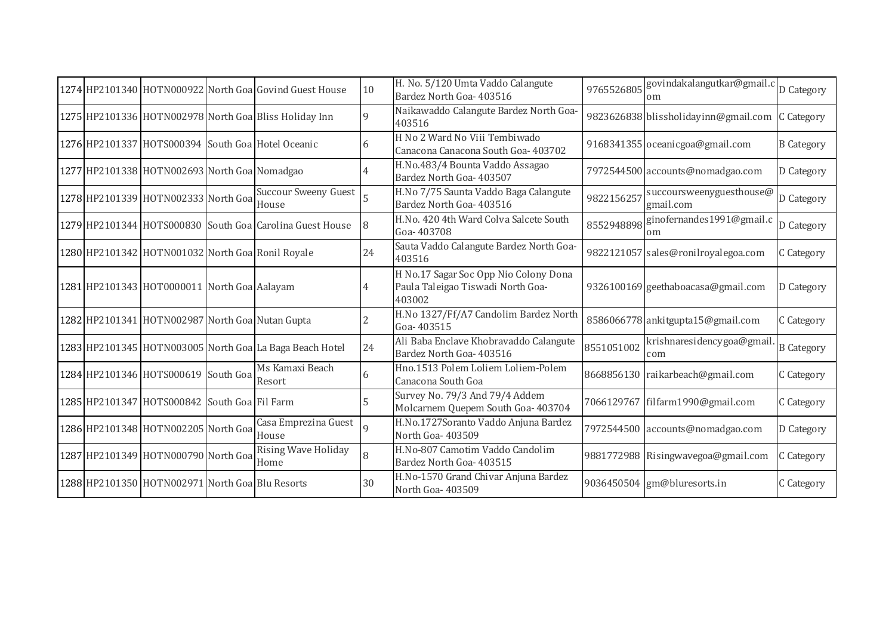| | | | | | | | | | |
|---|---|---|---|---|---|---|---|---|---|
| 1274 | HP2101340 | HOTN000922 | North Goa | Govind Guest House | 10 | H. No. 5/120 Umta Vaddo Calangute Bardez North Goa- 403516 | 9765526805 | govindakalangutkar@gmail.com | D Category |
| 1275 | HP2101336 | HOTN002978 | North Goa | Bliss Holiday Inn | 9 | Naikawaddo Calangute Bardez North Goa- 403516 | 9823626838 | blissholidayinn@gmail.com | C Category |
| 1276 | HP2101337 | HOTS000394 | South Goa | Hotel Oceanic | 6 | H No 2 Ward No Viii Tembiwado Canacona Canacona South Goa- 403702 | 9168341355 | oceanicgoa@gmail.com | B Category |
| 1277 | HP2101338 | HOTN002693 | North Goa | Nomadgao | 4 | H.No.483/4 Bounta Vaddo Assagao Bardez North Goa- 403507 | 7972544500 | accounts@nomadgao.com | D Category |
| 1278 | HP2101339 | HOTN002333 | North Goa | Succour Sweeny Guest House | 5 | H.No 7/75 Saunta Vaddo Baga Calangute Bardez North Goa- 403516 | 9822156257 | succoursweenyguesthouse@gmail.com | D Category |
| 1279 | HP2101344 | HOTS000830 | South Goa | Carolina Guest House | 8 | H.No. 420 4th Ward Colva Salcete South Goa- 403708 | 8552948898 | ginofernandes1991@gmail.com | D Category |
| 1280 | HP2101342 | HOTN001032 | North Goa | Ronil Royale | 24 | Sauta Vaddo Calangute Bardez North Goa- 403516 | 9822121057 | sales@ronilroyalegoa.com | C Category |
| 1281 | HP2101343 | HOT0000011 | North Goa | Aalayam | 4 | H No.17 Sagar Soc Opp Nio Colony Dona Paula Taleigao Tiswadi North Goa- 403002 | 9326100169 | geethaboacasa@gmail.com | D Category |
| 1282 | HP2101341 | HOTN002987 | North Goa | Nutan Gupta | 2 | H.No 1327/Ff/A7 Candolim Bardez North Goa- 403515 | 8586066778 | ankitgupta15@gmail.com | C Category |
| 1283 | HP2101345 | HOTN003005 | North Goa | La Baga Beach Hotel | 24 | Ali Baba Enclave Khobravaddo Calangute Bardez North Goa- 403516 | 8551051002 | krishnaresidencygoa@gmail.com | B Category |
| 1284 | HP2101346 | HOTS000619 | South Goa | Ms Kamaxi Beach Resort | 6 | Hno.1513 Polem Loliem Loliem-Polem Canacona South Goa | 8668856130 | raikarbeach@gmail.com | C Category |
| 1285 | HP2101347 | HOTS000842 | South Goa | Fil Farm | 5 | Survey No. 79/3 And 79/4 Addem Molcarnem Quepem South Goa- 403704 | 7066129767 | filfarm1990@gmail.com | C Category |
| 1286 | HP2101348 | HOTN002205 | North Goa | Casa Emprezina Guest House | 9 | H.No.1727Soranto Vaddo Anjuna Bardez North Goa- 403509 | 7972544500 | accounts@nomadgao.com | D Category |
| 1287 | HP2101349 | HOTN000790 | North Goa | Rising Wave Holiday Home | 8 | H.No-807 Camotim Vaddo Candolim Bardez North Goa- 403515 | 9881772988 | Risingwavegoa@gmail.com | C Category |
| 1288 | HP2101350 | HOTN002971 | North Goa | Blu Resorts | 30 | H.No-1570 Grand Chivar Anjuna Bardez North Goa- 403509 | 9036450504 | gm@bluresorts.in | C Category |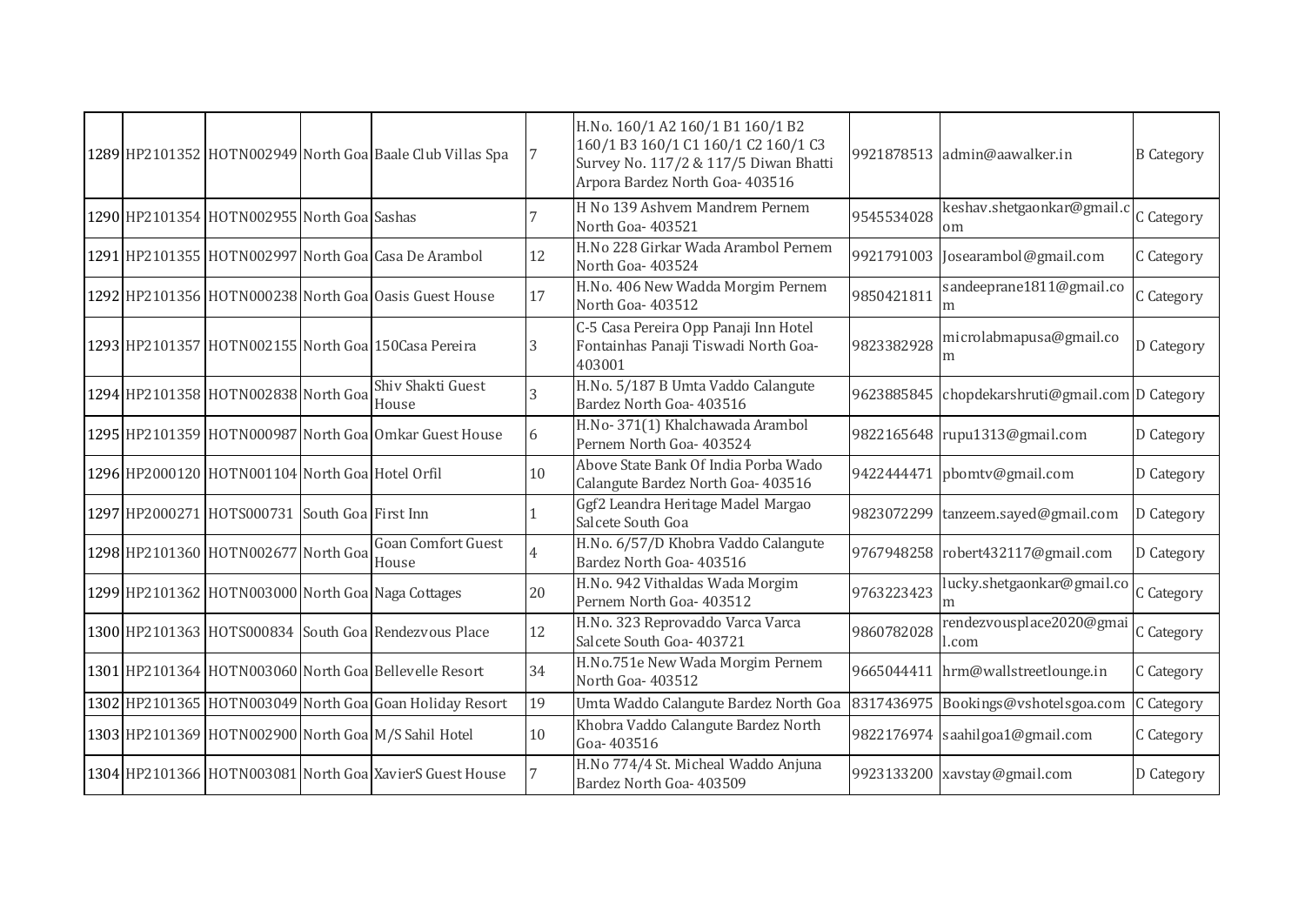| 1289 | HP2101352 | HOTN002949 | North Goa | Baale Club Villas Spa | 7 | H.No. 160/1 A2 160/1 B1 160/1 B2 160/1 B3 160/1 C1 160/1 C2 160/1 C3 Survey No. 117/2 & 117/5 Diwan Bhatti Arpora Bardez North Goa- 403516 | 9921878513 | admin@aawalker.in | B Category |
|---|---|---|---|---|---|---|---|---|---|
| 1290 | HP2101354 | HOTN002955 | North Goa | Sashas | 7 | H No 139 Ashvem Mandrem Pernem North Goa- 403521 | 9545534028 | keshav.shetgaonkar@gmail.com | C Category |
| 1291 | HP2101355 | HOTN002997 | North Goa | Casa De Arambol | 12 | H.No 228 Girkar Wada Arambol Pernem North Goa- 403524 | 9921791003 | Josearambol@gmail.com | C Category |
| 1292 | HP2101356 | HOTN000238 | North Goa | Oasis Guest House | 17 | H.No. 406 New Wadda Morgim Pernem North Goa- 403512 | 9850421811 | sandeeprane1811@gmail.com | C Category |
| 1293 | HP2101357 | HOTN002155 | North Goa | 150Casa Pereira | 3 | C-5 Casa Pereira Opp Panaji Inn Hotel Fontainhas Panaji Tiswadi North Goa- 403001 | 9823382928 | microlabmapusa@gmail.com | D Category |
| 1294 | HP2101358 | HOTN002838 | North Goa | Shiv Shakti Guest House | 3 | H.No. 5/187 B Umta Vaddo Calangute Bardez North Goa- 403516 | 9623885845 | chopdekarshruti@gmail.com | D Category |
| 1295 | HP2101359 | HOTN000987 | North Goa | Omkar Guest House | 6 | H.No- 371(1) Khalchawada Arambol Pernem North Goa- 403524 | 9822165648 | rupu1313@gmail.com | D Category |
| 1296 | HP2000120 | HOTN001104 | North Goa | Hotel Orfil | 10 | Above State Bank Of India Porba Wado Calangute Bardez North Goa- 403516 | 9422444471 | pbomtv@gmail.com | D Category |
| 1297 | HP2000271 | HOTS000731 | South Goa | First Inn | 1 | Ggf2 Leandra Heritage Madel Margao Salcete South Goa | 9823072299 | tanzeem.sayed@gmail.com | D Category |
| 1298 | HP2101360 | HOTN002677 | North Goa | Goan Comfort Guest House | 4 | H.No. 6/57/D Khobra Vaddo Calangute Bardez North Goa- 403516 | 9767948258 | robert432117@gmail.com | D Category |
| 1299 | HP2101362 | HOTN003000 | North Goa | Naga Cottages | 20 | H.No. 942 Vithaldas Wada Morgim Pernem North Goa- 403512 | 9763223423 | lucky.shetgaonkar@gmail.com | C Category |
| 1300 | HP2101363 | HOTS000834 | South Goa | Rendezvous Place | 12 | H.No. 323 Reprovaddo Varca Varca Salcete South Goa- 403721 | 9860782028 | rendezvousplace2020@gmail.com | C Category |
| 1301 | HP2101364 | HOTN003060 | North Goa | Bellevelle Resort | 34 | H.No.751e New Wada Morgim Pernem North Goa- 403512 | 9665044411 | hrm@wallstreetlounge.in | C Category |
| 1302 | HP2101365 | HOTN003049 | North Goa | Goan Holiday Resort | 19 | Umta Waddo Calangute Bardez North Goa | 8317436975 | Bookings@vshotelsgoa.com | C Category |
| 1303 | HP2101369 | HOTN002900 | North Goa | M/S Sahil Hotel | 10 | Khobra Vaddo Calangute Bardez North Goa- 403516 | 9822176974 | saahilgoa1@gmail.com | C Category |
| 1304 | HP2101366 | HOTN003081 | North Goa | XavierS Guest House | 7 | H.No 774/4 St. Micheal Waddo Anjuna Bardez North Goa- 403509 | 9923133200 | xavstay@gmail.com | D Category |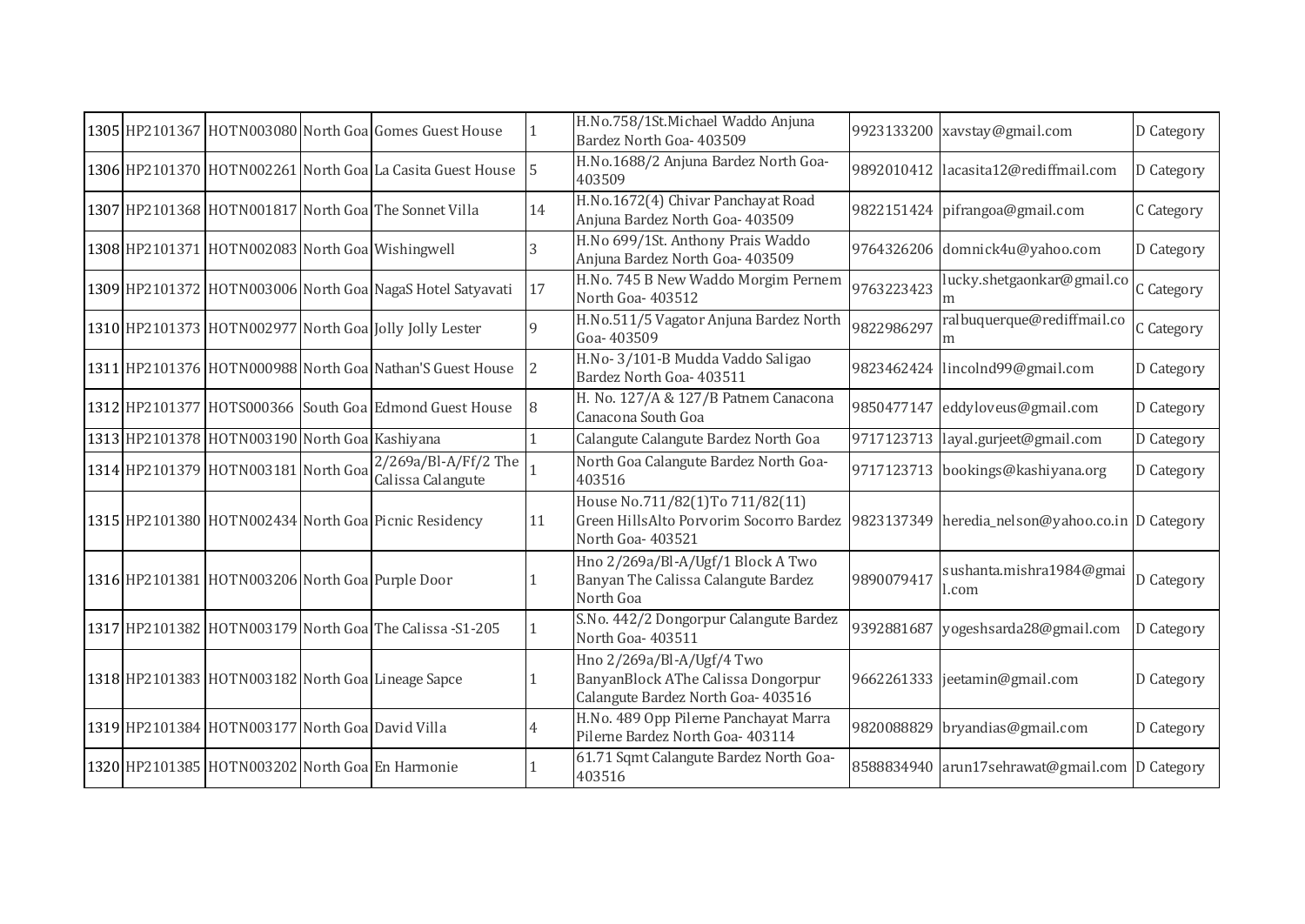| | | | | | | | | | |
|---|---|---|---|---|---|---|---|---|---|
| 1305 | HP2101367 | HOTN003080 | North Goa | Gomes Guest House | 1 | H.No.758/1St.Michael Waddo Anjuna Bardez North Goa- 403509 | 9923133200 | xavstay@gmail.com | D Category |
| 1306 | HP2101370 | HOTN002261 | North Goa | La Casita Guest House | 5 | H.No.1688/2 Anjuna Bardez North Goa- 403509 | 9892010412 | lacasita12@rediffmail.com | D Category |
| 1307 | HP2101368 | HOTN001817 | North Goa | The Sonnet Villa | 14 | H.No.1672(4) Chivar Panchayat Road Anjuna Bardez North Goa- 403509 | 9822151424 | pifrangoa@gmail.com | C Category |
| 1308 | HP2101371 | HOTN002083 | North Goa | Wishingwell | 3 | H.No 699/1St. Anthony Prais Waddo Anjuna Bardez North Goa- 403509 | 9764326206 | domnick4u@yahoo.com | D Category |
| 1309 | HP2101372 | HOTN003006 | North Goa | NagaS Hotel Satyavati | 17 | H.No. 745 B New Waddo Morgim Pernem North Goa- 403512 | 9763223423 | lucky.shetgaonkar@gmail.com | C Category |
| 1310 | HP2101373 | HOTN002977 | North Goa | Jolly Jolly Lester | 9 | H.No.511/5 Vagator Anjuna Bardez North Goa- 403509 | 9822986297 | ralbuquerque@rediffmail.com | C Category |
| 1311 | HP2101376 | HOTN000988 | North Goa | Nathan'S Guest House | 2 | H.No- 3/101-B Mudda Vaddo Saligao Bardez North Goa- 403511 | 9823462424 | lincolnd99@gmail.com | D Category |
| 1312 | HP2101377 | HOTS000366 | South Goa | Edmond Guest House | 8 | H. No. 127/A & 127/B Patnem Canacona Canacona South Goa | 9850477147 | eddyloveus@gmail.com | D Category |
| 1313 | HP2101378 | HOTN003190 | North Goa | Kashiyana | 1 | Calangute Calangute Bardez North Goa | 9717123713 | layal.gurjeet@gmail.com | D Category |
| 1314 | HP2101379 | HOTN003181 | North Goa | 2/269a/Bl-A/Ff/2 The Calissa Calangute | 1 | North Goa Calangute Bardez North Goa- 403516 | 9717123713 | bookings@kashiyana.org | D Category |
| 1315 | HP2101380 | HOTN002434 | North Goa | Picnic Residency | 11 | House No.711/82(1)To 711/82(11) Green HillsAlto Porvorim Socorro Bardez North Goa- 403521 | 9823137349 | heredia_nelson@yahoo.co.in | D Category |
| 1316 | HP2101381 | HOTN003206 | North Goa | Purple Door | 1 | Hno 2/269a/Bl-A/Ugf/1 Block A Two Banyan The Calissa Calangute Bardez North Goa | 9890079417 | sushanta.mishra1984@gmail.com | D Category |
| 1317 | HP2101382 | HOTN003179 | North Goa | The Calissa -S1-205 | 1 | S.No. 442/2 Dongorpur Calangute Bardez North Goa- 403511 | 9392881687 | yogeshsarda28@gmail.com | D Category |
| 1318 | HP2101383 | HOTN003182 | North Goa | Lineage Sapce | 1 | Hno 2/269a/Bl-A/Ugf/4 Two BanyanBlock AThe Calissa Dongorpur Calangute Bardez North Goa- 403516 | 9662261333 | jeetamin@gmail.com | D Category |
| 1319 | HP2101384 | HOTN003177 | North Goa | David Villa | 4 | H.No. 489 Opp Pilerne Panchayat Marra Pilerne Bardez North Goa- 403114 | 9820088829 | bryandias@gmail.com | D Category |
| 1320 | HP2101385 | HOTN003202 | North Goa | En Harmonie | 1 | 61.71 Sqmt Calangute Bardez North Goa- 403516 | 8588834940 | arun17sehrawat@gmail.com | D Category |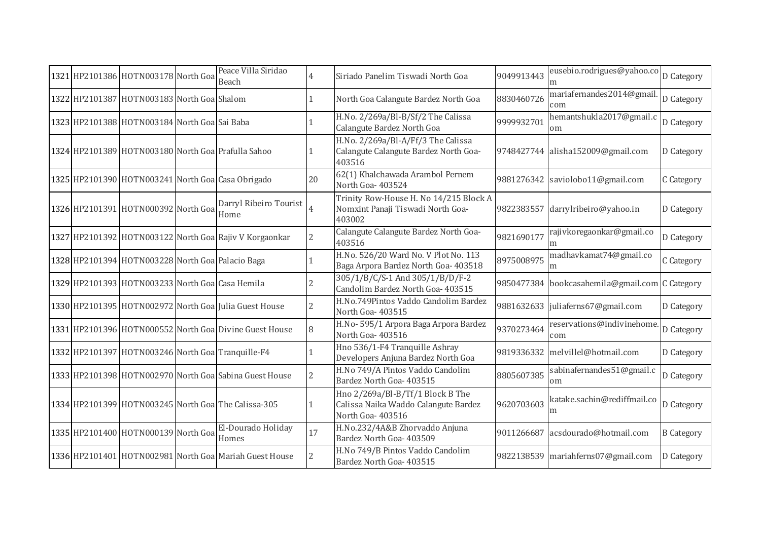| | | | | | | | | | |
|---|---|---|---|---|---|---|---|---|---|
| 1321 | HP2101386 | HOTN003178 | North Goa | Peace Villa Siridao Beach | 4 | Siriado Panelim Tiswadi North Goa | 9049913443 | eusebio.rodrigues@yahoo.com | D Category |
| 1322 | HP2101387 | HOTN003183 | North Goa | Shalom | 1 | North Goa Calangute Bardez North Goa | 8830460726 | mariafernandes2014@gmail.com | D Category |
| 1323 | HP2101388 | HOTN003184 | North Goa | Sai Baba | 1 | H.No. 2/269a/Bl-B/Sf/2 The Calissa Calangute Bardez North Goa | 9999932701 | hemantshukla2017@gmail.com | D Category |
| 1324 | HP2101389 | HOTN003180 | North Goa | Prafulla Sahoo | 1 | H.No. 2/269a/Bl-A/Ff/3 The Calissa Calangute Calangute Bardez North Goa-403516 | 9748427744 | alisha152009@gmail.com | D Category |
| 1325 | HP2101390 | HOTN003241 | North Goa | Casa Obrigado | 20 | 62(1) Khalchawada Arambol Pernem North Goa- 403524 | 9881276342 | saviolobo11@gmail.com | C Category |
| 1326 | HP2101391 | HOTN000392 | North Goa | Darryl Ribeiro Tourist Home | 4 | Trinity Row-House H. No 14/215 Block A Nomxint Panaji Tiswadi North Goa-403002 | 9822383557 | darrylribeiro@yahoo.in | D Category |
| 1327 | HP2101392 | HOTN003122 | North Goa | Rajiv V Korgaonkar | 2 | Calangute Calangute Bardez North Goa-403516 | 9821690177 | rajivkoregaonkar@gmail.com | D Category |
| 1328 | HP2101394 | HOTN003228 | North Goa | Palacio Baga | 1 | H.No. 526/20 Ward No. V Plot No. 113 Baga Arpora Bardez North Goa- 403518 | 8975008975 | madhavkamat74@gmail.com | C Category |
| 1329 | HP2101393 | HOTN003233 | North Goa | Casa Hemila | 2 | 305/1/B/C/S-1 And 305/1/B/D/F-2 Candolim Bardez North Goa- 403515 | 9850477384 | bookcasahemila@gmail.com | C Category |
| 1330 | HP2101395 | HOTN002972 | North Goa | Julia Guest House | 2 | H.No.749Pintos Vaddo Candolim Bardez North Goa- 403515 | 9881632633 | juliaferns67@gmail.com | D Category |
| 1331 | HP2101396 | HOTN000552 | North Goa | Divine Guest House | 8 | H.No- 595/1 Arpora Baga Arpora Bardez North Goa- 403516 | 9370273464 | reservations@indivinehome.com | D Category |
| 1332 | HP2101397 | HOTN003246 | North Goa | Tranquille-F4 | 1 | Hno 536/1-F4 Tranquille Ashray Developers Anjuna Bardez North Goa | 9819336332 | melvillel@hotmail.com | D Category |
| 1333 | HP2101398 | HOTN002970 | North Goa | Sabina Guest House | 2 | H.No 749/A Pintos Vaddo Candolim Bardez North Goa- 403515 | 8805607385 | sabinafernandes51@gmail.com | D Category |
| 1334 | HP2101399 | HOTN003245 | North Goa | The Calissa-305 | 1 | Hno 2/269a/Bl-B/Tf/1 Block B The Calissa Naika Waddo Calangute Bardez North Goa- 403516 | 9620703603 | katake.sachin@rediffmail.com | D Category |
| 1335 | HP2101400 | HOTN000139 | North Goa | El-Dourado Holiday Homes | 17 | H.No.232/4A&B Zhorvaddo Anjuna Bardez North Goa- 403509 | 9011266687 | acsdourado@hotmail.com | B Category |
| 1336 | HP2101401 | HOTN002981 | North Goa | Mariah Guest House | 2 | H.No 749/B Pintos Vaddo Candolim Bardez North Goa- 403515 | 9822138539 | mariahferns07@gmail.com | D Category |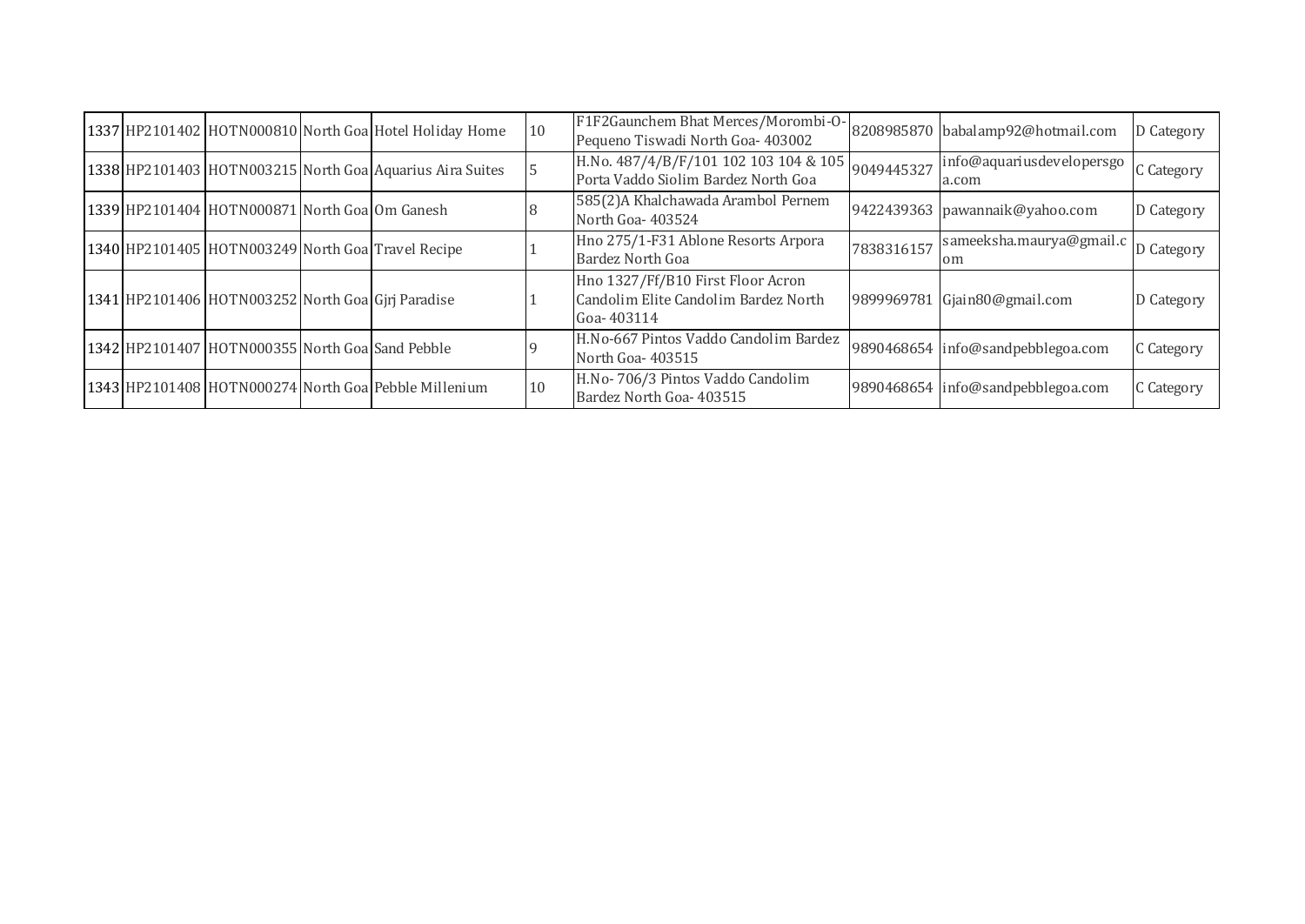| | | | | | | | | | |
|---|---|---|---|---|---|---|---|---|---|
| 1337 | HP2101402 | HOTN000810 | North Goa | Hotel Holiday Home | 10 | F1F2Gaunchem Bhat Merces/Morombi-O-Pequeno Tiswadi North Goa- 403002 | 8208985870 | babalamp92@hotmail.com | D Category |
| 1338 | HP2101403 | HOTN003215 | North Goa | Aquarius Aira Suites | 5 | H.No. 487/4/B/F/101 102 103 104 & 105 Porta Vaddo Siolim Bardez North Goa | 9049445327 | info@aquariusdevelopersgoa.com | C Category |
| 1339 | HP2101404 | HOTN000871 | North Goa | Om Ganesh | 8 | 585(2)A Khalchawada Arambol Pernem North Goa- 403524 | 9422439363 | pawannaik@yahoo.com | D Category |
| 1340 | HP2101405 | HOTN003249 | North Goa | Travel Recipe | 1 | Hno 275/1-F31 Ablone Resorts Arpora Bardez North Goa | 7838316157 | sameeksha.maurya@gmail.com | D Category |
| 1341 | HP2101406 | HOTN003252 | North Goa | Gjrj Paradise | 1 | Hno 1327/Ff/B10 First Floor Acron Candolim Elite Candolim Bardez North Goa- 403114 | 9899969781 | Gjain80@gmail.com | D Category |
| 1342 | HP2101407 | HOTN000355 | North Goa | Sand Pebble | 9 | H.No-667 Pintos Vaddo Candolim Bardez North Goa- 403515 | 9890468654 | info@sandpebblegoa.com | C Category |
| 1343 | HP2101408 | HOTN000274 | North Goa | Pebble Millenium | 10 | H.No- 706/3 Pintos Vaddo Candolim Bardez North Goa- 403515 | 9890468654 | info@sandpebblegoa.com | C Category |